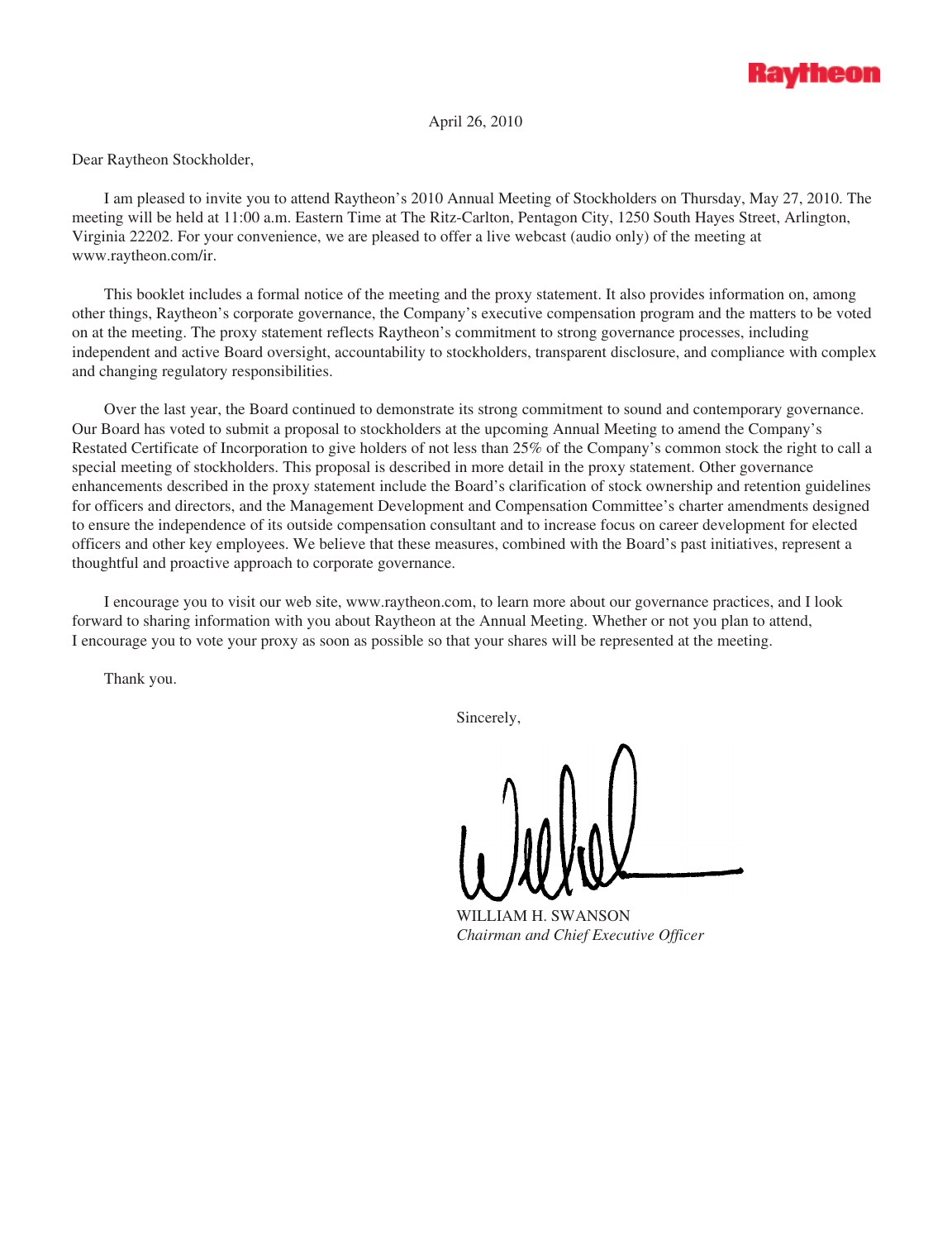Raytheon

April 26, 2010

Dear Raytheon Stockholder,

I am pleased to invite you to attend Raytheon's 2010 Annual Meeting of Stockholders on Thursday, May 27, 2010. The meeting will be held at 11:00 a.m. Eastern Time at The Ritz-Carlton, Pentagon City, 1250 South Hayes Street, Arlington, Virginia 22202. For your convenience, we are pleased to offer a live webcast (audio only) of the meeting at www.raytheon.com/ir.

This booklet includes a formal notice of the meeting and the proxy statement. It also provides information on, among other things, Raytheon's corporate governance, the Company's executive compensation program and the matters to be voted on at the meeting. The proxy statement reflects Raytheon's commitment to strong governance processes, including independent and active Board oversight, accountability to stockholders, transparent disclosure, and compliance with complex and changing regulatory responsibilities.

Over the last year, the Board continued to demonstrate its strong commitment to sound and contemporary governance. Our Board has voted to submit a proposal to stockholders at the upcoming Annual Meeting to amend the Company's Restated Certificate of Incorporation to give holders of not less than 25% of the Company's common stock the right to call a special meeting of stockholders. This proposal is described in more detail in the proxy statement. Other governance enhancements described in the proxy statement include the Board's clarification of stock ownership and retention guidelines for officers and directors, and the Management Development and Compensation Committee's charter amendments designed to ensure the independence of its outside compensation consultant and to increase focus on career development for elected officers and other key employees. We believe that these measures, combined with the Board's past initiatives, represent a thoughtful and proactive approach to corporate governance.

I encourage you to visit our web site, www.raytheon.com, to learn more about our governance practices, and I look forward to sharing information with you about Raytheon at the Annual Meeting. Whether or not you plan to attend, I encourage you to vote your proxy as soon as possible so that your shares will be represented at the meeting.

Thank you.

Sincerely,

WILLIAM H. SWANSON
*Chairman and Chief Executive Officer*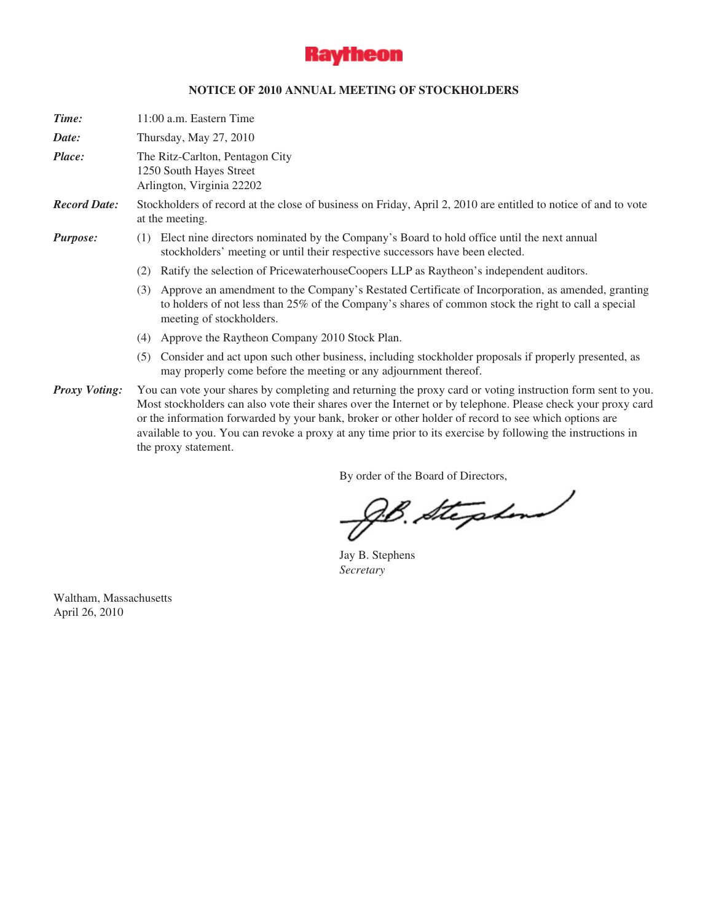Raytheon

## NOTICE OF 2010 ANNUAL MEETING OF STOCKHOLDERS

***Time:*** 11:00 a.m. Eastern Time

***Date:*** Thursday, May 27, 2010

***Place:*** The Ritz-Carlton, Pentagon City
1250 South Hayes Street
Arlington, Virginia 22202

***Record Date:*** Stockholders of record at the close of business on Friday, April 2, 2010 are entitled to notice of and to vote at the meeting.

***Purpose:***

(1) Elect nine directors nominated by the Company's Board to hold office until the next annual stockholders' meeting or until their respective successors have been elected.

(2) Ratify the selection of PricewaterhouseCoopers LLP as Raytheon's independent auditors.

(3) Approve an amendment to the Company's Restated Certificate of Incorporation, as amended, granting to holders of not less than 25% of the Company's shares of common stock the right to call a special meeting of stockholders.

(4) Approve the Raytheon Company 2010 Stock Plan.

(5) Consider and act upon such other business, including stockholder proposals if properly presented, as may properly come before the meeting or any adjournment thereof.

***Proxy Voting:*** You can vote your shares by completing and returning the proxy card or voting instruction form sent to you. Most stockholders can also vote their shares over the Internet or by telephone. Please check your proxy card or the information forwarded by your bank, broker or other holder of record to see which options are available to you. You can revoke a proxy at any time prior to its exercise by following the instructions in the proxy statement.

By order of the Board of Directors,

Jay B. Stephens
*Secretary*

Waltham, Massachusetts
April 26, 2010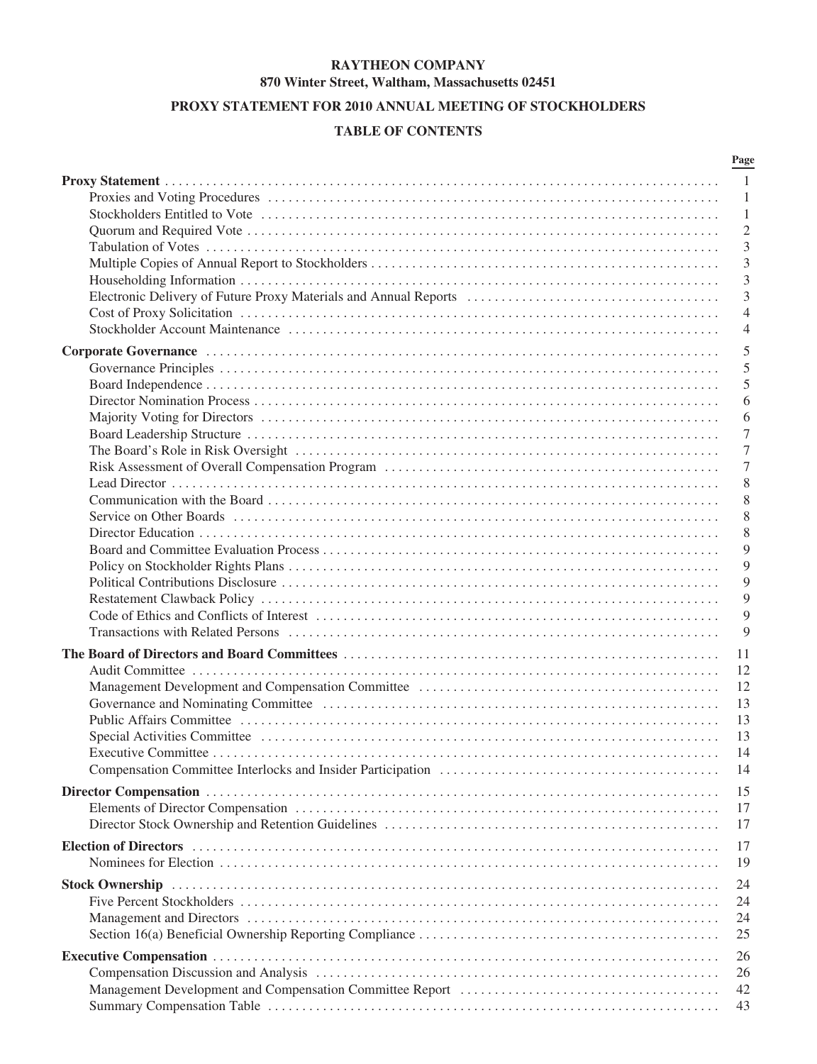**RAYTHEON COMPANY**
**870 Winter Street, Waltham, Massachusetts 02451**

**PROXY STATEMENT FOR 2010 ANNUAL MEETING OF STOCKHOLDERS**

**TABLE OF CONTENTS**

| | Page |
|---|---|
| **Proxy Statement** | 1 |
| Proxies and Voting Procedures | 1 |
| Stockholders Entitled to Vote | 1 |
| Quorum and Required Vote | 2 |
| Tabulation of Votes | 3 |
| Multiple Copies of Annual Report to Stockholders | 3 |
| Householding Information | 3 |
| Electronic Delivery of Future Proxy Materials and Annual Reports | 3 |
| Cost of Proxy Solicitation | 4 |
| Stockholder Account Maintenance | 4 |
| **Corporate Governance** | 5 |
| Governance Principles | 5 |
| Board Independence | 5 |
| Director Nomination Process | 6 |
| Majority Voting for Directors | 6 |
| Board Leadership Structure | 7 |
| The Board's Role in Risk Oversight | 7 |
| Risk Assessment of Overall Compensation Program | 7 |
| Lead Director | 8 |
| Communication with the Board | 8 |
| Service on Other Boards | 8 |
| Director Education | 8 |
| Board and Committee Evaluation Process | 9 |
| Policy on Stockholder Rights Plans | 9 |
| Political Contributions Disclosure | 9 |
| Restatement Clawback Policy | 9 |
| Code of Ethics and Conflicts of Interest | 9 |
| Transactions with Related Persons | 9 |
| **The Board of Directors and Board Committees** | 11 |
| Audit Committee | 12 |
| Management Development and Compensation Committee | 12 |
| Governance and Nominating Committee | 13 |
| Public Affairs Committee | 13 |
| Special Activities Committee | 13 |
| Executive Committee | 14 |
| Compensation Committee Interlocks and Insider Participation | 14 |
| **Director Compensation** | 15 |
| Elements of Director Compensation | 17 |
| Director Stock Ownership and Retention Guidelines | 17 |
| **Election of Directors** | 17 |
| Nominees for Election | 19 |
| **Stock Ownership** | 24 |
| Five Percent Stockholders | 24 |
| Management and Directors | 24 |
| Section 16(a) Beneficial Ownership Reporting Compliance | 25 |
| **Executive Compensation** | 26 |
| Compensation Discussion and Analysis | 26 |
| Management Development and Compensation Committee Report | 42 |
| Summary Compensation Table | 43 |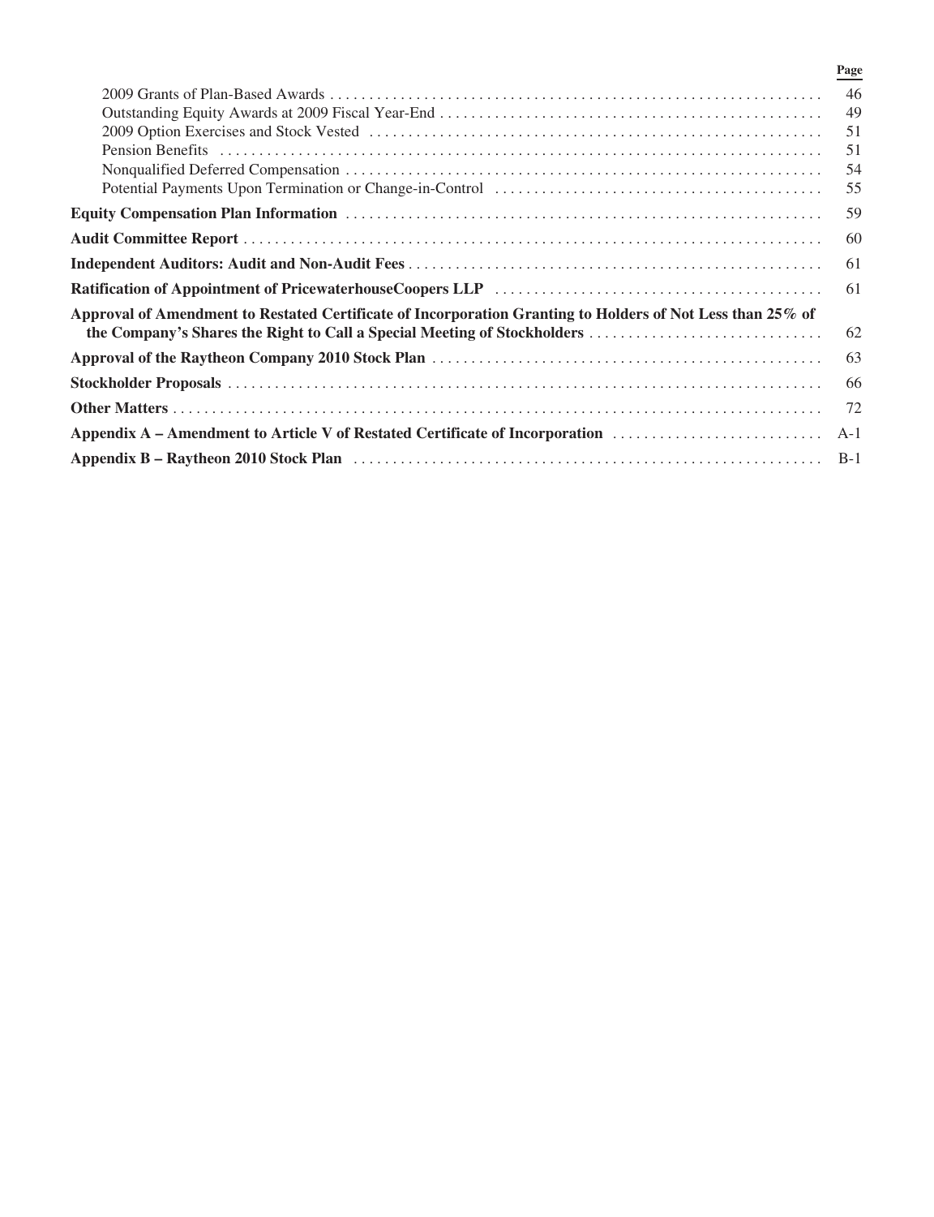| | Page |
|---|---|
| 2009 Grants of Plan-Based Awards | 46 |
| Outstanding Equity Awards at 2009 Fiscal Year-End | 49 |
| 2009 Option Exercises and Stock Vested | 51 |
| Pension Benefits | 51 |
| Nonqualified Deferred Compensation | 54 |
| Potential Payments Upon Termination or Change-in-Control | 55 |
| **Equity Compensation Plan Information** | 59 |
| **Audit Committee Report** | 60 |
| **Independent Auditors: Audit and Non-Audit Fees** | 61 |
| **Ratification of Appointment of PricewaterhouseCoopers LLP** | 61 |
| **Approval of Amendment to Restated Certificate of Incorporation Granting to Holders of Not Less than 25% of the Company's Shares the Right to Call a Special Meeting of Stockholders** | 62 |
| **Approval of the Raytheon Company 2010 Stock Plan** | 63 |
| **Stockholder Proposals** | 66 |
| **Other Matters** | 72 |
| **Appendix A – Amendment to Article V of Restated Certificate of Incorporation** | A-1 |
| **Appendix B – Raytheon 2010 Stock Plan** | B-1 |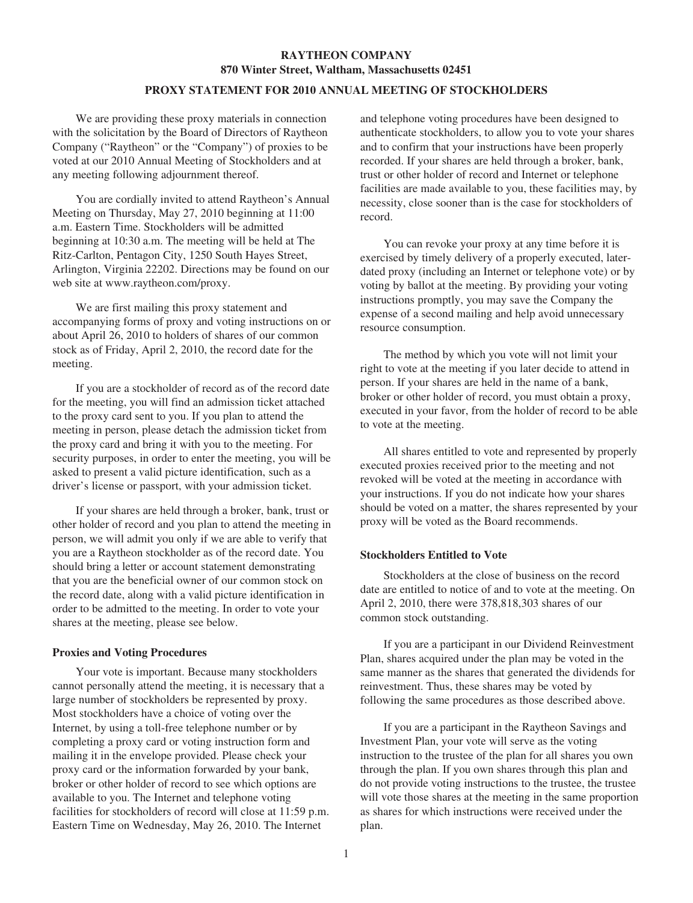# RAYTHEON COMPANY

**870 Winter Street, Waltham, Massachusetts 02451**

## PROXY STATEMENT FOR 2010 ANNUAL MEETING OF STOCKHOLDERS

We are providing these proxy materials in connection with the solicitation by the Board of Directors of Raytheon Company ("Raytheon" or the "Company") of proxies to be voted at our 2010 Annual Meeting of Stockholders and at any meeting following adjournment thereof.

You are cordially invited to attend Raytheon's Annual Meeting on Thursday, May 27, 2010 beginning at 11:00 a.m. Eastern Time. Stockholders will be admitted beginning at 10:30 a.m. The meeting will be held at The Ritz-Carlton, Pentagon City, 1250 South Hayes Street, Arlington, Virginia 22202. Directions may be found on our web site at www.raytheon.com/proxy.

We are first mailing this proxy statement and accompanying forms of proxy and voting instructions on or about April 26, 2010 to holders of shares of our common stock as of Friday, April 2, 2010, the record date for the meeting.

If you are a stockholder of record as of the record date for the meeting, you will find an admission ticket attached to the proxy card sent to you. If you plan to attend the meeting in person, please detach the admission ticket from the proxy card and bring it with you to the meeting. For security purposes, in order to enter the meeting, you will be asked to present a valid picture identification, such as a driver's license or passport, with your admission ticket.

If your shares are held through a broker, bank, trust or other holder of record and you plan to attend the meeting in person, we will admit you only if we are able to verify that you are a Raytheon stockholder as of the record date. You should bring a letter or account statement demonstrating that you are the beneficial owner of our common stock on the record date, along with a valid picture identification in order to be admitted to the meeting. In order to vote your shares at the meeting, please see below.

**Proxies and Voting Procedures**

Your vote is important. Because many stockholders cannot personally attend the meeting, it is necessary that a large number of stockholders be represented by proxy. Most stockholders have a choice of voting over the Internet, by using a toll-free telephone number or by completing a proxy card or voting instruction form and mailing it in the envelope provided. Please check your proxy card or the information forwarded by your bank, broker or other holder of record to see which options are available to you. The Internet and telephone voting facilities for stockholders of record will close at 11:59 p.m. Eastern Time on Wednesday, May 26, 2010. The Internet and telephone voting procedures have been designed to authenticate stockholders, to allow you to vote your shares and to confirm that your instructions have been properly recorded. If your shares are held through a broker, bank, trust or other holder of record and Internet or telephone facilities are made available to you, these facilities may, by necessity, close sooner than is the case for stockholders of record.

You can revoke your proxy at any time before it is exercised by timely delivery of a properly executed, later-dated proxy (including an Internet or telephone vote) or by voting by ballot at the meeting. By providing your voting instructions promptly, you may save the Company the expense of a second mailing and help avoid unnecessary resource consumption.

The method by which you vote will not limit your right to vote at the meeting if you later decide to attend in person. If your shares are held in the name of a bank, broker or other holder of record, you must obtain a proxy, executed in your favor, from the holder of record to be able to vote at the meeting.

All shares entitled to vote and represented by properly executed proxies received prior to the meeting and not revoked will be voted at the meeting in accordance with your instructions. If you do not indicate how your shares should be voted on a matter, the shares represented by your proxy will be voted as the Board recommends.

**Stockholders Entitled to Vote**

Stockholders at the close of business on the record date are entitled to notice of and to vote at the meeting. On April 2, 2010, there were 378,818,303 shares of our common stock outstanding.

If you are a participant in our Dividend Reinvestment Plan, shares acquired under the plan may be voted in the same manner as the shares that generated the dividends for reinvestment. Thus, these shares may be voted by following the same procedures as those described above.

If you are a participant in the Raytheon Savings and Investment Plan, your vote will serve as the voting instruction to the trustee of the plan for all shares you own through the plan. If you own shares through this plan and do not provide voting instructions to the trustee, the trustee will vote those shares at the meeting in the same proportion as shares for which instructions were received under the plan.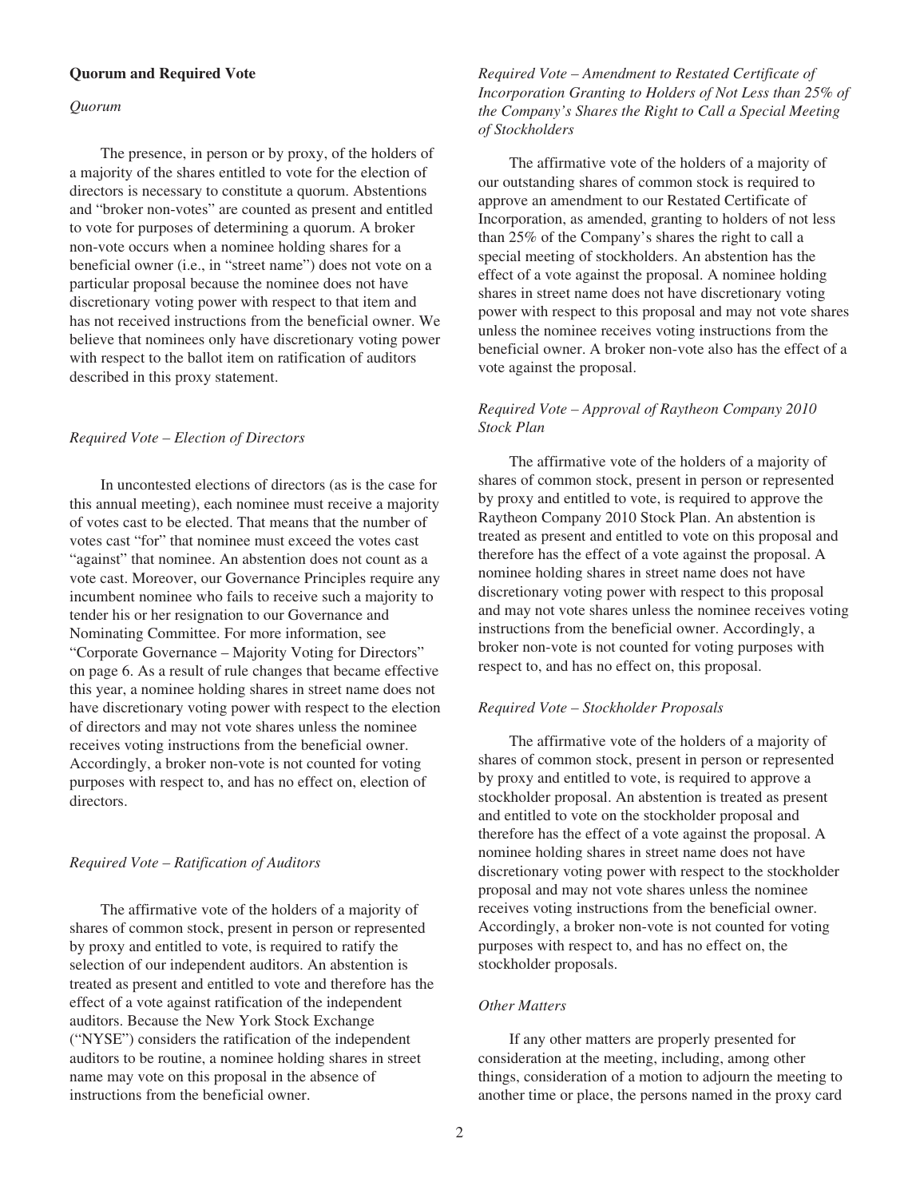**Quorum and Required Vote**

*Quorum*

The presence, in person or by proxy, of the holders of a majority of the shares entitled to vote for the election of directors is necessary to constitute a quorum. Abstentions and "broker non-votes" are counted as present and entitled to vote for purposes of determining a quorum. A broker non-vote occurs when a nominee holding shares for a beneficial owner (i.e., in "street name") does not vote on a particular proposal because the nominee does not have discretionary voting power with respect to that item and has not received instructions from the beneficial owner. We believe that nominees only have discretionary voting power with respect to the ballot item on ratification of auditors described in this proxy statement.

*Required Vote – Election of Directors*

In uncontested elections of directors (as is the case for this annual meeting), each nominee must receive a majority of votes cast to be elected. That means that the number of votes cast "for" that nominee must exceed the votes cast "against" that nominee. An abstention does not count as a vote cast. Moreover, our Governance Principles require any incumbent nominee who fails to receive such a majority to tender his or her resignation to our Governance and Nominating Committee. For more information, see "Corporate Governance – Majority Voting for Directors" on page 6. As a result of rule changes that became effective this year, a nominee holding shares in street name does not have discretionary voting power with respect to the election of directors and may not vote shares unless the nominee receives voting instructions from the beneficial owner. Accordingly, a broker non-vote is not counted for voting purposes with respect to, and has no effect on, election of directors.

*Required Vote – Ratification of Auditors*

The affirmative vote of the holders of a majority of shares of common stock, present in person or represented by proxy and entitled to vote, is required to ratify the selection of our independent auditors. An abstention is treated as present and entitled to vote and therefore has the effect of a vote against ratification of the independent auditors. Because the New York Stock Exchange ("NYSE") considers the ratification of the independent auditors to be routine, a nominee holding shares in street name may vote on this proposal in the absence of instructions from the beneficial owner.

*Required Vote – Amendment to Restated Certificate of Incorporation Granting to Holders of Not Less than 25% of the Company's Shares the Right to Call a Special Meeting of Stockholders*

The affirmative vote of the holders of a majority of our outstanding shares of common stock is required to approve an amendment to our Restated Certificate of Incorporation, as amended, granting to holders of not less than 25% of the Company's shares the right to call a special meeting of stockholders. An abstention has the effect of a vote against the proposal. A nominee holding shares in street name does not have discretionary voting power with respect to this proposal and may not vote shares unless the nominee receives voting instructions from the beneficial owner. A broker non-vote also has the effect of a vote against the proposal.

*Required Vote – Approval of Raytheon Company 2010 Stock Plan*

The affirmative vote of the holders of a majority of shares of common stock, present in person or represented by proxy and entitled to vote, is required to approve the Raytheon Company 2010 Stock Plan. An abstention is treated as present and entitled to vote on this proposal and therefore has the effect of a vote against the proposal. A nominee holding shares in street name does not have discretionary voting power with respect to this proposal and may not vote shares unless the nominee receives voting instructions from the beneficial owner. Accordingly, a broker non-vote is not counted for voting purposes with respect to, and has no effect on, this proposal.

*Required Vote – Stockholder Proposals*

The affirmative vote of the holders of a majority of shares of common stock, present in person or represented by proxy and entitled to vote, is required to approve a stockholder proposal. An abstention is treated as present and entitled to vote on the stockholder proposal and therefore has the effect of a vote against the proposal. A nominee holding shares in street name does not have discretionary voting power with respect to the stockholder proposal and may not vote shares unless the nominee receives voting instructions from the beneficial owner. Accordingly, a broker non-vote is not counted for voting purposes with respect to, and has no effect on, the stockholder proposals.

*Other Matters*

If any other matters are properly presented for consideration at the meeting, including, among other things, consideration of a motion to adjourn the meeting to another time or place, the persons named in the proxy card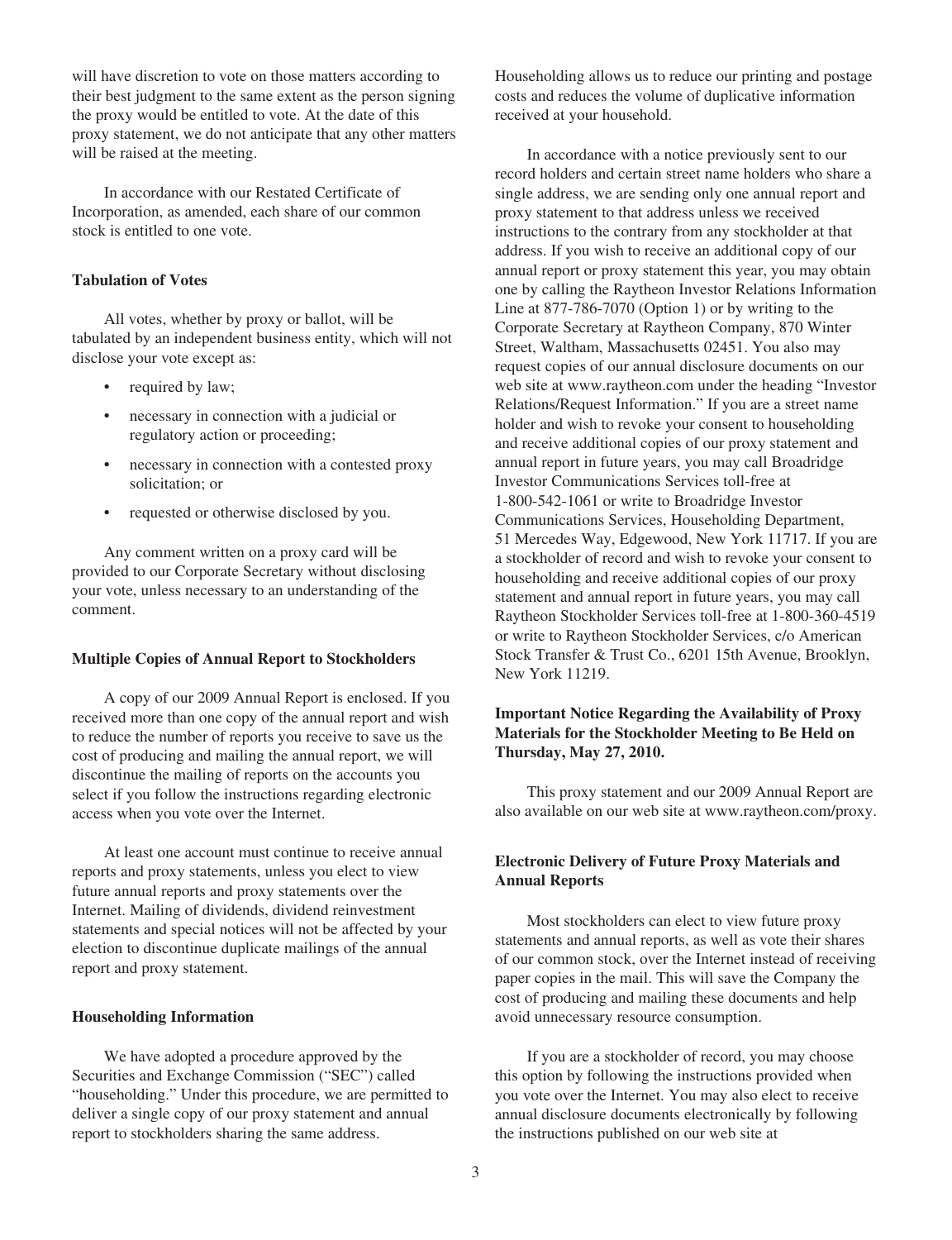will have discretion to vote on those matters according to their best judgment to the same extent as the person signing the proxy would be entitled to vote. At the date of this proxy statement, we do not anticipate that any other matters will be raised at the meeting.

In accordance with our Restated Certificate of Incorporation, as amended, each share of our common stock is entitled to one vote.

**Tabulation of Votes**

All votes, whether by proxy or ballot, will be tabulated by an independent business entity, which will not disclose your vote except as:

- required by law;
- necessary in connection with a judicial or regulatory action or proceeding;
- necessary in connection with a contested proxy solicitation; or
- requested or otherwise disclosed by you.

Any comment written on a proxy card will be provided to our Corporate Secretary without disclosing your vote, unless necessary to an understanding of the comment.

**Multiple Copies of Annual Report to Stockholders**

A copy of our 2009 Annual Report is enclosed. If you received more than one copy of the annual report and wish to reduce the number of reports you receive to save us the cost of producing and mailing the annual report, we will discontinue the mailing of reports on the accounts you select if you follow the instructions regarding electronic access when you vote over the Internet.

At least one account must continue to receive annual reports and proxy statements, unless you elect to view future annual reports and proxy statements over the Internet. Mailing of dividends, dividend reinvestment statements and special notices will not be affected by your election to discontinue duplicate mailings of the annual report and proxy statement.

**Householding Information**

We have adopted a procedure approved by the Securities and Exchange Commission ("SEC") called "householding." Under this procedure, we are permitted to deliver a single copy of our proxy statement and annual report to stockholders sharing the same address. Householding allows us to reduce our printing and postage costs and reduces the volume of duplicative information received at your household.

In accordance with a notice previously sent to our record holders and certain street name holders who share a single address, we are sending only one annual report and proxy statement to that address unless we received instructions to the contrary from any stockholder at that address. If you wish to receive an additional copy of our annual report or proxy statement this year, you may obtain one by calling the Raytheon Investor Relations Information Line at 877-786-7070 (Option 1) or by writing to the Corporate Secretary at Raytheon Company, 870 Winter Street, Waltham, Massachusetts 02451. You also may request copies of our annual disclosure documents on our web site at www.raytheon.com under the heading "Investor Relations/Request Information." If you are a street name holder and wish to revoke your consent to householding and receive additional copies of our proxy statement and annual report in future years, you may call Broadridge Investor Communications Services toll-free at 1-800-542-1061 or write to Broadridge Investor Communications Services, Householding Department, 51 Mercedes Way, Edgewood, New York 11717. If you are a stockholder of record and wish to revoke your consent to householding and receive additional copies of our proxy statement and annual report in future years, you may call Raytheon Stockholder Services toll-free at 1-800-360-4519 or write to Raytheon Stockholder Services, c/o American Stock Transfer & Trust Co., 6201 15th Avenue, Brooklyn, New York 11219.

**Important Notice Regarding the Availability of Proxy Materials for the Stockholder Meeting to Be Held on Thursday, May 27, 2010.**

This proxy statement and our 2009 Annual Report are also available on our web site at www.raytheon.com/proxy.

**Electronic Delivery of Future Proxy Materials and Annual Reports**

Most stockholders can elect to view future proxy statements and annual reports, as well as vote their shares of our common stock, over the Internet instead of receiving paper copies in the mail. This will save the Company the cost of producing and mailing these documents and help avoid unnecessary resource consumption.

If you are a stockholder of record, you may choose this option by following the instructions provided when you vote over the Internet. You may also elect to receive annual disclosure documents electronically by following the instructions published on our web site at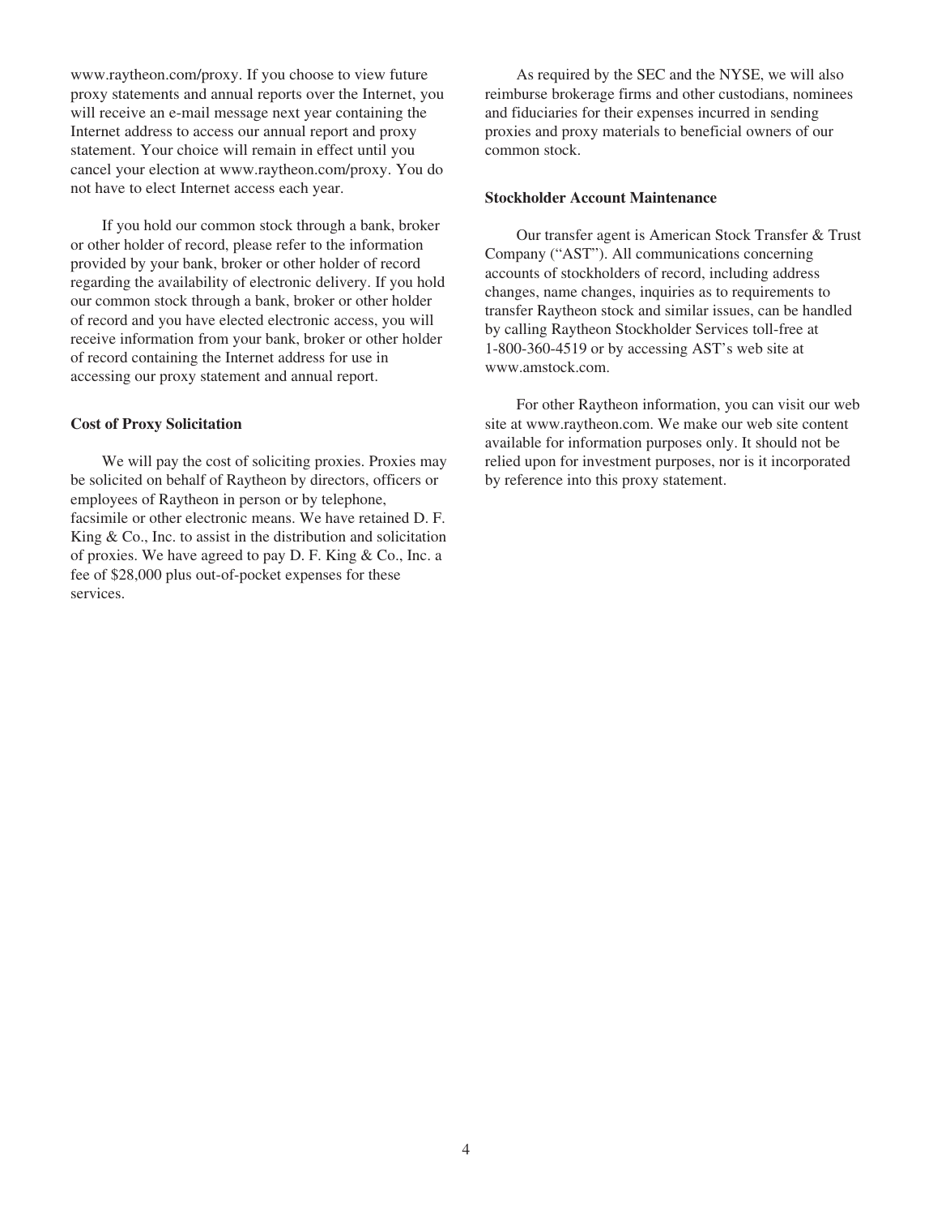www.raytheon.com/proxy. If you choose to view future proxy statements and annual reports over the Internet, you will receive an e-mail message next year containing the Internet address to access our annual report and proxy statement. Your choice will remain in effect until you cancel your election at www.raytheon.com/proxy. You do not have to elect Internet access each year.

If you hold our common stock through a bank, broker or other holder of record, please refer to the information provided by your bank, broker or other holder of record regarding the availability of electronic delivery. If you hold our common stock through a bank, broker or other holder of record and you have elected electronic access, you will receive information from your bank, broker or other holder of record containing the Internet address for use in accessing our proxy statement and annual report.

**Cost of Proxy Solicitation**

We will pay the cost of soliciting proxies. Proxies may be solicited on behalf of Raytheon by directors, officers or employees of Raytheon in person or by telephone, facsimile or other electronic means. We have retained D. F. King & Co., Inc. to assist in the distribution and solicitation of proxies. We have agreed to pay D. F. King & Co., Inc. a fee of $28,000 plus out-of-pocket expenses for these services.

As required by the SEC and the NYSE, we will also reimburse brokerage firms and other custodians, nominees and fiduciaries for their expenses incurred in sending proxies and proxy materials to beneficial owners of our common stock.

**Stockholder Account Maintenance**

Our transfer agent is American Stock Transfer & Trust Company ("AST"). All communications concerning accounts of stockholders of record, including address changes, name changes, inquiries as to requirements to transfer Raytheon stock and similar issues, can be handled by calling Raytheon Stockholder Services toll-free at 1-800-360-4519 or by accessing AST's web site at www.amstock.com.

For other Raytheon information, you can visit our web site at www.raytheon.com. We make our web site content available for information purposes only. It should not be relied upon for investment purposes, nor is it incorporated by reference into this proxy statement.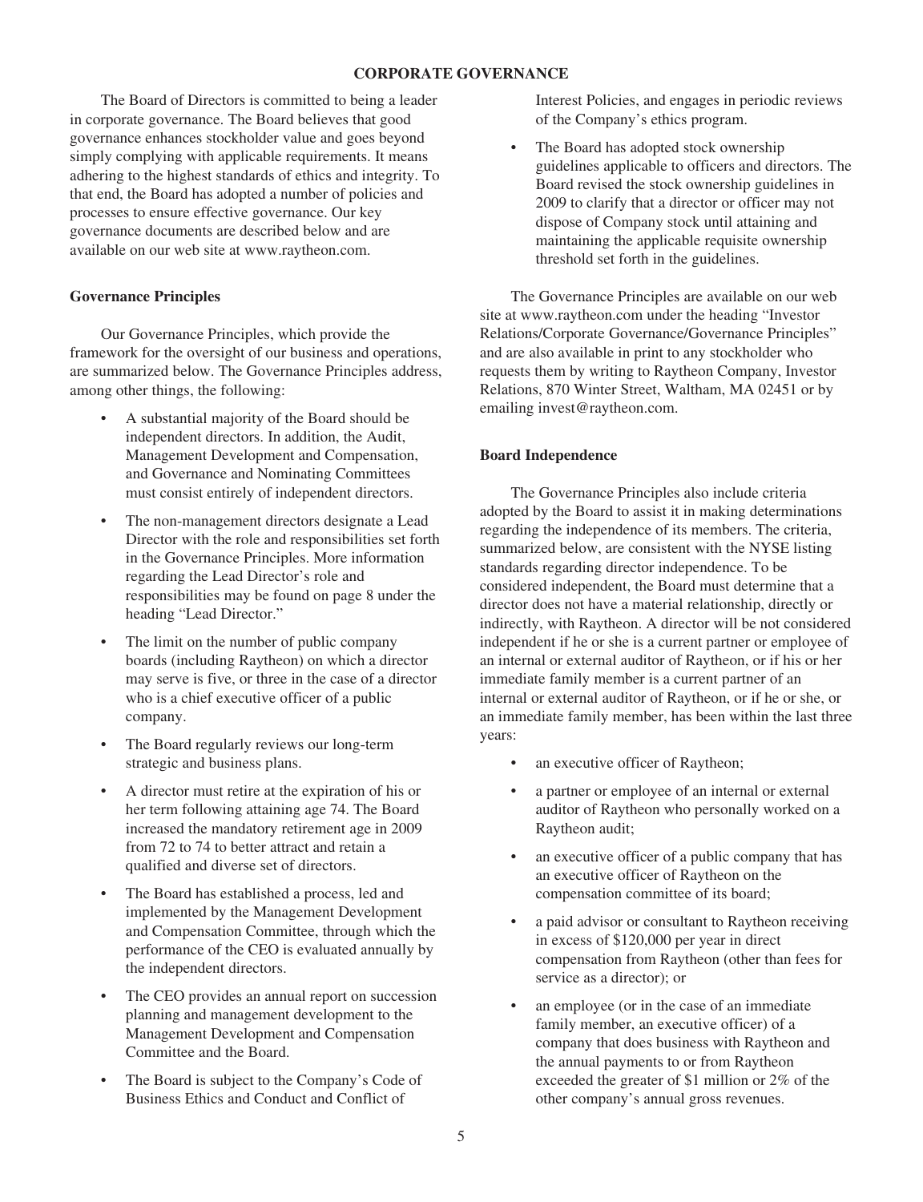# CORPORATE GOVERNANCE

The Board of Directors is committed to being a leader in corporate governance. The Board believes that good governance enhances stockholder value and goes beyond simply complying with applicable requirements. It means adhering to the highest standards of ethics and integrity. To that end, the Board has adopted a number of policies and processes to ensure effective governance. Our key governance documents are described below and are available on our web site at www.raytheon.com.

## Governance Principles

Our Governance Principles, which provide the framework for the oversight of our business and operations, are summarized below. The Governance Principles address, among other things, the following:

- A substantial majority of the Board should be independent directors. In addition, the Audit, Management Development and Compensation, and Governance and Nominating Committees must consist entirely of independent directors.
- The non-management directors designate a Lead Director with the role and responsibilities set forth in the Governance Principles. More information regarding the Lead Director's role and responsibilities may be found on page 8 under the heading "Lead Director."
- The limit on the number of public company boards (including Raytheon) on which a director may serve is five, or three in the case of a director who is a chief executive officer of a public company.
- The Board regularly reviews our long-term strategic and business plans.
- A director must retire at the expiration of his or her term following attaining age 74. The Board increased the mandatory retirement age in 2009 from 72 to 74 to better attract and retain a qualified and diverse set of directors.
- The Board has established a process, led and implemented by the Management Development and Compensation Committee, through which the performance of the CEO is evaluated annually by the independent directors.
- The CEO provides an annual report on succession planning and management development to the Management Development and Compensation Committee and the Board.
- The Board is subject to the Company's Code of Business Ethics and Conduct and Conflict of Interest Policies, and engages in periodic reviews of the Company's ethics program.
- The Board has adopted stock ownership guidelines applicable to officers and directors. The Board revised the stock ownership guidelines in 2009 to clarify that a director or officer may not dispose of Company stock until attaining and maintaining the applicable requisite ownership threshold set forth in the guidelines.

The Governance Principles are available on our web site at www.raytheon.com under the heading "Investor Relations/Corporate Governance/Governance Principles" and are also available in print to any stockholder who requests them by writing to Raytheon Company, Investor Relations, 870 Winter Street, Waltham, MA 02451 or by emailing invest@raytheon.com.

## Board Independence

The Governance Principles also include criteria adopted by the Board to assist it in making determinations regarding the independence of its members. The criteria, summarized below, are consistent with the NYSE listing standards regarding director independence. To be considered independent, the Board must determine that a director does not have a material relationship, directly or indirectly, with Raytheon. A director will be not considered independent if he or she is a current partner or employee of an internal or external auditor of Raytheon, or if his or her immediate family member is a current partner of an internal or external auditor of Raytheon, or if he or she, or an immediate family member, has been within the last three years:

- an executive officer of Raytheon;
- a partner or employee of an internal or external auditor of Raytheon who personally worked on a Raytheon audit;
- an executive officer of a public company that has an executive officer of Raytheon on the compensation committee of its board;
- a paid advisor or consultant to Raytheon receiving in excess of $120,000 per year in direct compensation from Raytheon (other than fees for service as a director); or
- an employee (or in the case of an immediate family member, an executive officer) of a company that does business with Raytheon and the annual payments to or from Raytheon exceeded the greater of $1 million or 2% of the other company's annual gross revenues.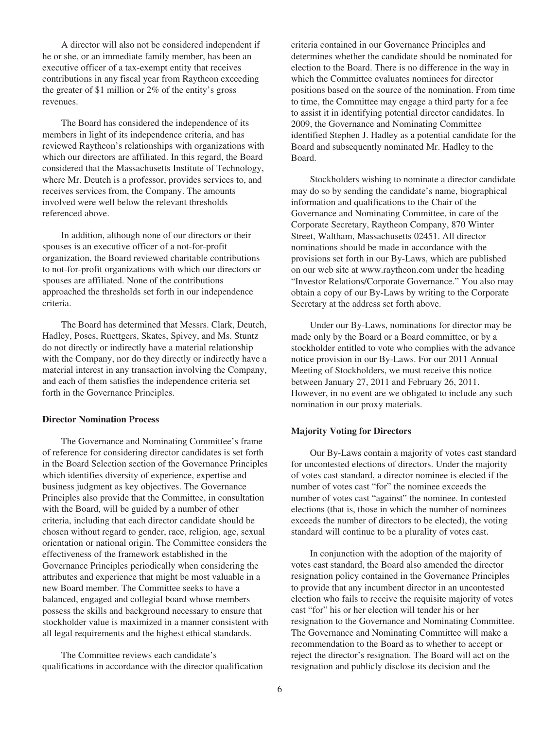A director will also not be considered independent if he or she, or an immediate family member, has been an executive officer of a tax-exempt entity that receives contributions in any fiscal year from Raytheon exceeding the greater of $1 million or 2% of the entity's gross revenues.

The Board has considered the independence of its members in light of its independence criteria, and has reviewed Raytheon's relationships with organizations with which our directors are affiliated. In this regard, the Board considered that the Massachusetts Institute of Technology, where Mr. Deutch is a professor, provides services to, and receives services from, the Company. The amounts involved were well below the relevant thresholds referenced above.

In addition, although none of our directors or their spouses is an executive officer of a not-for-profit organization, the Board reviewed charitable contributions to not-for-profit organizations with which our directors or spouses are affiliated. None of the contributions approached the thresholds set forth in our independence criteria.

The Board has determined that Messrs. Clark, Deutch, Hadley, Poses, Ruettgers, Skates, Spivey, and Ms. Stuntz do not directly or indirectly have a material relationship with the Company, nor do they directly or indirectly have a material interest in any transaction involving the Company, and each of them satisfies the independence criteria set forth in the Governance Principles.

**Director Nomination Process**

The Governance and Nominating Committee's frame of reference for considering director candidates is set forth in the Board Selection section of the Governance Principles which identifies diversity of experience, expertise and business judgment as key objectives. The Governance Principles also provide that the Committee, in consultation with the Board, will be guided by a number of other criteria, including that each director candidate should be chosen without regard to gender, race, religion, age, sexual orientation or national origin. The Committee considers the effectiveness of the framework established in the Governance Principles periodically when considering the attributes and experience that might be most valuable in a new Board member. The Committee seeks to have a balanced, engaged and collegial board whose members possess the skills and background necessary to ensure that stockholder value is maximized in a manner consistent with all legal requirements and the highest ethical standards.

The Committee reviews each candidate's qualifications in accordance with the director qualification criteria contained in our Governance Principles and determines whether the candidate should be nominated for election to the Board. There is no difference in the way in which the Committee evaluates nominees for director positions based on the source of the nomination. From time to time, the Committee may engage a third party for a fee to assist it in identifying potential director candidates. In 2009, the Governance and Nominating Committee identified Stephen J. Hadley as a potential candidate for the Board and subsequently nominated Mr. Hadley to the Board.

Stockholders wishing to nominate a director candidate may do so by sending the candidate's name, biographical information and qualifications to the Chair of the Governance and Nominating Committee, in care of the Corporate Secretary, Raytheon Company, 870 Winter Street, Waltham, Massachusetts 02451. All director nominations should be made in accordance with the provisions set forth in our By-Laws, which are published on our web site at www.raytheon.com under the heading "Investor Relations/Corporate Governance." You also may obtain a copy of our By-Laws by writing to the Corporate Secretary at the address set forth above.

Under our By-Laws, nominations for director may be made only by the Board or a Board committee, or by a stockholder entitled to vote who complies with the advance notice provision in our By-Laws. For our 2011 Annual Meeting of Stockholders, we must receive this notice between January 27, 2011 and February 26, 2011. However, in no event are we obligated to include any such nomination in our proxy materials.

**Majority Voting for Directors**

Our By-Laws contain a majority of votes cast standard for uncontested elections of directors. Under the majority of votes cast standard, a director nominee is elected if the number of votes cast "for" the nominee exceeds the number of votes cast "against" the nominee. In contested elections (that is, those in which the number of nominees exceeds the number of directors to be elected), the voting standard will continue to be a plurality of votes cast.

In conjunction with the adoption of the majority of votes cast standard, the Board also amended the director resignation policy contained in the Governance Principles to provide that any incumbent director in an uncontested election who fails to receive the requisite majority of votes cast "for" his or her election will tender his or her resignation to the Governance and Nominating Committee. The Governance and Nominating Committee will make a recommendation to the Board as to whether to accept or reject the director's resignation. The Board will act on the resignation and publicly disclose its decision and the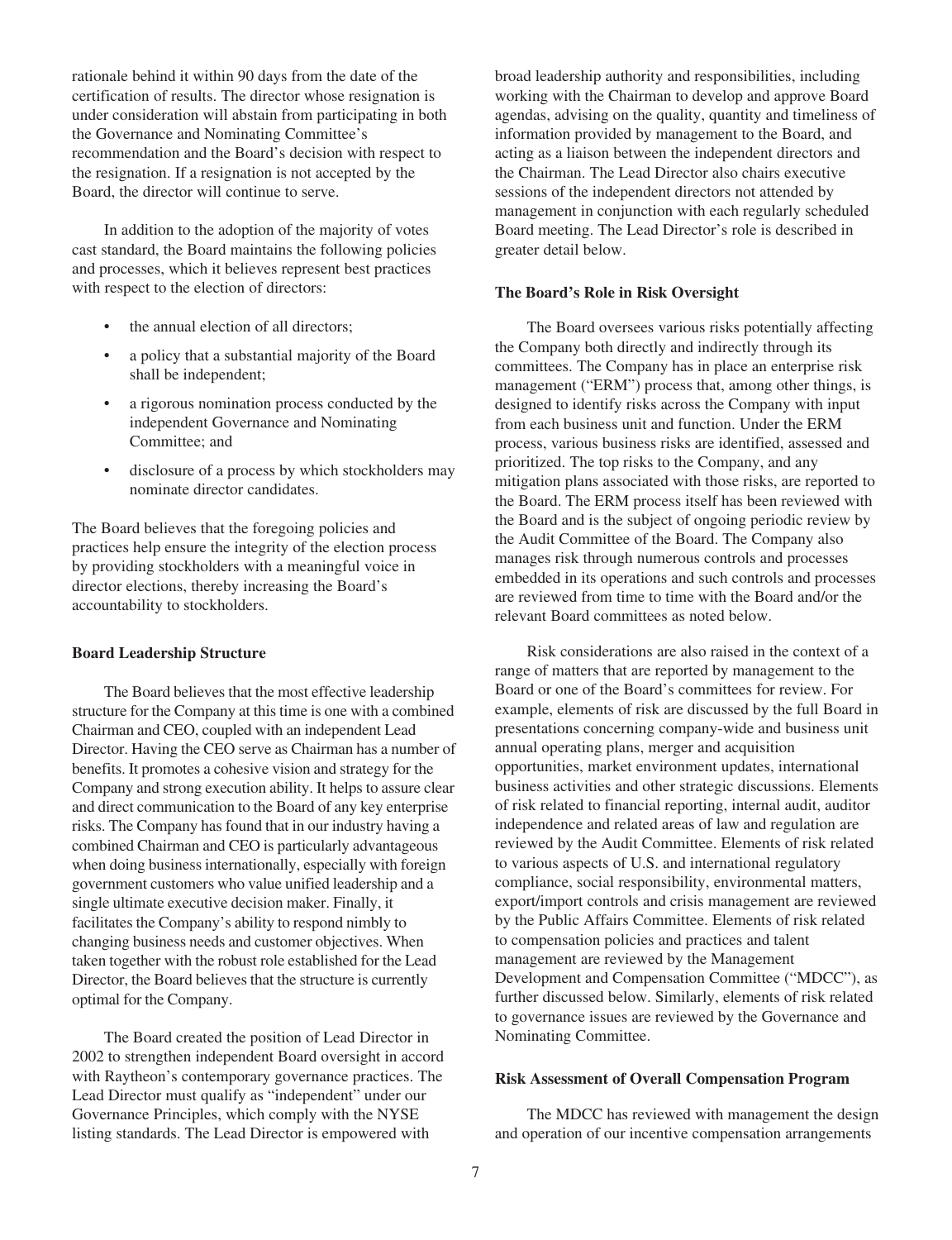rationale behind it within 90 days from the date of the certification of results. The director whose resignation is under consideration will abstain from participating in both the Governance and Nominating Committee's recommendation and the Board's decision with respect to the resignation. If a resignation is not accepted by the Board, the director will continue to serve.

In addition to the adoption of the majority of votes cast standard, the Board maintains the following policies and processes, which it believes represent best practices with respect to the election of directors:

- the annual election of all directors;
- a policy that a substantial majority of the Board shall be independent;
- a rigorous nomination process conducted by the independent Governance and Nominating Committee; and
- disclosure of a process by which stockholders may nominate director candidates.

The Board believes that the foregoing policies and practices help ensure the integrity of the election process by providing stockholders with a meaningful voice in director elections, thereby increasing the Board's accountability to stockholders.

**Board Leadership Structure**

The Board believes that the most effective leadership structure for the Company at this time is one with a combined Chairman and CEO, coupled with an independent Lead Director. Having the CEO serve as Chairman has a number of benefits. It promotes a cohesive vision and strategy for the Company and strong execution ability. It helps to assure clear and direct communication to the Board of any key enterprise risks. The Company has found that in our industry having a combined Chairman and CEO is particularly advantageous when doing business internationally, especially with foreign government customers who value unified leadership and a single ultimate executive decision maker. Finally, it facilitates the Company's ability to respond nimbly to changing business needs and customer objectives. When taken together with the robust role established for the Lead Director, the Board believes that the structure is currently optimal for the Company.

The Board created the position of Lead Director in 2002 to strengthen independent Board oversight in accord with Raytheon's contemporary governance practices. The Lead Director must qualify as "independent" under our Governance Principles, which comply with the NYSE listing standards. The Lead Director is empowered with broad leadership authority and responsibilities, including working with the Chairman to develop and approve Board agendas, advising on the quality, quantity and timeliness of information provided by management to the Board, and acting as a liaison between the independent directors and the Chairman. The Lead Director also chairs executive sessions of the independent directors not attended by management in conjunction with each regularly scheduled Board meeting. The Lead Director's role is described in greater detail below.

**The Board's Role in Risk Oversight**

The Board oversees various risks potentially affecting the Company both directly and indirectly through its committees. The Company has in place an enterprise risk management ("ERM") process that, among other things, is designed to identify risks across the Company with input from each business unit and function. Under the ERM process, various business risks are identified, assessed and prioritized. The top risks to the Company, and any mitigation plans associated with those risks, are reported to the Board. The ERM process itself has been reviewed with the Board and is the subject of ongoing periodic review by the Audit Committee of the Board. The Company also manages risk through numerous controls and processes embedded in its operations and such controls and processes are reviewed from time to time with the Board and/or the relevant Board committees as noted below.

Risk considerations are also raised in the context of a range of matters that are reported by management to the Board or one of the Board's committees for review. For example, elements of risk are discussed by the full Board in presentations concerning company-wide and business unit annual operating plans, merger and acquisition opportunities, market environment updates, international business activities and other strategic discussions. Elements of risk related to financial reporting, internal audit, auditor independence and related areas of law and regulation are reviewed by the Audit Committee. Elements of risk related to various aspects of U.S. and international regulatory compliance, social responsibility, environmental matters, export/import controls and crisis management are reviewed by the Public Affairs Committee. Elements of risk related to compensation policies and practices and talent management are reviewed by the Management Development and Compensation Committee ("MDCC"), as further discussed below. Similarly, elements of risk related to governance issues are reviewed by the Governance and Nominating Committee.

**Risk Assessment of Overall Compensation Program**

The MDCC has reviewed with management the design and operation of our incentive compensation arrangements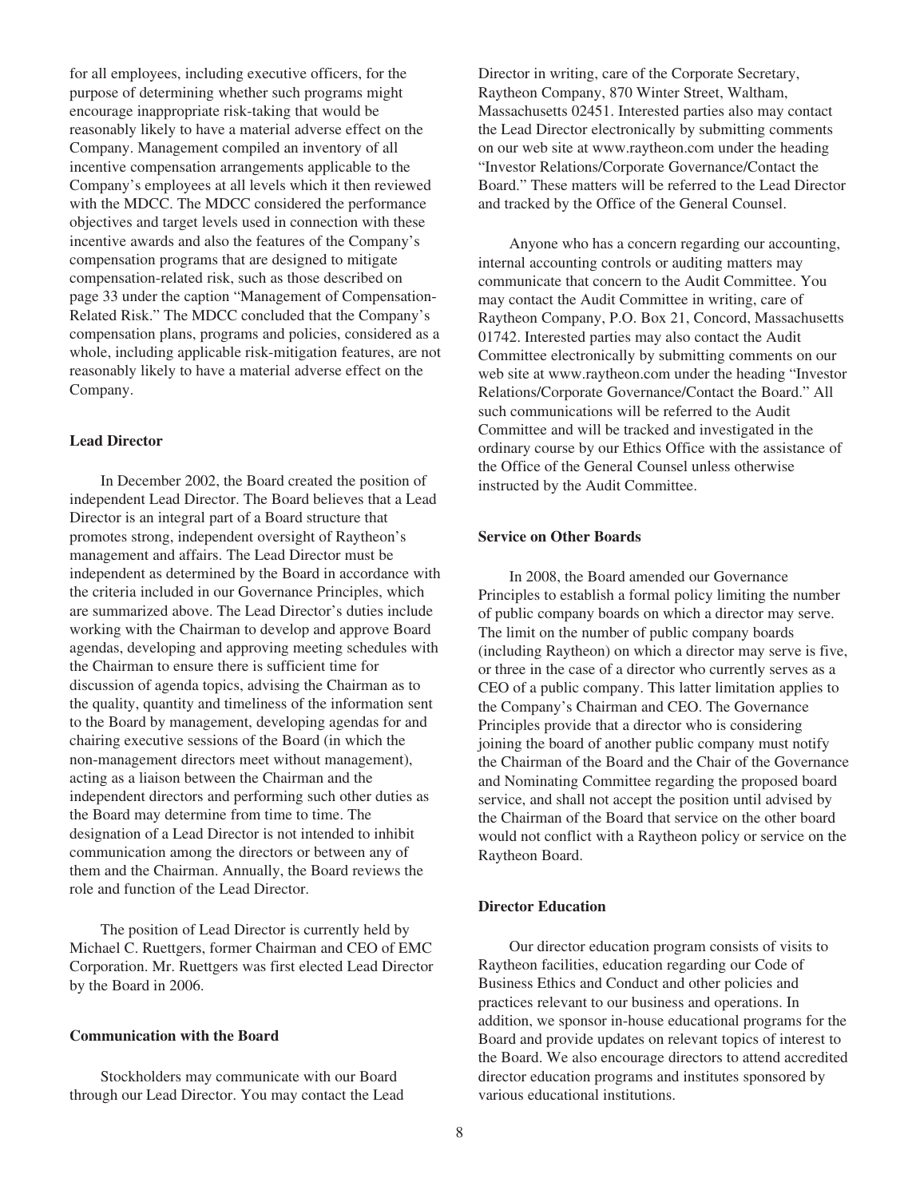for all employees, including executive officers, for the purpose of determining whether such programs might encourage inappropriate risk-taking that would be reasonably likely to have a material adverse effect on the Company. Management compiled an inventory of all incentive compensation arrangements applicable to the Company's employees at all levels which it then reviewed with the MDCC. The MDCC considered the performance objectives and target levels used in connection with these incentive awards and also the features of the Company's compensation programs that are designed to mitigate compensation-related risk, such as those described on page 33 under the caption "Management of Compensation-Related Risk." The MDCC concluded that the Company's compensation plans, programs and policies, considered as a whole, including applicable risk-mitigation features, are not reasonably likely to have a material adverse effect on the Company.

**Lead Director**

In December 2002, the Board created the position of independent Lead Director. The Board believes that a Lead Director is an integral part of a Board structure that promotes strong, independent oversight of Raytheon's management and affairs. The Lead Director must be independent as determined by the Board in accordance with the criteria included in our Governance Principles, which are summarized above. The Lead Director's duties include working with the Chairman to develop and approve Board agendas, developing and approving meeting schedules with the Chairman to ensure there is sufficient time for discussion of agenda topics, advising the Chairman as to the quality, quantity and timeliness of the information sent to the Board by management, developing agendas for and chairing executive sessions of the Board (in which the non-management directors meet without management), acting as a liaison between the Chairman and the independent directors and performing such other duties as the Board may determine from time to time. The designation of a Lead Director is not intended to inhibit communication among the directors or between any of them and the Chairman. Annually, the Board reviews the role and function of the Lead Director.

The position of Lead Director is currently held by Michael C. Ruettgers, former Chairman and CEO of EMC Corporation. Mr. Ruettgers was first elected Lead Director by the Board in 2006.

**Communication with the Board**

Stockholders may communicate with our Board through our Lead Director. You may contact the Lead Director in writing, care of the Corporate Secretary, Raytheon Company, 870 Winter Street, Waltham, Massachusetts 02451. Interested parties also may contact the Lead Director electronically by submitting comments on our web site at www.raytheon.com under the heading "Investor Relations/Corporate Governance/Contact the Board." These matters will be referred to the Lead Director and tracked by the Office of the General Counsel.

Anyone who has a concern regarding our accounting, internal accounting controls or auditing matters may communicate that concern to the Audit Committee. You may contact the Audit Committee in writing, care of Raytheon Company, P.O. Box 21, Concord, Massachusetts 01742. Interested parties may also contact the Audit Committee electronically by submitting comments on our web site at www.raytheon.com under the heading "Investor Relations/Corporate Governance/Contact the Board." All such communications will be referred to the Audit Committee and will be tracked and investigated in the ordinary course by our Ethics Office with the assistance of the Office of the General Counsel unless otherwise instructed by the Audit Committee.

**Service on Other Boards**

In 2008, the Board amended our Governance Principles to establish a formal policy limiting the number of public company boards on which a director may serve. The limit on the number of public company boards (including Raytheon) on which a director may serve is five, or three in the case of a director who currently serves as a CEO of a public company. This latter limitation applies to the Company's Chairman and CEO. The Governance Principles provide that a director who is considering joining the board of another public company must notify the Chairman of the Board and the Chair of the Governance and Nominating Committee regarding the proposed board service, and shall not accept the position until advised by the Chairman of the Board that service on the other board would not conflict with a Raytheon policy or service on the Raytheon Board.

**Director Education**

Our director education program consists of visits to Raytheon facilities, education regarding our Code of Business Ethics and Conduct and other policies and practices relevant to our business and operations. In addition, we sponsor in-house educational programs for the Board and provide updates on relevant topics of interest to the Board. We also encourage directors to attend accredited director education programs and institutes sponsored by various educational institutions.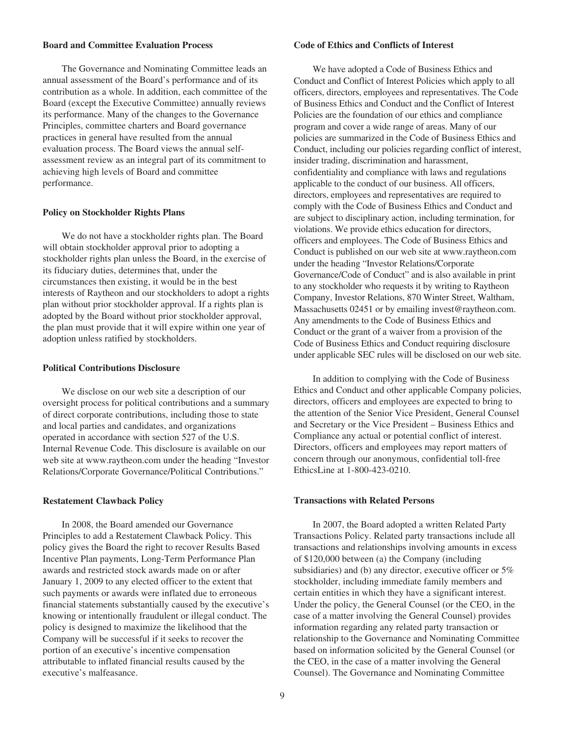### Board and Committee Evaluation Process

The Governance and Nominating Committee leads an annual assessment of the Board's performance and of its contribution as a whole. In addition, each committee of the Board (except the Executive Committee) annually reviews its performance. Many of the changes to the Governance Principles, committee charters and Board governance practices in general have resulted from the annual evaluation process. The Board views the annual self-assessment review as an integral part of its commitment to achieving high levels of Board and committee performance.

### Policy on Stockholder Rights Plans

We do not have a stockholder rights plan. The Board will obtain stockholder approval prior to adopting a stockholder rights plan unless the Board, in the exercise of its fiduciary duties, determines that, under the circumstances then existing, it would be in the best interests of Raytheon and our stockholders to adopt a rights plan without prior stockholder approval. If a rights plan is adopted by the Board without prior stockholder approval, the plan must provide that it will expire within one year of adoption unless ratified by stockholders.

### Political Contributions Disclosure

We disclose on our web site a description of our oversight process for political contributions and a summary of direct corporate contributions, including those to state and local parties and candidates, and organizations operated in accordance with section 527 of the U.S. Internal Revenue Code. This disclosure is available on our web site at www.raytheon.com under the heading "Investor Relations/Corporate Governance/Political Contributions."

### Restatement Clawback Policy

In 2008, the Board amended our Governance Principles to add a Restatement Clawback Policy. This policy gives the Board the right to recover Results Based Incentive Plan payments, Long-Term Performance Plan awards and restricted stock awards made on or after January 1, 2009 to any elected officer to the extent that such payments or awards were inflated due to erroneous financial statements substantially caused by the executive's knowing or intentionally fraudulent or illegal conduct. The policy is designed to maximize the likelihood that the Company will be successful if it seeks to recover the portion of an executive's incentive compensation attributable to inflated financial results caused by the executive's malfeasance.

### Code of Ethics and Conflicts of Interest

We have adopted a Code of Business Ethics and Conduct and Conflict of Interest Policies which apply to all officers, directors, employees and representatives. The Code of Business Ethics and Conduct and the Conflict of Interest Policies are the foundation of our ethics and compliance program and cover a wide range of areas. Many of our policies are summarized in the Code of Business Ethics and Conduct, including our policies regarding conflict of interest, insider trading, discrimination and harassment, confidentiality and compliance with laws and regulations applicable to the conduct of our business. All officers, directors, employees and representatives are required to comply with the Code of Business Ethics and Conduct and are subject to disciplinary action, including termination, for violations. We provide ethics education for directors, officers and employees. The Code of Business Ethics and Conduct is published on our web site at www.raytheon.com under the heading "Investor Relations/Corporate Governance/Code of Conduct" and is also available in print to any stockholder who requests it by writing to Raytheon Company, Investor Relations, 870 Winter Street, Waltham, Massachusetts 02451 or by emailing invest@raytheon.com. Any amendments to the Code of Business Ethics and Conduct or the grant of a waiver from a provision of the Code of Business Ethics and Conduct requiring disclosure under applicable SEC rules will be disclosed on our web site.

In addition to complying with the Code of Business Ethics and Conduct and other applicable Company policies, directors, officers and employees are expected to bring to the attention of the Senior Vice President, General Counsel and Secretary or the Vice President – Business Ethics and Compliance any actual or potential conflict of interest. Directors, officers and employees may report matters of concern through our anonymous, confidential toll-free EthicsLine at 1-800-423-0210.

### Transactions with Related Persons

In 2007, the Board adopted a written Related Party Transactions Policy. Related party transactions include all transactions and relationships involving amounts in excess of $120,000 between (a) the Company (including subsidiaries) and (b) any director, executive officer or 5% stockholder, including immediate family members and certain entities in which they have a significant interest. Under the policy, the General Counsel (or the CEO, in the case of a matter involving the General Counsel) provides information regarding any related party transaction or relationship to the Governance and Nominating Committee based on information solicited by the General Counsel (or the CEO, in the case of a matter involving the General Counsel). The Governance and Nominating Committee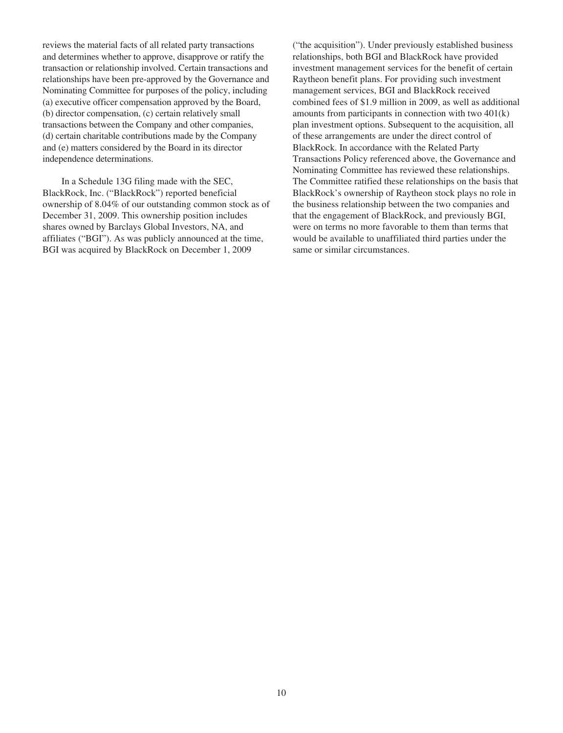reviews the material facts of all related party transactions and determines whether to approve, disapprove or ratify the transaction or relationship involved. Certain transactions and relationships have been pre-approved by the Governance and Nominating Committee for purposes of the policy, including (a) executive officer compensation approved by the Board, (b) director compensation, (c) certain relatively small transactions between the Company and other companies, (d) certain charitable contributions made by the Company and (e) matters considered by the Board in its director independence determinations.

In a Schedule 13G filing made with the SEC, BlackRock, Inc. ("BlackRock") reported beneficial ownership of 8.04% of our outstanding common stock as of December 31, 2009. This ownership position includes shares owned by Barclays Global Investors, NA, and affiliates ("BGI"). As was publicly announced at the time, BGI was acquired by BlackRock on December 1, 2009 ("the acquisition"). Under previously established business relationships, both BGI and BlackRock have provided investment management services for the benefit of certain Raytheon benefit plans. For providing such investment management services, BGI and BlackRock received combined fees of $1.9 million in 2009, as well as additional amounts from participants in connection with two 401(k) plan investment options. Subsequent to the acquisition, all of these arrangements are under the direct control of BlackRock. In accordance with the Related Party Transactions Policy referenced above, the Governance and Nominating Committee has reviewed these relationships. The Committee ratified these relationships on the basis that BlackRock's ownership of Raytheon stock plays no role in the business relationship between the two companies and that the engagement of BlackRock, and previously BGI, were on terms no more favorable to them than terms that would be available to unaffiliated third parties under the same or similar circumstances.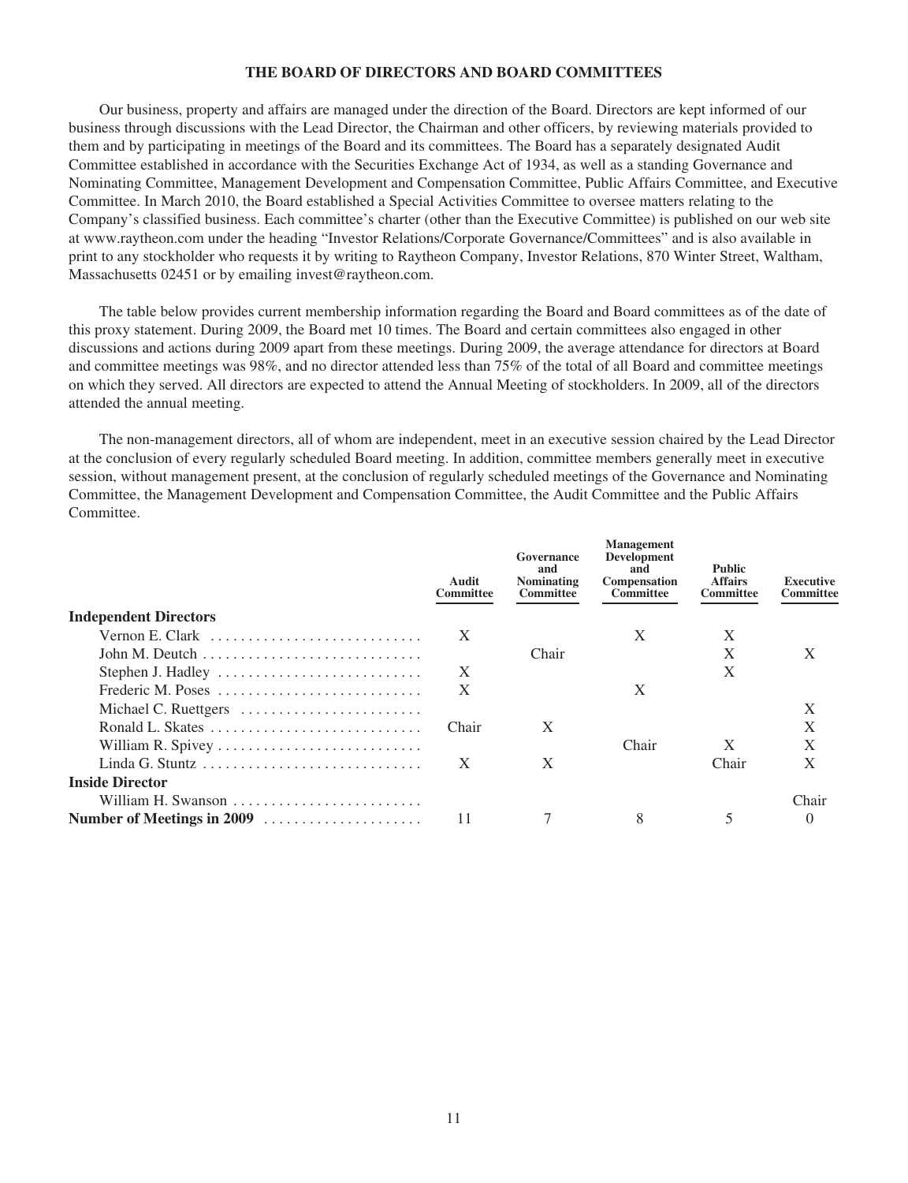## THE BOARD OF DIRECTORS AND BOARD COMMITTEES

Our business, property and affairs are managed under the direction of the Board. Directors are kept informed of our business through discussions with the Lead Director, the Chairman and other officers, by reviewing materials provided to them and by participating in meetings of the Board and its committees. The Board has a separately designated Audit Committee established in accordance with the Securities Exchange Act of 1934, as well as a standing Governance and Nominating Committee, Management Development and Compensation Committee, Public Affairs Committee, and Executive Committee. In March 2010, the Board established a Special Activities Committee to oversee matters relating to the Company's classified business. Each committee's charter (other than the Executive Committee) is published on our web site at www.raytheon.com under the heading "Investor Relations/Corporate Governance/Committees" and is also available in print to any stockholder who requests it by writing to Raytheon Company, Investor Relations, 870 Winter Street, Waltham, Massachusetts 02451 or by emailing invest@raytheon.com.

The table below provides current membership information regarding the Board and Board committees as of the date of this proxy statement. During 2009, the Board met 10 times. The Board and certain committees also engaged in other discussions and actions during 2009 apart from these meetings. During 2009, the average attendance for directors at Board and committee meetings was 98%, and no director attended less than 75% of the total of all Board and committee meetings on which they served. All directors are expected to attend the Annual Meeting of stockholders. In 2009, all of the directors attended the annual meeting.

The non-management directors, all of whom are independent, meet in an executive session chaired by the Lead Director at the conclusion of every regularly scheduled Board meeting. In addition, committee members generally meet in executive session, without management present, at the conclusion of regularly scheduled meetings of the Governance and Nominating Committee, the Management Development and Compensation Committee, the Audit Committee and the Public Affairs Committee.

| | Audit Committee | Governance and Nominating Committee | Management Development and Compensation Committee | Public Affairs Committee | Executive Committee |
|---|---|---|---|---|---|
| **Independent Directors** | | | | | |
| Vernon E. Clark | X | | X | X | |
| John M. Deutch | | Chair | | X | X |
| Stephen J. Hadley | X | | | X | |
| Frederic M. Poses | X | | X | | |
| Michael C. Ruettgers | | | | | X |
| Ronald L. Skates | Chair | X | | | X |
| William R. Spivey | | | Chair | X | X |
| Linda G. Stuntz | X | X | | Chair | X |
| **Inside Director** | | | | | |
| William H. Swanson | | | | | Chair |
| **Number of Meetings in 2009** | 11 | 7 | 8 | 5 | 0 |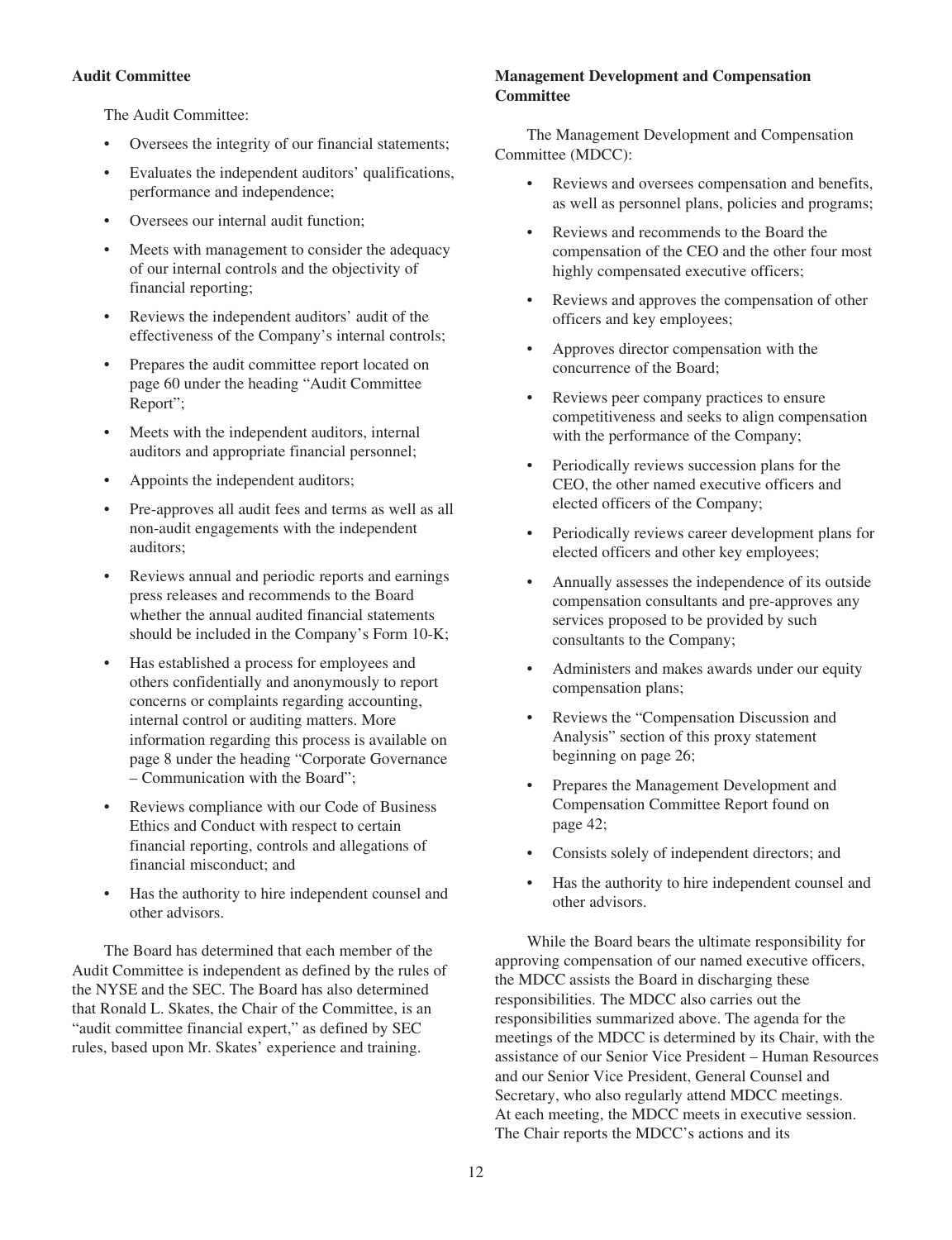**Audit Committee**

The Audit Committee:

- Oversees the integrity of our financial statements;
- Evaluates the independent auditors' qualifications, performance and independence;
- Oversees our internal audit function;
- Meets with management to consider the adequacy of our internal controls and the objectivity of financial reporting;
- Reviews the independent auditors' audit of the effectiveness of the Company's internal controls;
- Prepares the audit committee report located on page 60 under the heading "Audit Committee Report";
- Meets with the independent auditors, internal auditors and appropriate financial personnel;
- Appoints the independent auditors;
- Pre-approves all audit fees and terms as well as all non-audit engagements with the independent auditors;
- Reviews annual and periodic reports and earnings press releases and recommends to the Board whether the annual audited financial statements should be included in the Company's Form 10-K;
- Has established a process for employees and others confidentially and anonymously to report concerns or complaints regarding accounting, internal control or auditing matters. More information regarding this process is available on page 8 under the heading "Corporate Governance – Communication with the Board";
- Reviews compliance with our Code of Business Ethics and Conduct with respect to certain financial reporting, controls and allegations of financial misconduct; and
- Has the authority to hire independent counsel and other advisors.

The Board has determined that each member of the Audit Committee is independent as defined by the rules of the NYSE and the SEC. The Board has also determined that Ronald L. Skates, the Chair of the Committee, is an "audit committee financial expert," as defined by SEC rules, based upon Mr. Skates' experience and training.

**Management Development and Compensation Committee**

The Management Development and Compensation Committee (MDCC):

- Reviews and oversees compensation and benefits, as well as personnel plans, policies and programs;
- Reviews and recommends to the Board the compensation of the CEO and the other four most highly compensated executive officers;
- Reviews and approves the compensation of other officers and key employees;
- Approves director compensation with the concurrence of the Board;
- Reviews peer company practices to ensure competitiveness and seeks to align compensation with the performance of the Company;
- Periodically reviews succession plans for the CEO, the other named executive officers and elected officers of the Company;
- Periodically reviews career development plans for elected officers and other key employees;
- Annually assesses the independence of its outside compensation consultants and pre-approves any services proposed to be provided by such consultants to the Company;
- Administers and makes awards under our equity compensation plans;
- Reviews the "Compensation Discussion and Analysis" section of this proxy statement beginning on page 26;
- Prepares the Management Development and Compensation Committee Report found on page 42;
- Consists solely of independent directors; and
- Has the authority to hire independent counsel and other advisors.

While the Board bears the ultimate responsibility for approving compensation of our named executive officers, the MDCC assists the Board in discharging these responsibilities. The MDCC also carries out the responsibilities summarized above. The agenda for the meetings of the MDCC is determined by its Chair, with the assistance of our Senior Vice President – Human Resources and our Senior Vice President, General Counsel and Secretary, who also regularly attend MDCC meetings. At each meeting, the MDCC meets in executive session. The Chair reports the MDCC's actions and its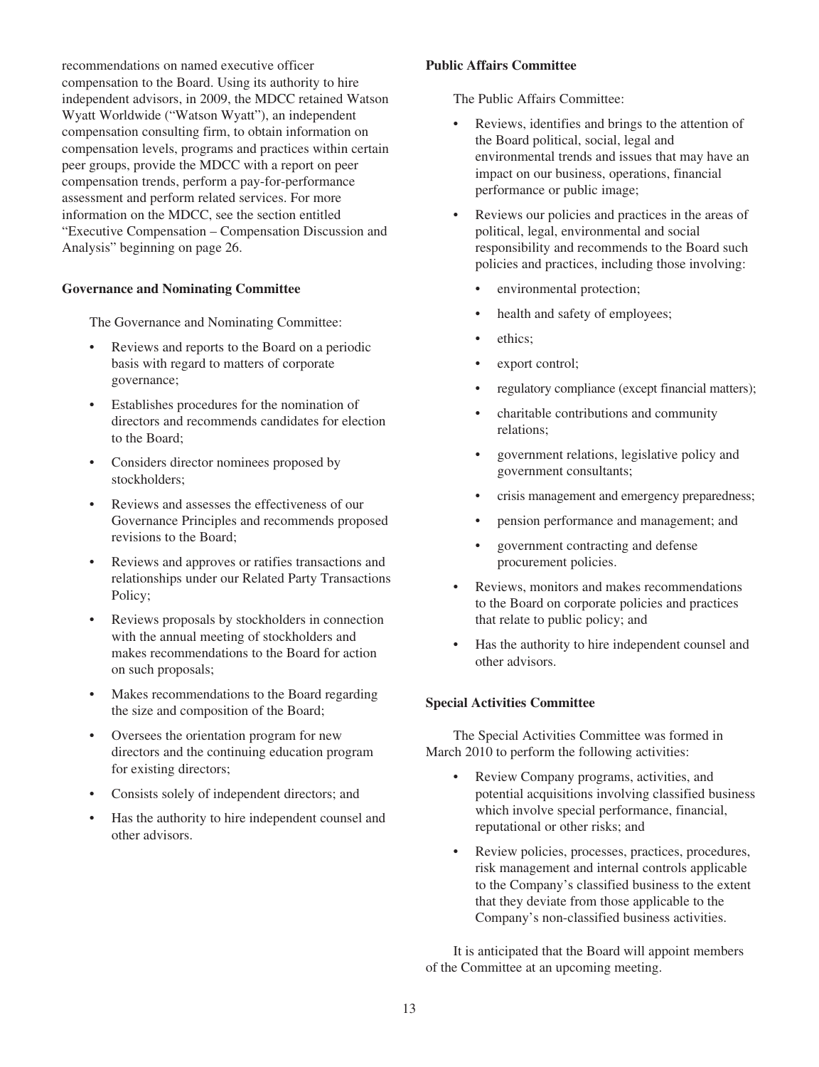recommendations on named executive officer compensation to the Board. Using its authority to hire independent advisors, in 2009, the MDCC retained Watson Wyatt Worldwide ("Watson Wyatt"), an independent compensation consulting firm, to obtain information on compensation levels, programs and practices within certain peer groups, provide the MDCC with a report on peer compensation trends, perform a pay-for-performance assessment and perform related services. For more information on the MDCC, see the section entitled "Executive Compensation – Compensation Discussion and Analysis" beginning on page 26.

**Governance and Nominating Committee**

The Governance and Nominating Committee:

- Reviews and reports to the Board on a periodic basis with regard to matters of corporate governance;
- Establishes procedures for the nomination of directors and recommends candidates for election to the Board;
- Considers director nominees proposed by stockholders;
- Reviews and assesses the effectiveness of our Governance Principles and recommends proposed revisions to the Board;
- Reviews and approves or ratifies transactions and relationships under our Related Party Transactions Policy;
- Reviews proposals by stockholders in connection with the annual meeting of stockholders and makes recommendations to the Board for action on such proposals;
- Makes recommendations to the Board regarding the size and composition of the Board;
- Oversees the orientation program for new directors and the continuing education program for existing directors;
- Consists solely of independent directors; and
- Has the authority to hire independent counsel and other advisors.

**Public Affairs Committee**

The Public Affairs Committee:

- Reviews, identifies and brings to the attention of the Board political, social, legal and environmental trends and issues that may have an impact on our business, operations, financial performance or public image;
- Reviews our policies and practices in the areas of political, legal, environmental and social responsibility and recommends to the Board such policies and practices, including those involving:
  - environmental protection;
  - health and safety of employees;
  - ethics;
  - export control;
  - regulatory compliance (except financial matters);
  - charitable contributions and community relations;
  - government relations, legislative policy and government consultants;
  - crisis management and emergency preparedness;
  - pension performance and management; and
  - government contracting and defense procurement policies.
- Reviews, monitors and makes recommendations to the Board on corporate policies and practices that relate to public policy; and
- Has the authority to hire independent counsel and other advisors.

**Special Activities Committee**

The Special Activities Committee was formed in March 2010 to perform the following activities:

- Review Company programs, activities, and potential acquisitions involving classified business which involve special performance, financial, reputational or other risks; and
- Review policies, processes, practices, procedures, risk management and internal controls applicable to the Company's classified business to the extent that they deviate from those applicable to the Company's non-classified business activities.

It is anticipated that the Board will appoint members of the Committee at an upcoming meeting.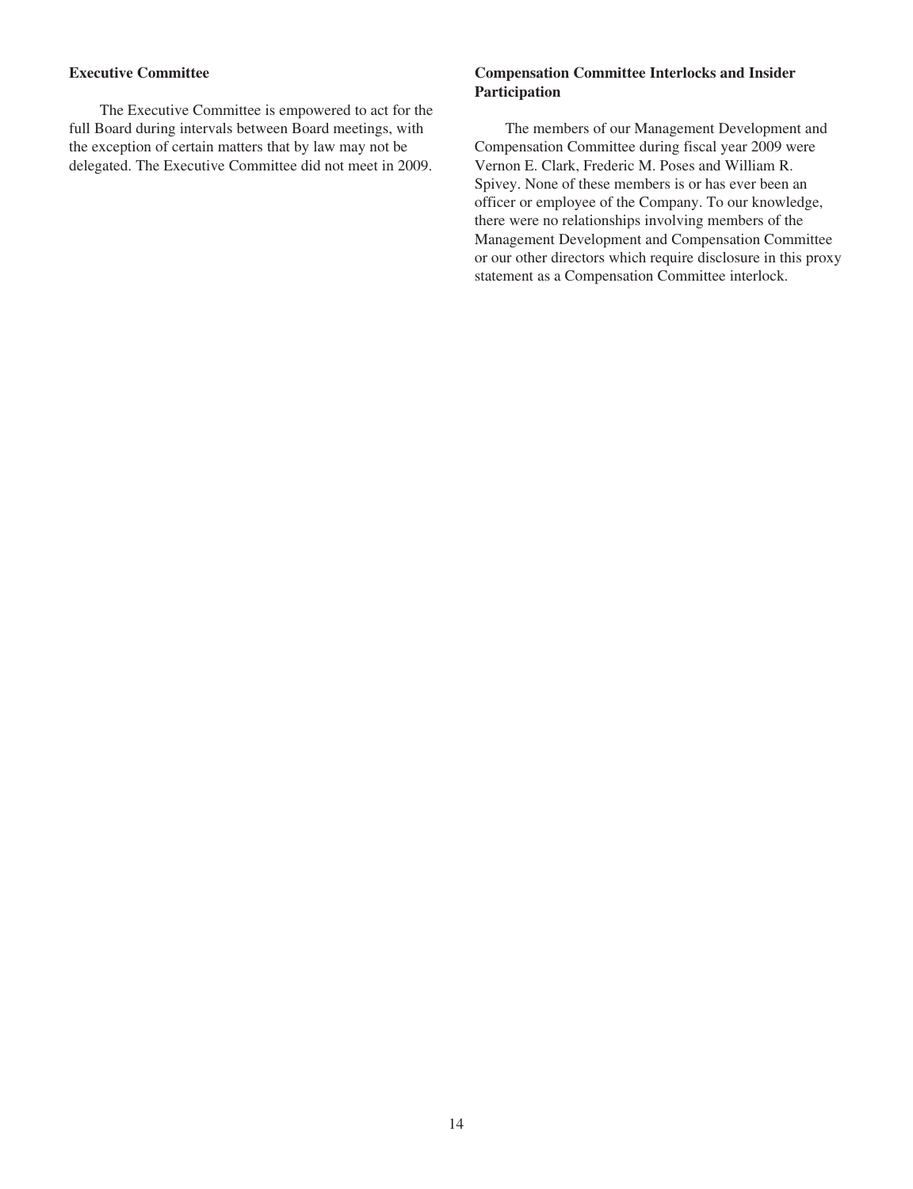### Executive Committee

The Executive Committee is empowered to act for the full Board during intervals between Board meetings, with the exception of certain matters that by law may not be delegated. The Executive Committee did not meet in 2009.

### Compensation Committee Interlocks and Insider Participation

The members of our Management Development and Compensation Committee during fiscal year 2009 were Vernon E. Clark, Frederic M. Poses and William R. Spivey. None of these members is or has ever been an officer or employee of the Company. To our knowledge, there were no relationships involving members of the Management Development and Compensation Committee or our other directors which require disclosure in this proxy statement as a Compensation Committee interlock.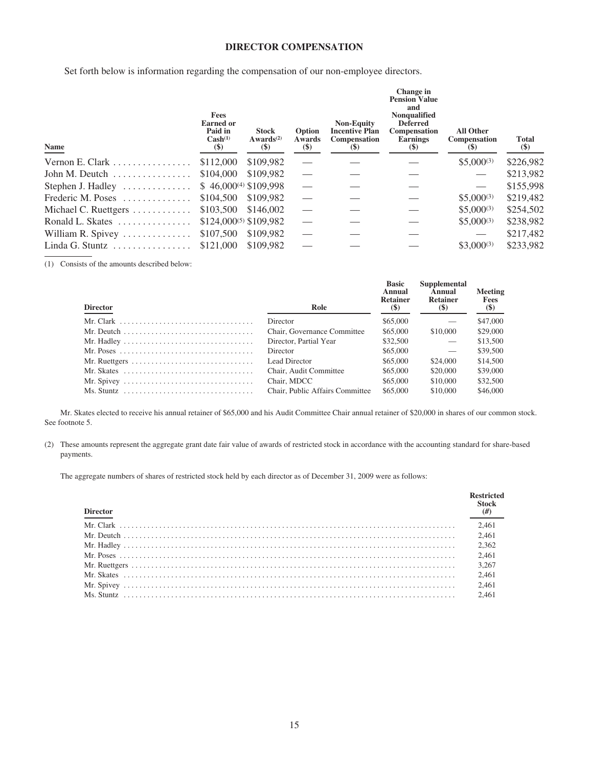## DIRECTOR COMPENSATION

Set forth below is information regarding the compensation of our non-employee directors.

| Name | Fees Earned or Paid in Cash[1] ($) | Stock Awards[2] ($) | Option Awards ($) | Non-Equity Incentive Plan Compensation ($) | Change in Pension Value and Nonqualified Deferred Compensation Earnings ($) | All Other Compensation ($) | Total ($) |
|---|---|---|---|---|---|---|---|
| Vernon E. Clark | $112,000 | $109,982 | — | — | — | $5,000[3] | $226,982 |
| John M. Deutch | $104,000 | $109,982 | — | — | — | — | $213,982 |
| Stephen J. Hadley | $ 46,000[4] | $109,998 | — | — | — | — | $155,998 |
| Frederic M. Poses | $104,500 | $109,982 | — | — | — | $5,000[3] | $219,482 |
| Michael C. Ruettgers | $103,500 | $146,002 | — | — | — | $5,000[3] | $254,502 |
| Ronald L. Skates | $124,000[5] | $109,982 | — | — | — | $5,000[3] | $238,982 |
| William R. Spivey | $107,500 | $109,982 | — | — | — | — | $217,482 |
| Linda G. Stuntz | $121,000 | $109,982 | — | — | — | $3,000[3] | $233,982 |

(1) Consists of the amounts described below:

| Director | Role | Basic Annual Retainer ($) | Supplemental Annual Retainer ($) | Meeting Fees ($) |
|---|---|---|---|---|
| Mr. Clark | Director | $65,000 | — | $47,000 |
| Mr. Deutch | Chair, Governance Committee | $65,000 | $10,000 | $29,000 |
| Mr. Hadley | Director, Partial Year | $32,500 | — | $13,500 |
| Mr. Poses | Director | $65,000 | — | $39,500 |
| Mr. Ruettgers | Lead Director | $65,000 | $24,000 | $14,500 |
| Mr. Skates | Chair, Audit Committee | $65,000 | $20,000 | $39,000 |
| Mr. Spivey | Chair, MDCC | $65,000 | $10,000 | $32,500 |
| Ms. Stuntz | Chair, Public Affairs Committee | $65,000 | $10,000 | $46,000 |

Mr. Skates elected to receive his annual retainer of $65,000 and his Audit Committee Chair annual retainer of $20,000 in shares of our common stock. See footnote 5.

(2) These amounts represent the aggregate grant date fair value of awards of restricted stock in accordance with the accounting standard for share-based payments.

The aggregate numbers of shares of restricted stock held by each director as of December 31, 2009 were as follows:

| Director | Restricted Stock (#) |
|---|---|
| Mr. Clark | 2,461 |
| Mr. Deutch | 2,461 |
| Mr. Hadley | 2,362 |
| Mr. Poses | 2,461 |
| Mr. Ruettgers | 3,267 |
| Mr. Skates | 2,461 |
| Mr. Spivey | 2,461 |
| Ms. Stuntz | 2,461 |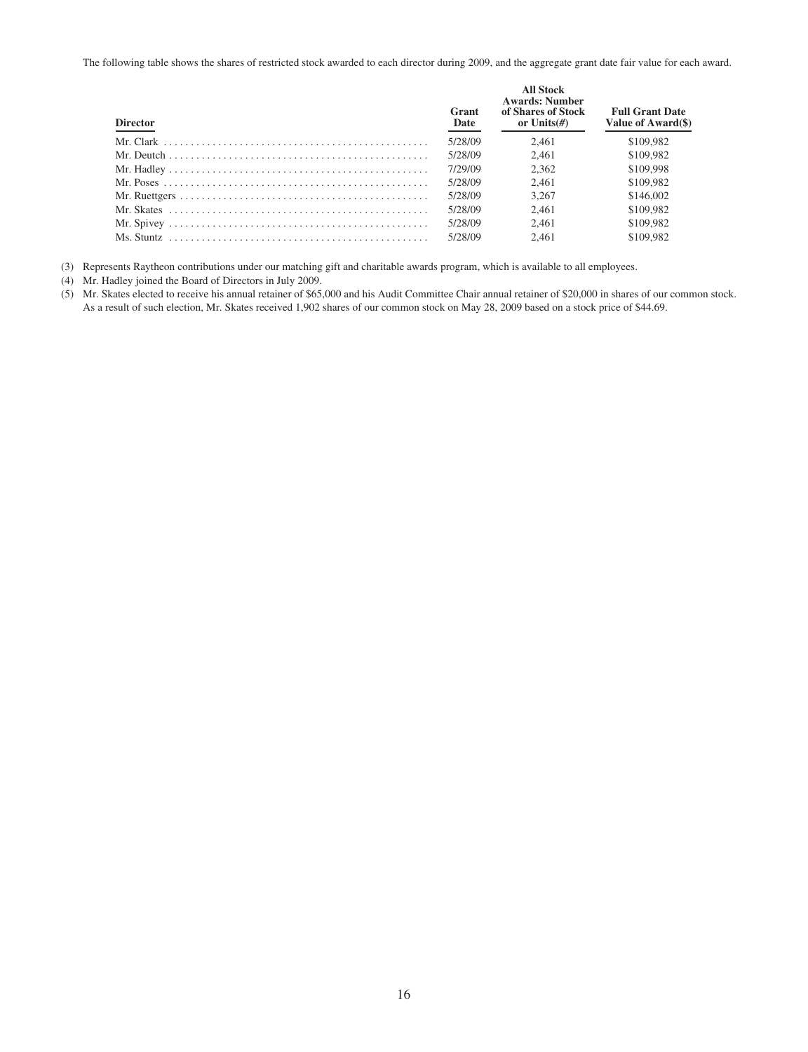The following table shows the shares of restricted stock awarded to each director during 2009, and the aggregate grant date fair value for each award.

| Director | Grant Date | All Stock Awards: Number of Shares of Stock or Units(#) | Full Grant Date Value of Award($) |
|---|---|---|---|
| Mr. Clark | 5/28/09 | 2,461 | $109,982 |
| Mr. Deutch | 5/28/09 | 2,461 | $109,982 |
| Mr. Hadley | 7/29/09 | 2,362 | $109,998 |
| Mr. Poses | 5/28/09 | 2,461 | $109,982 |
| Mr. Ruettgers | 5/28/09 | 3,267 | $146,002 |
| Mr. Skates | 5/28/09 | 2,461 | $109,982 |
| Mr. Spivey | 5/28/09 | 2,461 | $109,982 |
| Ms. Stuntz | 5/28/09 | 2,461 | $109,982 |

(3) Represents Raytheon contributions under our matching gift and charitable awards program, which is available to all employees.

(4) Mr. Hadley joined the Board of Directors in July 2009.

(5) Mr. Skates elected to receive his annual retainer of $65,000 and his Audit Committee Chair annual retainer of $20,000 in shares of our common stock. As a result of such election, Mr. Skates received 1,902 shares of our common stock on May 28, 2009 based on a stock price of $44.69.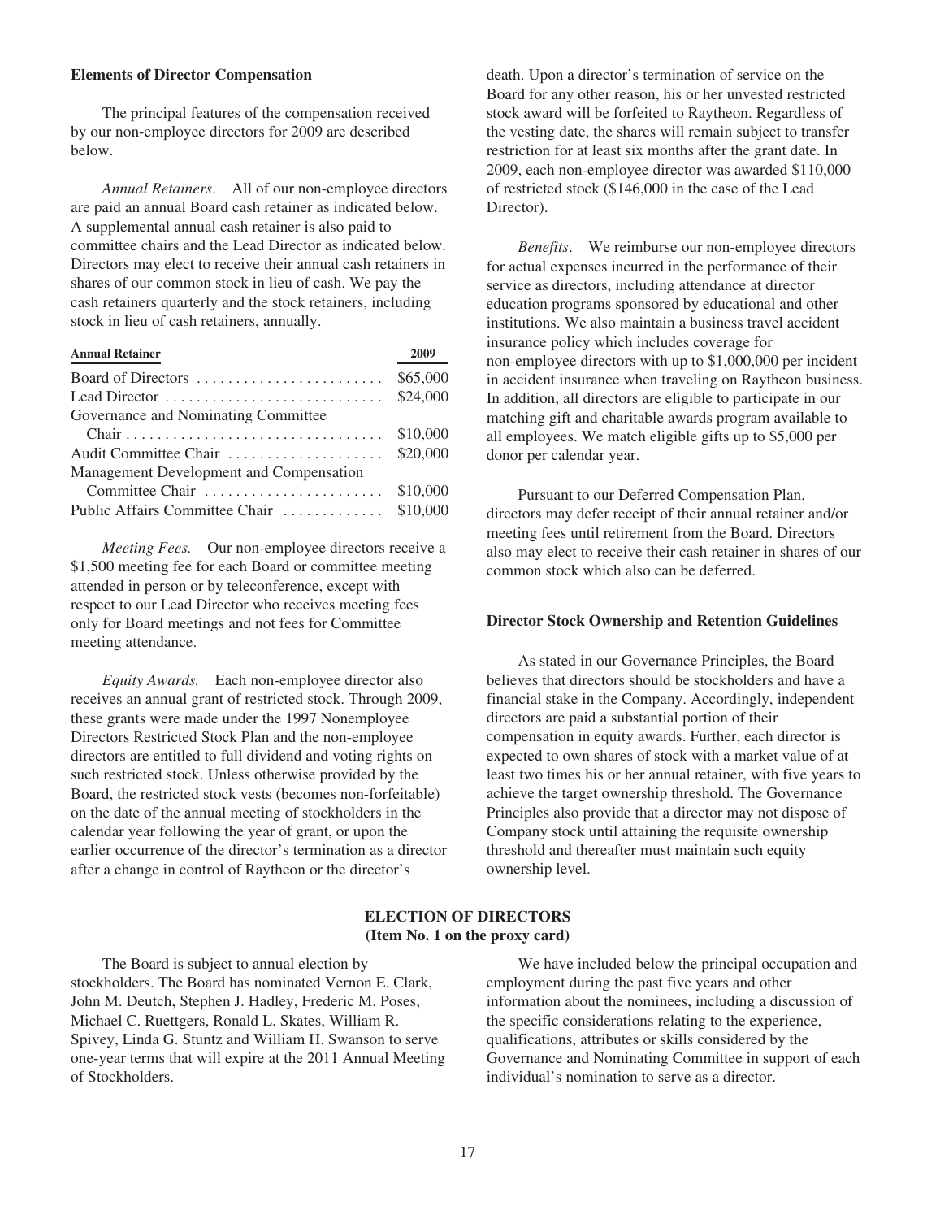### Elements of Director Compensation

The principal features of the compensation received by our non-employee directors for 2009 are described below.

*Annual Retainers*. All of our non-employee directors are paid an annual Board cash retainer as indicated below. A supplemental annual cash retainer is also paid to committee chairs and the Lead Director as indicated below. Directors may elect to receive their annual cash retainers in shares of our common stock in lieu of cash. We pay the cash retainers quarterly and the stock retainers, including stock in lieu of cash retainers, annually.

| Annual Retainer | 2009 |
| --- | --- |
| Board of Directors | $65,000 |
| Lead Director | $24,000 |
| Governance and Nominating Committee Chair | $10,000 |
| Audit Committee Chair | $20,000 |
| Management Development and Compensation Committee Chair | $10,000 |
| Public Affairs Committee Chair | $10,000 |

*Meeting Fees.* Our non-employee directors receive a $1,500 meeting fee for each Board or committee meeting attended in person or by teleconference, except with respect to our Lead Director who receives meeting fees only for Board meetings and not fees for Committee meeting attendance.

*Equity Awards.* Each non-employee director also receives an annual grant of restricted stock. Through 2009, these grants were made under the 1997 Nonemployee Directors Restricted Stock Plan and the non-employee directors are entitled to full dividend and voting rights on such restricted stock. Unless otherwise provided by the Board, the restricted stock vests (becomes non-forfeitable) on the date of the annual meeting of stockholders in the calendar year following the year of grant, or upon the earlier occurrence of the director's termination as a director after a change in control of Raytheon or the director's death. Upon a director's termination of service on the Board for any other reason, his or her unvested restricted stock award will be forfeited to Raytheon. Regardless of the vesting date, the shares will remain subject to transfer restriction for at least six months after the grant date. In 2009, each non-employee director was awarded $110,000 of restricted stock ($146,000 in the case of the Lead Director).

*Benefits*. We reimburse our non-employee directors for actual expenses incurred in the performance of their service as directors, including attendance at director education programs sponsored by educational and other institutions. We also maintain a business travel accident insurance policy which includes coverage for non-employee directors with up to $1,000,000 per incident in accident insurance when traveling on Raytheon business. In addition, all directors are eligible to participate in our matching gift and charitable awards program available to all employees. We match eligible gifts up to $5,000 per donor per calendar year.

Pursuant to our Deferred Compensation Plan, directors may defer receipt of their annual retainer and/or meeting fees until retirement from the Board. Directors also may elect to receive their cash retainer in shares of our common stock which also can be deferred.

### Director Stock Ownership and Retention Guidelines

As stated in our Governance Principles, the Board believes that directors should be stockholders and have a financial stake in the Company. Accordingly, independent directors are paid a substantial portion of their compensation in equity awards. Further, each director is expected to own shares of stock with a market value of at least two times his or her annual retainer, with five years to achieve the target ownership threshold. The Governance Principles also provide that a director may not dispose of Company stock until attaining the requisite ownership threshold and thereafter must maintain such equity ownership level.

## ELECTION OF DIRECTORS
**(Item No. 1 on the proxy card)**

The Board is subject to annual election by stockholders. The Board has nominated Vernon E. Clark, John M. Deutch, Stephen J. Hadley, Frederic M. Poses, Michael C. Ruettgers, Ronald L. Skates, William R. Spivey, Linda G. Stuntz and William H. Swanson to serve one-year terms that will expire at the 2011 Annual Meeting of Stockholders.

We have included below the principal occupation and employment during the past five years and other information about the nominees, including a discussion of the specific considerations relating to the experience, qualifications, attributes or skills considered by the Governance and Nominating Committee in support of each individual's nomination to serve as a director.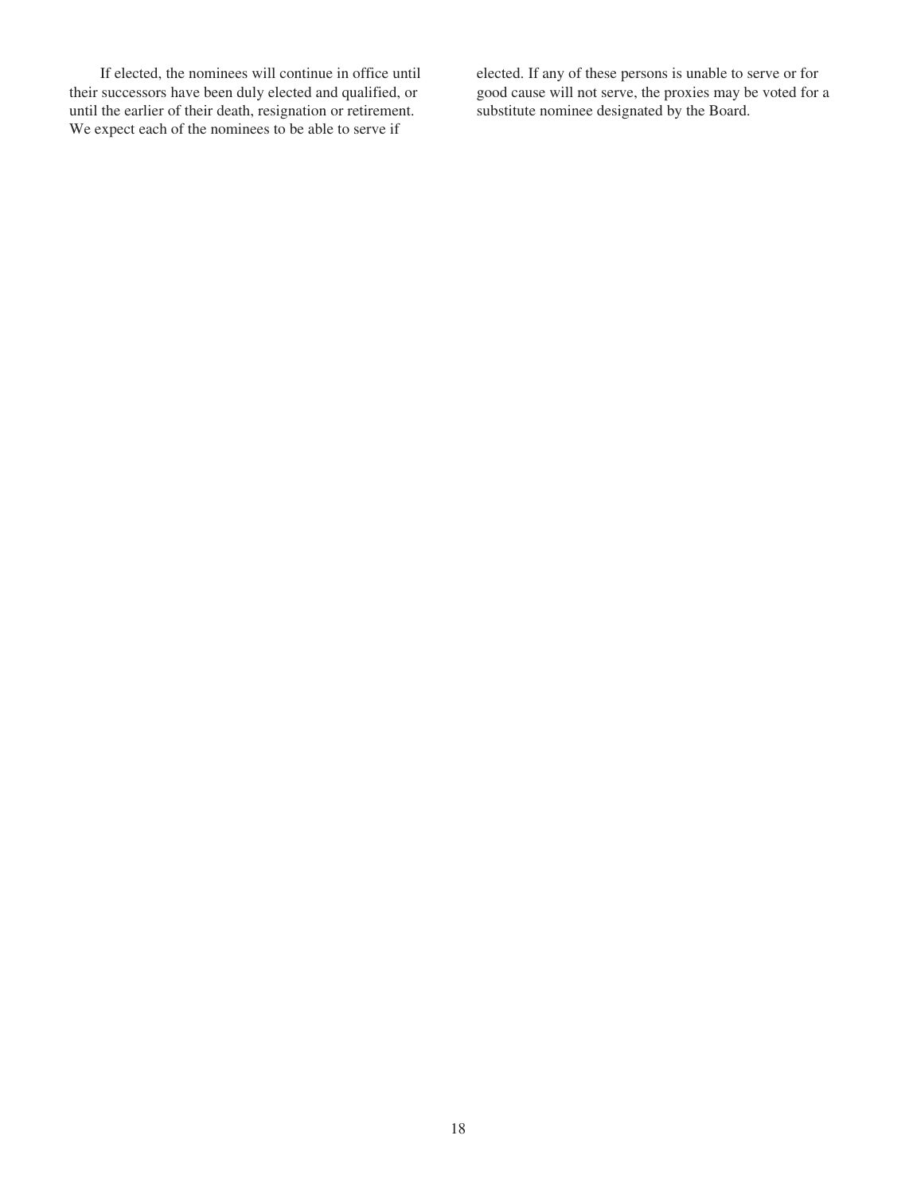If elected, the nominees will continue in office until their successors have been duly elected and qualified, or until the earlier of their death, resignation or retirement. We expect each of the nominees to be able to serve if elected. If any of these persons is unable to serve or for good cause will not serve, the proxies may be voted for a substitute nominee designated by the Board.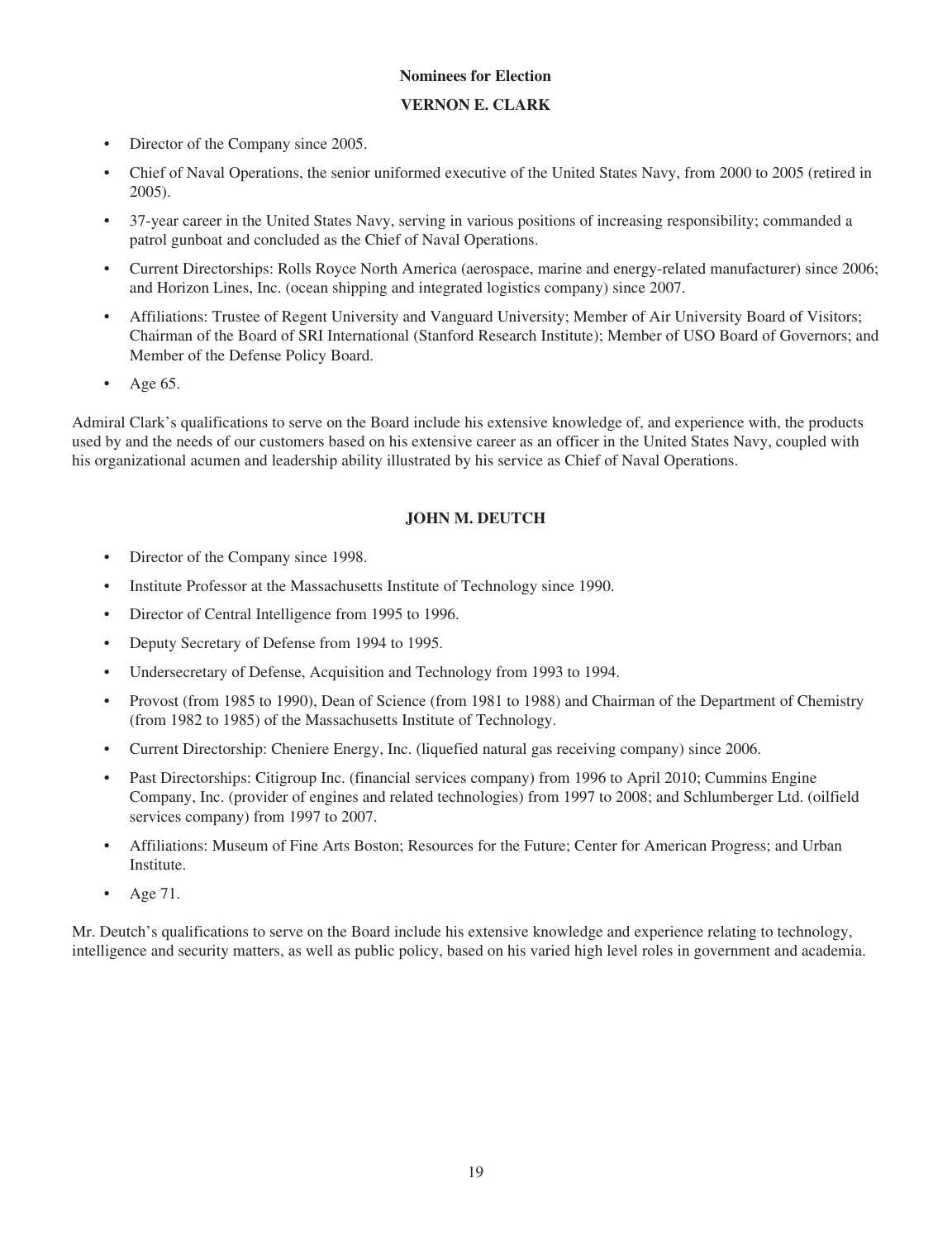## Nominees for Election

### VERNON E. CLARK

- Director of the Company since 2005.
- Chief of Naval Operations, the senior uniformed executive of the United States Navy, from 2000 to 2005 (retired in 2005).
- 37-year career in the United States Navy, serving in various positions of increasing responsibility; commanded a patrol gunboat and concluded as the Chief of Naval Operations.
- Current Directorships: Rolls Royce North America (aerospace, marine and energy-related manufacturer) since 2006; and Horizon Lines, Inc. (ocean shipping and integrated logistics company) since 2007.
- Affiliations: Trustee of Regent University and Vanguard University; Member of Air University Board of Visitors; Chairman of the Board of SRI International (Stanford Research Institute); Member of USO Board of Governors; and Member of the Defense Policy Board.
- Age 65.

Admiral Clark's qualifications to serve on the Board include his extensive knowledge of, and experience with, the products used by and the needs of our customers based on his extensive career as an officer in the United States Navy, coupled with his organizational acumen and leadership ability illustrated by his service as Chief of Naval Operations.

### JOHN M. DEUTCH

- Director of the Company since 1998.
- Institute Professor at the Massachusetts Institute of Technology since 1990.
- Director of Central Intelligence from 1995 to 1996.
- Deputy Secretary of Defense from 1994 to 1995.
- Undersecretary of Defense, Acquisition and Technology from 1993 to 1994.
- Provost (from 1985 to 1990), Dean of Science (from 1981 to 1988) and Chairman of the Department of Chemistry (from 1982 to 1985) of the Massachusetts Institute of Technology.
- Current Directorship: Cheniere Energy, Inc. (liquefied natural gas receiving company) since 2006.
- Past Directorships: Citigroup Inc. (financial services company) from 1996 to April 2010; Cummins Engine Company, Inc. (provider of engines and related technologies) from 1997 to 2008; and Schlumberger Ltd. (oilfield services company) from 1997 to 2007.
- Affiliations: Museum of Fine Arts Boston; Resources for the Future; Center for American Progress; and Urban Institute.
- Age 71.

Mr. Deutch's qualifications to serve on the Board include his extensive knowledge and experience relating to technology, intelligence and security matters, as well as public policy, based on his varied high level roles in government and academia.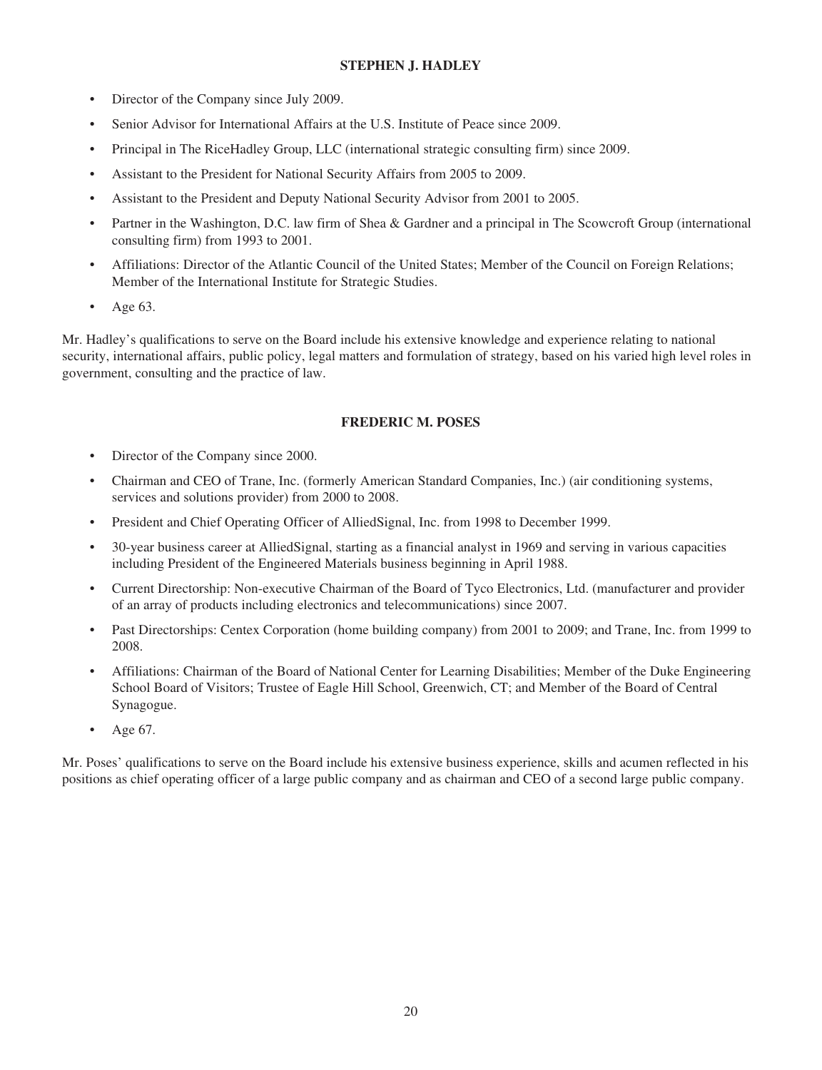### STEPHEN J. HADLEY

- Director of the Company since July 2009.
- Senior Advisor for International Affairs at the U.S. Institute of Peace since 2009.
- Principal in The RiceHadley Group, LLC (international strategic consulting firm) since 2009.
- Assistant to the President for National Security Affairs from 2005 to 2009.
- Assistant to the President and Deputy National Security Advisor from 2001 to 2005.
- Partner in the Washington, D.C. law firm of Shea & Gardner and a principal in The Scowcroft Group (international consulting firm) from 1993 to 2001.
- Affiliations: Director of the Atlantic Council of the United States; Member of the Council on Foreign Relations; Member of the International Institute for Strategic Studies.
- Age 63.

Mr. Hadley's qualifications to serve on the Board include his extensive knowledge and experience relating to national security, international affairs, public policy, legal matters and formulation of strategy, based on his varied high level roles in government, consulting and the practice of law.

### FREDERIC M. POSES

- Director of the Company since 2000.
- Chairman and CEO of Trane, Inc. (formerly American Standard Companies, Inc.) (air conditioning systems, services and solutions provider) from 2000 to 2008.
- President and Chief Operating Officer of AlliedSignal, Inc. from 1998 to December 1999.
- 30-year business career at AlliedSignal, starting as a financial analyst in 1969 and serving in various capacities including President of the Engineered Materials business beginning in April 1988.
- Current Directorship: Non-executive Chairman of the Board of Tyco Electronics, Ltd. (manufacturer and provider of an array of products including electronics and telecommunications) since 2007.
- Past Directorships: Centex Corporation (home building company) from 2001 to 2009; and Trane, Inc. from 1999 to 2008.
- Affiliations: Chairman of the Board of National Center for Learning Disabilities; Member of the Duke Engineering School Board of Visitors; Trustee of Eagle Hill School, Greenwich, CT; and Member of the Board of Central Synagogue.
- Age 67.

Mr. Poses' qualifications to serve on the Board include his extensive business experience, skills and acumen reflected in his positions as chief operating officer of a large public company and as chairman and CEO of a second large public company.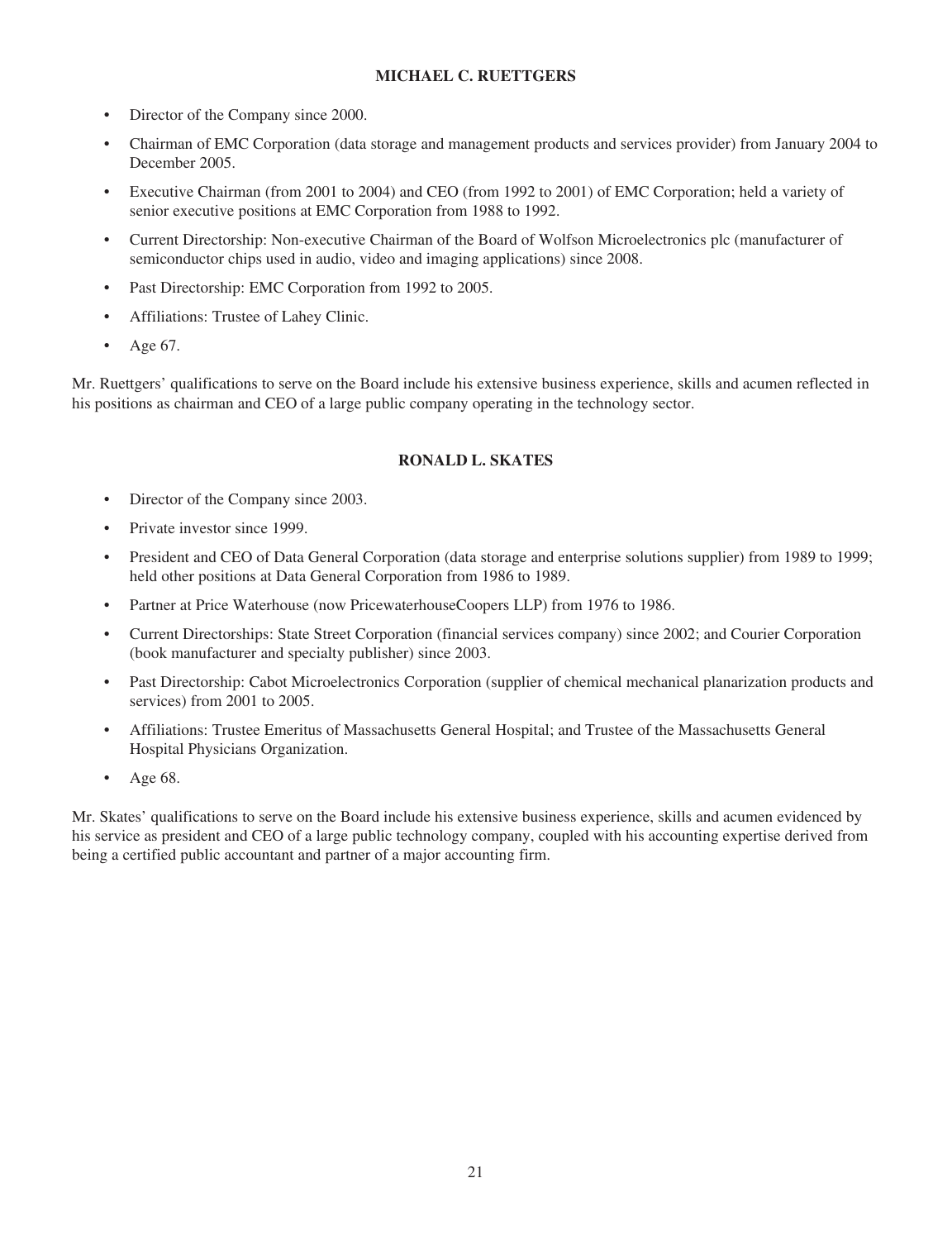### MICHAEL C. RUETTGERS

- Director of the Company since 2000.
- Chairman of EMC Corporation (data storage and management products and services provider) from January 2004 to December 2005.
- Executive Chairman (from 2001 to 2004) and CEO (from 1992 to 2001) of EMC Corporation; held a variety of senior executive positions at EMC Corporation from 1988 to 1992.
- Current Directorship: Non-executive Chairman of the Board of Wolfson Microelectronics plc (manufacturer of semiconductor chips used in audio, video and imaging applications) since 2008.
- Past Directorship: EMC Corporation from 1992 to 2005.
- Affiliations: Trustee of Lahey Clinic.
- Age 67.

Mr. Ruettgers' qualifications to serve on the Board include his extensive business experience, skills and acumen reflected in his positions as chairman and CEO of a large public company operating in the technology sector.

### RONALD L. SKATES

- Director of the Company since 2003.
- Private investor since 1999.
- President and CEO of Data General Corporation (data storage and enterprise solutions supplier) from 1989 to 1999; held other positions at Data General Corporation from 1986 to 1989.
- Partner at Price Waterhouse (now PricewaterhouseCoopers LLP) from 1976 to 1986.
- Current Directorships: State Street Corporation (financial services company) since 2002; and Courier Corporation (book manufacturer and specialty publisher) since 2003.
- Past Directorship: Cabot Microelectronics Corporation (supplier of chemical mechanical planarization products and services) from 2001 to 2005.
- Affiliations: Trustee Emeritus of Massachusetts General Hospital; and Trustee of the Massachusetts General Hospital Physicians Organization.
- Age 68.

Mr. Skates' qualifications to serve on the Board include his extensive business experience, skills and acumen evidenced by his service as president and CEO of a large public technology company, coupled with his accounting expertise derived from being a certified public accountant and partner of a major accounting firm.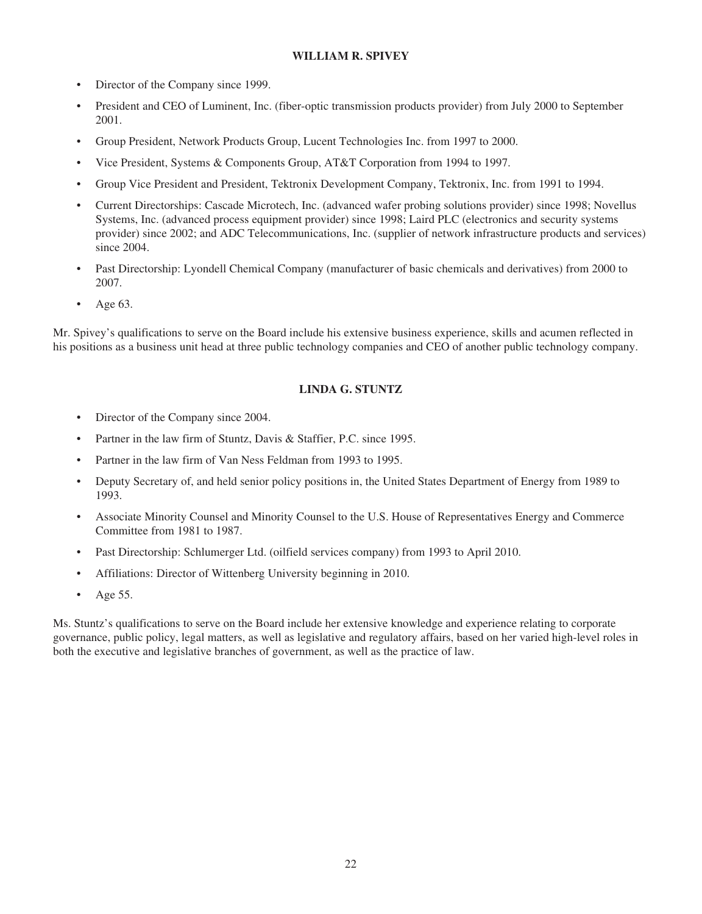**WILLIAM R. SPIVEY**

- Director of the Company since 1999.
- President and CEO of Luminent, Inc. (fiber-optic transmission products provider) from July 2000 to September 2001.
- Group President, Network Products Group, Lucent Technologies Inc. from 1997 to 2000.
- Vice President, Systems & Components Group, AT&T Corporation from 1994 to 1997.
- Group Vice President and President, Tektronix Development Company, Tektronix, Inc. from 1991 to 1994.
- Current Directorships: Cascade Microtech, Inc. (advanced wafer probing solutions provider) since 1998; Novellus Systems, Inc. (advanced process equipment provider) since 1998; Laird PLC (electronics and security systems provider) since 2002; and ADC Telecommunications, Inc. (supplier of network infrastructure products and services) since 2004.
- Past Directorship: Lyondell Chemical Company (manufacturer of basic chemicals and derivatives) from 2000 to 2007.
- Age 63.

Mr. Spivey's qualifications to serve on the Board include his extensive business experience, skills and acumen reflected in his positions as a business unit head at three public technology companies and CEO of another public technology company.

**LINDA G. STUNTZ**

- Director of the Company since 2004.
- Partner in the law firm of Stuntz, Davis & Staffier, P.C. since 1995.
- Partner in the law firm of Van Ness Feldman from 1993 to 1995.
- Deputy Secretary of, and held senior policy positions in, the United States Department of Energy from 1989 to 1993.
- Associate Minority Counsel and Minority Counsel to the U.S. House of Representatives Energy and Commerce Committee from 1981 to 1987.
- Past Directorship: Schlumerger Ltd. (oilfield services company) from 1993 to April 2010.
- Affiliations: Director of Wittenberg University beginning in 2010.
- Age 55.

Ms. Stuntz's qualifications to serve on the Board include her extensive knowledge and experience relating to corporate governance, public policy, legal matters, as well as legislative and regulatory affairs, based on her varied high-level roles in both the executive and legislative branches of government, as well as the practice of law.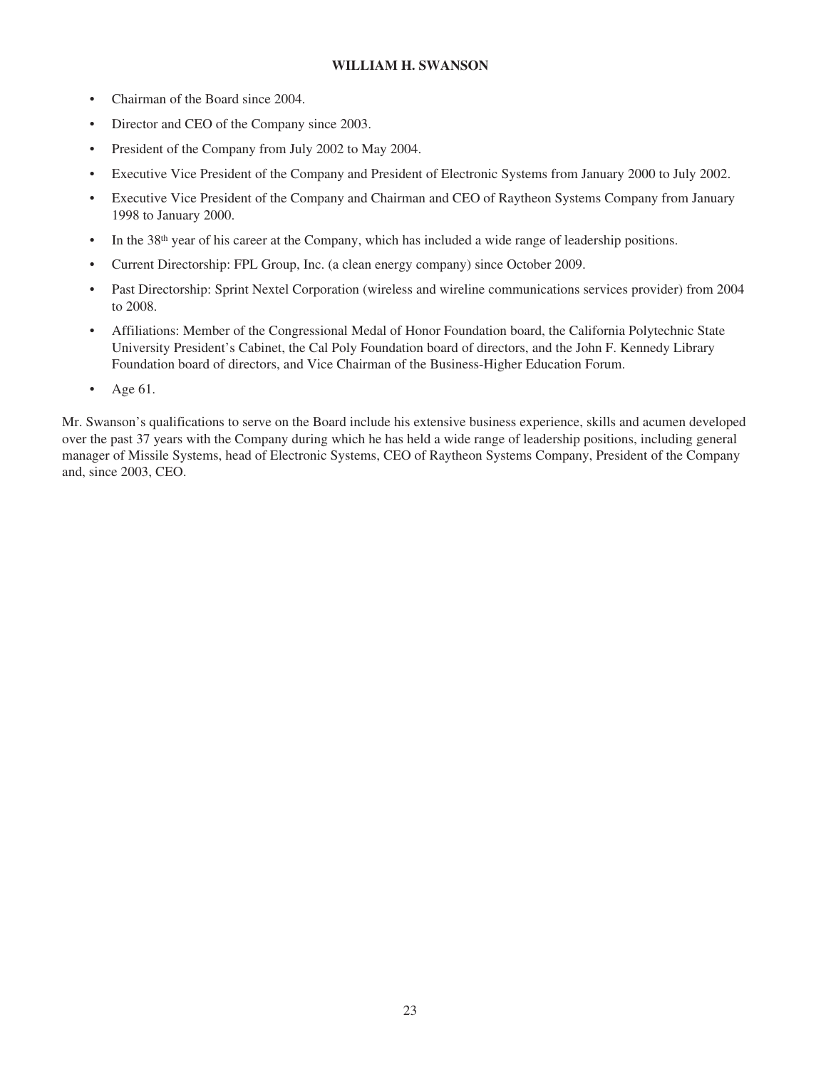**WILLIAM H. SWANSON**

- Chairman of the Board since 2004.
- Director and CEO of the Company since 2003.
- President of the Company from July 2002 to May 2004.
- Executive Vice President of the Company and President of Electronic Systems from January 2000 to July 2002.
- Executive Vice President of the Company and Chairman and CEO of Raytheon Systems Company from January 1998 to January 2000.
- In the 38th year of his career at the Company, which has included a wide range of leadership positions.
- Current Directorship: FPL Group, Inc. (a clean energy company) since October 2009.
- Past Directorship: Sprint Nextel Corporation (wireless and wireline communications services provider) from 2004 to 2008.
- Affiliations: Member of the Congressional Medal of Honor Foundation board, the California Polytechnic State University President's Cabinet, the Cal Poly Foundation board of directors, and the John F. Kennedy Library Foundation board of directors, and Vice Chairman of the Business-Higher Education Forum.
- Age 61.

Mr. Swanson's qualifications to serve on the Board include his extensive business experience, skills and acumen developed over the past 37 years with the Company during which he has held a wide range of leadership positions, including general manager of Missile Systems, head of Electronic Systems, CEO of Raytheon Systems Company, President of the Company and, since 2003, CEO.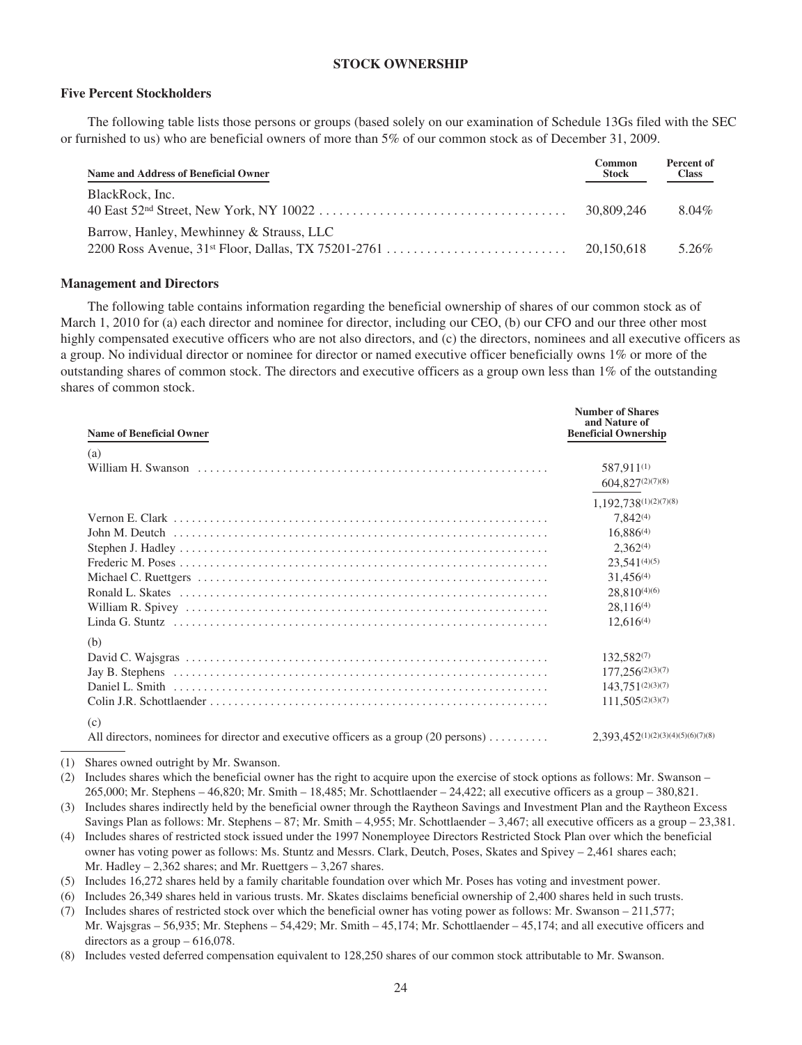## STOCK OWNERSHIP

### Five Percent Stockholders

The following table lists those persons or groups (based solely on our examination of Schedule 13Gs filed with the SEC or furnished to us) who are beneficial owners of more than 5% of our common stock as of December 31, 2009.

| Name and Address of Beneficial Owner | Common Stock | Percent of Class |
|---|---|---|
| BlackRock, Inc.<br>40 East 52nd Street, New York, NY 10022 | 30,809,246 | 8.04% |
| Barrow, Hanley, Mewhinney & Strauss, LLC<br>2200 Ross Avenue, 31st Floor, Dallas, TX 75201-2761 | 20,150,618 | 5.26% |

### Management and Directors

The following table contains information regarding the beneficial ownership of shares of our common stock as of March 1, 2010 for (a) each director and nominee for director, including our CEO, (b) our CFO and our three other most highly compensated executive officers who are not also directors, and (c) the directors, nominees and all executive officers as a group. No individual director or nominee for director or named executive officer beneficially owns 1% or more of the outstanding shares of common stock. The directors and executive officers as a group own less than 1% of the outstanding shares of common stock.

| Name of Beneficial Owner | Number of Shares and Nature of Beneficial Ownership |
|---|---|
| (a) | |
| William H. Swanson | 587,911(1) |
| | 604,827(2)(7)(8) |
| | 1,192,738(1)(2)(7)(8) |
| Vernon E. Clark | 7,842(4) |
| John M. Deutch | 16,886(4) |
| Stephen J. Hadley | 2,362(4) |
| Frederic M. Poses | 23,541(4)(5) |
| Michael C. Ruettgers | 31,456(4) |
| Ronald L. Skates | 28,810(4)(6) |
| William R. Spivey | 28,116(4) |
| Linda G. Stuntz | 12,616(4) |
| (b) | |
| David C. Wajsgras | 132,582(7) |
| Jay B. Stephens | 177,256(2)(3)(7) |
| Daniel L. Smith | 143,751(2)(3)(7) |
| Colin J.R. Schottlaender | 111,505(2)(3)(7) |
| (c) | |
| All directors, nominees for director and executive officers as a group (20 persons) | 2,393,452(1)(2)(3)(4)(5)(6)(7)(8) |

(1) Shares owned outright by Mr. Swanson.

(2) Includes shares which the beneficial owner has the right to acquire upon the exercise of stock options as follows: Mr. Swanson – 265,000; Mr. Stephens – 46,820; Mr. Smith – 18,485; Mr. Schottlaender – 24,422; all executive officers as a group – 380,821.

(3) Includes shares indirectly held by the beneficial owner through the Raytheon Savings and Investment Plan and the Raytheon Excess Savings Plan as follows: Mr. Stephens – 87; Mr. Smith – 4,955; Mr. Schottlaender – 3,467; all executive officers as a group – 23,381.

(4) Includes shares of restricted stock issued under the 1997 Nonemployee Directors Restricted Stock Plan over which the beneficial owner has voting power as follows: Ms. Stuntz and Messrs. Clark, Deutch, Poses, Skates and Spivey – 2,461 shares each; Mr. Hadley – 2,362 shares; and Mr. Ruettgers – 3,267 shares.

(5) Includes 16,272 shares held by a family charitable foundation over which Mr. Poses has voting and investment power.

(6) Includes 26,349 shares held in various trusts. Mr. Skates disclaims beneficial ownership of 2,400 shares held in such trusts.

(7) Includes shares of restricted stock over which the beneficial owner has voting power as follows: Mr. Swanson – 211,577; Mr. Wajsgras – 56,935; Mr. Stephens – 54,429; Mr. Smith – 45,174; Mr. Schottlaender – 45,174; and all executive officers and directors as a group – 616,078.

(8) Includes vested deferred compensation equivalent to 128,250 shares of our common stock attributable to Mr. Swanson.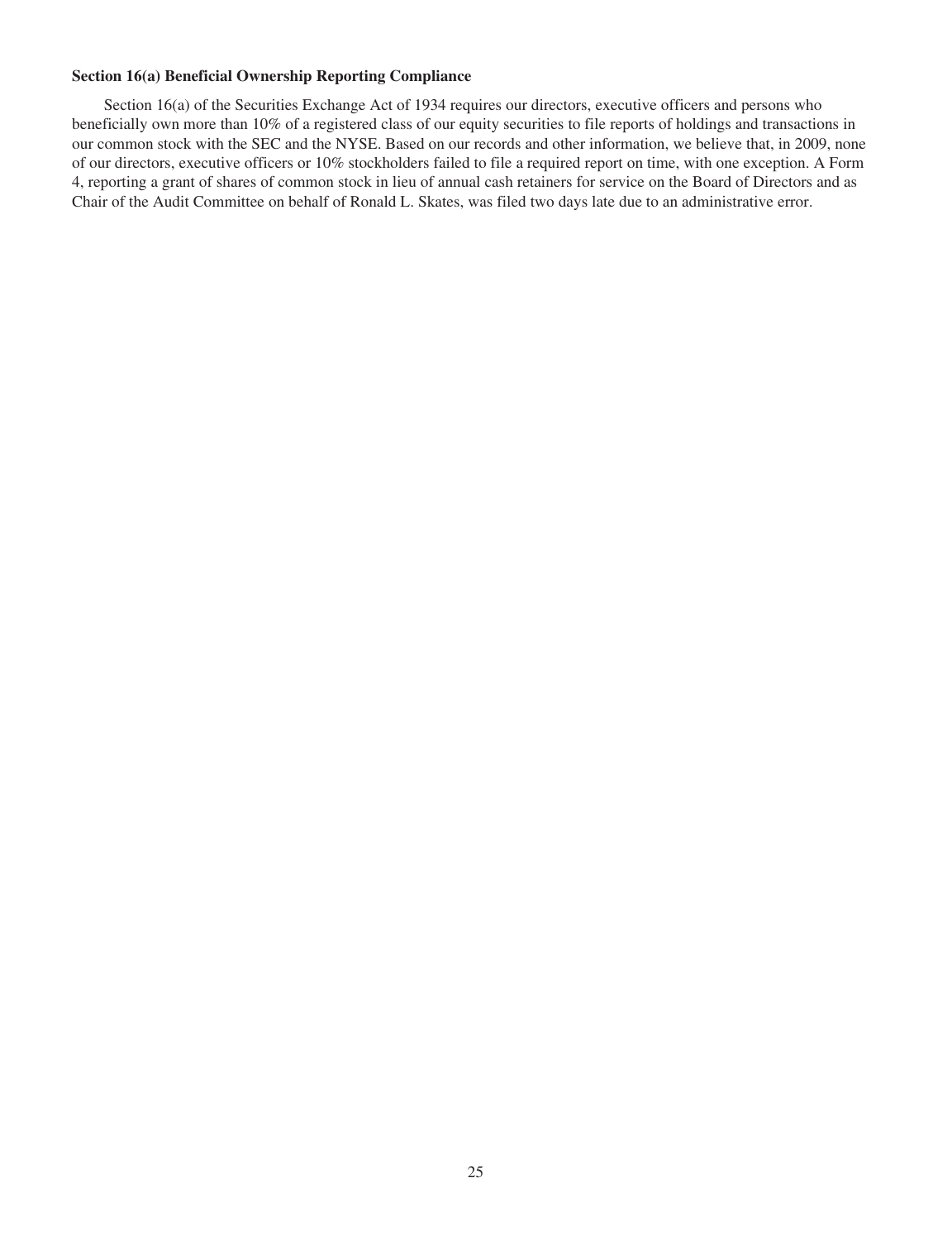**Section 16(a) Beneficial Ownership Reporting Compliance**

Section 16(a) of the Securities Exchange Act of 1934 requires our directors, executive officers and persons who beneficially own more than 10% of a registered class of our equity securities to file reports of holdings and transactions in our common stock with the SEC and the NYSE. Based on our records and other information, we believe that, in 2009, none of our directors, executive officers or 10% stockholders failed to file a required report on time, with one exception. A Form 4, reporting a grant of shares of common stock in lieu of annual cash retainers for service on the Board of Directors and as Chair of the Audit Committee on behalf of Ronald L. Skates, was filed two days late due to an administrative error.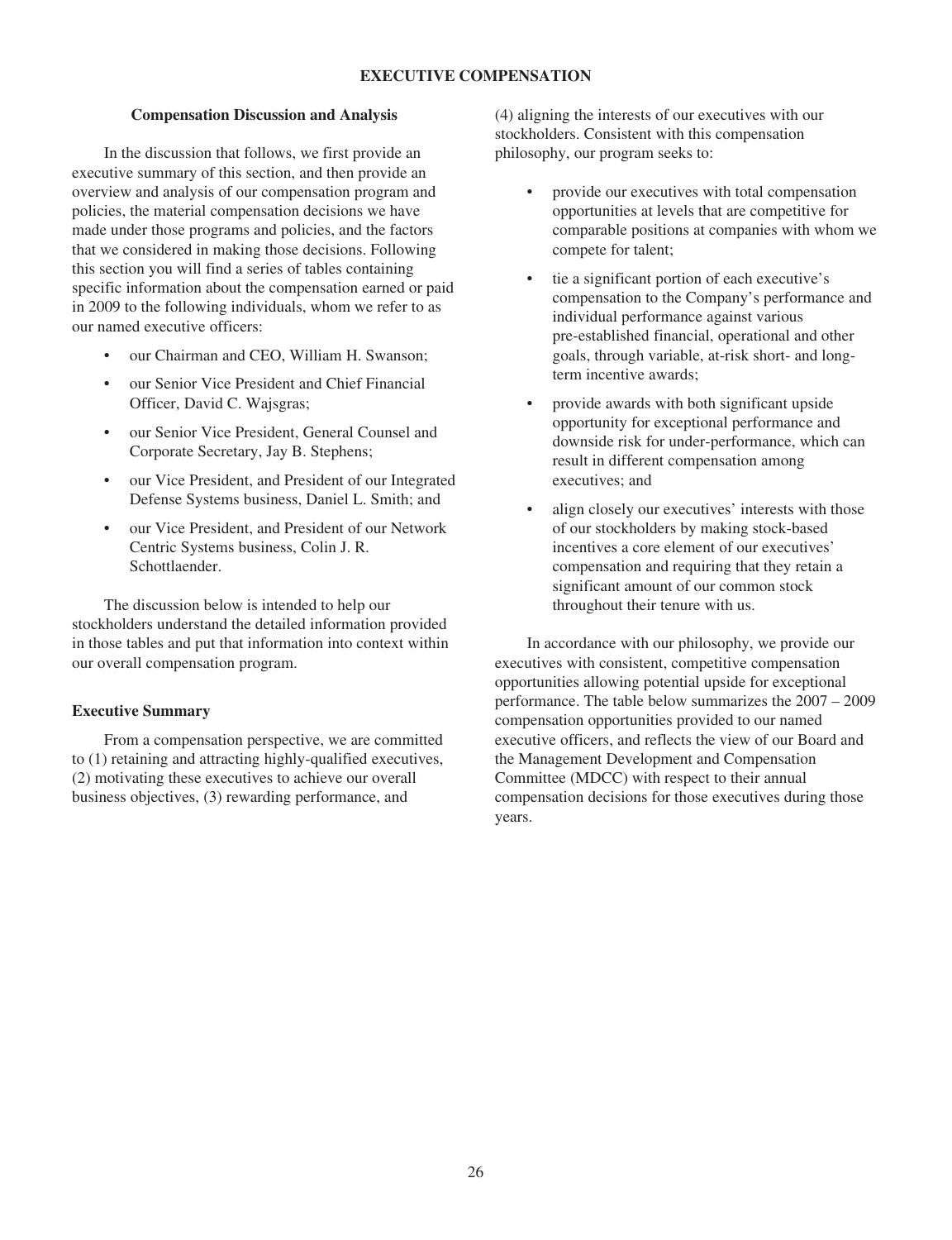## EXECUTIVE COMPENSATION

### Compensation Discussion and Analysis

In the discussion that follows, we first provide an executive summary of this section, and then provide an overview and analysis of our compensation program and policies, the material compensation decisions we have made under those programs and policies, and the factors that we considered in making those decisions. Following this section you will find a series of tables containing specific information about the compensation earned or paid in 2009 to the following individuals, whom we refer to as our named executive officers:

- our Chairman and CEO, William H. Swanson;
- our Senior Vice President and Chief Financial Officer, David C. Wajsgras;
- our Senior Vice President, General Counsel and Corporate Secretary, Jay B. Stephens;
- our Vice President, and President of our Integrated Defense Systems business, Daniel L. Smith; and
- our Vice President, and President of our Network Centric Systems business, Colin J. R. Schottlaender.

The discussion below is intended to help our stockholders understand the detailed information provided in those tables and put that information into context within our overall compensation program.

### Executive Summary

From a compensation perspective, we are committed to (1) retaining and attracting highly-qualified executives, (2) motivating these executives to achieve our overall business objectives, (3) rewarding performance, and (4) aligning the interests of our executives with our stockholders. Consistent with this compensation philosophy, our program seeks to:

- provide our executives with total compensation opportunities at levels that are competitive for comparable positions at companies with whom we compete for talent;
- tie a significant portion of each executive's compensation to the Company's performance and individual performance against various pre-established financial, operational and other goals, through variable, at-risk short- and long-term incentive awards;
- provide awards with both significant upside opportunity for exceptional performance and downside risk for under-performance, which can result in different compensation among executives; and
- align closely our executives' interests with those of our stockholders by making stock-based incentives a core element of our executives' compensation and requiring that they retain a significant amount of our common stock throughout their tenure with us.

In accordance with our philosophy, we provide our executives with consistent, competitive compensation opportunities allowing potential upside for exceptional performance. The table below summarizes the 2007 – 2009 compensation opportunities provided to our named executive officers, and reflects the view of our Board and the Management Development and Compensation Committee (MDCC) with respect to their annual compensation decisions for those executives during those years.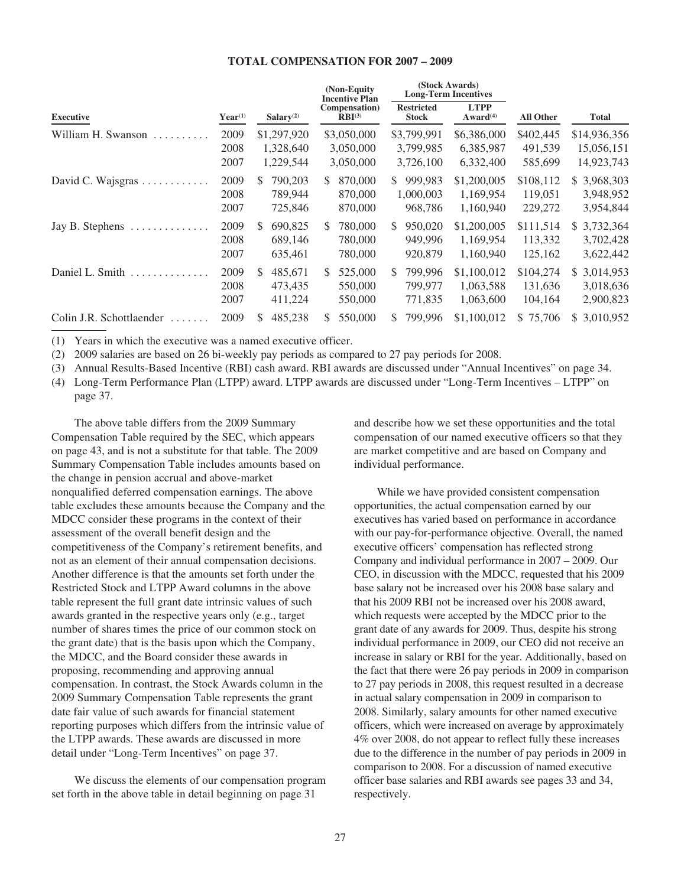## TOTAL COMPENSATION FOR 2007 – 2009

| Executive | Year[(1)] | Salary[(2)] | (Non-Equity Incentive Plan Compensation) RBI[(3)] | (Stock Awards) Long-Term Incentives | | All Other | Total |
|---|---|---|---|---|---|---|---|
| | | | | Restricted Stock | LTPP Award[(4)] | | |
| William H. Swanson | 2009 | $1,297,920 | $3,050,000 | $3,799,991 | $6,386,000 | $402,445 | $14,936,356 |
| | 2008 | 1,328,640 | 3,050,000 | 3,799,985 | 6,385,987 | 491,539 | 15,056,151 |
| | 2007 | 1,229,544 | 3,050,000 | 3,726,100 | 6,332,400 | 585,699 | 14,923,743 |
| David C. Wajsgras | 2009 | $ 790,203 | $ 870,000 | $ 999,983 | $1,200,005 | $108,112 | $ 3,968,303 |
| | 2008 | 789,944 | 870,000 | 1,000,003 | 1,169,954 | 119,051 | 3,948,952 |
| | 2007 | 725,846 | 870,000 | 968,786 | 1,160,940 | 229,272 | 3,954,844 |
| Jay B. Stephens | 2009 | $ 690,825 | $ 780,000 | $ 950,020 | $1,200,005 | $111,514 | $ 3,732,364 |
| | 2008 | 689,146 | 780,000 | 949,996 | 1,169,954 | 113,332 | 3,702,428 |
| | 2007 | 635,461 | 780,000 | 920,879 | 1,160,940 | 125,162 | 3,622,442 |
| Daniel L. Smith | 2009 | $ 485,671 | $ 525,000 | $ 799,996 | $1,100,012 | $104,274 | $ 3,014,953 |
| | 2008 | 473,435 | 550,000 | 799,977 | 1,063,588 | 131,636 | 3,018,636 |
| | 2007 | 411,224 | 550,000 | 771,835 | 1,063,600 | 104,164 | 2,900,823 |
| Colin J.R. Schottlaender | 2009 | $ 485,238 | $ 550,000 | $ 799,996 | $1,100,012 | $ 75,706 | $ 3,010,952 |

(1) Years in which the executive was a named executive officer.

(2) 2009 salaries are based on 26 bi-weekly pay periods as compared to 27 pay periods for 2008.

(3) Annual Results-Based Incentive (RBI) cash award. RBI awards are discussed under "Annual Incentives" on page 34.

(4) Long-Term Performance Plan (LTPP) award. LTPP awards are discussed under "Long-Term Incentives – LTPP" on page 37.

The above table differs from the 2009 Summary Compensation Table required by the SEC, which appears on page 43, and is not a substitute for that table. The 2009 Summary Compensation Table includes amounts based on the change in pension accrual and above-market nonqualified deferred compensation earnings. The above table excludes these amounts because the Company and the MDCC consider these programs in the context of their assessment of the overall benefit design and the competitiveness of the Company's retirement benefits, and not as an element of their annual compensation decisions. Another difference is that the amounts set forth under the Restricted Stock and LTPP Award columns in the above table represent the full grant date intrinsic values of such awards granted in the respective years only (e.g., target number of shares times the price of our common stock on the grant date) that is the basis upon which the Company, the MDCC, and the Board consider these awards in proposing, recommending and approving annual compensation. In contrast, the Stock Awards column in the 2009 Summary Compensation Table represents the grant date fair value of such awards for financial statement reporting purposes which differs from the intrinsic value of the LTPP awards. These awards are discussed in more detail under "Long-Term Incentives" on page 37.

We discuss the elements of our compensation program set forth in the above table in detail beginning on page 31 and describe how we set these opportunities and the total compensation of our named executive officers so that they are market competitive and are based on Company and individual performance.

While we have provided consistent compensation opportunities, the actual compensation earned by our executives has varied based on performance in accordance with our pay-for-performance objective. Overall, the named executive officers' compensation has reflected strong Company and individual performance in 2007 – 2009. Our CEO, in discussion with the MDCC, requested that his 2009 base salary not be increased over his 2008 base salary and that his 2009 RBI not be increased over his 2008 award, which requests were accepted by the MDCC prior to the grant date of any awards for 2009. Thus, despite his strong individual performance in 2009, our CEO did not receive an increase in salary or RBI for the year. Additionally, based on the fact that there were 26 pay periods in 2009 in comparison to 27 pay periods in 2008, this request resulted in a decrease in actual salary compensation in 2009 in comparison to 2008. Similarly, salary amounts for other named executive officers, which were increased on average by approximately 4% over 2008, do not appear to reflect fully these increases due to the difference in the number of pay periods in 2009 in comparison to 2008. For a discussion of named executive officer base salaries and RBI awards see pages 33 and 34, respectively.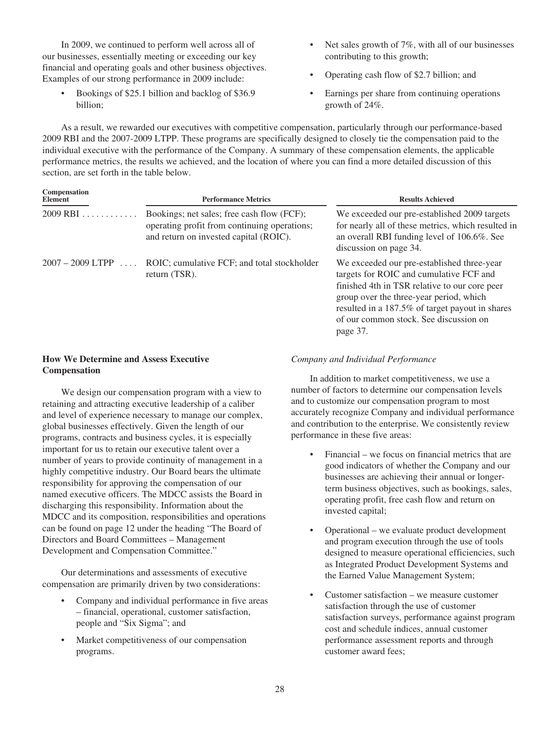In 2009, we continued to perform well across all of our businesses, essentially meeting or exceeding our key financial and operating goals and other business objectives. Examples of our strong performance in 2009 include:

- Bookings of $25.1 billion and backlog of $36.9 billion;
- Net sales growth of 7%, with all of our businesses contributing to this growth;
- Operating cash flow of $2.7 billion; and
- Earnings per share from continuing operations growth of 24%.

As a result, we rewarded our executives with competitive compensation, particularly through our performance-based 2009 RBI and the 2007-2009 LTPP. These programs are specifically designed to closely tie the compensation paid to the individual executive with the performance of the Company. A summary of these compensation elements, the applicable performance metrics, the results we achieved, and the location of where you can find a more detailed discussion of this section, are set forth in the table below.

| Compensation Element | Performance Metrics | Results Achieved |
|---|---|---|
| 2009 RBI | Bookings; net sales; free cash flow (FCF); operating profit from continuing operations; and return on invested capital (ROIC). | We exceeded our pre-established 2009 targets for nearly all of these metrics, which resulted in an overall RBI funding level of 106.6%. See discussion on page 34. |
| 2007 – 2009 LTPP | ROIC; cumulative FCF; and total stockholder return (TSR). | We exceeded our pre-established three-year targets for ROIC and cumulative FCF and finished 4th in TSR relative to our core peer group over the three-year period, which resulted in a 187.5% of target payout in shares of our common stock. See discussion on page 37. |

### How We Determine and Assess Executive Compensation

We design our compensation program with a view to retaining and attracting executive leadership of a caliber and level of experience necessary to manage our complex, global businesses effectively. Given the length of our programs, contracts and business cycles, it is especially important for us to retain our executive talent over a number of years to provide continuity of management in a highly competitive industry. Our Board bears the ultimate responsibility for approving the compensation of our named executive officers. The MDCC assists the Board in discharging this responsibility. Information about the MDCC and its composition, responsibilities and operations can be found on page 12 under the heading "The Board of Directors and Board Committees – Management Development and Compensation Committee."

Our determinations and assessments of executive compensation are primarily driven by two considerations:

- Company and individual performance in five areas – financial, operational, customer satisfaction, people and "Six Sigma"; and
- Market competitiveness of our compensation programs.

*Company and Individual Performance*

In addition to market competitiveness, we use a number of factors to determine our compensation levels and to customize our compensation program to most accurately recognize Company and individual performance and contribution to the enterprise. We consistently review performance in these five areas:

- Financial – we focus on financial metrics that are good indicators of whether the Company and our businesses are achieving their annual or longer-term business objectives, such as bookings, sales, operating profit, free cash flow and return on invested capital;
- Operational – we evaluate product development and program execution through the use of tools designed to measure operational efficiencies, such as Integrated Product Development Systems and the Earned Value Management System;
- Customer satisfaction – we measure customer satisfaction through the use of customer satisfaction surveys, performance against program cost and schedule indices, annual customer performance assessment reports and through customer award fees;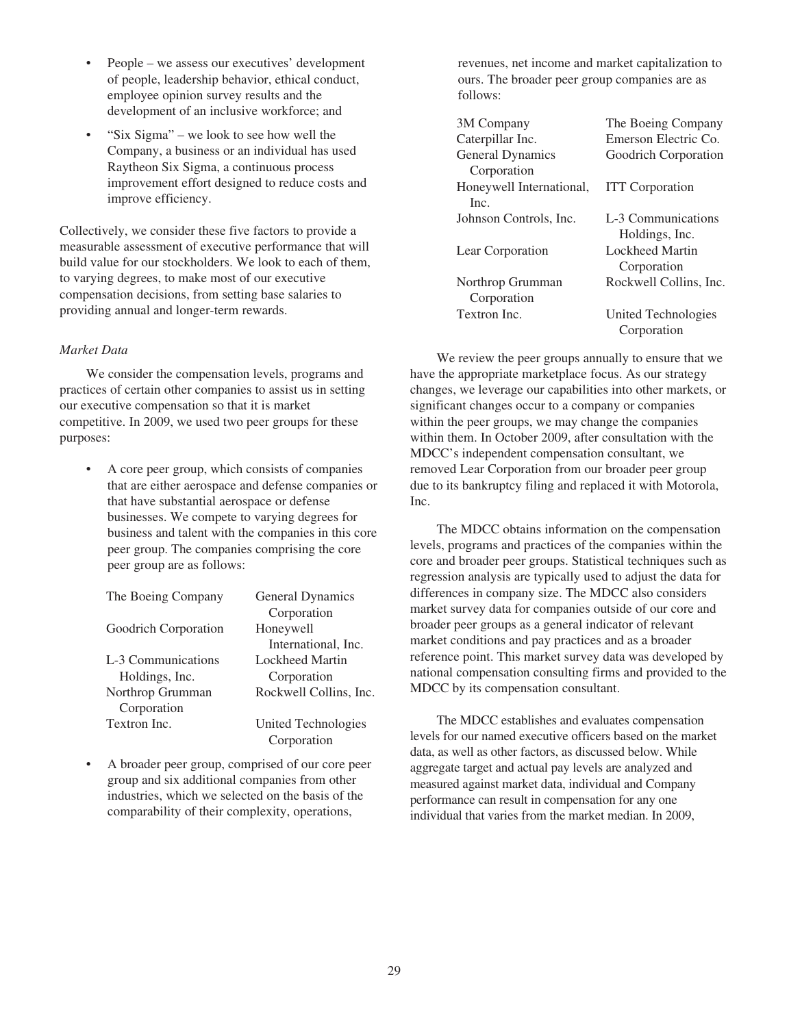- People – we assess our executives' development of people, leadership behavior, ethical conduct, employee opinion survey results and the development of an inclusive workforce; and
- "Six Sigma" – we look to see how well the Company, a business or an individual has used Raytheon Six Sigma, a continuous process improvement effort designed to reduce costs and improve efficiency.

Collectively, we consider these five factors to provide a measurable assessment of executive performance that will build value for our stockholders. We look to each of them, to varying degrees, to make most of our executive compensation decisions, from setting base salaries to providing annual and longer-term rewards.

*Market Data*

We consider the compensation levels, programs and practices of certain other companies to assist us in setting our executive compensation so that it is market competitive. In 2009, we used two peer groups for these purposes:

- A core peer group, which consists of companies that are either aerospace and defense companies or that have substantial aerospace or defense businesses. We compete to varying degrees for business and talent with the companies in this core peer group. The companies comprising the core peer group are as follows:

| | |
|---|---|
| The Boeing Company | General Dynamics Corporation |
| Goodrich Corporation | Honeywell International, Inc. |
| L-3 Communications Holdings, Inc. | Lockheed Martin Corporation |
| Northrop Grumman Corporation | Rockwell Collins, Inc. |
| Textron Inc. | United Technologies Corporation |

- A broader peer group, comprised of our core peer group and six additional companies from other industries, which we selected on the basis of the comparability of their complexity, operations, revenues, net income and market capitalization to ours. The broader peer group companies are as follows:

| | |
|---|---|
| 3M Company | The Boeing Company |
| Caterpillar Inc. | Emerson Electric Co. |
| General Dynamics Corporation | Goodrich Corporation |
| Honeywell International, Inc. | ITT Corporation |
| Johnson Controls, Inc. | L-3 Communications Holdings, Inc. |
| Lear Corporation | Lockheed Martin Corporation |
| Northrop Grumman Corporation | Rockwell Collins, Inc. |
| Textron Inc. | United Technologies Corporation |

We review the peer groups annually to ensure that we have the appropriate marketplace focus. As our strategy changes, we leverage our capabilities into other markets, or significant changes occur to a company or companies within the peer groups, we may change the companies within them. In October 2009, after consultation with the MDCC's independent compensation consultant, we removed Lear Corporation from our broader peer group due to its bankruptcy filing and replaced it with Motorola, Inc.

The MDCC obtains information on the compensation levels, programs and practices of the companies within the core and broader peer groups. Statistical techniques such as regression analysis are typically used to adjust the data for differences in company size. The MDCC also considers market survey data for companies outside of our core and broader peer groups as a general indicator of relevant market conditions and pay practices and as a broader reference point. This market survey data was developed by national compensation consulting firms and provided to the MDCC by its compensation consultant.

The MDCC establishes and evaluates compensation levels for our named executive officers based on the market data, as well as other factors, as discussed below. While aggregate target and actual pay levels are analyzed and measured against market data, individual and Company performance can result in compensation for any one individual that varies from the market median. In 2009,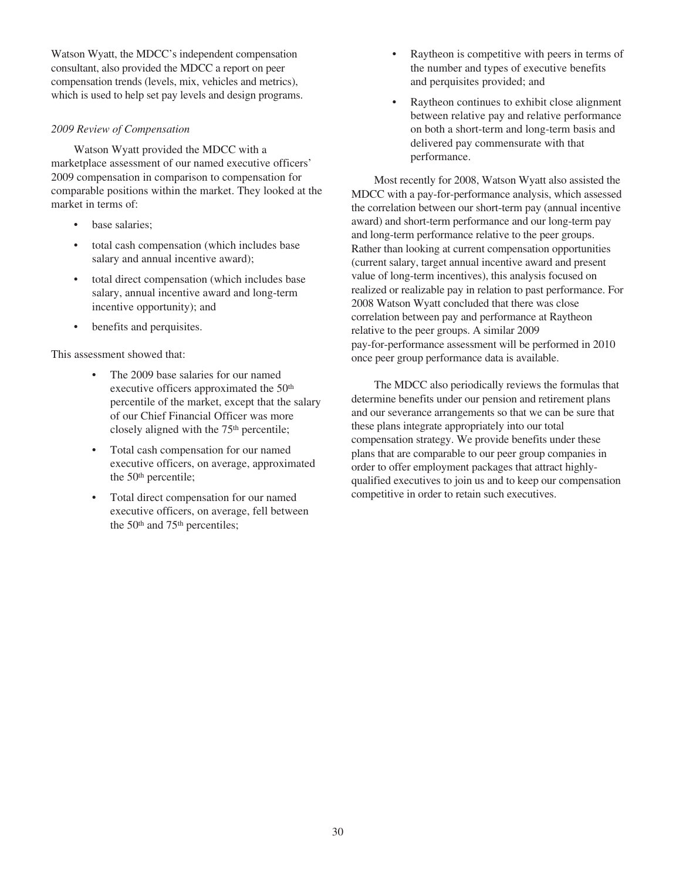Watson Wyatt, the MDCC's independent compensation consultant, also provided the MDCC a report on peer compensation trends (levels, mix, vehicles and metrics), which is used to help set pay levels and design programs.

*2009 Review of Compensation*

Watson Wyatt provided the MDCC with a marketplace assessment of our named executive officers' 2009 compensation in comparison to compensation for comparable positions within the market. They looked at the market in terms of:

- base salaries;
- total cash compensation (which includes base salary and annual incentive award);
- total direct compensation (which includes base salary, annual incentive award and long-term incentive opportunity); and
- benefits and perquisites.

This assessment showed that:

- The 2009 base salaries for our named executive officers approximated the 50th percentile of the market, except that the salary of our Chief Financial Officer was more closely aligned with the 75th percentile;
- Total cash compensation for our named executive officers, on average, approximated the 50th percentile;
- Total direct compensation for our named executive officers, on average, fell between the 50th and 75th percentiles;
- Raytheon is competitive with peers in terms of the number and types of executive benefits and perquisites provided; and
- Raytheon continues to exhibit close alignment between relative pay and relative performance on both a short-term and long-term basis and delivered pay commensurate with that performance.

Most recently for 2008, Watson Wyatt also assisted the MDCC with a pay-for-performance analysis, which assessed the correlation between our short-term pay (annual incentive award) and short-term performance and our long-term pay and long-term performance relative to the peer groups. Rather than looking at current compensation opportunities (current salary, target annual incentive award and present value of long-term incentives), this analysis focused on realized or realizable pay in relation to past performance. For 2008 Watson Wyatt concluded that there was close correlation between pay and performance at Raytheon relative to the peer groups. A similar 2009 pay-for-performance assessment will be performed in 2010 once peer group performance data is available.

The MDCC also periodically reviews the formulas that determine benefits under our pension and retirement plans and our severance arrangements so that we can be sure that these plans integrate appropriately into our total compensation strategy. We provide benefits under these plans that are comparable to our peer group companies in order to offer employment packages that attract highly-qualified executives to join us and to keep our compensation competitive in order to retain such executives.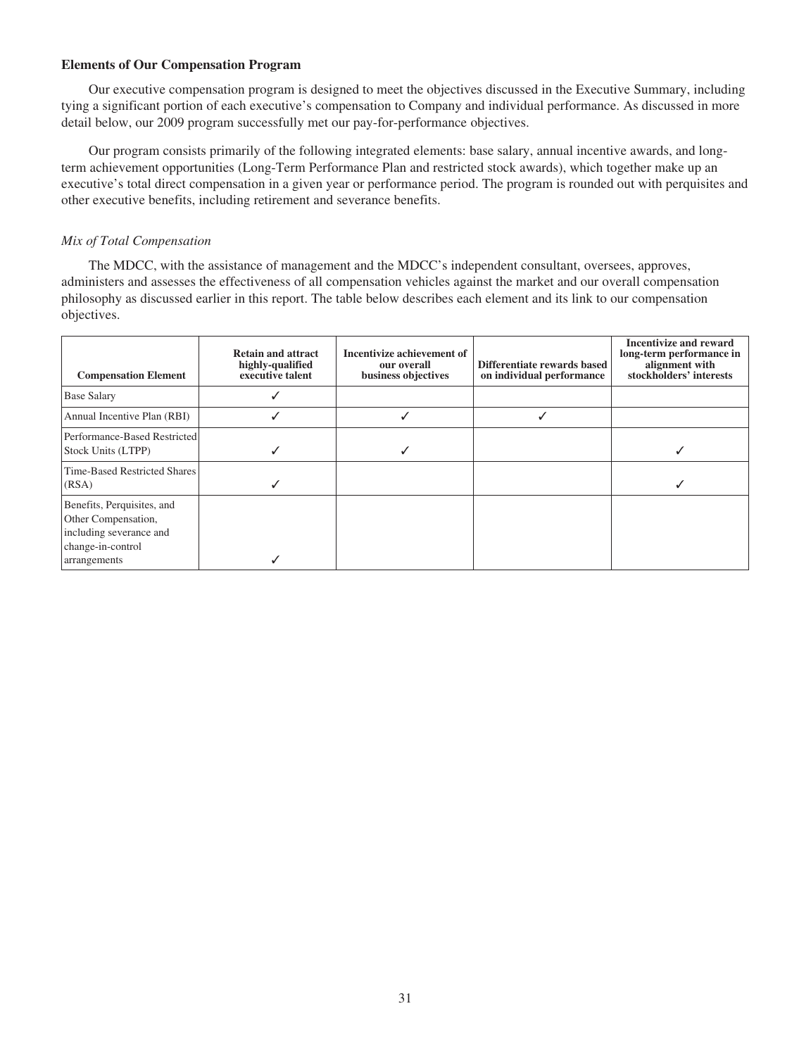**Elements of Our Compensation Program**

Our executive compensation program is designed to meet the objectives discussed in the Executive Summary, including tying a significant portion of each executive's compensation to Company and individual performance. As discussed in more detail below, our 2009 program successfully met our pay-for-performance objectives.

Our program consists primarily of the following integrated elements: base salary, annual incentive awards, and long-term achievement opportunities (Long-Term Performance Plan and restricted stock awards), which together make up an executive's total direct compensation in a given year or performance period. The program is rounded out with perquisites and other executive benefits, including retirement and severance benefits.

*Mix of Total Compensation*

The MDCC, with the assistance of management and the MDCC's independent consultant, oversees, approves, administers and assesses the effectiveness of all compensation vehicles against the market and our overall compensation philosophy as discussed earlier in this report. The table below describes each element and its link to our compensation objectives.

| Compensation Element | Retain and attract highly-qualified executive talent | Incentivize achievement of our overall business objectives | Differentiate rewards based on individual performance | Incentivize and reward long-term performance in alignment with stockholders' interests |
|---|---|---|---|---|
| Base Salary | ✓ | | | |
| Annual Incentive Plan (RBI) | ✓ | ✓ | ✓ | |
| Performance-Based Restricted Stock Units (LTPP) | ✓ | ✓ | | ✓ |
| Time-Based Restricted Shares (RSA) | ✓ | | | ✓ |
| Benefits, Perquisites, and Other Compensation, including severance and change-in-control arrangements | ✓ | | | |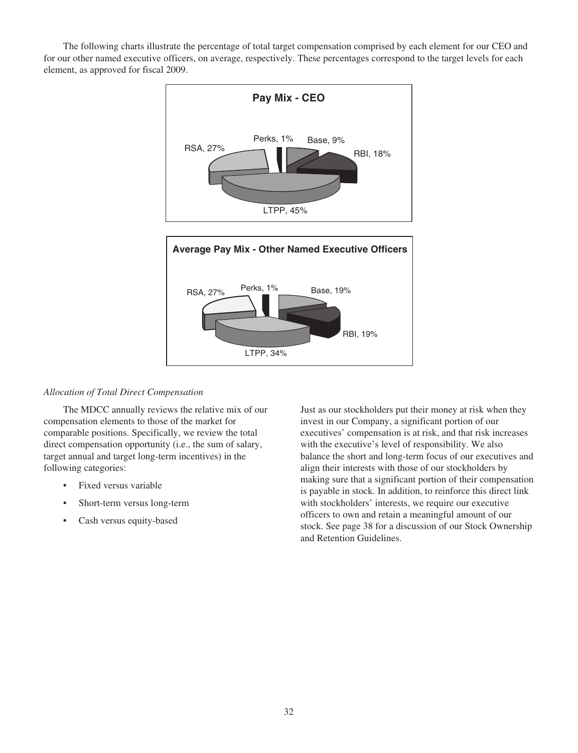The following charts illustrate the percentage of total target compensation comprised by each element for our CEO and for our other named executive officers, on average, respectively. These percentages correspond to the target levels for each element, as approved for fiscal 2009.

**Pay Mix - CEO**

Perks, 1% | Base, 9% | RBI, 18% | LTPP, 45% | RSA, 27%

**Average Pay Mix - Other Named Executive Officers**

Perks, 1% | Base, 19% | RBI, 19% | LTPP, 34% | RSA, 27%

*Allocation of Total Direct Compensation*

The MDCC annually reviews the relative mix of our compensation elements to those of the market for comparable positions. Specifically, we review the total direct compensation opportunity (i.e., the sum of salary, target annual and target long-term incentives) in the following categories:

- Fixed versus variable
- Short-term versus long-term
- Cash versus equity-based

Just as our stockholders put their money at risk when they invest in our Company, a significant portion of our executives' compensation is at risk, and that risk increases with the executive's level of responsibility. We also balance the short and long-term focus of our executives and align their interests with those of our stockholders by making sure that a significant portion of their compensation is payable in stock. In addition, to reinforce this direct link with stockholders' interests, we require our executive officers to own and retain a meaningful amount of our stock. See page 38 for a discussion of our Stock Ownership and Retention Guidelines.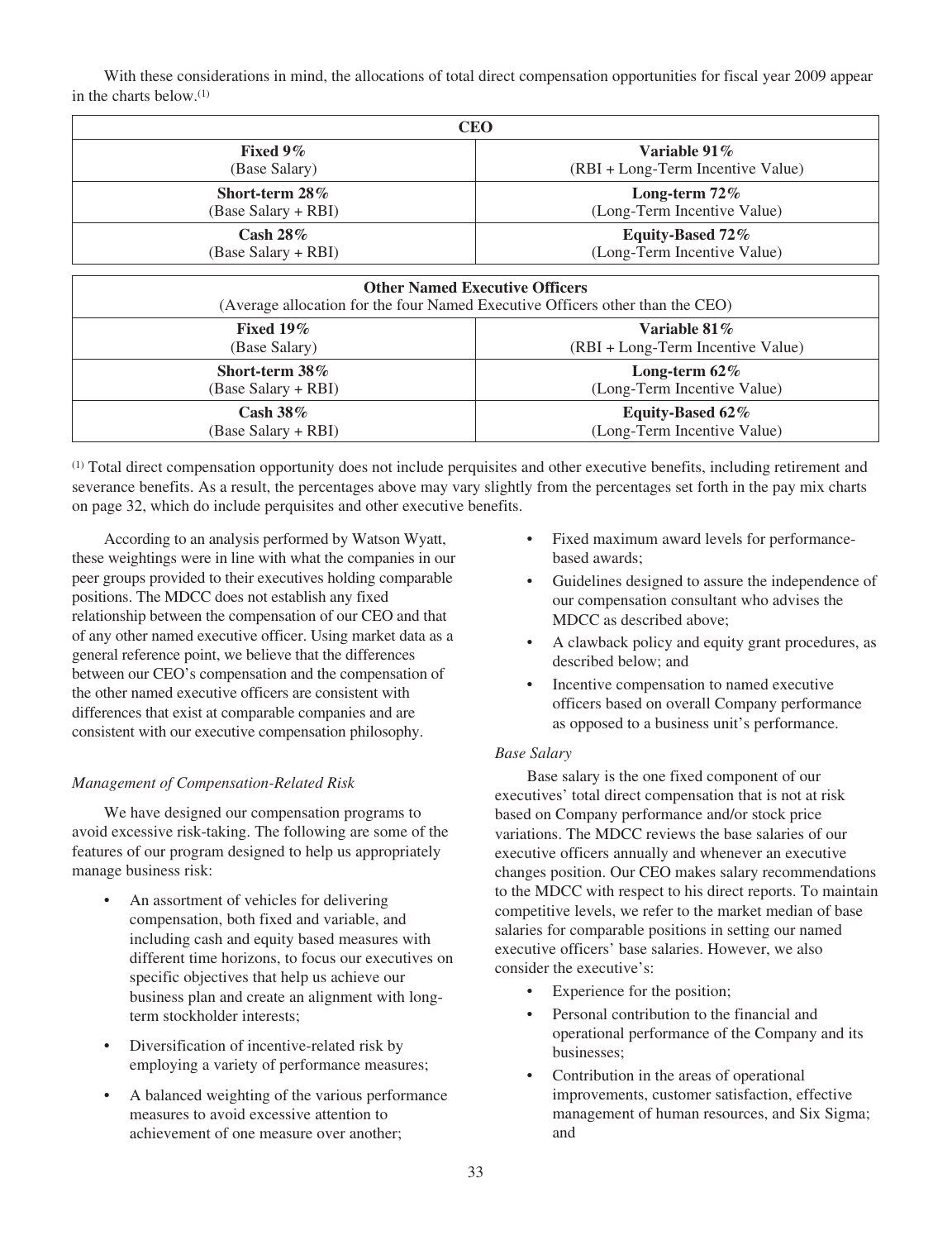With these considerations in mind, the allocations of total direct compensation opportunities for fiscal year 2009 appear in the charts below.[(1)]

| CEO | |
|---|---|
| **Fixed 9%** (Base Salary) | **Variable 91%** (RBI + Long-Term Incentive Value) |
| **Short-term 28%** (Base Salary + RBI) | **Long-term 72%** (Long-Term Incentive Value) |
| **Cash 28%** (Base Salary + RBI) | **Equity-Based 72%** (Long-Term Incentive Value) |

| Other Named Executive Officers (Average allocation for the four Named Executive Officers other than the CEO) | |
|---|---|
| **Fixed 19%** (Base Salary) | **Variable 81%** (RBI + Long-Term Incentive Value) |
| **Short-term 38%** (Base Salary + RBI) | **Long-term 62%** (Long-Term Incentive Value) |
| **Cash 38%** (Base Salary + RBI) | **Equity-Based 62%** (Long-Term Incentive Value) |

(1) Total direct compensation opportunity does not include perquisites and other executive benefits, including retirement and severance benefits. As a result, the percentages above may vary slightly from the percentages set forth in the pay mix charts on page 32, which do include perquisites and other executive benefits.

According to an analysis performed by Watson Wyatt, these weightings were in line with what the companies in our peer groups provided to their executives holding comparable positions. The MDCC does not establish any fixed relationship between the compensation of our CEO and that of any other named executive officer. Using market data as a general reference point, we believe that the differences between our CEO's compensation and the compensation of the other named executive officers are consistent with differences that exist at comparable companies and are consistent with our executive compensation philosophy.

*Management of Compensation-Related Risk*

We have designed our compensation programs to avoid excessive risk-taking. The following are some of the features of our program designed to help us appropriately manage business risk:

- An assortment of vehicles for delivering compensation, both fixed and variable, and including cash and equity based measures with different time horizons, to focus our executives on specific objectives that help us achieve our business plan and create an alignment with long-term stockholder interests;
- Diversification of incentive-related risk by employing a variety of performance measures;
- A balanced weighting of the various performance measures to avoid excessive attention to achievement of one measure over another;
- Fixed maximum award levels for performance-based awards;
- Guidelines designed to assure the independence of our compensation consultant who advises the MDCC as described above;
- A clawback policy and equity grant procedures, as described below; and
- Incentive compensation to named executive officers based on overall Company performance as opposed to a business unit's performance.

*Base Salary*

Base salary is the one fixed component of our executives' total direct compensation that is not at risk based on Company performance and/or stock price variations. The MDCC reviews the base salaries of our executive officers annually and whenever an executive changes position. Our CEO makes salary recommendations to the MDCC with respect to his direct reports. To maintain competitive levels, we refer to the market median of base salaries for comparable positions in setting our named executive officers' base salaries. However, we also consider the executive's:

- Experience for the position;
- Personal contribution to the financial and operational performance of the Company and its businesses;
- Contribution in the areas of operational improvements, customer satisfaction, effective management of human resources, and Six Sigma; and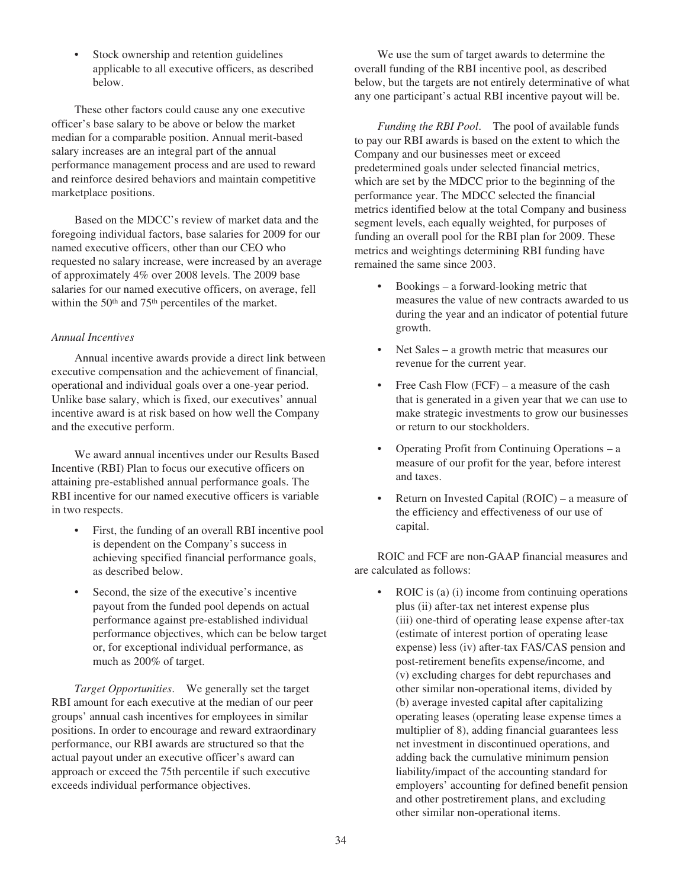- Stock ownership and retention guidelines applicable to all executive officers, as described below.

These other factors could cause any one executive officer's base salary to be above or below the market median for a comparable position. Annual merit-based salary increases are an integral part of the annual performance management process and are used to reward and reinforce desired behaviors and maintain competitive marketplace positions.

Based on the MDCC's review of market data and the foregoing individual factors, base salaries for 2009 for our named executive officers, other than our CEO who requested no salary increase, were increased by an average of approximately 4% over 2008 levels. The 2009 base salaries for our named executive officers, on average, fell within the 50th and 75th percentiles of the market.

*Annual Incentives*

Annual incentive awards provide a direct link between executive compensation and the achievement of financial, operational and individual goals over a one-year period. Unlike base salary, which is fixed, our executives' annual incentive award is at risk based on how well the Company and the executive perform.

We award annual incentives under our Results Based Incentive (RBI) Plan to focus our executive officers on attaining pre-established annual performance goals. The RBI incentive for our named executive officers is variable in two respects.

- First, the funding of an overall RBI incentive pool is dependent on the Company's success in achieving specified financial performance goals, as described below.
- Second, the size of the executive's incentive payout from the funded pool depends on actual performance against pre-established individual performance objectives, which can be below target or, for exceptional individual performance, as much as 200% of target.

*Target Opportunities*. We generally set the target RBI amount for each executive at the median of our peer groups' annual cash incentives for employees in similar positions. In order to encourage and reward extraordinary performance, our RBI awards are structured so that the actual payout under an executive officer's award can approach or exceed the 75th percentile if such executive exceeds individual performance objectives.

We use the sum of target awards to determine the overall funding of the RBI incentive pool, as described below, but the targets are not entirely determinative of what any one participant's actual RBI incentive payout will be.

*Funding the RBI Pool*. The pool of available funds to pay our RBI awards is based on the extent to which the Company and our businesses meet or exceed predetermined goals under selected financial metrics, which are set by the MDCC prior to the beginning of the performance year. The MDCC selected the financial metrics identified below at the total Company and business segment levels, each equally weighted, for purposes of funding an overall pool for the RBI plan for 2009. These metrics and weightings determining RBI funding have remained the same since 2003.

- Bookings – a forward-looking metric that measures the value of new contracts awarded to us during the year and an indicator of potential future growth.
- Net Sales – a growth metric that measures our revenue for the current year.
- Free Cash Flow (FCF) – a measure of the cash that is generated in a given year that we can use to make strategic investments to grow our businesses or return to our stockholders.
- Operating Profit from Continuing Operations – a measure of our profit for the year, before interest and taxes.
- Return on Invested Capital (ROIC) – a measure of the efficiency and effectiveness of our use of capital.

ROIC and FCF are non-GAAP financial measures and are calculated as follows:

- ROIC is (a) (i) income from continuing operations plus (ii) after-tax net interest expense plus (iii) one-third of operating lease expense after-tax (estimate of interest portion of operating lease expense) less (iv) after-tax FAS/CAS pension and post-retirement benefits expense/income, and (v) excluding charges for debt repurchases and other similar non-operational items, divided by (b) average invested capital after capitalizing operating leases (operating lease expense times a multiplier of 8), adding financial guarantees less net investment in discontinued operations, and adding back the cumulative minimum pension liability/impact of the accounting standard for employers' accounting for defined benefit pension and other postretirement plans, and excluding other similar non-operational items.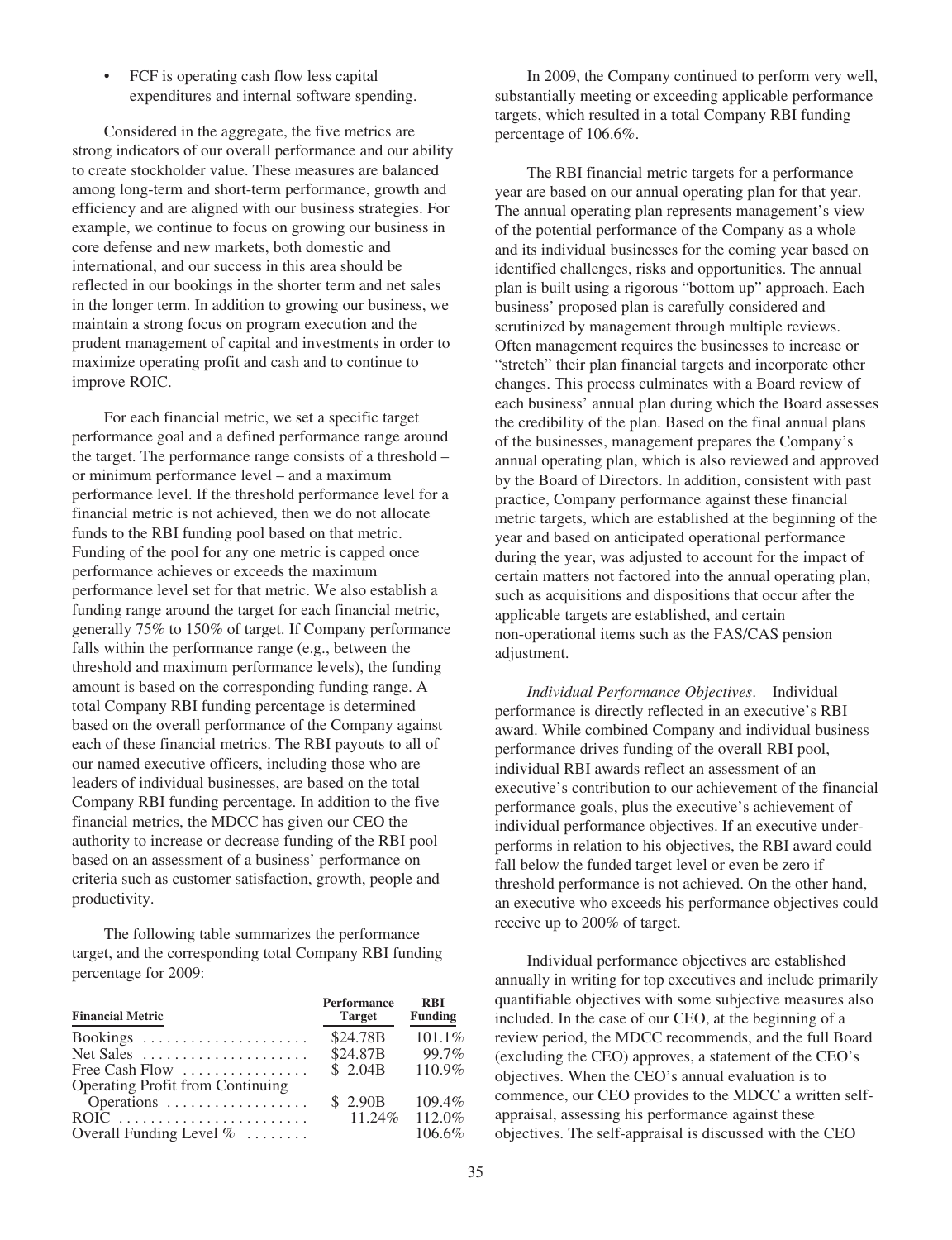- FCF is operating cash flow less capital expenditures and internal software spending.

Considered in the aggregate, the five metrics are strong indicators of our overall performance and our ability to create stockholder value. These measures are balanced among long-term and short-term performance, growth and efficiency and are aligned with our business strategies. For example, we continue to focus on growing our business in core defense and new markets, both domestic and international, and our success in this area should be reflected in our bookings in the shorter term and net sales in the longer term. In addition to growing our business, we maintain a strong focus on program execution and the prudent management of capital and investments in order to maximize operating profit and cash and to continue to improve ROIC.

For each financial metric, we set a specific target performance goal and a defined performance range around the target. The performance range consists of a threshold – or minimum performance level – and a maximum performance level. If the threshold performance level for a financial metric is not achieved, then we do not allocate funds to the RBI funding pool based on that metric. Funding of the pool for any one metric is capped once performance achieves or exceeds the maximum performance level set for that metric. We also establish a funding range around the target for each financial metric, generally 75% to 150% of target. If Company performance falls within the performance range (e.g., between the threshold and maximum performance levels), the funding amount is based on the corresponding funding range. A total Company RBI funding percentage is determined based on the overall performance of the Company against each of these financial metrics. The RBI payouts to all of our named executive officers, including those who are leaders of individual businesses, are based on the total Company RBI funding percentage. In addition to the five financial metrics, the MDCC has given our CEO the authority to increase or decrease funding of the RBI pool based on an assessment of a business' performance on criteria such as customer satisfaction, growth, people and productivity.

The following table summarizes the performance target, and the corresponding total Company RBI funding percentage for 2009:

| Financial Metric | Performance Target | RBI Funding |
|---|---|---|
| Bookings | $24.78B | 101.1% |
| Net Sales | $24.87B | 99.7% |
| Free Cash Flow | $ 2.04B | 110.9% |
| Operating Profit from Continuing Operations | $ 2.90B | 109.4% |
| ROIC | 11.24% | 112.0% |
| Overall Funding Level % | | 106.6% |

In 2009, the Company continued to perform very well, substantially meeting or exceeding applicable performance targets, which resulted in a total Company RBI funding percentage of 106.6%.

The RBI financial metric targets for a performance year are based on our annual operating plan for that year. The annual operating plan represents management's view of the potential performance of the Company as a whole and its individual businesses for the coming year based on identified challenges, risks and opportunities. The annual plan is built using a rigorous "bottom up" approach. Each business' proposed plan is carefully considered and scrutinized by management through multiple reviews. Often management requires the businesses to increase or "stretch" their plan financial targets and incorporate other changes. This process culminates with a Board review of each business' annual plan during which the Board assesses the credibility of the plan. Based on the final annual plans of the businesses, management prepares the Company's annual operating plan, which is also reviewed and approved by the Board of Directors. In addition, consistent with past practice, Company performance against these financial metric targets, which are established at the beginning of the year and based on anticipated operational performance during the year, was adjusted to account for the impact of certain matters not factored into the annual operating plan, such as acquisitions and dispositions that occur after the applicable targets are established, and certain non-operational items such as the FAS/CAS pension adjustment.

*Individual Performance Objectives*. Individual performance is directly reflected in an executive's RBI award. While combined Company and individual business performance drives funding of the overall RBI pool, individual RBI awards reflect an assessment of an executive's contribution to our achievement of the financial performance goals, plus the executive's achievement of individual performance objectives. If an executive underperforms in relation to his objectives, the RBI award could fall below the funded target level or even be zero if threshold performance is not achieved. On the other hand, an executive who exceeds his performance objectives could receive up to 200% of target.

Individual performance objectives are established annually in writing for top executives and include primarily quantifiable objectives with some subjective measures also included. In the case of our CEO, at the beginning of a review period, the MDCC recommends, and the full Board (excluding the CEO) approves, a statement of the CEO's objectives. When the CEO's annual evaluation is to commence, our CEO provides to the MDCC a written self-appraisal, assessing his performance against these objectives. The self-appraisal is discussed with the CEO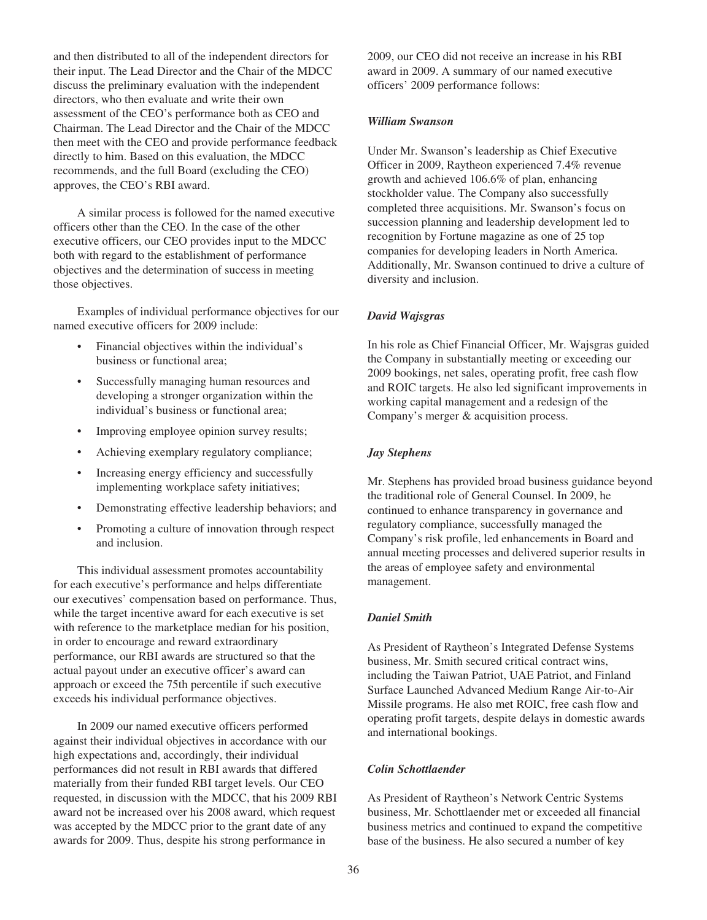and then distributed to all of the independent directors for their input. The Lead Director and the Chair of the MDCC discuss the preliminary evaluation with the independent directors, who then evaluate and write their own assessment of the CEO's performance both as CEO and Chairman. The Lead Director and the Chair of the MDCC then meet with the CEO and provide performance feedback directly to him. Based on this evaluation, the MDCC recommends, and the full Board (excluding the CEO) approves, the CEO's RBI award.

A similar process is followed for the named executive officers other than the CEO. In the case of the other executive officers, our CEO provides input to the MDCC both with regard to the establishment of performance objectives and the determination of success in meeting those objectives.

Examples of individual performance objectives for our named executive officers for 2009 include:

- Financial objectives within the individual's business or functional area;
- Successfully managing human resources and developing a stronger organization within the individual's business or functional area;
- Improving employee opinion survey results;
- Achieving exemplary regulatory compliance;
- Increasing energy efficiency and successfully implementing workplace safety initiatives;
- Demonstrating effective leadership behaviors; and
- Promoting a culture of innovation through respect and inclusion.

This individual assessment promotes accountability for each executive's performance and helps differentiate our executives' compensation based on performance. Thus, while the target incentive award for each executive is set with reference to the marketplace median for his position, in order to encourage and reward extraordinary performance, our RBI awards are structured so that the actual payout under an executive officer's award can approach or exceed the 75th percentile if such executive exceeds his individual performance objectives.

In 2009 our named executive officers performed against their individual objectives in accordance with our high expectations and, accordingly, their individual performances did not result in RBI awards that differed materially from their funded RBI target levels. Our CEO requested, in discussion with the MDCC, that his 2009 RBI award not be increased over his 2008 award, which request was accepted by the MDCC prior to the grant date of any awards for 2009. Thus, despite his strong performance in 2009, our CEO did not receive an increase in his RBI award in 2009. A summary of our named executive officers' 2009 performance follows:

***William Swanson***

Under Mr. Swanson's leadership as Chief Executive Officer in 2009, Raytheon experienced 7.4% revenue growth and achieved 106.6% of plan, enhancing stockholder value. The Company also successfully completed three acquisitions. Mr. Swanson's focus on succession planning and leadership development led to recognition by Fortune magazine as one of 25 top companies for developing leaders in North America. Additionally, Mr. Swanson continued to drive a culture of diversity and inclusion.

***David Wajsgras***

In his role as Chief Financial Officer, Mr. Wajsgras guided the Company in substantially meeting or exceeding our 2009 bookings, net sales, operating profit, free cash flow and ROIC targets. He also led significant improvements in working capital management and a redesign of the Company's merger & acquisition process.

***Jay Stephens***

Mr. Stephens has provided broad business guidance beyond the traditional role of General Counsel. In 2009, he continued to enhance transparency in governance and regulatory compliance, successfully managed the Company's risk profile, led enhancements in Board and annual meeting processes and delivered superior results in the areas of employee safety and environmental management.

***Daniel Smith***

As President of Raytheon's Integrated Defense Systems business, Mr. Smith secured critical contract wins, including the Taiwan Patriot, UAE Patriot, and Finland Surface Launched Advanced Medium Range Air-to-Air Missile programs. He also met ROIC, free cash flow and operating profit targets, despite delays in domestic awards and international bookings.

***Colin Schottlaender***

As President of Raytheon's Network Centric Systems business, Mr. Schottlaender met or exceeded all financial business metrics and continued to expand the competitive base of the business. He also secured a number of key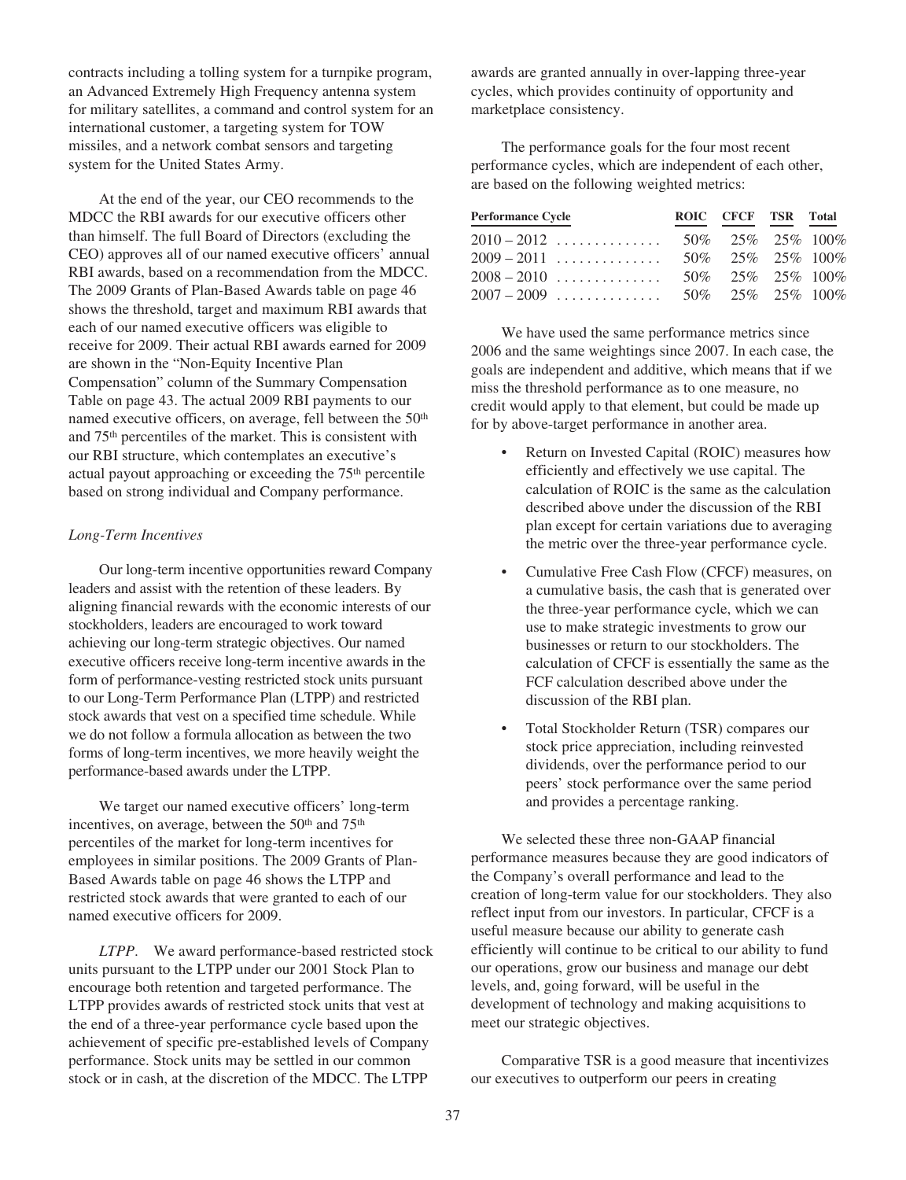contracts including a tolling system for a turnpike program, an Advanced Extremely High Frequency antenna system for military satellites, a command and control system for an international customer, a targeting system for TOW missiles, and a network combat sensors and targeting system for the United States Army.

At the end of the year, our CEO recommends to the MDCC the RBI awards for our executive officers other than himself. The full Board of Directors (excluding the CEO) approves all of our named executive officers' annual RBI awards, based on a recommendation from the MDCC. The 2009 Grants of Plan-Based Awards table on page 46 shows the threshold, target and maximum RBI awards that each of our named executive officers was eligible to receive for 2009. Their actual RBI awards earned for 2009 are shown in the "Non-Equity Incentive Plan Compensation" column of the Summary Compensation Table on page 43. The actual 2009 RBI payments to our named executive officers, on average, fell between the 50th and 75th percentiles of the market. This is consistent with our RBI structure, which contemplates an executive's actual payout approaching or exceeding the 75th percentile based on strong individual and Company performance.

*Long-Term Incentives*

Our long-term incentive opportunities reward Company leaders and assist with the retention of these leaders. By aligning financial rewards with the economic interests of our stockholders, leaders are encouraged to work toward achieving our long-term strategic objectives. Our named executive officers receive long-term incentive awards in the form of performance-vesting restricted stock units pursuant to our Long-Term Performance Plan (LTPP) and restricted stock awards that vest on a specified time schedule. While we do not follow a formula allocation as between the two forms of long-term incentives, we more heavily weight the performance-based awards under the LTPP.

We target our named executive officers' long-term incentives, on average, between the 50th and 75th percentiles of the market for long-term incentives for employees in similar positions. The 2009 Grants of Plan-Based Awards table on page 46 shows the LTPP and restricted stock awards that were granted to each of our named executive officers for 2009.

*LTPP*. We award performance-based restricted stock units pursuant to the LTPP under our 2001 Stock Plan to encourage both retention and targeted performance. The LTPP provides awards of restricted stock units that vest at the end of a three-year performance cycle based upon the achievement of specific pre-established levels of Company performance. Stock units may be settled in our common stock or in cash, at the discretion of the MDCC. The LTPP awards are granted annually in over-lapping three-year cycles, which provides continuity of opportunity and marketplace consistency.

The performance goals for the four most recent performance cycles, which are independent of each other, are based on the following weighted metrics:

| Performance Cycle | ROIC | CFCF | TSR | Total |
|---|---|---|---|---|
| 2010 – 2012 | 50% | 25% | 25% | 100% |
| 2009 – 2011 | 50% | 25% | 25% | 100% |
| 2008 – 2010 | 50% | 25% | 25% | 100% |
| 2007 – 2009 | 50% | 25% | 25% | 100% |

We have used the same performance metrics since 2006 and the same weightings since 2007. In each case, the goals are independent and additive, which means that if we miss the threshold performance as to one measure, no credit would apply to that element, but could be made up for by above-target performance in another area.

- Return on Invested Capital (ROIC) measures how efficiently and effectively we use capital. The calculation of ROIC is the same as the calculation described above under the discussion of the RBI plan except for certain variations due to averaging the metric over the three-year performance cycle.
- Cumulative Free Cash Flow (CFCF) measures, on a cumulative basis, the cash that is generated over the three-year performance cycle, which we can use to make strategic investments to grow our businesses or return to our stockholders. The calculation of CFCF is essentially the same as the FCF calculation described above under the discussion of the RBI plan.
- Total Stockholder Return (TSR) compares our stock price appreciation, including reinvested dividends, over the performance period to our peers' stock performance over the same period and provides a percentage ranking.

We selected these three non-GAAP financial performance measures because they are good indicators of the Company's overall performance and lead to the creation of long-term value for our stockholders. They also reflect input from our investors. In particular, CFCF is a useful measure because our ability to generate cash efficiently will continue to be critical to our ability to fund our operations, grow our business and manage our debt levels, and, going forward, will be useful in the development of technology and making acquisitions to meet our strategic objectives.

Comparative TSR is a good measure that incentivizes our executives to outperform our peers in creating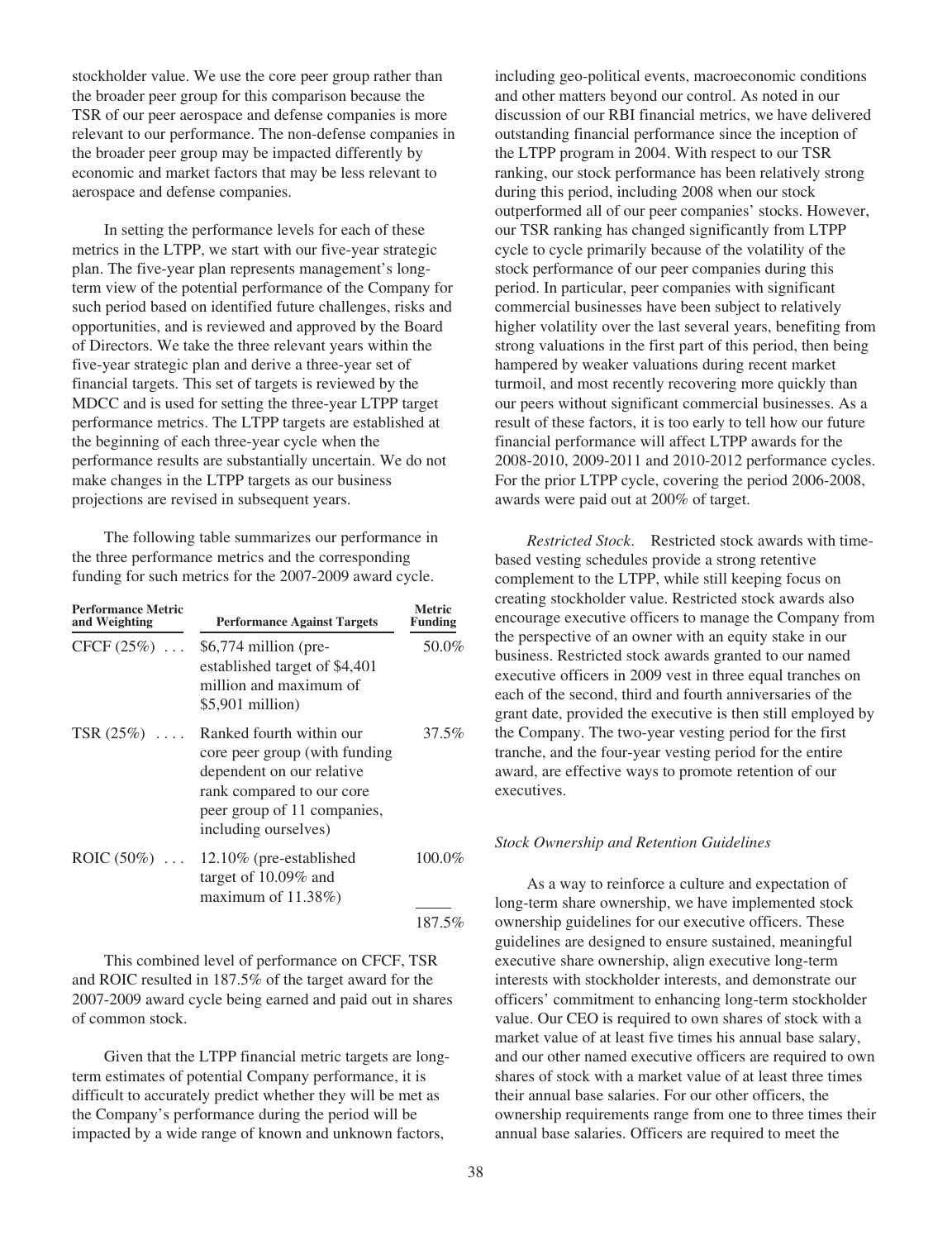stockholder value. We use the core peer group rather than the broader peer group for this comparison because the TSR of our peer aerospace and defense companies is more relevant to our performance. The non-defense companies in the broader peer group may be impacted differently by economic and market factors that may be less relevant to aerospace and defense companies.

In setting the performance levels for each of these metrics in the LTPP, we start with our five-year strategic plan. The five-year plan represents management's long-term view of the potential performance of the Company for such period based on identified future challenges, risks and opportunities, and is reviewed and approved by the Board of Directors. We take the three relevant years within the five-year strategic plan and derive a three-year set of financial targets. This set of targets is reviewed by the MDCC and is used for setting the three-year LTPP target performance metrics. The LTPP targets are established at the beginning of each three-year cycle when the performance results are substantially uncertain. We do not make changes in the LTPP targets as our business projections are revised in subsequent years.

The following table summarizes our performance in the three performance metrics and the corresponding funding for such metrics for the 2007-2009 award cycle.

| Performance Metric and Weighting | Performance Against Targets | Metric Funding |
|---|---|---|
| CFCF (25%) ... | $6,774 million (pre-established target of $4,401 million and maximum of $5,901 million) | 50.0% |
| TSR (25%) .... | Ranked fourth within our core peer group (with funding dependent on our relative rank compared to our core peer group of 11 companies, including ourselves) | 37.5% |
| ROIC (50%) ... | 12.10% (pre-established target of 10.09% and maximum of 11.38%) | 100.0% |
| | | 187.5% |

This combined level of performance on CFCF, TSR and ROIC resulted in 187.5% of the target award for the 2007-2009 award cycle being earned and paid out in shares of common stock.

Given that the LTPP financial metric targets are long-term estimates of potential Company performance, it is difficult to accurately predict whether they will be met as the Company's performance during the period will be impacted by a wide range of known and unknown factors, including geo-political events, macroeconomic conditions and other matters beyond our control. As noted in our discussion of our RBI financial metrics, we have delivered outstanding financial performance since the inception of the LTPP program in 2004. With respect to our TSR ranking, our stock performance has been relatively strong during this period, including 2008 when our stock outperformed all of our peer companies' stocks. However, our TSR ranking has changed significantly from LTPP cycle to cycle primarily because of the volatility of the stock performance of our peer companies during this period. In particular, peer companies with significant commercial businesses have been subject to relatively higher volatility over the last several years, benefiting from strong valuations in the first part of this period, then being hampered by weaker valuations during recent market turmoil, and most recently recovering more quickly than our peers without significant commercial businesses. As a result of these factors, it is too early to tell how our future financial performance will affect LTPP awards for the 2008-2010, 2009-2011 and 2010-2012 performance cycles. For the prior LTPP cycle, covering the period 2006-2008, awards were paid out at 200% of target.

*Restricted Stock*. Restricted stock awards with time-based vesting schedules provide a strong retentive complement to the LTPP, while still keeping focus on creating stockholder value. Restricted stock awards also encourage executive officers to manage the Company from the perspective of an owner with an equity stake in our business. Restricted stock awards granted to our named executive officers in 2009 vest in three equal tranches on each of the second, third and fourth anniversaries of the grant date, provided the executive is then still employed by the Company. The two-year vesting period for the first tranche, and the four-year vesting period for the entire award, are effective ways to promote retention of our executives.

*Stock Ownership and Retention Guidelines*

As a way to reinforce a culture and expectation of long-term share ownership, we have implemented stock ownership guidelines for our executive officers. These guidelines are designed to ensure sustained, meaningful executive share ownership, align executive long-term interests with stockholder interests, and demonstrate our officers' commitment to enhancing long-term stockholder value. Our CEO is required to own shares of stock with a market value of at least five times his annual base salary, and our other named executive officers are required to own shares of stock with a market value of at least three times their annual base salaries. For our other officers, the ownership requirements range from one to three times their annual base salaries. Officers are required to meet the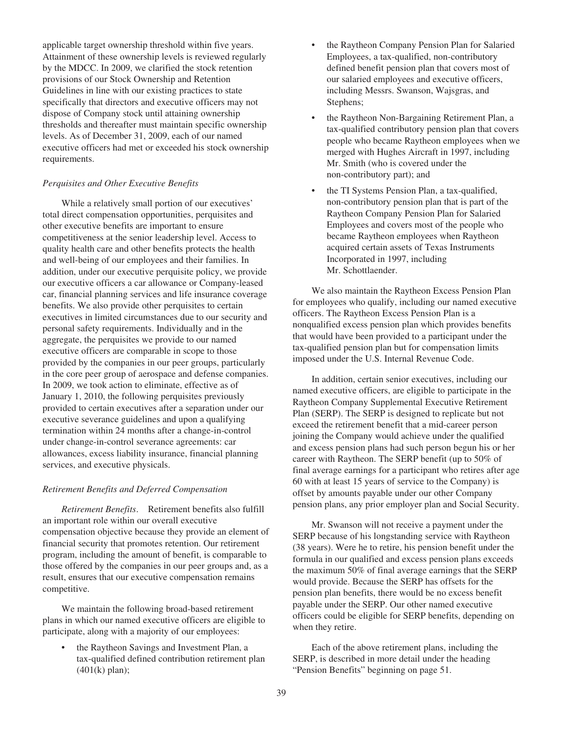applicable target ownership threshold within five years. Attainment of these ownership levels is reviewed regularly by the MDCC. In 2009, we clarified the stock retention provisions of our Stock Ownership and Retention Guidelines in line with our existing practices to state specifically that directors and executive officers may not dispose of Company stock until attaining ownership thresholds and thereafter must maintain specific ownership levels. As of December 31, 2009, each of our named executive officers had met or exceeded his stock ownership requirements.

*Perquisites and Other Executive Benefits*

While a relatively small portion of our executives' total direct compensation opportunities, perquisites and other executive benefits are important to ensure competitiveness at the senior leadership level. Access to quality health care and other benefits protects the health and well-being of our employees and their families. In addition, under our executive perquisite policy, we provide our executive officers a car allowance or Company-leased car, financial planning services and life insurance coverage benefits. We also provide other perquisites to certain executives in limited circumstances due to our security and personal safety requirements. Individually and in the aggregate, the perquisites we provide to our named executive officers are comparable in scope to those provided by the companies in our peer groups, particularly in the core peer group of aerospace and defense companies. In 2009, we took action to eliminate, effective as of January 1, 2010, the following perquisites previously provided to certain executives after a separation under our executive severance guidelines and upon a qualifying termination within 24 months after a change-in-control under change-in-control severance agreements: car allowances, excess liability insurance, financial planning services, and executive physicals.

*Retirement Benefits and Deferred Compensation*

*Retirement Benefits*. Retirement benefits also fulfill an important role within our overall executive compensation objective because they provide an element of financial security that promotes retention. Our retirement program, including the amount of benefit, is comparable to those offered by the companies in our peer groups and, as a result, ensures that our executive compensation remains competitive.

We maintain the following broad-based retirement plans in which our named executive officers are eligible to participate, along with a majority of our employees:

- the Raytheon Savings and Investment Plan, a tax-qualified defined contribution retirement plan (401(k) plan);
- the Raytheon Company Pension Plan for Salaried Employees, a tax-qualified, non-contributory defined benefit pension plan that covers most of our salaried employees and executive officers, including Messrs. Swanson, Wajsgras, and Stephens;
- the Raytheon Non-Bargaining Retirement Plan, a tax-qualified contributory pension plan that covers people who became Raytheon employees when we merged with Hughes Aircraft in 1997, including Mr. Smith (who is covered under the non-contributory part); and
- the TI Systems Pension Plan, a tax-qualified, non-contributory pension plan that is part of the Raytheon Company Pension Plan for Salaried Employees and covers most of the people who became Raytheon employees when Raytheon acquired certain assets of Texas Instruments Incorporated in 1997, including Mr. Schottlaender.

We also maintain the Raytheon Excess Pension Plan for employees who qualify, including our named executive officers. The Raytheon Excess Pension Plan is a nonqualified excess pension plan which provides benefits that would have been provided to a participant under the tax-qualified pension plan but for compensation limits imposed under the U.S. Internal Revenue Code.

In addition, certain senior executives, including our named executive officers, are eligible to participate in the Raytheon Company Supplemental Executive Retirement Plan (SERP). The SERP is designed to replicate but not exceed the retirement benefit that a mid-career person joining the Company would achieve under the qualified and excess pension plans had such person begun his or her career with Raytheon. The SERP benefit (up to 50% of final average earnings for a participant who retires after age 60 with at least 15 years of service to the Company) is offset by amounts payable under our other Company pension plans, any prior employer plan and Social Security.

Mr. Swanson will not receive a payment under the SERP because of his longstanding service with Raytheon (38 years). Were he to retire, his pension benefit under the formula in our qualified and excess pension plans exceeds the maximum 50% of final average earnings that the SERP would provide. Because the SERP has offsets for the pension plan benefits, there would be no excess benefit payable under the SERP. Our other named executive officers could be eligible for SERP benefits, depending on when they retire.

Each of the above retirement plans, including the SERP, is described in more detail under the heading "Pension Benefits" beginning on page 51.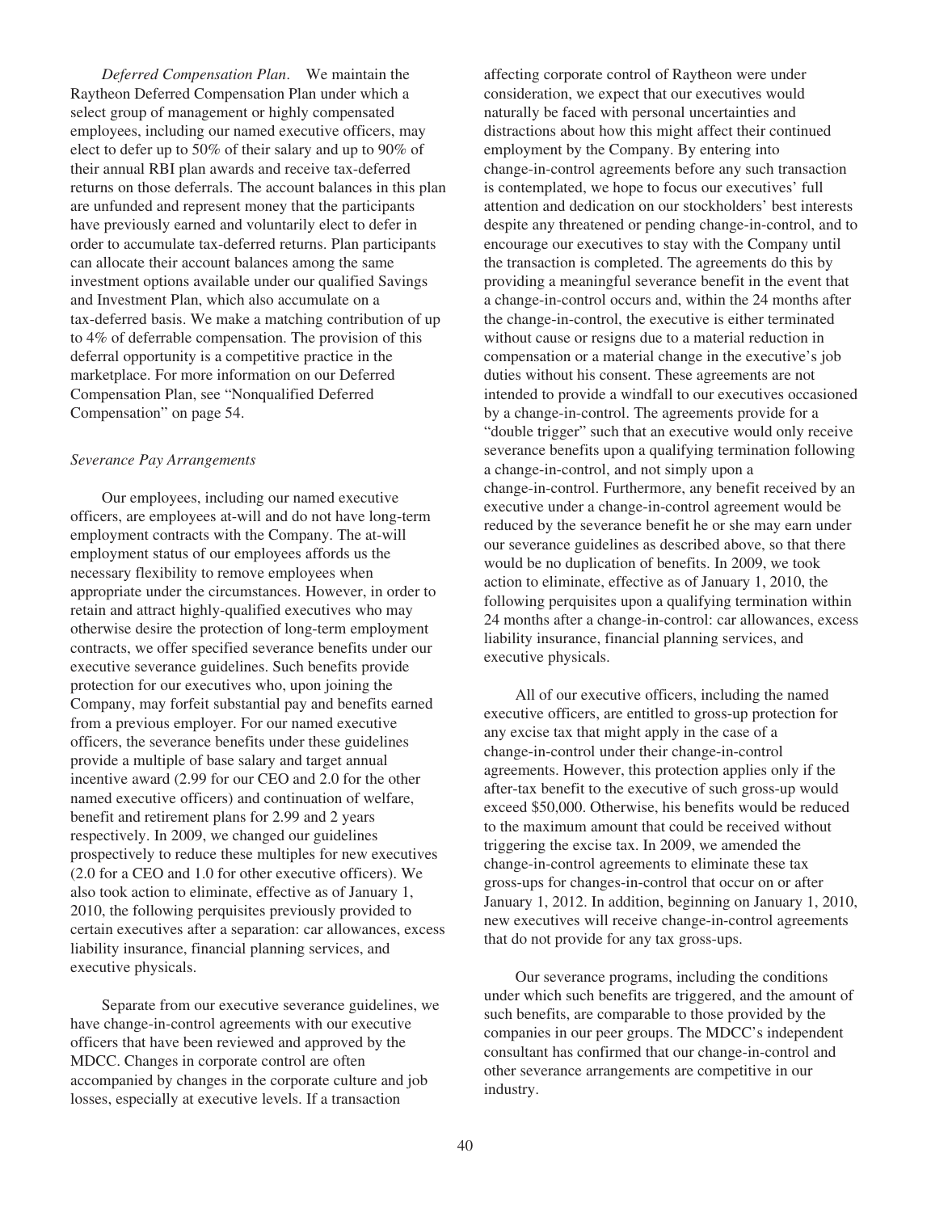*Deferred Compensation Plan*. We maintain the Raytheon Deferred Compensation Plan under which a select group of management or highly compensated employees, including our named executive officers, may elect to defer up to 50% of their salary and up to 90% of their annual RBI plan awards and receive tax-deferred returns on those deferrals. The account balances in this plan are unfunded and represent money that the participants have previously earned and voluntarily elect to defer in order to accumulate tax-deferred returns. Plan participants can allocate their account balances among the same investment options available under our qualified Savings and Investment Plan, which also accumulate on a tax-deferred basis. We make a matching contribution of up to 4% of deferrable compensation. The provision of this deferral opportunity is a competitive practice in the marketplace. For more information on our Deferred Compensation Plan, see "Nonqualified Deferred Compensation" on page 54.

*Severance Pay Arrangements*

Our employees, including our named executive officers, are employees at-will and do not have long-term employment contracts with the Company. The at-will employment status of our employees affords us the necessary flexibility to remove employees when appropriate under the circumstances. However, in order to retain and attract highly-qualified executives who may otherwise desire the protection of long-term employment contracts, we offer specified severance benefits under our executive severance guidelines. Such benefits provide protection for our executives who, upon joining the Company, may forfeit substantial pay and benefits earned from a previous employer. For our named executive officers, the severance benefits under these guidelines provide a multiple of base salary and target annual incentive award (2.99 for our CEO and 2.0 for the other named executive officers) and continuation of welfare, benefit and retirement plans for 2.99 and 2 years respectively. In 2009, we changed our guidelines prospectively to reduce these multiples for new executives (2.0 for a CEO and 1.0 for other executive officers). We also took action to eliminate, effective as of January 1, 2010, the following perquisites previously provided to certain executives after a separation: car allowances, excess liability insurance, financial planning services, and executive physicals.

Separate from our executive severance guidelines, we have change-in-control agreements with our executive officers that have been reviewed and approved by the MDCC. Changes in corporate control are often accompanied by changes in the corporate culture and job losses, especially at executive levels. If a transaction affecting corporate control of Raytheon were under consideration, we expect that our executives would naturally be faced with personal uncertainties and distractions about how this might affect their continued employment by the Company. By entering into change-in-control agreements before any such transaction is contemplated, we hope to focus our executives' full attention and dedication on our stockholders' best interests despite any threatened or pending change-in-control, and to encourage our executives to stay with the Company until the transaction is completed. The agreements do this by providing a meaningful severance benefit in the event that a change-in-control occurs and, within the 24 months after the change-in-control, the executive is either terminated without cause or resigns due to a material reduction in compensation or a material change in the executive's job duties without his consent. These agreements are not intended to provide a windfall to our executives occasioned by a change-in-control. The agreements provide for a "double trigger" such that an executive would only receive severance benefits upon a qualifying termination following a change-in-control, and not simply upon a change-in-control. Furthermore, any benefit received by an executive under a change-in-control agreement would be reduced by the severance benefit he or she may earn under our severance guidelines as described above, so that there would be no duplication of benefits. In 2009, we took action to eliminate, effective as of January 1, 2010, the following perquisites upon a qualifying termination within 24 months after a change-in-control: car allowances, excess liability insurance, financial planning services, and executive physicals.

All of our executive officers, including the named executive officers, are entitled to gross-up protection for any excise tax that might apply in the case of a change-in-control under their change-in-control agreements. However, this protection applies only if the after-tax benefit to the executive of such gross-up would exceed $50,000. Otherwise, his benefits would be reduced to the maximum amount that could be received without triggering the excise tax. In 2009, we amended the change-in-control agreements to eliminate these tax gross-ups for changes-in-control that occur on or after January 1, 2012. In addition, beginning on January 1, 2010, new executives will receive change-in-control agreements that do not provide for any tax gross-ups.

Our severance programs, including the conditions under which such benefits are triggered, and the amount of such benefits, are comparable to those provided by the companies in our peer groups. The MDCC's independent consultant has confirmed that our change-in-control and other severance arrangements are competitive in our industry.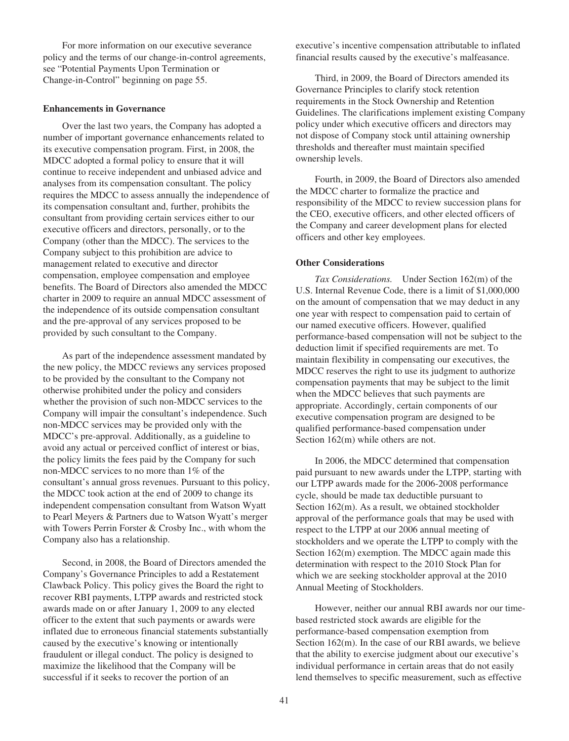For more information on our executive severance policy and the terms of our change-in-control agreements, see "Potential Payments Upon Termination or Change-in-Control" beginning on page 55.

### Enhancements in Governance

Over the last two years, the Company has adopted a number of important governance enhancements related to its executive compensation program. First, in 2008, the MDCC adopted a formal policy to ensure that it will continue to receive independent and unbiased advice and analyses from its compensation consultant. The policy requires the MDCC to assess annually the independence of its compensation consultant and, further, prohibits the consultant from providing certain services either to our executive officers and directors, personally, or to the Company (other than the MDCC). The services to the Company subject to this prohibition are advice to management related to executive and director compensation, employee compensation and employee benefits. The Board of Directors also amended the MDCC charter in 2009 to require an annual MDCC assessment of the independence of its outside compensation consultant and the pre-approval of any services proposed to be provided by such consultant to the Company.

As part of the independence assessment mandated by the new policy, the MDCC reviews any services proposed to be provided by the consultant to the Company not otherwise prohibited under the policy and considers whether the provision of such non-MDCC services to the Company will impair the consultant's independence. Such non-MDCC services may be provided only with the MDCC's pre-approval. Additionally, as a guideline to avoid any actual or perceived conflict of interest or bias, the policy limits the fees paid by the Company for such non-MDCC services to no more than 1% of the consultant's annual gross revenues. Pursuant to this policy, the MDCC took action at the end of 2009 to change its independent compensation consultant from Watson Wyatt to Pearl Meyers & Partners due to Watson Wyatt's merger with Towers Perrin Forster & Crosby Inc., with whom the Company also has a relationship.

Second, in 2008, the Board of Directors amended the Company's Governance Principles to add a Restatement Clawback Policy. This policy gives the Board the right to recover RBI payments, LTPP awards and restricted stock awards made on or after January 1, 2009 to any elected officer to the extent that such payments or awards were inflated due to erroneous financial statements substantially caused by the executive's knowing or intentionally fraudulent or illegal conduct. The policy is designed to maximize the likelihood that the Company will be successful if it seeks to recover the portion of an executive's incentive compensation attributable to inflated financial results caused by the executive's malfeasance.

Third, in 2009, the Board of Directors amended its Governance Principles to clarify stock retention requirements in the Stock Ownership and Retention Guidelines. The clarifications implement existing Company policy under which executive officers and directors may not dispose of Company stock until attaining ownership thresholds and thereafter must maintain specified ownership levels.

Fourth, in 2009, the Board of Directors also amended the MDCC charter to formalize the practice and responsibility of the MDCC to review succession plans for the CEO, executive officers, and other elected officers of the Company and career development plans for elected officers and other key employees.

### Other Considerations

*Tax Considerations.* Under Section 162(m) of the U.S. Internal Revenue Code, there is a limit of $1,000,000 on the amount of compensation that we may deduct in any one year with respect to compensation paid to certain of our named executive officers. However, qualified performance-based compensation will not be subject to the deduction limit if specified requirements are met. To maintain flexibility in compensating our executives, the MDCC reserves the right to use its judgment to authorize compensation payments that may be subject to the limit when the MDCC believes that such payments are appropriate. Accordingly, certain components of our executive compensation program are designed to be qualified performance-based compensation under Section 162(m) while others are not.

In 2006, the MDCC determined that compensation paid pursuant to new awards under the LTPP, starting with our LTPP awards made for the 2006-2008 performance cycle, should be made tax deductible pursuant to Section 162(m). As a result, we obtained stockholder approval of the performance goals that may be used with respect to the LTPP at our 2006 annual meeting of stockholders and we operate the LTPP to comply with the Section 162(m) exemption. The MDCC again made this determination with respect to the 2010 Stock Plan for which we are seeking stockholder approval at the 2010 Annual Meeting of Stockholders.

However, neither our annual RBI awards nor our time-based restricted stock awards are eligible for the performance-based compensation exemption from Section 162(m). In the case of our RBI awards, we believe that the ability to exercise judgment about our executive's individual performance in certain areas that do not easily lend themselves to specific measurement, such as effective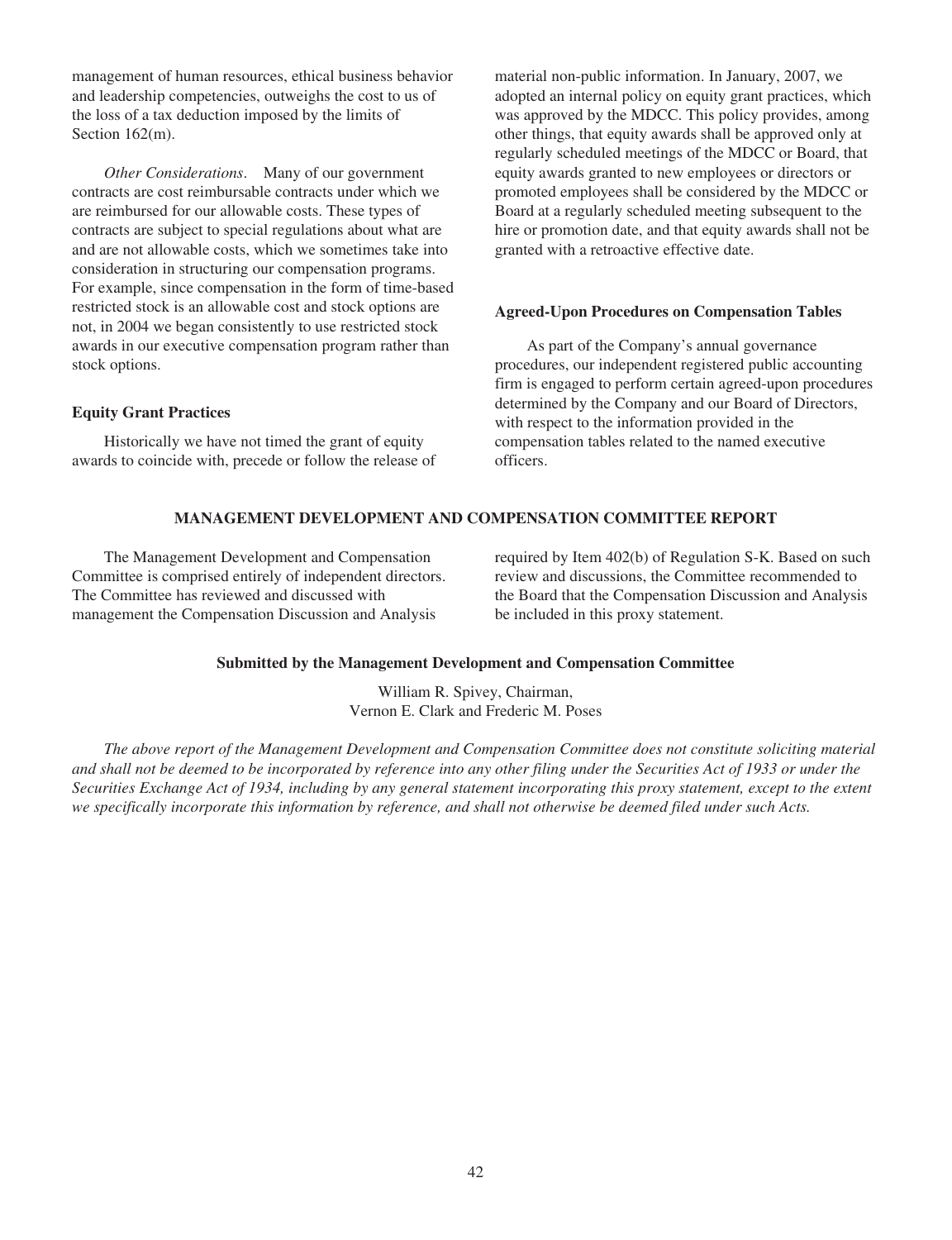management of human resources, ethical business behavior and leadership competencies, outweighs the cost to us of the loss of a tax deduction imposed by the limits of Section 162(m).

*Other Considerations*. Many of our government contracts are cost reimbursable contracts under which we are reimbursed for our allowable costs. These types of contracts are subject to special regulations about what are and are not allowable costs, which we sometimes take into consideration in structuring our compensation programs. For example, since compensation in the form of time-based restricted stock is an allowable cost and stock options are not, in 2004 we began consistently to use restricted stock awards in our executive compensation program rather than stock options.

### Equity Grant Practices

Historically we have not timed the grant of equity awards to coincide with, precede or follow the release of material non-public information. In January, 2007, we adopted an internal policy on equity grant practices, which was approved by the MDCC. This policy provides, among other things, that equity awards shall be approved only at regularly scheduled meetings of the MDCC or Board, that equity awards granted to new employees or directors or promoted employees shall be considered by the MDCC or Board at a regularly scheduled meeting subsequent to the hire or promotion date, and that equity awards shall not be granted with a retroactive effective date.

### Agreed-Upon Procedures on Compensation Tables

As part of the Company's annual governance procedures, our independent registered public accounting firm is engaged to perform certain agreed-upon procedures determined by the Company and our Board of Directors, with respect to the information provided in the compensation tables related to the named executive officers.

## MANAGEMENT DEVELOPMENT AND COMPENSATION COMMITTEE REPORT

The Management Development and Compensation Committee is comprised entirely of independent directors. The Committee has reviewed and discussed with management the Compensation Discussion and Analysis required by Item 402(b) of Regulation S-K. Based on such review and discussions, the Committee recommended to the Board that the Compensation Discussion and Analysis be included in this proxy statement.

**Submitted by the Management Development and Compensation Committee**

William R. Spivey, Chairman,
Vernon E. Clark and Frederic M. Poses

*The above report of the Management Development and Compensation Committee does not constitute soliciting material and shall not be deemed to be incorporated by reference into any other filing under the Securities Act of 1933 or under the Securities Exchange Act of 1934, including by any general statement incorporating this proxy statement, except to the extent we specifically incorporate this information by reference, and shall not otherwise be deemed filed under such Acts.*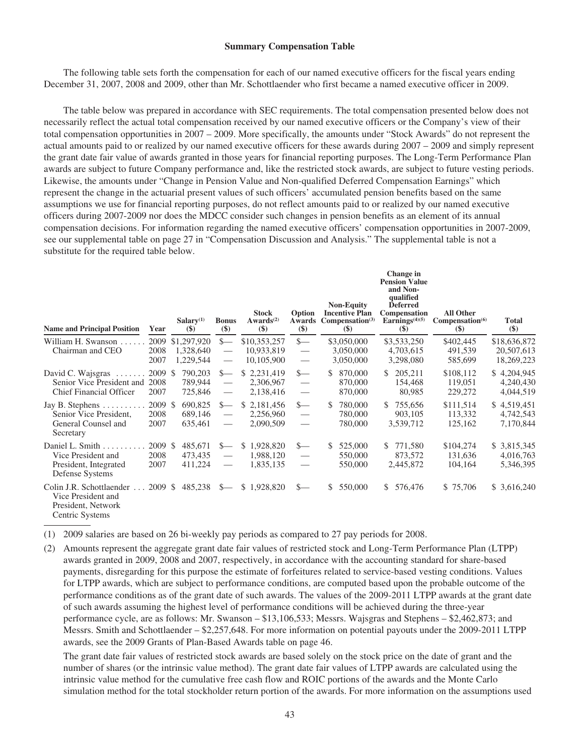## Summary Compensation Table

The following table sets forth the compensation for each of our named executive officers for the fiscal years ending December 31, 2007, 2008 and 2009, other than Mr. Schottlaender who first became a named executive officer in 2009.

The table below was prepared in accordance with SEC requirements. The total compensation presented below does not necessarily reflect the actual total compensation received by our named executive officers or the Company's view of their total compensation opportunities in 2007 – 2009. More specifically, the amounts under "Stock Awards" do not represent the actual amounts paid to or realized by our named executive officers for these awards during 2007 – 2009 and simply represent the grant date fair value of awards granted in those years for financial reporting purposes. The Long-Term Performance Plan awards are subject to future Company performance and, like the restricted stock awards, are subject to future vesting periods. Likewise, the amounts under "Change in Pension Value and Non-qualified Deferred Compensation Earnings" which represent the change in the actuarial present values of such officers' accumulated pension benefits based on the same assumptions we use for financial reporting purposes, do not reflect amounts paid to or realized by our named executive officers during 2007-2009 nor does the MDCC consider such changes in pension benefits as an element of its annual compensation decisions. For information regarding the named executive officers' compensation opportunities in 2007-2009, see our supplemental table on page 27 in "Compensation Discussion and Analysis." The supplemental table is not a substitute for the required table below.

| Name and Principal Position | Year | Salary[(1)] ($) | Bonus ($) | Stock Awards[(2)] ($) | Option Awards ($) | Non-Equity Incentive Plan Compensation[(3)] ($) | Change in Pension Value and Non-qualified Deferred Compensation Earnings[(4)(5)] ($) | All Other Compensation[(6)] ($) | Total ($) |
|---|---|---|---|---|---|---|---|---|---|
| William H. Swanson | 2009 | $1,297,920 | $— | $10,353,257 | $— | $3,050,000 | $3,533,250 | $402,445 | $18,636,872 |
| Chairman and CEO | 2008 | 1,328,640 | — | 10,933,819 | — | 3,050,000 | 4,703,615 | 491,539 | 20,507,613 |
| | 2007 | 1,229,544 | — | 10,105,900 | — | 3,050,000 | 3,298,080 | 585,699 | 18,269,223 |
| David C. Wajsgras | 2009 | $ 790,203 | $— | $ 2,231,419 | $— | $ 870,000 | $ 205,211 | $108,112 | $ 4,204,945 |
| Senior Vice President and | 2008 | 789,944 | — | 2,306,967 | — | 870,000 | 154,468 | 119,051 | 4,240,430 |
| Chief Financial Officer | 2007 | 725,846 | — | 2,138,416 | — | 870,000 | 80,985 | 229,272 | 4,044,519 |
| Jay B. Stephens | 2009 | $ 690,825 | $— | $ 2,181,456 | $— | $ 780,000 | $ 755,656 | $111,514 | $ 4,519,451 |
| Senior Vice President, | 2008 | 689,146 | — | 2,256,960 | — | 780,000 | 903,105 | 113,332 | 4,742,543 |
| General Counsel and Secretary | 2007 | 635,461 | — | 2,090,509 | — | 780,000 | 3,539,712 | 125,162 | 7,170,844 |
| Daniel L. Smith | 2009 | $ 485,671 | $— | $ 1,928,820 | $— | $ 525,000 | $ 771,580 | $104,274 | $ 3,815,345 |
| Vice President and | 2008 | 473,435 | — | 1,988,120 | — | 550,000 | 873,572 | 131,636 | 4,016,763 |
| President, Integrated Defense Systems | 2007 | 411,224 | — | 1,835,135 | — | 550,000 | 2,445,872 | 104,164 | 5,346,395 |
| Colin J.R. Schottlaender Vice President and President, Network Centric Systems | 2009 | $ 485,238 | $— | $ 1,928,820 | $— | $ 550,000 | $ 576,476 | $ 75,706 | $ 3,616,240 |

(1) 2009 salaries are based on 26 bi-weekly pay periods as compared to 27 pay periods for 2008.

(2) Amounts represent the aggregate grant date fair values of restricted stock and Long-Term Performance Plan (LTPP) awards granted in 2009, 2008 and 2007, respectively, in accordance with the accounting standard for share-based payments, disregarding for this purpose the estimate of forfeitures related to service-based vesting conditions. Values for LTPP awards, which are subject to performance conditions, are computed based upon the probable outcome of the performance conditions as of the grant date of such awards. The values of the 2009-2011 LTPP awards at the grant date of such awards assuming the highest level of performance conditions will be achieved during the three-year performance cycle, are as follows: Mr. Swanson – $13,106,533; Messrs. Wajsgras and Stephens – $2,462,873; and Messrs. Smith and Schottlaender – $2,257,648. For more information on potential payouts under the 2009-2011 LTPP awards, see the 2009 Grants of Plan-Based Awards table on page 46.

The grant date fair values of restricted stock awards are based solely on the stock price on the date of grant and the number of shares (or the intrinsic value method). The grant date fair values of LTPP awards are calculated using the intrinsic value method for the cumulative free cash flow and ROIC portions of the awards and the Monte Carlo simulation method for the total stockholder return portion of the awards. For more information on the assumptions used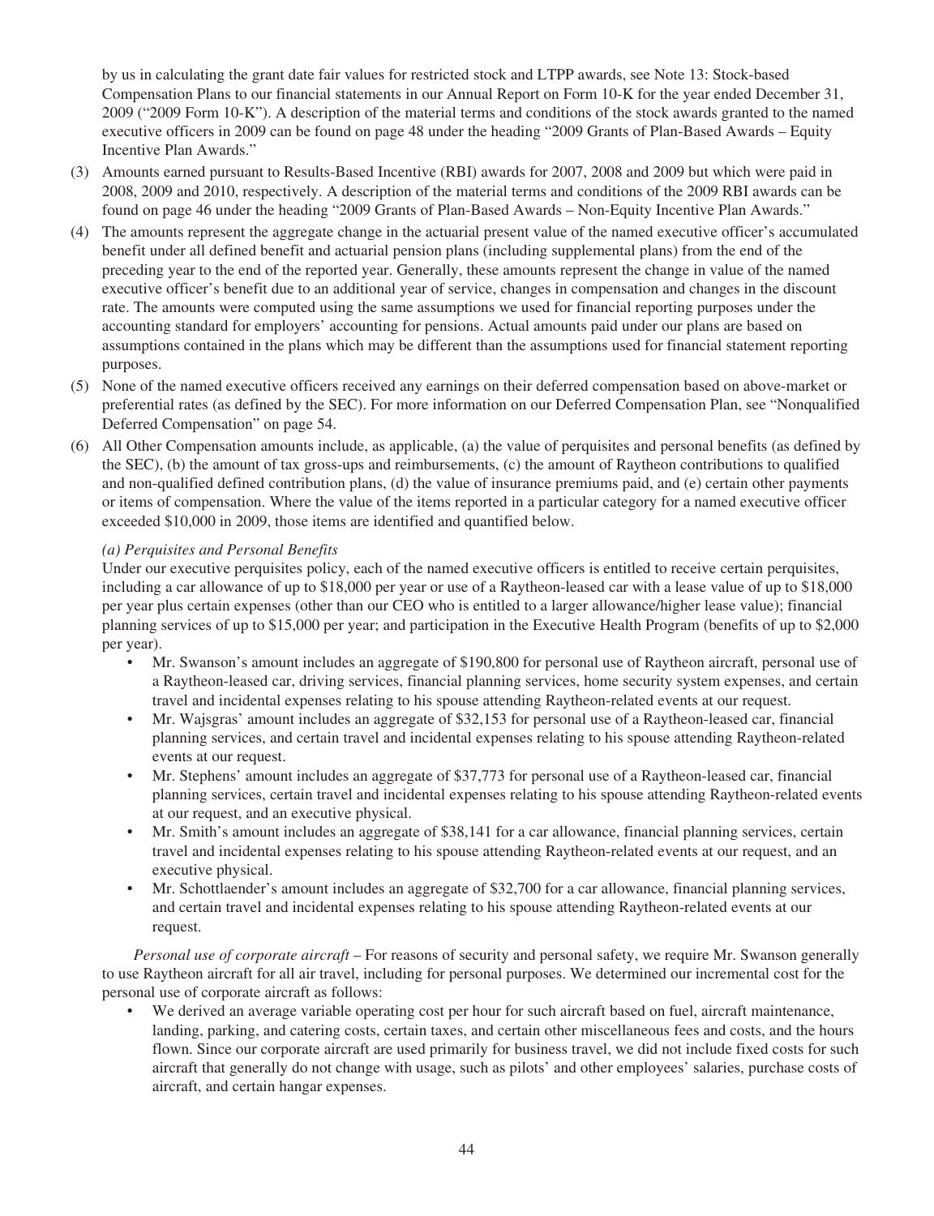by us in calculating the grant date fair values for restricted stock and LTPP awards, see Note 13: Stock-based Compensation Plans to our financial statements in our Annual Report on Form 10-K for the year ended December 31, 2009 ("2009 Form 10-K"). A description of the material terms and conditions of the stock awards granted to the named executive officers in 2009 can be found on page 48 under the heading "2009 Grants of Plan-Based Awards – Equity Incentive Plan Awards."

(3) Amounts earned pursuant to Results-Based Incentive (RBI) awards for 2007, 2008 and 2009 but which were paid in 2008, 2009 and 2010, respectively. A description of the material terms and conditions of the 2009 RBI awards can be found on page 46 under the heading "2009 Grants of Plan-Based Awards – Non-Equity Incentive Plan Awards."

(4) The amounts represent the aggregate change in the actuarial present value of the named executive officer's accumulated benefit under all defined benefit and actuarial pension plans (including supplemental plans) from the end of the preceding year to the end of the reported year. Generally, these amounts represent the change in value of the named executive officer's benefit due to an additional year of service, changes in compensation and changes in the discount rate. The amounts were computed using the same assumptions we used for financial reporting purposes under the accounting standard for employers' accounting for pensions. Actual amounts paid under our plans are based on assumptions contained in the plans which may be different than the assumptions used for financial statement reporting purposes.

(5) None of the named executive officers received any earnings on their deferred compensation based on above-market or preferential rates (as defined by the SEC). For more information on our Deferred Compensation Plan, see "Nonqualified Deferred Compensation" on page 54.

(6) All Other Compensation amounts include, as applicable, (a) the value of perquisites and personal benefits (as defined by the SEC), (b) the amount of tax gross-ups and reimbursements, (c) the amount of Raytheon contributions to qualified and non-qualified defined contribution plans, (d) the value of insurance premiums paid, and (e) certain other payments or items of compensation. Where the value of the items reported in a particular category for a named executive officer exceeded $10,000 in 2009, those items are identified and quantified below.

*(a) Perquisites and Personal Benefits*

Under our executive perquisites policy, each of the named executive officers is entitled to receive certain perquisites, including a car allowance of up to $18,000 per year or use of a Raytheon-leased car with a lease value of up to $18,000 per year plus certain expenses (other than our CEO who is entitled to a larger allowance/higher lease value); financial planning services of up to $15,000 per year; and participation in the Executive Health Program (benefits of up to $2,000 per year).

- Mr. Swanson's amount includes an aggregate of $190,800 for personal use of Raytheon aircraft, personal use of a Raytheon-leased car, driving services, financial planning services, home security system expenses, and certain travel and incidental expenses relating to his spouse attending Raytheon-related events at our request.
- Mr. Wajsgras' amount includes an aggregate of $32,153 for personal use of a Raytheon-leased car, financial planning services, and certain travel and incidental expenses relating to his spouse attending Raytheon-related events at our request.
- Mr. Stephens' amount includes an aggregate of $37,773 for personal use of a Raytheon-leased car, financial planning services, certain travel and incidental expenses relating to his spouse attending Raytheon-related events at our request, and an executive physical.
- Mr. Smith's amount includes an aggregate of $38,141 for a car allowance, financial planning services, certain travel and incidental expenses relating to his spouse attending Raytheon-related events at our request, and an executive physical.
- Mr. Schottlaender's amount includes an aggregate of $32,700 for a car allowance, financial planning services, and certain travel and incidental expenses relating to his spouse attending Raytheon-related events at our request.

*Personal use of corporate aircraft* – For reasons of security and personal safety, we require Mr. Swanson generally to use Raytheon aircraft for all air travel, including for personal purposes. We determined our incremental cost for the personal use of corporate aircraft as follows:

- We derived an average variable operating cost per hour for such aircraft based on fuel, aircraft maintenance, landing, parking, and catering costs, certain taxes, and certain other miscellaneous fees and costs, and the hours flown. Since our corporate aircraft are used primarily for business travel, we did not include fixed costs for such aircraft that generally do not change with usage, such as pilots' and other employees' salaries, purchase costs of aircraft, and certain hangar expenses.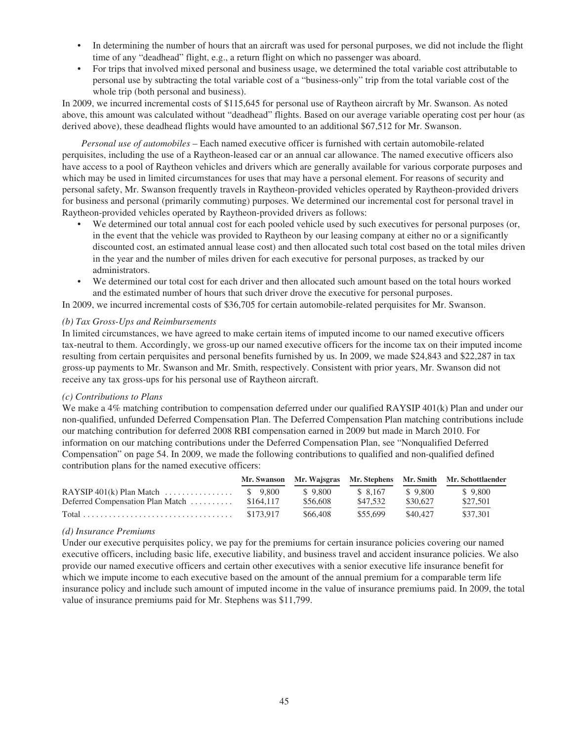- In determining the number of hours that an aircraft was used for personal purposes, we did not include the flight time of any "deadhead" flight, e.g., a return flight on which no passenger was aboard.
- For trips that involved mixed personal and business usage, we determined the total variable cost attributable to personal use by subtracting the total variable cost of a "business-only" trip from the total variable cost of the whole trip (both personal and business).

In 2009, we incurred incremental costs of $115,645 for personal use of Raytheon aircraft by Mr. Swanson. As noted above, this amount was calculated without "deadhead" flights. Based on our average variable operating cost per hour (as derived above), these deadhead flights would have amounted to an additional $67,512 for Mr. Swanson.

*Personal use of automobiles* – Each named executive officer is furnished with certain automobile-related perquisites, including the use of a Raytheon-leased car or an annual car allowance. The named executive officers also have access to a pool of Raytheon vehicles and drivers which are generally available for various corporate purposes and which may be used in limited circumstances for uses that may have a personal element. For reasons of security and personal safety, Mr. Swanson frequently travels in Raytheon-provided vehicles operated by Raytheon-provided drivers for business and personal (primarily commuting) purposes. We determined our incremental cost for personal travel in Raytheon-provided vehicles operated by Raytheon-provided drivers as follows:

- We determined our total annual cost for each pooled vehicle used by such executives for personal purposes (or, in the event that the vehicle was provided to Raytheon by our leasing company at either no or a significantly discounted cost, an estimated annual lease cost) and then allocated such total cost based on the total miles driven in the year and the number of miles driven for each executive for personal purposes, as tracked by our administrators.
- We determined our total cost for each driver and then allocated such amount based on the total hours worked and the estimated number of hours that such driver drove the executive for personal purposes.

In 2009, we incurred incremental costs of $36,705 for certain automobile-related perquisites for Mr. Swanson.

*(b) Tax Gross-Ups and Reimbursements*

In limited circumstances, we have agreed to make certain items of imputed income to our named executive officers tax-neutral to them. Accordingly, we gross-up our named executive officers for the income tax on their imputed income resulting from certain perquisites and personal benefits furnished by us. In 2009, we made $24,843 and $22,287 in tax gross-up payments to Mr. Swanson and Mr. Smith, respectively. Consistent with prior years, Mr. Swanson did not receive any tax gross-ups for his personal use of Raytheon aircraft.

*(c) Contributions to Plans*

We make a 4% matching contribution to compensation deferred under our qualified RAYSIP 401(k) Plan and under our non-qualified, unfunded Deferred Compensation Plan. The Deferred Compensation Plan matching contributions include our matching contribution for deferred 2008 RBI compensation earned in 2009 but made in March 2010. For information on our matching contributions under the Deferred Compensation Plan, see "Nonqualified Deferred Compensation" on page 54. In 2009, we made the following contributions to qualified and non-qualified defined contribution plans for the named executive officers:

| | Mr. Swanson | Mr. Wajsgras | Mr. Stephens | Mr. Smith | Mr. Schottlaender |
|---|---|---|---|---|---|
| RAYSIP 401(k) Plan Match | $ 9,800 | $ 9,800 | $ 8,167 | $ 9,800 | $ 9,800 |
| Deferred Compensation Plan Match | $164,117 | $56,608 | $47,532 | $30,627 | $27,501 |
| Total | $173,917 | $66,408 | $55,699 | $40,427 | $37,301 |

*(d) Insurance Premiums*

Under our executive perquisites policy, we pay for the premiums for certain insurance policies covering our named executive officers, including basic life, executive liability, and business travel and accident insurance policies. We also provide our named executive officers and certain other executives with a senior executive life insurance benefit for which we impute income to each executive based on the amount of the annual premium for a comparable term life insurance policy and include such amount of imputed income in the value of insurance premiums paid. In 2009, the total value of insurance premiums paid for Mr. Stephens was $11,799.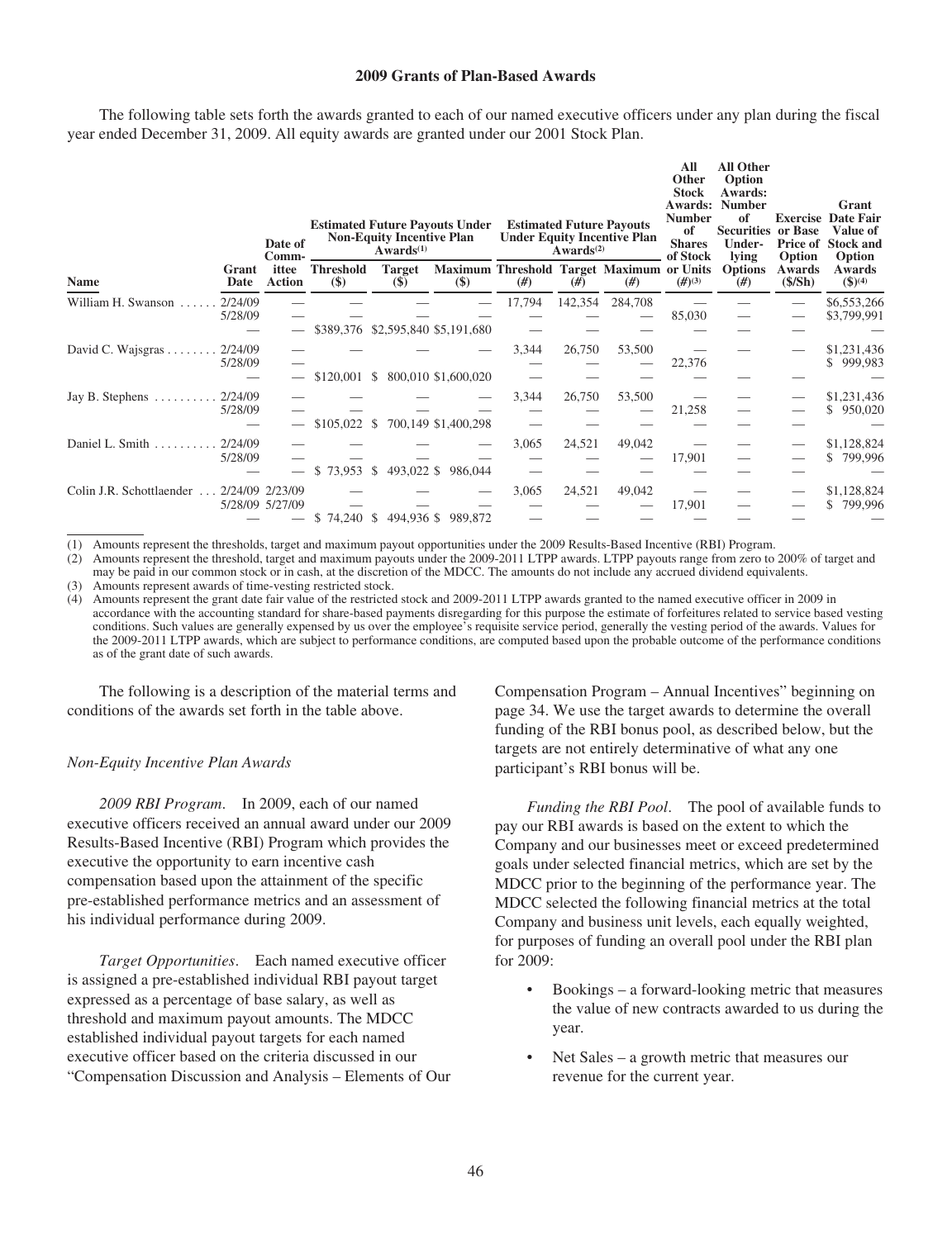### 2009 Grants of Plan-Based Awards

The following table sets forth the awards granted to each of our named executive officers under any plan during the fiscal year ended December 31, 2009. All equity awards are granted under our 2001 Stock Plan.

| Name | Grant Date | Date of Committee Action | Estimated Future Payouts Under Non-Equity Incentive Plan Awards[(1)] | | | Estimated Future Payouts Under Equity Incentive Plan Awards[(2)] | | | All Other Stock Awards: Number of Shares of Stock or Units (#)[(3)] | All Other Option Awards: Number of Securities Underlying Options (#) | Exercise or Base Price of Option Awards ($/Sh) | Grant Date Fair Value of Stock and Option Awards ($)[(4)] |
|---|---|---|---|---|---|---|---|---|---|---|---|---|
| | | | Threshold ($) | Target ($) | Maximum ($) | Threshold (#) | Target (#) | Maximum (#) | | | | |
| William H. Swanson | 2/24/09 | — | — | — | — | 17,794 | 142,354 | 284,708 | — | — | — | $6,553,266 |
| | 5/28/09 | — | — | — | — | — | — | — | 85,030 | — | — | $3,799,991 |
| | — | — | $389,376 | $2,595,840 | $5,191,680 | — | — | — | — | — | — | — |
| David C. Wajsgras | 2/24/09 | — | — | — | — | 3,344 | 26,750 | 53,500 | — | — | — | $1,231,436 |
| | 5/28/09 | — | — | — | — | — | — | — | 22,376 | — | — | $ 999,983 |
| | — | — | $120,001 | $ 800,010 | $1,600,020 | — | — | — | — | — | — | — |
| Jay B. Stephens | 2/24/09 | — | — | — | — | 3,344 | 26,750 | 53,500 | — | — | — | $1,231,436 |
| | 5/28/09 | — | — | — | — | — | — | — | 21,258 | — | — | $ 950,020 |
| | — | — | $105,022 | $ 700,149 | $1,400,298 | — | — | — | — | — | — | — |
| Daniel L. Smith | 2/24/09 | — | — | — | — | 3,065 | 24,521 | 49,042 | — | — | — | $1,128,824 |
| | 5/28/09 | — | — | — | — | — | — | — | 17,901 | — | — | $ 799,996 |
| | — | — | $ 73,953 | $ 493,022 | $ 986,044 | — | — | — | — | — | — | — |
| Colin J.R. Schottlaender | 2/24/09 | 2/23/09 | — | — | — | 3,065 | 24,521 | 49,042 | — | — | — | $1,128,824 |
| | 5/28/09 | 5/27/09 | — | — | — | — | — | — | 17,901 | — | — | $ 799,996 |
| | — | — | $ 74,240 | $ 494,936 | $ 989,872 | — | — | — | — | — | — | — |

(1) Amounts represent the thresholds, target and maximum payout opportunities under the 2009 Results-Based Incentive (RBI) Program.

(2) Amounts represent the threshold, target and maximum payouts under the 2009-2011 LTPP awards. LTPP payouts range from zero to 200% of target and may be paid in our common stock or in cash, at the discretion of the MDCC. The amounts do not include any accrued dividend equivalents.

(3) Amounts represent awards of time-vesting restricted stock.

(4) Amounts represent the grant date fair value of the restricted stock and 2009-2011 LTPP awards granted to the named executive officer in 2009 in accordance with the accounting standard for share-based payments disregarding for this purpose the estimate of forfeitures related to service based vesting conditions. Such values are generally expensed by us over the employee's requisite service period, generally the vesting period of the awards. Values for the 2009-2011 LTPP awards, which are subject to performance conditions, are computed based upon the probable outcome of the performance conditions as of the grant date of such awards.

The following is a description of the material terms and conditions of the awards set forth in the table above.

*Non-Equity Incentive Plan Awards*

*2009 RBI Program.* In 2009, each of our named executive officers received an annual award under our 2009 Results-Based Incentive (RBI) Program which provides the executive the opportunity to earn incentive cash compensation based upon the attainment of the specific pre-established performance metrics and an assessment of his individual performance during 2009.

*Target Opportunities.* Each named executive officer is assigned a pre-established individual RBI payout target expressed as a percentage of base salary, as well as threshold and maximum payout amounts. The MDCC established individual payout targets for each named executive officer based on the criteria discussed in our "Compensation Discussion and Analysis – Elements of Our Compensation Program – Annual Incentives" beginning on page 34. We use the target awards to determine the overall funding of the RBI bonus pool, as described below, but the targets are not entirely determinative of what any one participant's RBI bonus will be.

*Funding the RBI Pool.* The pool of available funds to pay our RBI awards is based on the extent to which the Company and our businesses meet or exceed predetermined goals under selected financial metrics, which are set by the MDCC prior to the beginning of the performance year. The MDCC selected the following financial metrics at the total Company and business unit levels, each equally weighted, for purposes of funding an overall pool under the RBI plan for 2009:

- Bookings – a forward-looking metric that measures the value of new contracts awarded to us during the year.
- Net Sales – a growth metric that measures our revenue for the current year.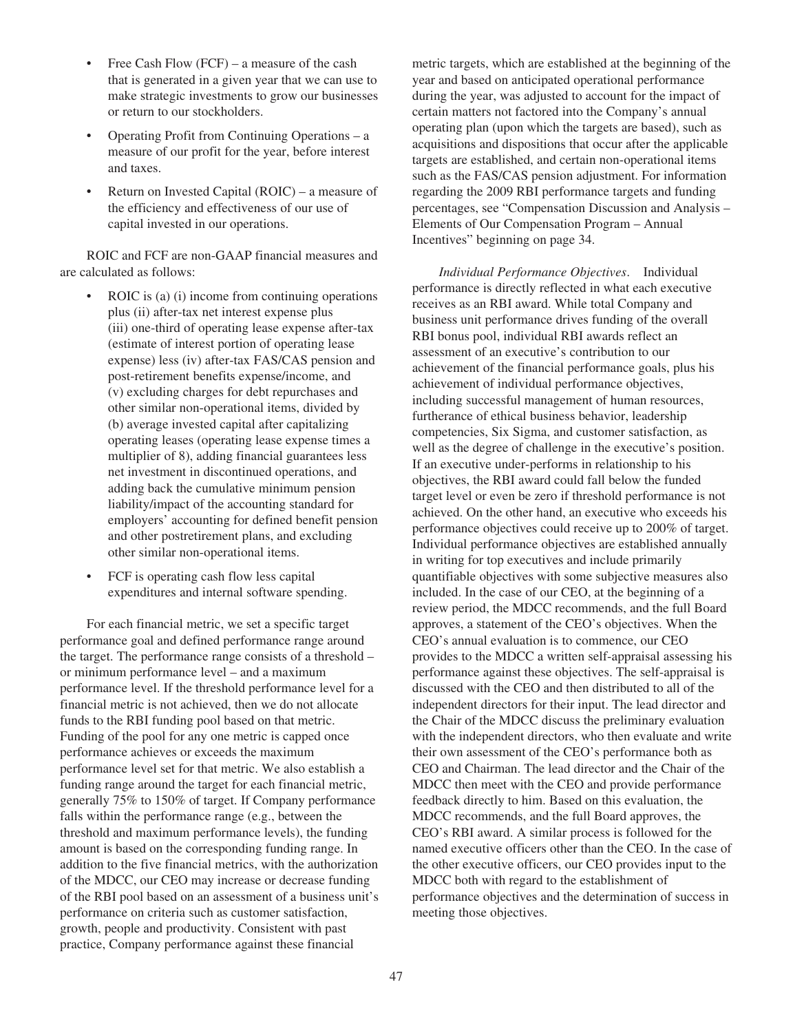- Free Cash Flow (FCF) – a measure of the cash that is generated in a given year that we can use to make strategic investments to grow our businesses or return to our stockholders.
- Operating Profit from Continuing Operations – a measure of our profit for the year, before interest and taxes.
- Return on Invested Capital (ROIC) – a measure of the efficiency and effectiveness of our use of capital invested in our operations.

ROIC and FCF are non-GAAP financial measures and are calculated as follows:

- ROIC is (a) (i) income from continuing operations plus (ii) after-tax net interest expense plus (iii) one-third of operating lease expense after-tax (estimate of interest portion of operating lease expense) less (iv) after-tax FAS/CAS pension and post-retirement benefits expense/income, and (v) excluding charges for debt repurchases and other similar non-operational items, divided by (b) average invested capital after capitalizing operating leases (operating lease expense times a multiplier of 8), adding financial guarantees less net investment in discontinued operations, and adding back the cumulative minimum pension liability/impact of the accounting standard for employers' accounting for defined benefit pension and other postretirement plans, and excluding other similar non-operational items.
- FCF is operating cash flow less capital expenditures and internal software spending.

For each financial metric, we set a specific target performance goal and defined performance range around the target. The performance range consists of a threshold – or minimum performance level – and a maximum performance level. If the threshold performance level for a financial metric is not achieved, then we do not allocate funds to the RBI funding pool based on that metric. Funding of the pool for any one metric is capped once performance achieves or exceeds the maximum performance level set for that metric. We also establish a funding range around the target for each financial metric, generally 75% to 150% of target. If Company performance falls within the performance range (e.g., between the threshold and maximum performance levels), the funding amount is based on the corresponding funding range. In addition to the five financial metrics, with the authorization of the MDCC, our CEO may increase or decrease funding of the RBI pool based on an assessment of a business unit's performance on criteria such as customer satisfaction, growth, people and productivity. Consistent with past practice, Company performance against these financial metric targets, which are established at the beginning of the year and based on anticipated operational performance during the year, was adjusted to account for the impact of certain matters not factored into the Company's annual operating plan (upon which the targets are based), such as acquisitions and dispositions that occur after the applicable targets are established, and certain non-operational items such as the FAS/CAS pension adjustment. For information regarding the 2009 RBI performance targets and funding percentages, see "Compensation Discussion and Analysis – Elements of Our Compensation Program – Annual Incentives" beginning on page 34.

*Individual Performance Objectives*. Individual performance is directly reflected in what each executive receives as an RBI award. While total Company and business unit performance drives funding of the overall RBI bonus pool, individual RBI awards reflect an assessment of an executive's contribution to our achievement of the financial performance goals, plus his achievement of individual performance objectives, including successful management of human resources, furtherance of ethical business behavior, leadership competencies, Six Sigma, and customer satisfaction, as well as the degree of challenge in the executive's position. If an executive under-performs in relationship to his objectives, the RBI award could fall below the funded target level or even be zero if threshold performance is not achieved. On the other hand, an executive who exceeds his performance objectives could receive up to 200% of target. Individual performance objectives are established annually in writing for top executives and include primarily quantifiable objectives with some subjective measures also included. In the case of our CEO, at the beginning of a review period, the MDCC recommends, and the full Board approves, a statement of the CEO's objectives. When the CEO's annual evaluation is to commence, our CEO provides to the MDCC a written self-appraisal assessing his performance against these objectives. The self-appraisal is discussed with the CEO and then distributed to all of the independent directors for their input. The lead director and the Chair of the MDCC discuss the preliminary evaluation with the independent directors, who then evaluate and write their own assessment of the CEO's performance both as CEO and Chairman. The lead director and the Chair of the MDCC then meet with the CEO and provide performance feedback directly to him. Based on this evaluation, the MDCC recommends, and the full Board approves, the CEO's RBI award. A similar process is followed for the named executive officers other than the CEO. In the case of the other executive officers, our CEO provides input to the MDCC both with regard to the establishment of performance objectives and the determination of success in meeting those objectives.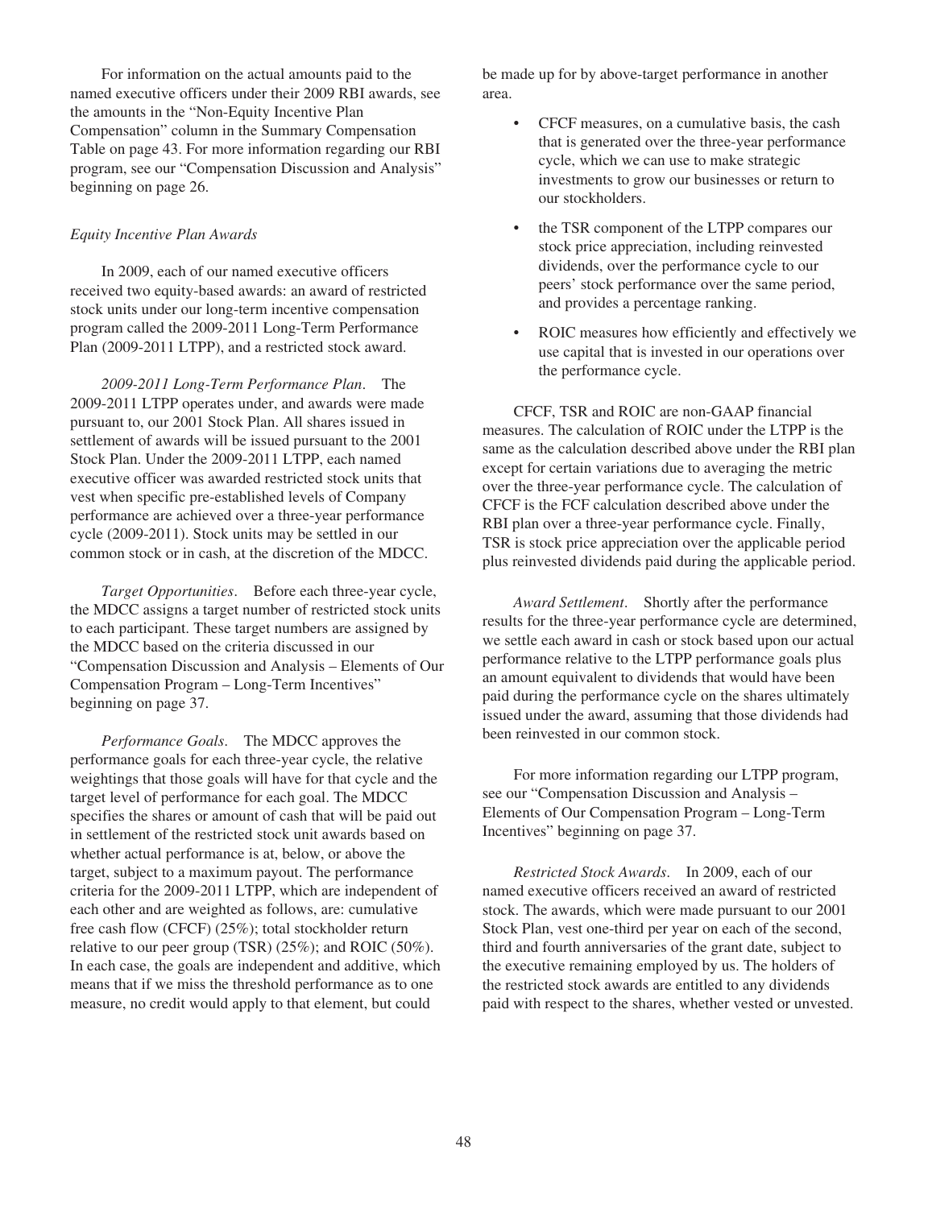For information on the actual amounts paid to the named executive officers under their 2009 RBI awards, see the amounts in the "Non-Equity Incentive Plan Compensation" column in the Summary Compensation Table on page 43. For more information regarding our RBI program, see our "Compensation Discussion and Analysis" beginning on page 26.

*Equity Incentive Plan Awards*

In 2009, each of our named executive officers received two equity-based awards: an award of restricted stock units under our long-term incentive compensation program called the 2009-2011 Long-Term Performance Plan (2009-2011 LTPP), and a restricted stock award.

*2009-2011 Long-Term Performance Plan*. The 2009-2011 LTPP operates under, and awards were made pursuant to, our 2001 Stock Plan. All shares issued in settlement of awards will be issued pursuant to the 2001 Stock Plan. Under the 2009-2011 LTPP, each named executive officer was awarded restricted stock units that vest when specific pre-established levels of Company performance are achieved over a three-year performance cycle (2009-2011). Stock units may be settled in our common stock or in cash, at the discretion of the MDCC.

*Target Opportunities*. Before each three-year cycle, the MDCC assigns a target number of restricted stock units to each participant. These target numbers are assigned by the MDCC based on the criteria discussed in our "Compensation Discussion and Analysis – Elements of Our Compensation Program – Long-Term Incentives" beginning on page 37.

*Performance Goals*. The MDCC approves the performance goals for each three-year cycle, the relative weightings that those goals will have for that cycle and the target level of performance for each goal. The MDCC specifies the shares or amount of cash that will be paid out in settlement of the restricted stock unit awards based on whether actual performance is at, below, or above the target, subject to a maximum payout. The performance criteria for the 2009-2011 LTPP, which are independent of each other and are weighted as follows, are: cumulative free cash flow (CFCF) (25%); total stockholder return relative to our peer group (TSR) (25%); and ROIC (50%). In each case, the goals are independent and additive, which means that if we miss the threshold performance as to one measure, no credit would apply to that element, but could be made up for by above-target performance in another area.

- CFCF measures, on a cumulative basis, the cash that is generated over the three-year performance cycle, which we can use to make strategic investments to grow our businesses or return to our stockholders.
- the TSR component of the LTPP compares our stock price appreciation, including reinvested dividends, over the performance cycle to our peers' stock performance over the same period, and provides a percentage ranking.
- ROIC measures how efficiently and effectively we use capital that is invested in our operations over the performance cycle.

CFCF, TSR and ROIC are non-GAAP financial measures. The calculation of ROIC under the LTPP is the same as the calculation described above under the RBI plan except for certain variations due to averaging the metric over the three-year performance cycle. The calculation of CFCF is the FCF calculation described above under the RBI plan over a three-year performance cycle. Finally, TSR is stock price appreciation over the applicable period plus reinvested dividends paid during the applicable period.

*Award Settlement*. Shortly after the performance results for the three-year performance cycle are determined, we settle each award in cash or stock based upon our actual performance relative to the LTPP performance goals plus an amount equivalent to dividends that would have been paid during the performance cycle on the shares ultimately issued under the award, assuming that those dividends had been reinvested in our common stock.

For more information regarding our LTPP program, see our "Compensation Discussion and Analysis – Elements of Our Compensation Program – Long-Term Incentives" beginning on page 37.

*Restricted Stock Awards*. In 2009, each of our named executive officers received an award of restricted stock. The awards, which were made pursuant to our 2001 Stock Plan, vest one-third per year on each of the second, third and fourth anniversaries of the grant date, subject to the executive remaining employed by us. The holders of the restricted stock awards are entitled to any dividends paid with respect to the shares, whether vested or unvested.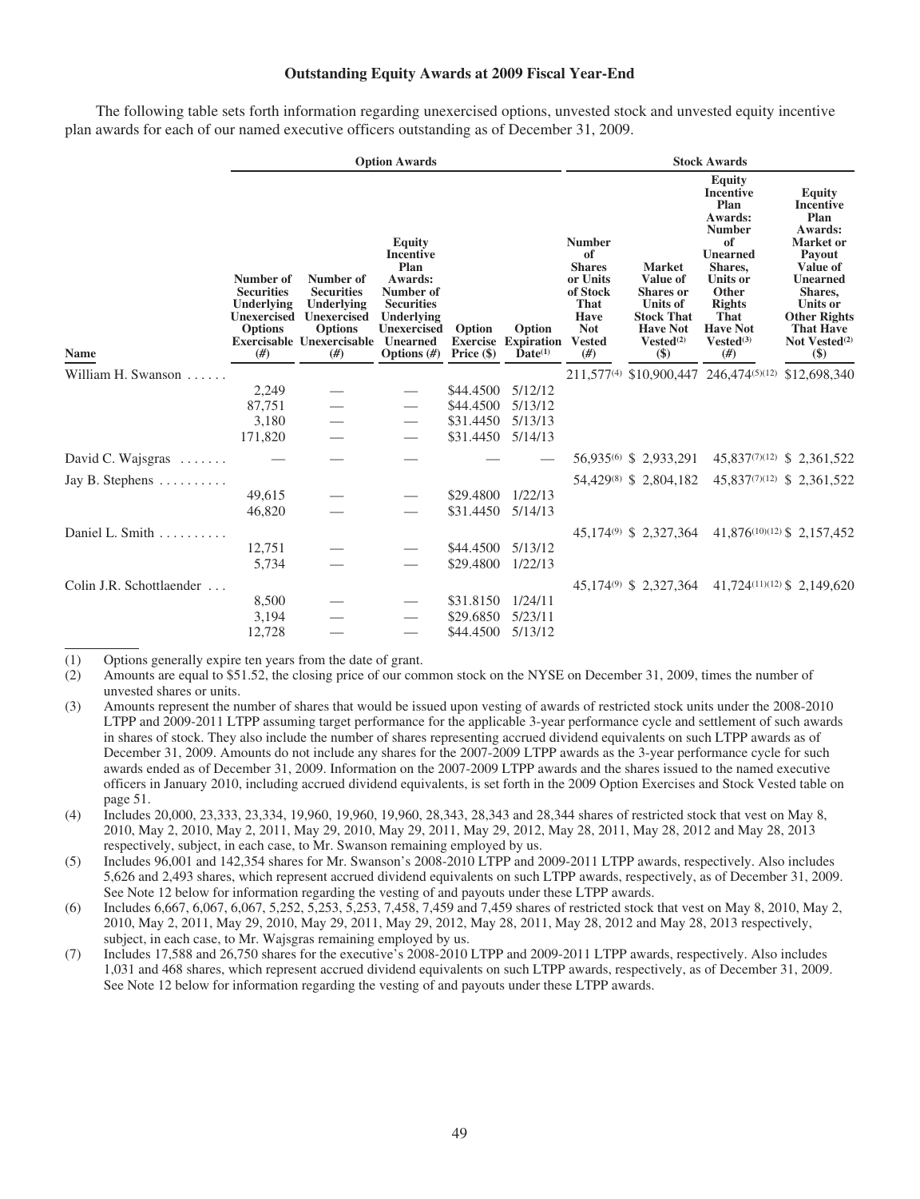### Outstanding Equity Awards at 2009 Fiscal Year-End

The following table sets forth information regarding unexercised options, unvested stock and unvested equity incentive plan awards for each of our named executive officers outstanding as of December 31, 2009.

| | Option Awards | | | | | Stock Awards | | | |
|---|---|---|---|---|---|---|---|---|---|
| Name | Number of Securities Underlying Unexercised Options Exercisable (#) | Number of Securities Underlying Unexercised Options Unexercisable (#) | Equity Incentive Plan Awards: Number of Securities Underlying Unexercised Unearned Options (#) | Option Exercise Price ($) | Option Expiration Date[(1)] | Number of Shares or Units of Stock That Have Not Vested (#) | Market Value of Shares or Units of Stock That Have Not Vested[(2)] ($) | Equity Incentive Plan Awards: Number of Unearned Shares, Units or Other Rights That Have Not Vested[(3)] (#) | Equity Incentive Plan Awards: Market or Payout Value of Unearned Shares, Units or Other Rights That Have Not Vested[(2)] ($) |
| William H. Swanson | | | | | | 211,577[(4)] | $10,900,447 | 246,474[(5)(12)] | $12,698,340 |
| | 2,249 | — | — | $44.4500 | 5/12/12 | | | | |
| | 87,751 | — | — | $44.4500 | 5/13/12 | | | | |
| | 3,180 | — | — | $31.4450 | 5/13/13 | | | | |
| | 171,820 | — | — | $31.4450 | 5/14/13 | | | | |
| David C. Wajsgras | — | — | — | — | — | 56,935[(6)] | $ 2,933,291 | 45,837[(7)(12)] | $ 2,361,522 |
| Jay B. Stephens | | | | | | 54,429[(8)] | $ 2,804,182 | 45,837[(7)(12)] | $ 2,361,522 |
| | 49,615 | — | — | $29.4800 | 1/22/13 | | | | |
| | 46,820 | — | — | $31.4450 | 5/14/13 | | | | |
| Daniel L. Smith | | | | | | 45,174[(9)] | $ 2,327,364 | 41,876[(10)(12)] | $ 2,157,452 |
| | 12,751 | — | — | $44.4500 | 5/13/12 | | | | |
| | 5,734 | — | — | $29.4800 | 1/22/13 | | | | |
| Colin J.R. Schottlaender | | | | | | 45,174[(9)] | $ 2,327,364 | 41,724[(11)(12)] | $ 2,149,620 |
| | 8,500 | — | — | $31.8150 | 1/24/11 | | | | |
| | 3,194 | — | — | $29.6850 | 5/23/11 | | | | |
| | 12,728 | — | — | $44.4500 | 5/13/12 | | | | |

(1) Options generally expire ten years from the date of grant.

(2) Amounts are equal to $51.52, the closing price of our common stock on the NYSE on December 31, 2009, times the number of unvested shares or units.

(3) Amounts represent the number of shares that would be issued upon vesting of awards of restricted stock units under the 2008-2010 LTPP and 2009-2011 LTPP assuming target performance for the applicable 3-year performance cycle and settlement of such awards in shares of stock. They also include the number of shares representing accrued dividend equivalents on such LTPP awards as of December 31, 2009. Amounts do not include any shares for the 2007-2009 LTPP awards as the 3-year performance cycle for such awards ended as of December 31, 2009. Information on the 2007-2009 LTPP awards and the shares issued to the named executive officers in January 2010, including accrued dividend equivalents, is set forth in the 2009 Option Exercises and Stock Vested table on page 51.

(4) Includes 20,000, 23,333, 23,334, 19,960, 19,960, 19,960, 28,343, 28,343 and 28,344 shares of restricted stock that vest on May 8, 2010, May 2, 2010, May 2, 2011, May 29, 2010, May 29, 2011, May 29, 2012, May 28, 2011, May 28, 2012 and May 28, 2013 respectively, subject, in each case, to Mr. Swanson remaining employed by us.

(5) Includes 96,001 and 142,354 shares for Mr. Swanson's 2008-2010 LTPP and 2009-2011 LTPP awards, respectively. Also includes 5,626 and 2,493 shares, which represent accrued dividend equivalents on such LTPP awards, respectively, as of December 31, 2009. See Note 12 below for information regarding the vesting of and payouts under these LTPP awards.

(6) Includes 6,667, 6,067, 6,067, 5,252, 5,253, 5,253, 7,458, 7,459 and 7,459 shares of restricted stock that vest on May 8, 2010, May 2, 2010, May 2, 2011, May 29, 2010, May 29, 2011, May 29, 2012, May 28, 2011, May 28, 2012 and May 28, 2013 respectively, subject, in each case, to Mr. Wajsgras remaining employed by us.

(7) Includes 17,588 and 26,750 shares for the executive's 2008-2010 LTPP and 2009-2011 LTPP awards, respectively. Also includes 1,031 and 468 shares, which represent accrued dividend equivalents on such LTPP awards, respectively, as of December 31, 2009. See Note 12 below for information regarding the vesting of and payouts under these LTPP awards.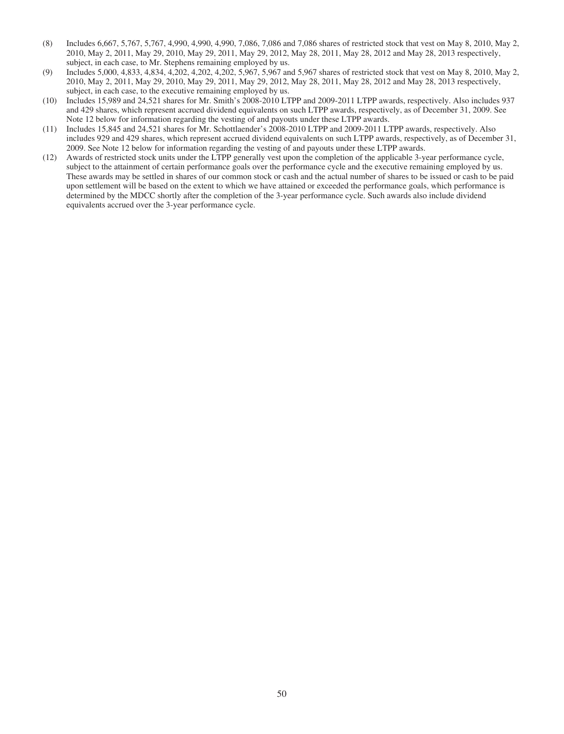(8) Includes 6,667, 5,767, 5,767, 4,990, 4,990, 4,990, 7,086, 7,086 and 7,086 shares of restricted stock that vest on May 8, 2010, May 2, 2010, May 2, 2011, May 29, 2010, May 29, 2011, May 29, 2012, May 28, 2011, May 28, 2012 and May 28, 2013 respectively, subject, in each case, to Mr. Stephens remaining employed by us.

(9) Includes 5,000, 4,833, 4,834, 4,202, 4,202, 4,202, 5,967, 5,967 and 5,967 shares of restricted stock that vest on May 8, 2010, May 2, 2010, May 2, 2011, May 29, 2010, May 29, 2011, May 29, 2012, May 28, 2011, May 28, 2012 and May 28, 2013 respectively, subject, in each case, to the executive remaining employed by us.

(10) Includes 15,989 and 24,521 shares for Mr. Smith's 2008-2010 LTPP and 2009-2011 LTPP awards, respectively. Also includes 937 and 429 shares, which represent accrued dividend equivalents on such LTPP awards, respectively, as of December 31, 2009. See Note 12 below for information regarding the vesting of and payouts under these LTPP awards.

(11) Includes 15,845 and 24,521 shares for Mr. Schottlaender's 2008-2010 LTPP and 2009-2011 LTPP awards, respectively. Also includes 929 and 429 shares, which represent accrued dividend equivalents on such LTPP awards, respectively, as of December 31, 2009. See Note 12 below for information regarding the vesting of and payouts under these LTPP awards.

(12) Awards of restricted stock units under the LTPP generally vest upon the completion of the applicable 3-year performance cycle, subject to the attainment of certain performance goals over the performance cycle and the executive remaining employed by us. These awards may be settled in shares of our common stock or cash and the actual number of shares to be issued or cash to be paid upon settlement will be based on the extent to which we have attained or exceeded the performance goals, which performance is determined by the MDCC shortly after the completion of the 3-year performance cycle. Such awards also include dividend equivalents accrued over the 3-year performance cycle.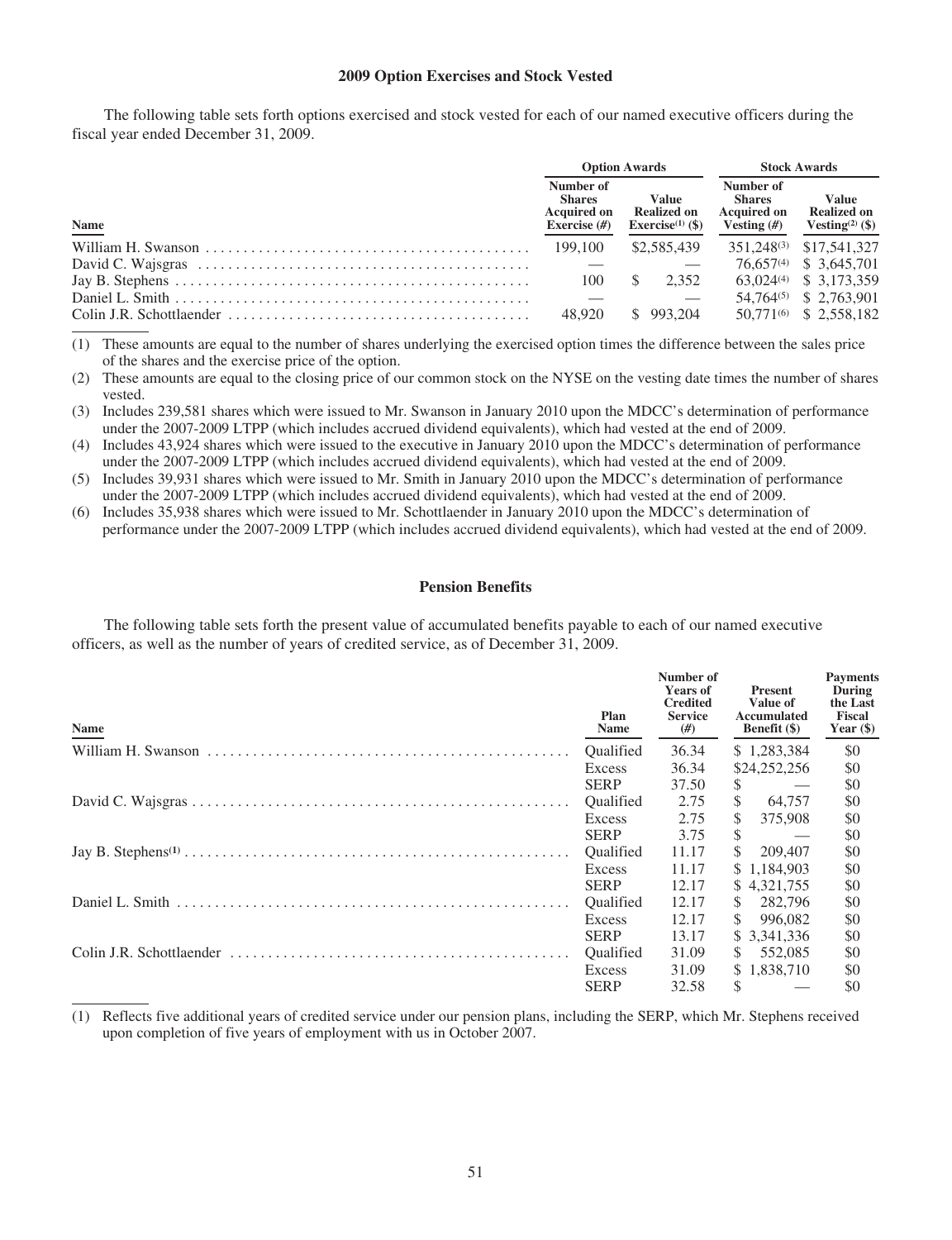## 2009 Option Exercises and Stock Vested

The following table sets forth options exercised and stock vested for each of our named executive officers during the fiscal year ended December 31, 2009.

| Name | Option Awards | | Stock Awards | |
|---|---|---|---|---|
| | Number of Shares Acquired on Exercise (#) | Value Realized on Exercise[(1)] ($) | Number of Shares Acquired on Vesting (#) | Value Realized on Vesting[(2)] ($) |
| William H. Swanson | 199,100 | $2,585,439 | 351,248[(3)] | $17,541,327 |
| David C. Wajsgras | — | — | 76,657[(4)] | $ 3,645,701 |
| Jay B. Stephens | 100 | $ 2,352 | 63,024[(4)] | $ 3,173,359 |
| Daniel L. Smith | — | — | 54,764[(5)] | $ 2,763,901 |
| Colin J.R. Schottlaender | 48,920 | $ 993,204 | 50,771[(6)] | $ 2,558,182 |

(1) These amounts are equal to the number of shares underlying the exercised option times the difference between the sales price of the shares and the exercise price of the option.

(2) These amounts are equal to the closing price of our common stock on the NYSE on the vesting date times the number of shares vested.

(3) Includes 239,581 shares which were issued to Mr. Swanson in January 2010 upon the MDCC's determination of performance under the 2007-2009 LTPP (which includes accrued dividend equivalents), which had vested at the end of 2009.

(4) Includes 43,924 shares which were issued to the executive in January 2010 upon the MDCC's determination of performance under the 2007-2009 LTPP (which includes accrued dividend equivalents), which had vested at the end of 2009.

(5) Includes 39,931 shares which were issued to Mr. Smith in January 2010 upon the MDCC's determination of performance under the 2007-2009 LTPP (which includes accrued dividend equivalents), which had vested at the end of 2009.

(6) Includes 35,938 shares which were issued to Mr. Schottlaender in January 2010 upon the MDCC's determination of performance under the 2007-2009 LTPP (which includes accrued dividend equivalents), which had vested at the end of 2009.

## Pension Benefits

The following table sets forth the present value of accumulated benefits payable to each of our named executive officers, as well as the number of years of credited service, as of December 31, 2009.

| Name | Plan Name | Number of Years of Credited Service (#) | Present Value of Accumulated Benefit ($) | Payments During the Last Fiscal Year ($) |
|---|---|---|---|---|
| William H. Swanson | Qualified | 36.34 | $ 1,283,384 | $0 |
| | Excess | 36.34 | $24,252,256 | $0 |
| | SERP | 37.50 | $ — | $0 |
| David C. Wajsgras | Qualified | 2.75 | $ 64,757 | $0 |
| | Excess | 2.75 | $ 375,908 | $0 |
| | SERP | 3.75 | $ — | $0 |
| Jay B. Stephens[(1)] | Qualified | 11.17 | $ 209,407 | $0 |
| | Excess | 11.17 | $ 1,184,903 | $0 |
| | SERP | 12.17 | $ 4,321,755 | $0 |
| Daniel L. Smith | Qualified | 12.17 | $ 282,796 | $0 |
| | Excess | 12.17 | $ 996,082 | $0 |
| | SERP | 13.17 | $ 3,341,336 | $0 |
| Colin J.R. Schottlaender | Qualified | 31.09 | $ 552,085 | $0 |
| | Excess | 31.09 | $ 1,838,710 | $0 |
| | SERP | 32.58 | $ — | $0 |

(1) Reflects five additional years of credited service under our pension plans, including the SERP, which Mr. Stephens received upon completion of five years of employment with us in October 2007.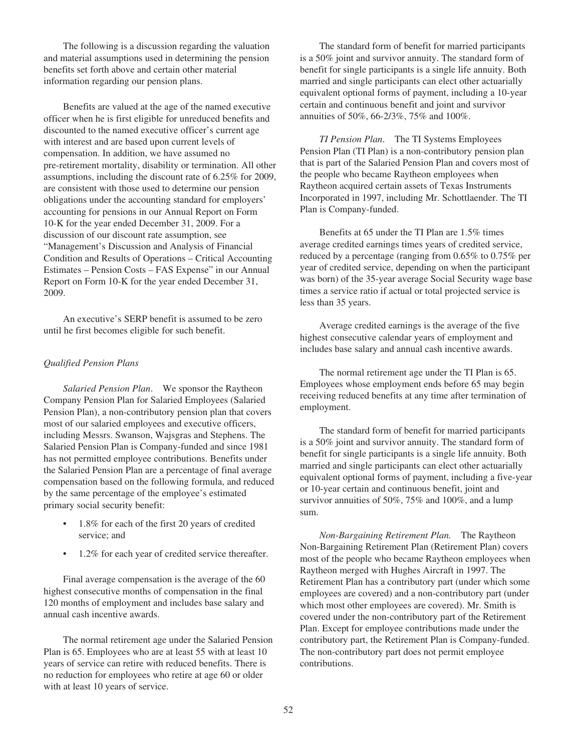The following is a discussion regarding the valuation and material assumptions used in determining the pension benefits set forth above and certain other material information regarding our pension plans.

Benefits are valued at the age of the named executive officer when he is first eligible for unreduced benefits and discounted to the named executive officer's current age with interest and are based upon current levels of compensation. In addition, we have assumed no pre-retirement mortality, disability or termination. All other assumptions, including the discount rate of 6.25% for 2009, are consistent with those used to determine our pension obligations under the accounting standard for employers' accounting for pensions in our Annual Report on Form 10-K for the year ended December 31, 2009. For a discussion of our discount rate assumption, see "Management's Discussion and Analysis of Financial Condition and Results of Operations – Critical Accounting Estimates – Pension Costs – FAS Expense" in our Annual Report on Form 10-K for the year ended December 31, 2009.

An executive's SERP benefit is assumed to be zero until he first becomes eligible for such benefit.

*Qualified Pension Plans*

*Salaried Pension Plan*. We sponsor the Raytheon Company Pension Plan for Salaried Employees (Salaried Pension Plan), a non-contributory pension plan that covers most of our salaried employees and executive officers, including Messrs. Swanson, Wajsgras and Stephens. The Salaried Pension Plan is Company-funded and since 1981 has not permitted employee contributions. Benefits under the Salaried Pension Plan are a percentage of final average compensation based on the following formula, and reduced by the same percentage of the employee's estimated primary social security benefit:

- 1.8% for each of the first 20 years of credited service; and
- 1.2% for each year of credited service thereafter.

Final average compensation is the average of the 60 highest consecutive months of compensation in the final 120 months of employment and includes base salary and annual cash incentive awards.

The normal retirement age under the Salaried Pension Plan is 65. Employees who are at least 55 with at least 10 years of service can retire with reduced benefits. There is no reduction for employees who retire at age 60 or older with at least 10 years of service.

The standard form of benefit for married participants is a 50% joint and survivor annuity. The standard form of benefit for single participants is a single life annuity. Both married and single participants can elect other actuarially equivalent optional forms of payment, including a 10-year certain and continuous benefit and joint and survivor annuities of 50%, 66-2/3%, 75% and 100%.

*TI Pension Plan*. The TI Systems Employees Pension Plan (TI Plan) is a non-contributory pension plan that is part of the Salaried Pension Plan and covers most of the people who became Raytheon employees when Raytheon acquired certain assets of Texas Instruments Incorporated in 1997, including Mr. Schottlaender. The TI Plan is Company-funded.

Benefits at 65 under the TI Plan are 1.5% times average credited earnings times years of credited service, reduced by a percentage (ranging from 0.65% to 0.75% per year of credited service, depending on when the participant was born) of the 35-year average Social Security wage base times a service ratio if actual or total projected service is less than 35 years.

Average credited earnings is the average of the five highest consecutive calendar years of employment and includes base salary and annual cash incentive awards.

The normal retirement age under the TI Plan is 65. Employees whose employment ends before 65 may begin receiving reduced benefits at any time after termination of employment.

The standard form of benefit for married participants is a 50% joint and survivor annuity. The standard form of benefit for single participants is a single life annuity. Both married and single participants can elect other actuarially equivalent optional forms of payment, including a five-year or 10-year certain and continuous benefit, joint and survivor annuities of 50%, 75% and 100%, and a lump sum.

*Non-Bargaining Retirement Plan.* The Raytheon Non-Bargaining Retirement Plan (Retirement Plan) covers most of the people who became Raytheon employees when Raytheon merged with Hughes Aircraft in 1997. The Retirement Plan has a contributory part (under which some employees are covered) and a non-contributory part (under which most other employees are covered). Mr. Smith is covered under the non-contributory part of the Retirement Plan. Except for employee contributions made under the contributory part, the Retirement Plan is Company-funded. The non-contributory part does not permit employee contributions.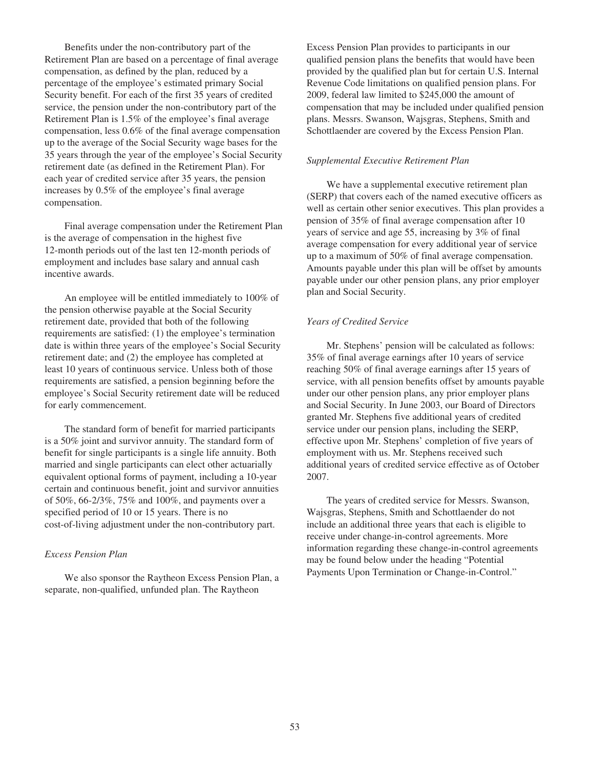Benefits under the non-contributory part of the Retirement Plan are based on a percentage of final average compensation, as defined by the plan, reduced by a percentage of the employee's estimated primary Social Security benefit. For each of the first 35 years of credited service, the pension under the non-contributory part of the Retirement Plan is 1.5% of the employee's final average compensation, less 0.6% of the final average compensation up to the average of the Social Security wage bases for the 35 years through the year of the employee's Social Security retirement date (as defined in the Retirement Plan). For each year of credited service after 35 years, the pension increases by 0.5% of the employee's final average compensation.

Final average compensation under the Retirement Plan is the average of compensation in the highest five 12-month periods out of the last ten 12-month periods of employment and includes base salary and annual cash incentive awards.

An employee will be entitled immediately to 100% of the pension otherwise payable at the Social Security retirement date, provided that both of the following requirements are satisfied: (1) the employee's termination date is within three years of the employee's Social Security retirement date; and (2) the employee has completed at least 10 years of continuous service. Unless both of those requirements are satisfied, a pension beginning before the employee's Social Security retirement date will be reduced for early commencement.

The standard form of benefit for married participants is a 50% joint and survivor annuity. The standard form of benefit for single participants is a single life annuity. Both married and single participants can elect other actuarially equivalent optional forms of payment, including a 10-year certain and continuous benefit, joint and survivor annuities of 50%, 66-2/3%, 75% and 100%, and payments over a specified period of 10 or 15 years. There is no cost-of-living adjustment under the non-contributory part.

*Excess Pension Plan*

We also sponsor the Raytheon Excess Pension Plan, a separate, non-qualified, unfunded plan. The Raytheon Excess Pension Plan provides to participants in our qualified pension plans the benefits that would have been provided by the qualified plan but for certain U.S. Internal Revenue Code limitations on qualified pension plans. For 2009, federal law limited to $245,000 the amount of compensation that may be included under qualified pension plans. Messrs. Swanson, Wajsgras, Stephens, Smith and Schottlaender are covered by the Excess Pension Plan.

*Supplemental Executive Retirement Plan*

We have a supplemental executive retirement plan (SERP) that covers each of the named executive officers as well as certain other senior executives. This plan provides a pension of 35% of final average compensation after 10 years of service and age 55, increasing by 3% of final average compensation for every additional year of service up to a maximum of 50% of final average compensation. Amounts payable under this plan will be offset by amounts payable under our other pension plans, any prior employer plan and Social Security.

*Years of Credited Service*

Mr. Stephens' pension will be calculated as follows: 35% of final average earnings after 10 years of service reaching 50% of final average earnings after 15 years of service, with all pension benefits offset by amounts payable under our other pension plans, any prior employer plans and Social Security. In June 2003, our Board of Directors granted Mr. Stephens five additional years of credited service under our pension plans, including the SERP, effective upon Mr. Stephens' completion of five years of employment with us. Mr. Stephens received such additional years of credited service effective as of October 2007.

The years of credited service for Messrs. Swanson, Wajsgras, Stephens, Smith and Schottlaender do not include an additional three years that each is eligible to receive under change-in-control agreements. More information regarding these change-in-control agreements may be found below under the heading "Potential Payments Upon Termination or Change-in-Control."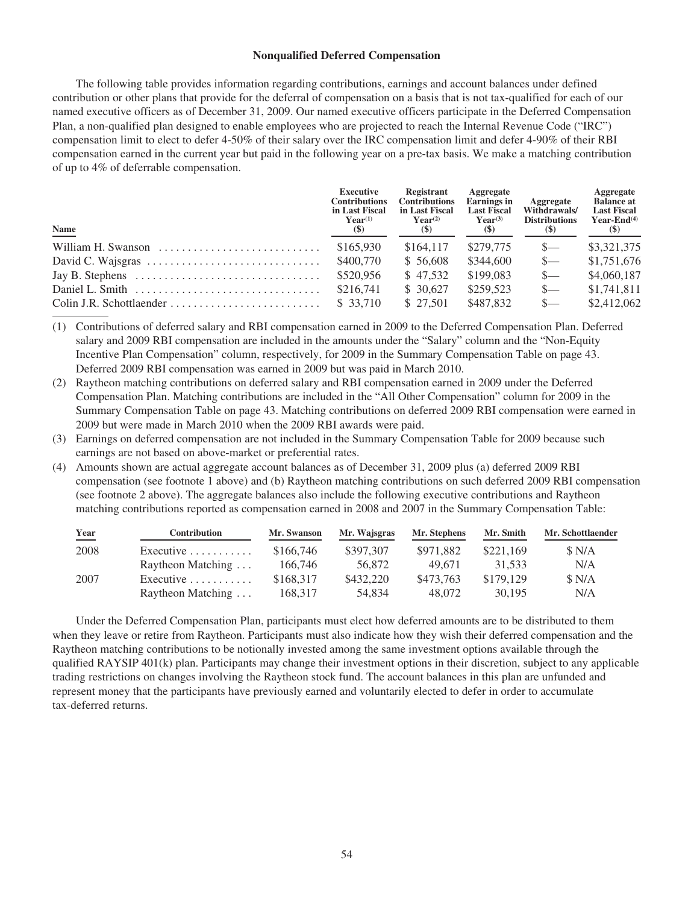### Nonqualified Deferred Compensation

The following table provides information regarding contributions, earnings and account balances under defined contribution or other plans that provide for the deferral of compensation on a basis that is not tax-qualified for each of our named executive officers as of December 31, 2009. Our named executive officers participate in the Deferred Compensation Plan, a non-qualified plan designed to enable employees who are projected to reach the Internal Revenue Code ("IRC") compensation limit to elect to defer 4-50% of their salary over the IRC compensation limit and defer 4-90% of their RBI compensation earned in the current year but paid in the following year on a pre-tax basis. We make a matching contribution of up to 4% of deferrable compensation.

| Name | Executive Contributions in Last Fiscal Year[(1)] ($) | Registrant Contributions in Last Fiscal Year[(2)] ($) | Aggregate Earnings in Last Fiscal Year[(3)] ($) | Aggregate Withdrawals/ Distributions ($) | Aggregate Balance at Last Fiscal Year-End[(4)] ($) |
|---|---|---|---|---|---|
| William H. Swanson | $165,930 | $164,117 | $279,775 | $— | $3,321,375 |
| David C. Wajsgras | $400,770 | $ 56,608 | $344,600 | $— | $1,751,676 |
| Jay B. Stephens | $520,956 | $ 47,532 | $199,083 | $— | $4,060,187 |
| Daniel L. Smith | $216,741 | $ 30,627 | $259,523 | $— | $1,741,811 |
| Colin J.R. Schottlaender | $ 33,710 | $ 27,501 | $487,832 | $— | $2,412,062 |

(1) Contributions of deferred salary and RBI compensation earned in 2009 to the Deferred Compensation Plan. Deferred salary and 2009 RBI compensation are included in the amounts under the "Salary" column and the "Non-Equity Incentive Plan Compensation" column, respectively, for 2009 in the Summary Compensation Table on page 43. Deferred 2009 RBI compensation was earned in 2009 but was paid in March 2010.

(2) Raytheon matching contributions on deferred salary and RBI compensation earned in 2009 under the Deferred Compensation Plan. Matching contributions are included in the "All Other Compensation" column for 2009 in the Summary Compensation Table on page 43. Matching contributions on deferred 2009 RBI compensation were earned in 2009 but were made in March 2010 when the 2009 RBI awards were paid.

(3) Earnings on deferred compensation are not included in the Summary Compensation Table for 2009 because such earnings are not based on above-market or preferential rates.

(4) Amounts shown are actual aggregate account balances as of December 31, 2009 plus (a) deferred 2009 RBI compensation (see footnote 1 above) and (b) Raytheon matching contributions on such deferred 2009 RBI compensation (see footnote 2 above). The aggregate balances also include the following executive contributions and Raytheon matching contributions reported as compensation earned in 2008 and 2007 in the Summary Compensation Table:

| Year | Contribution | Mr. Swanson | Mr. Wajsgras | Mr. Stephens | Mr. Smith | Mr. Schottlaender |
|---|---|---|---|---|---|---|
| 2008 | Executive | $166,746 | $397,307 | $971,882 | $221,169 | $ N/A |
| | Raytheon Matching | 166,746 | 56,872 | 49,671 | 31,533 | N/A |
| 2007 | Executive | $168,317 | $432,220 | $473,763 | $179,129 | $ N/A |
| | Raytheon Matching | 168,317 | 54,834 | 48,072 | 30,195 | N/A |

Under the Deferred Compensation Plan, participants must elect how deferred amounts are to be distributed to them when they leave or retire from Raytheon. Participants must also indicate how they wish their deferred compensation and the Raytheon matching contributions to be notionally invested among the same investment options available through the qualified RAYSIP 401(k) plan. Participants may change their investment options in their discretion, subject to any applicable trading restrictions on changes involving the Raytheon stock fund. The account balances in this plan are unfunded and represent money that the participants have previously earned and voluntarily elected to defer in order to accumulate tax-deferred returns.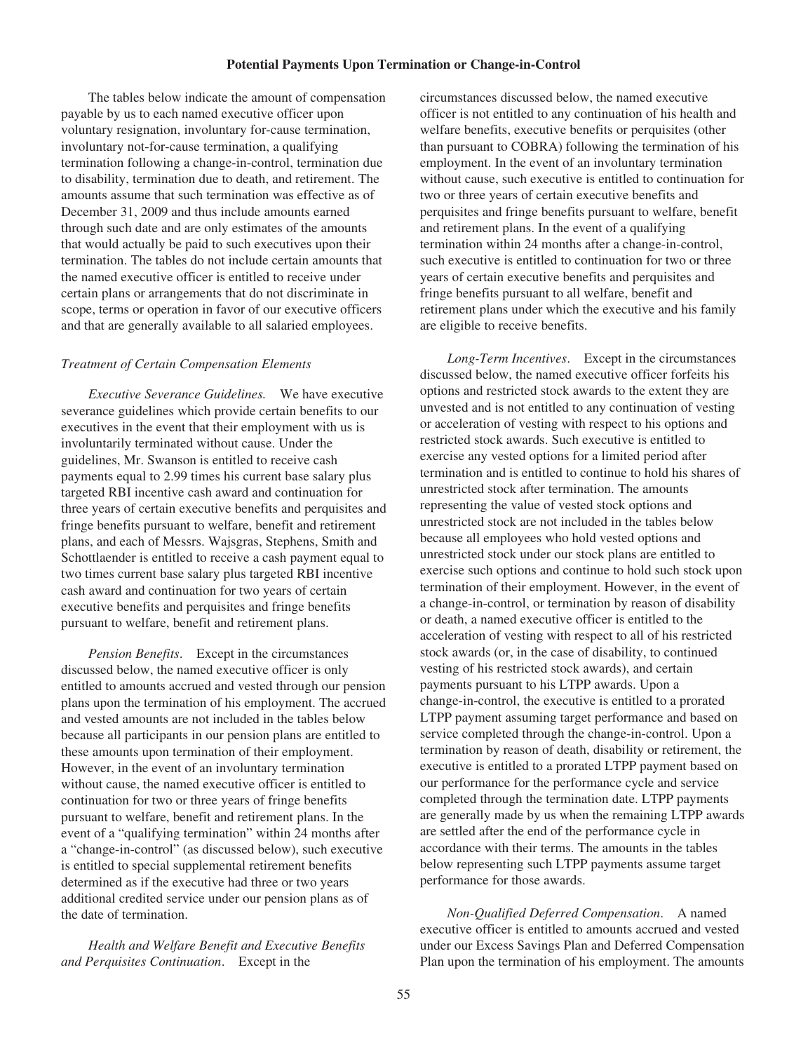## Potential Payments Upon Termination or Change-in-Control

The tables below indicate the amount of compensation payable by us to each named executive officer upon voluntary resignation, involuntary for-cause termination, involuntary not-for-cause termination, a qualifying termination following a change-in-control, termination due to disability, termination due to death, and retirement. The amounts assume that such termination was effective as of December 31, 2009 and thus include amounts earned through such date and are only estimates of the amounts that would actually be paid to such executives upon their termination. The tables do not include certain amounts that the named executive officer is entitled to receive under certain plans or arrangements that do not discriminate in scope, terms or operation in favor of our executive officers and that are generally available to all salaried employees.

### *Treatment of Certain Compensation Elements*

*Executive Severance Guidelines.* We have executive severance guidelines which provide certain benefits to our executives in the event that their employment with us is involuntarily terminated without cause. Under the guidelines, Mr. Swanson is entitled to receive cash payments equal to 2.99 times his current base salary plus targeted RBI incentive cash award and continuation for three years of certain executive benefits and perquisites and fringe benefits pursuant to welfare, benefit and retirement plans, and each of Messrs. Wajsgras, Stephens, Smith and Schottlaender is entitled to receive a cash payment equal to two times current base salary plus targeted RBI incentive cash award and continuation for two years of certain executive benefits and perquisites and fringe benefits pursuant to welfare, benefit and retirement plans.

*Pension Benefits.* Except in the circumstances discussed below, the named executive officer is only entitled to amounts accrued and vested through our pension plans upon the termination of his employment. The accrued and vested amounts are not included in the tables below because all participants in our pension plans are entitled to these amounts upon termination of their employment. However, in the event of an involuntary termination without cause, the named executive officer is entitled to continuation for two or three years of fringe benefits pursuant to welfare, benefit and retirement plans. In the event of a "qualifying termination" within 24 months after a "change-in-control" (as discussed below), such executive is entitled to special supplemental retirement benefits determined as if the executive had three or two years additional credited service under our pension plans as of the date of termination.

*Health and Welfare Benefit and Executive Benefits and Perquisites Continuation.* Except in the circumstances discussed below, the named executive officer is not entitled to any continuation of his health and welfare benefits, executive benefits or perquisites (other than pursuant to COBRA) following the termination of his employment. In the event of an involuntary termination without cause, such executive is entitled to continuation for two or three years of certain executive benefits and perquisites and fringe benefits pursuant to welfare, benefit and retirement plans. In the event of a qualifying termination within 24 months after a change-in-control, such executive is entitled to continuation for two or three years of certain executive benefits and perquisites and fringe benefits pursuant to all welfare, benefit and retirement plans under which the executive and his family are eligible to receive benefits.

*Long-Term Incentives.* Except in the circumstances discussed below, the named executive officer forfeits his options and restricted stock awards to the extent they are unvested and is not entitled to any continuation of vesting or acceleration of vesting with respect to his options and restricted stock awards. Such executive is entitled to exercise any vested options for a limited period after termination and is entitled to continue to hold his shares of unrestricted stock after termination. The amounts representing the value of vested stock options and unrestricted stock are not included in the tables below because all employees who hold vested options and unrestricted stock under our stock plans are entitled to exercise such options and continue to hold such stock upon termination of their employment. However, in the event of a change-in-control, or termination by reason of disability or death, a named executive officer is entitled to the acceleration of vesting with respect to all of his restricted stock awards (or, in the case of disability, to continued vesting of his restricted stock awards), and certain payments pursuant to his LTPP awards. Upon a change-in-control, the executive is entitled to a prorated LTPP payment assuming target performance and based on service completed through the change-in-control. Upon a termination by reason of death, disability or retirement, the executive is entitled to a prorated LTPP payment based on our performance for the performance cycle and service completed through the termination date. LTPP payments are generally made by us when the remaining LTPP awards are settled after the end of the performance cycle in accordance with their terms. The amounts in the tables below representing such LTPP payments assume target performance for those awards.

*Non-Qualified Deferred Compensation.* A named executive officer is entitled to amounts accrued and vested under our Excess Savings Plan and Deferred Compensation Plan upon the termination of his employment. The amounts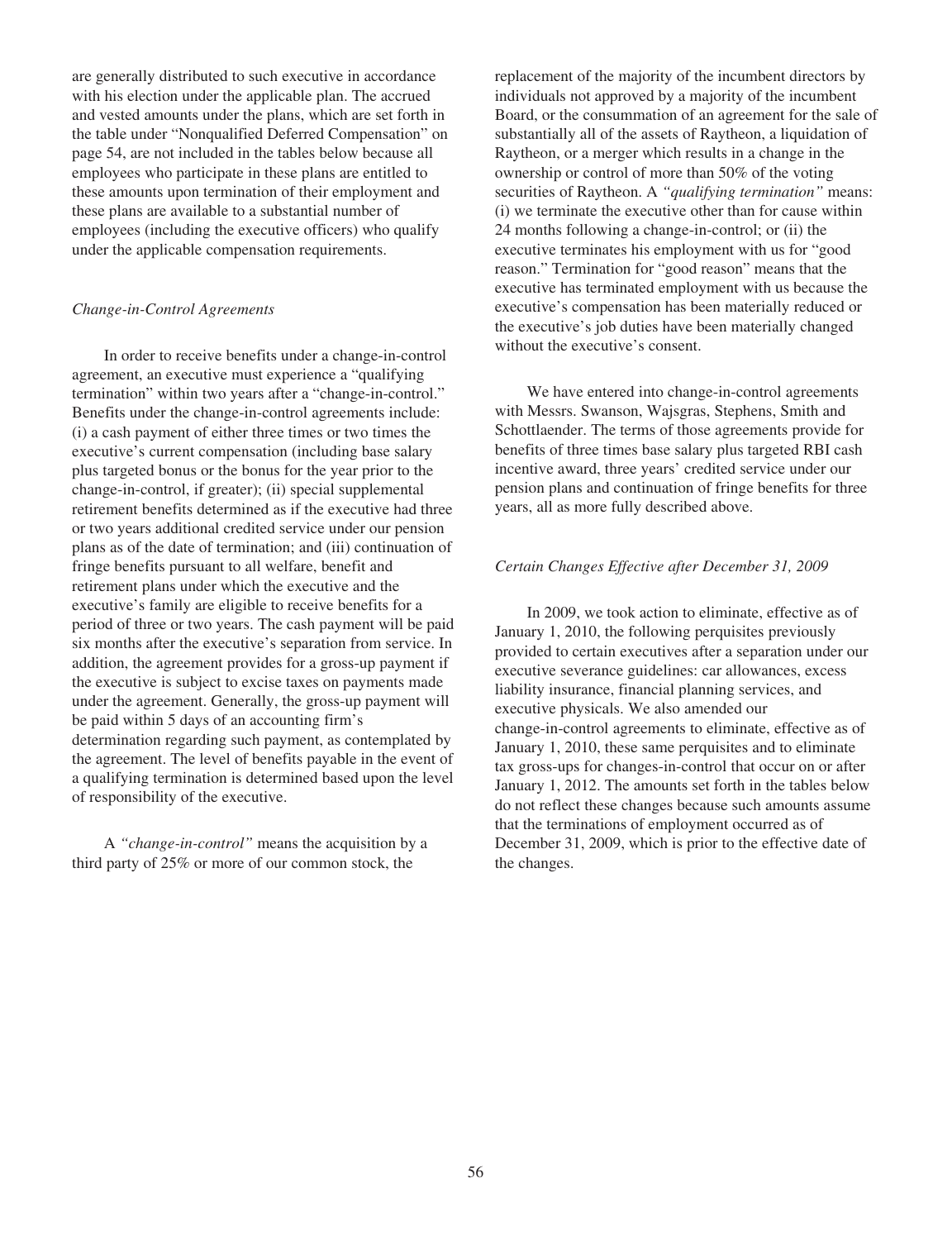are generally distributed to such executive in accordance with his election under the applicable plan. The accrued and vested amounts under the plans, which are set forth in the table under "Nonqualified Deferred Compensation" on page 54, are not included in the tables below because all employees who participate in these plans are entitled to these amounts upon termination of their employment and these plans are available to a substantial number of employees (including the executive officers) who qualify under the applicable compensation requirements.

*Change-in-Control Agreements*

In order to receive benefits under a change-in-control agreement, an executive must experience a "qualifying termination" within two years after a "change-in-control." Benefits under the change-in-control agreements include: (i) a cash payment of either three times or two times the executive's current compensation (including base salary plus targeted bonus or the bonus for the year prior to the change-in-control, if greater); (ii) special supplemental retirement benefits determined as if the executive had three or two years additional credited service under our pension plans as of the date of termination; and (iii) continuation of fringe benefits pursuant to all welfare, benefit and retirement plans under which the executive and the executive's family are eligible to receive benefits for a period of three or two years. The cash payment will be paid six months after the executive's separation from service. In addition, the agreement provides for a gross-up payment if the executive is subject to excise taxes on payments made under the agreement. Generally, the gross-up payment will be paid within 5 days of an accounting firm's determination regarding such payment, as contemplated by the agreement. The level of benefits payable in the event of a qualifying termination is determined based upon the level of responsibility of the executive.

A *"change-in-control"* means the acquisition by a third party of 25% or more of our common stock, the replacement of the majority of the incumbent directors by individuals not approved by a majority of the incumbent Board, or the consummation of an agreement for the sale of substantially all of the assets of Raytheon, a liquidation of Raytheon, or a merger which results in a change in the ownership or control of more than 50% of the voting securities of Raytheon. A *"qualifying termination"* means: (i) we terminate the executive other than for cause within 24 months following a change-in-control; or (ii) the executive terminates his employment with us for "good reason." Termination for "good reason" means that the executive has terminated employment with us because the executive's compensation has been materially reduced or the executive's job duties have been materially changed without the executive's consent.

We have entered into change-in-control agreements with Messrs. Swanson, Wajsgras, Stephens, Smith and Schottlaender. The terms of those agreements provide for benefits of three times base salary plus targeted RBI cash incentive award, three years' credited service under our pension plans and continuation of fringe benefits for three years, all as more fully described above.

*Certain Changes Effective after December 31, 2009*

In 2009, we took action to eliminate, effective as of January 1, 2010, the following perquisites previously provided to certain executives after a separation under our executive severance guidelines: car allowances, excess liability insurance, financial planning services, and executive physicals. We also amended our change-in-control agreements to eliminate, effective as of January 1, 2010, these same perquisites and to eliminate tax gross-ups for changes-in-control that occur on or after January 1, 2012. The amounts set forth in the tables below do not reflect these changes because such amounts assume that the terminations of employment occurred as of December 31, 2009, which is prior to the effective date of the changes.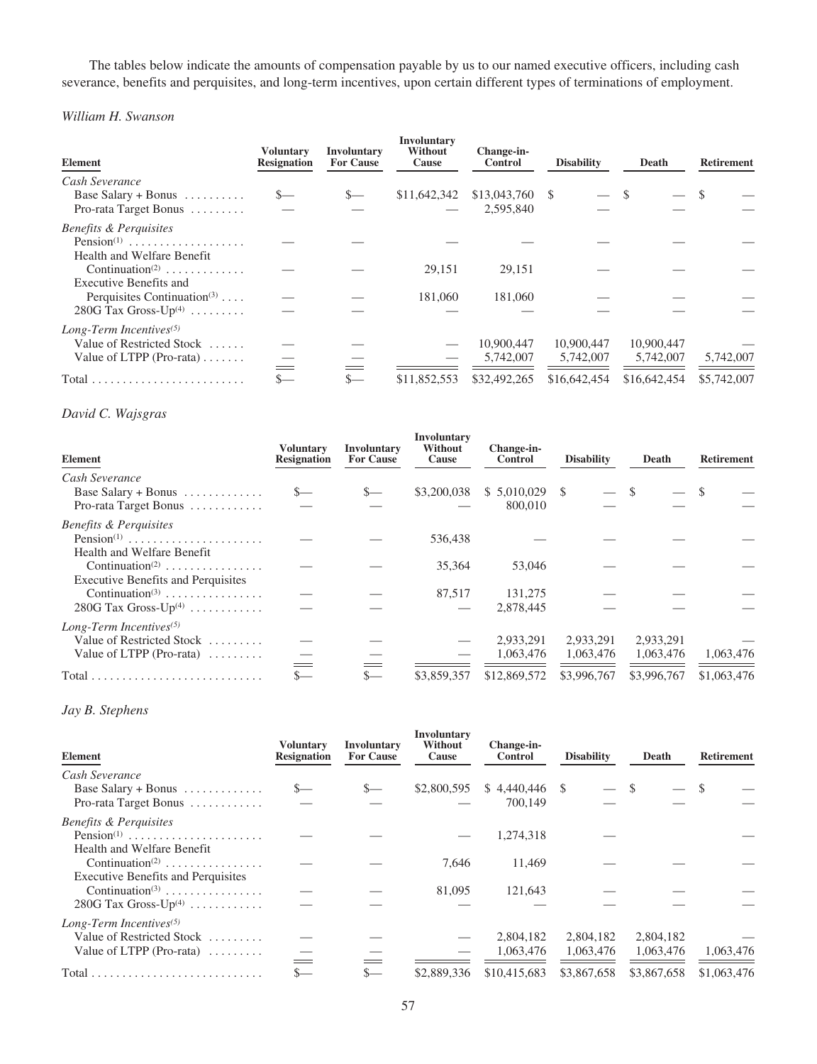The tables below indicate the amounts of compensation payable by us to our named executive officers, including cash severance, benefits and perquisites, and long-term incentives, upon certain different types of terminations of employment.

*William H. Swanson*

| Element | Voluntary Resignation | Involuntary For Cause | Involuntary Without Cause | Change-in-Control | Disability | Death | Retirement |
|---|---|---|---|---|---|---|---|
| *Cash Severance* | | | | | | | |
| Base Salary + Bonus | $— | $— | $11,642,342 | $13,043,760 | $ — | $ — | $ — |
| Pro-rata Target Bonus | — | — | — | 2,595,840 | — | — | — |
| *Benefits & Perquisites* | | | | | | | |
| Pension[(1)] | — | — | — | — | — | — | — |
| Health and Welfare Benefit Continuation[(2)] | — | — | 29,151 | 29,151 | — | — | — |
| Executive Benefits and Perquisites Continuation[(3)] | — | — | 181,060 | 181,060 | — | — | — |
| 280G Tax Gross-Up[(4)] | — | — | — | — | — | — | — |
| *Long-Term Incentives[(5)]* | | | | | | | |
| Value of Restricted Stock | — | — | — | 10,900,447 | 10,900,447 | 10,900,447 | — |
| Value of LTPP (Pro-rata) | — | — | — | 5,742,007 | 5,742,007 | 5,742,007 | 5,742,007 |
| Total | $— | $— | $11,852,553 | $32,492,265 | $16,642,454 | $16,642,454 | $5,742,007 |

*David C. Wajsgras*

| Element | Voluntary Resignation | Involuntary For Cause | Involuntary Without Cause | Change-in-Control | Disability | Death | Retirement |
|---|---|---|---|---|---|---|---|
| *Cash Severance* | | | | | | | |
| Base Salary + Bonus | $— | $— | $3,200,038 | $ 5,010,029 | $ — | $ — | $ — |
| Pro-rata Target Bonus | — | — | — | 800,010 | — | — | — |
| *Benefits & Perquisites* | | | | | | | |
| Pension[(1)] | — | — | 536,438 | — | — | — | — |
| Health and Welfare Benefit Continuation[(2)] | — | — | 35,364 | 53,046 | — | — | — |
| Executive Benefits and Perquisites Continuation[(3)] | — | — | 87,517 | 131,275 | — | — | — |
| 280G Tax Gross-Up[(4)] | — | — | — | 2,878,445 | — | — | — |
| *Long-Term Incentives[(5)]* | | | | | | | |
| Value of Restricted Stock | — | — | — | 2,933,291 | 2,933,291 | 2,933,291 | — |
| Value of LTPP (Pro-rata) | — | — | — | 1,063,476 | 1,063,476 | 1,063,476 | 1,063,476 |
| Total | $— | $— | $3,859,357 | $12,869,572 | $3,996,767 | $3,996,767 | $1,063,476 |

*Jay B. Stephens*

| Element | Voluntary Resignation | Involuntary For Cause | Involuntary Without Cause | Change-in-Control | Disability | Death | Retirement |
|---|---|---|---|---|---|---|---|
| *Cash Severance* | | | | | | | |
| Base Salary + Bonus | $— | $— | $2,800,595 | $ 4,440,446 | $ — | $ — | $ — |
| Pro-rata Target Bonus | — | — | — | 700,149 | — | — | — |
| *Benefits & Perquisites* | | | | | | | |
| Pension[(1)] | — | — | — | 1,274,318 | — | | — |
| Health and Welfare Benefit Continuation[(2)] | — | — | 7,646 | 11,469 | — | — | — |
| Executive Benefits and Perquisites Continuation[(3)] | — | — | 81,095 | 121,643 | — | — | — |
| 280G Tax Gross-Up[(4)] | — | — | — | — | — | — | — |
| *Long-Term Incentives[(5)]* | | | | | | | |
| Value of Restricted Stock | — | — | — | 2,804,182 | 2,804,182 | 2,804,182 | — |
| Value of LTPP (Pro-rata) | — | — | — | 1,063,476 | 1,063,476 | 1,063,476 | 1,063,476 |
| Total | $— | $— | $2,889,336 | $10,415,683 | $3,867,658 | $3,867,658 | $1,063,476 |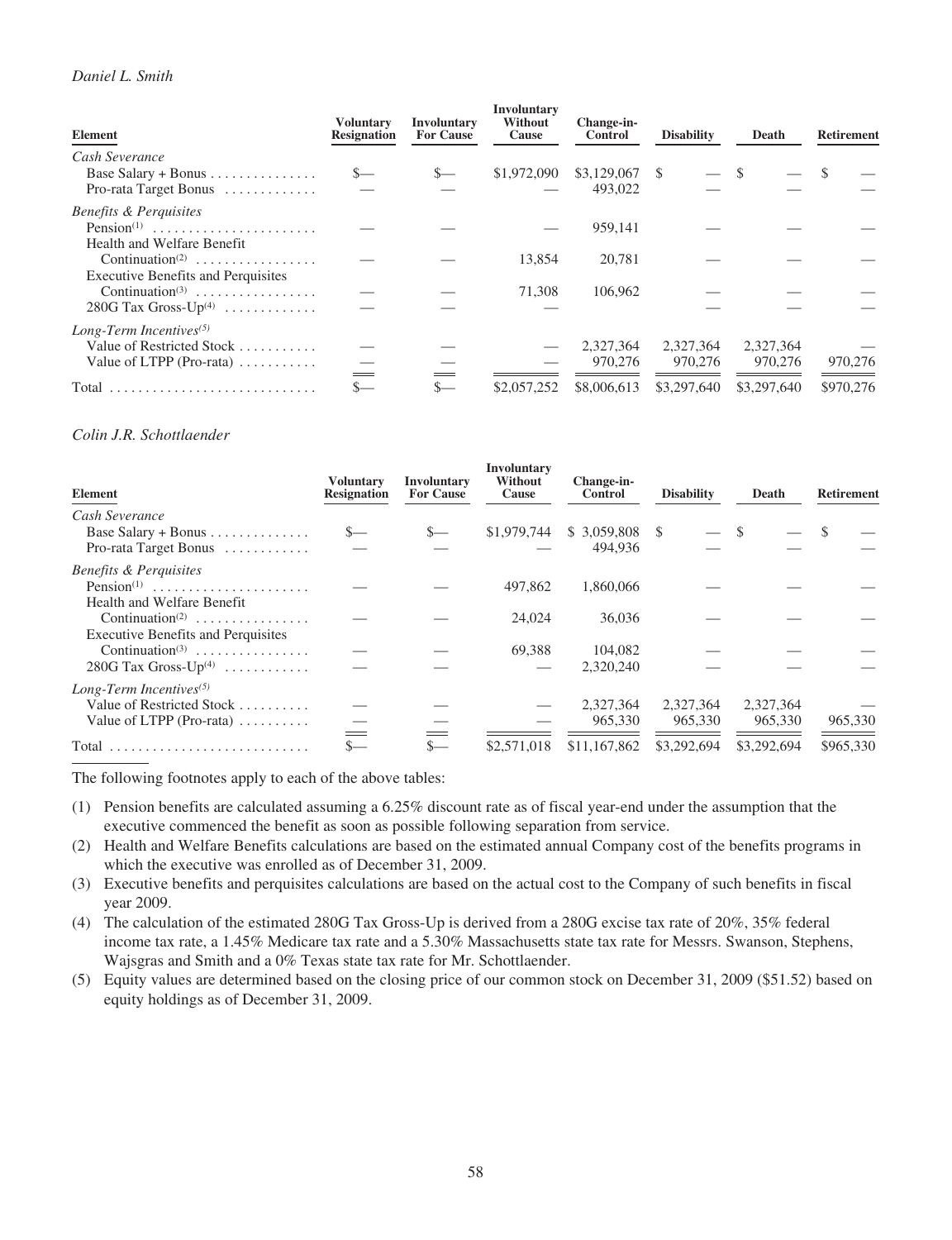*Daniel L. Smith*

| Element | Voluntary Resignation | Involuntary For Cause | Involuntary Without Cause | Change-in-Control | Disability | Death | Retirement |
|---|---|---|---|---|---|---|---|
| *Cash Severance* | | | | | | | |
| Base Salary + Bonus | $— | $— | $1,972,090 | $3,129,067 | $ — | $ — | $ — |
| Pro-rata Target Bonus | — | — | — | 493,022 | — | — | — |
| *Benefits & Perquisites* | | | | | | | |
| Pension(1) | — | — | — | 959,141 | — | — | — |
| Health and Welfare Benefit Continuation(2) | — | — | 13,854 | 20,781 | — | — | — |
| Executive Benefits and Perquisites Continuation(3) | — | — | 71,308 | 106,962 | — | — | — |
| 280G Tax Gross-Up(4) | — | — | — | — | — | — | — |
| *Long-Term Incentives(5)* | | | | | | | |
| Value of Restricted Stock | — | — | — | 2,327,364 | 2,327,364 | 2,327,364 | — |
| Value of LTPP (Pro-rata) | — | — | — | 970,276 | 970,276 | 970,276 | 970,276 |
| Total | $— | $— | $2,057,252 | $8,006,613 | $3,297,640 | $3,297,640 | $970,276 |

*Colin J.R. Schottlaender*

| Element | Voluntary Resignation | Involuntary For Cause | Involuntary Without Cause | Change-in-Control | Disability | Death | Retirement |
|---|---|---|---|---|---|---|---|
| *Cash Severance* | | | | | | | |
| Base Salary + Bonus | $— | $— | $1,979,744 | $ 3,059,808 | $ — | $ — | $ — |
| Pro-rata Target Bonus | — | — | — | 494,936 | — | — | — |
| *Benefits & Perquisites* | | | | | | | |
| Pension(1) | — | — | 497,862 | 1,860,066 | — | — | — |
| Health and Welfare Benefit Continuation(2) | — | — | 24,024 | 36,036 | — | — | — |
| Executive Benefits and Perquisites Continuation(3) | — | — | 69,388 | 104,082 | — | — | — |
| 280G Tax Gross-Up(4) | — | — | — | 2,320,240 | — | — | — |
| *Long-Term Incentives(5)* | | | | | | | |
| Value of Restricted Stock | — | — | — | 2,327,364 | 2,327,364 | 2,327,364 | — |
| Value of LTPP (Pro-rata) | — | — | — | 965,330 | 965,330 | 965,330 | 965,330 |
| Total | $— | $— | $2,571,018 | $11,167,862 | $3,292,694 | $3,292,694 | $965,330 |

The following footnotes apply to each of the above tables:

(1) Pension benefits are calculated assuming a 6.25% discount rate as of fiscal year-end under the assumption that the executive commenced the benefit as soon as possible following separation from service.

(2) Health and Welfare Benefits calculations are based on the estimated annual Company cost of the benefits programs in which the executive was enrolled as of December 31, 2009.

(3) Executive benefits and perquisites calculations are based on the actual cost to the Company of such benefits in fiscal year 2009.

(4) The calculation of the estimated 280G Tax Gross-Up is derived from a 280G excise tax rate of 20%, 35% federal income tax rate, a 1.45% Medicare tax rate and a 5.30% Massachusetts state tax rate for Messrs. Swanson, Stephens, Wajsgras and Smith and a 0% Texas state tax rate for Mr. Schottlaender.

(5) Equity values are determined based on the closing price of our common stock on December 31, 2009 ($51.52) based on equity holdings as of December 31, 2009.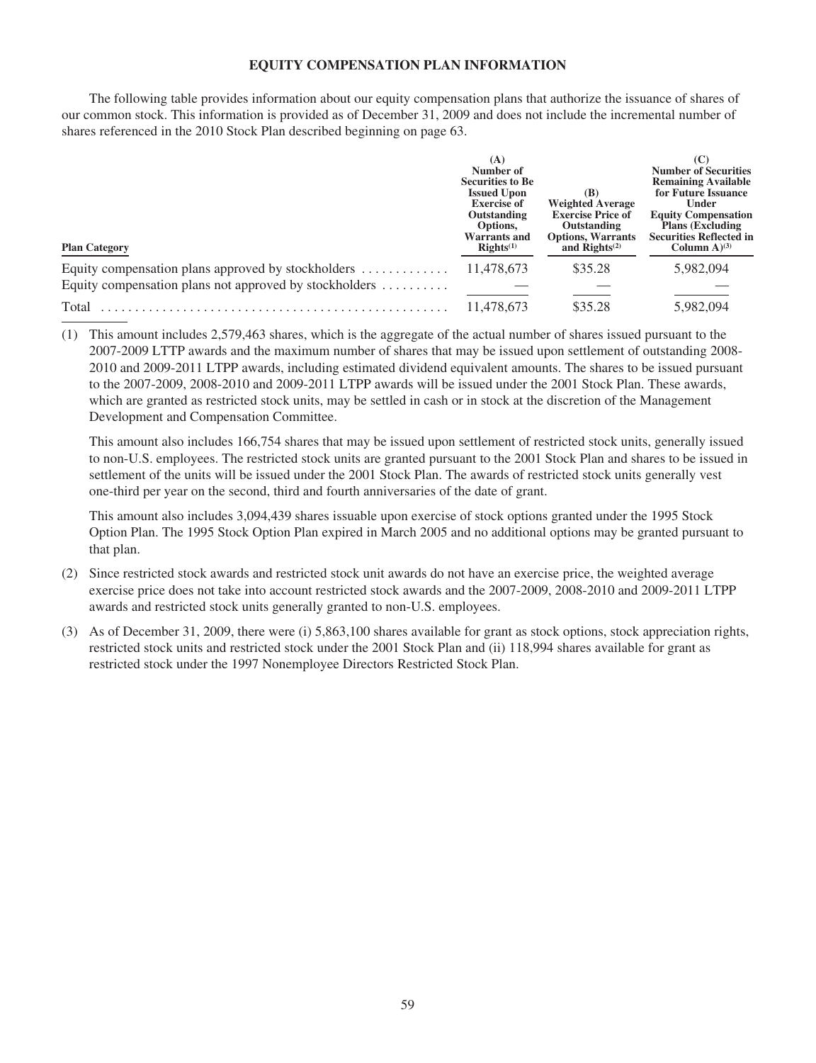## EQUITY COMPENSATION PLAN INFORMATION

The following table provides information about our equity compensation plans that authorize the issuance of shares of our common stock. This information is provided as of December 31, 2009 and does not include the incremental number of shares referenced in the 2010 Stock Plan described beginning on page 63.

| Plan Category | (A) Number of Securities to Be Issued Upon Exercise of Outstanding Options, Warrants and Rights(1) | (B) Weighted Average Exercise Price of Outstanding Options, Warrants and Rights(2) | (C) Number of Securities Remaining Available for Future Issuance Under Equity Compensation Plans (Excluding Securities Reflected in Column A)(3) |
|---|---|---|---|
| Equity compensation plans approved by stockholders | 11,478,673 | $35.28 | 5,982,094 |
| Equity compensation plans not approved by stockholders | — | — | — |
| Total | 11,478,673 | $35.28 | 5,982,094 |

(1) This amount includes 2,579,463 shares, which is the aggregate of the actual number of shares issued pursuant to the 2007-2009 LTTP awards and the maximum number of shares that may be issued upon settlement of outstanding 2008-2010 and 2009-2011 LTPP awards, including estimated dividend equivalent amounts. The shares to be issued pursuant to the 2007-2009, 2008-2010 and 2009-2011 LTPP awards will be issued under the 2001 Stock Plan. These awards, which are granted as restricted stock units, may be settled in cash or in stock at the discretion of the Management Development and Compensation Committee.

This amount also includes 166,754 shares that may be issued upon settlement of restricted stock units, generally issued to non-U.S. employees. The restricted stock units are granted pursuant to the 2001 Stock Plan and shares to be issued in settlement of the units will be issued under the 2001 Stock Plan. The awards of restricted stock units generally vest one-third per year on the second, third and fourth anniversaries of the date of grant.

This amount also includes 3,094,439 shares issuable upon exercise of stock options granted under the 1995 Stock Option Plan. The 1995 Stock Option Plan expired in March 2005 and no additional options may be granted pursuant to that plan.

(2) Since restricted stock awards and restricted stock unit awards do not have an exercise price, the weighted average exercise price does not take into account restricted stock awards and the 2007-2009, 2008-2010 and 2009-2011 LTPP awards and restricted stock units generally granted to non-U.S. employees.

(3) As of December 31, 2009, there were (i) 5,863,100 shares available for grant as stock options, stock appreciation rights, restricted stock units and restricted stock under the 2001 Stock Plan and (ii) 118,994 shares available for grant as restricted stock under the 1997 Nonemployee Directors Restricted Stock Plan.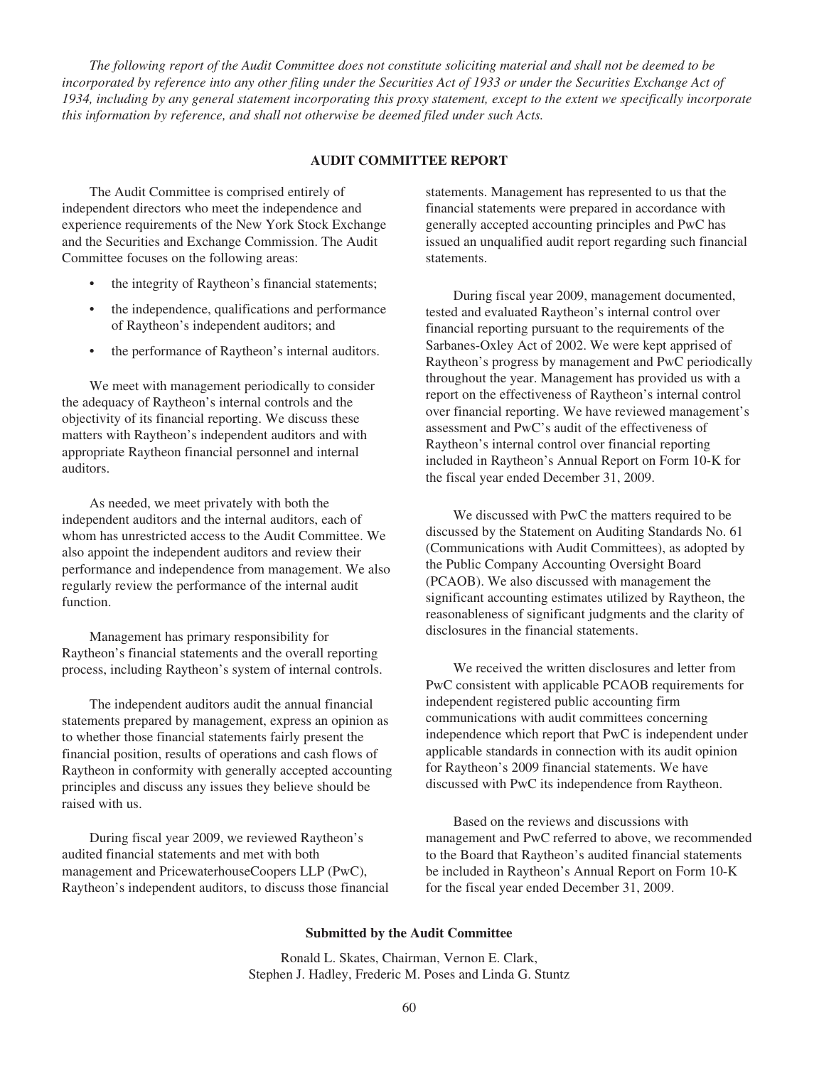*The following report of the Audit Committee does not constitute soliciting material and shall not be deemed to be incorporated by reference into any other filing under the Securities Act of 1933 or under the Securities Exchange Act of 1934, including by any general statement incorporating this proxy statement, except to the extent we specifically incorporate this information by reference, and shall not otherwise be deemed filed under such Acts.*

## AUDIT COMMITTEE REPORT

The Audit Committee is comprised entirely of independent directors who meet the independence and experience requirements of the New York Stock Exchange and the Securities and Exchange Commission. The Audit Committee focuses on the following areas:

- the integrity of Raytheon's financial statements;
- the independence, qualifications and performance of Raytheon's independent auditors; and
- the performance of Raytheon's internal auditors.

We meet with management periodically to consider the adequacy of Raytheon's internal controls and the objectivity of its financial reporting. We discuss these matters with Raytheon's independent auditors and with appropriate Raytheon financial personnel and internal auditors.

As needed, we meet privately with both the independent auditors and the internal auditors, each of whom has unrestricted access to the Audit Committee. We also appoint the independent auditors and review their performance and independence from management. We also regularly review the performance of the internal audit function.

Management has primary responsibility for Raytheon's financial statements and the overall reporting process, including Raytheon's system of internal controls.

The independent auditors audit the annual financial statements prepared by management, express an opinion as to whether those financial statements fairly present the financial position, results of operations and cash flows of Raytheon in conformity with generally accepted accounting principles and discuss any issues they believe should be raised with us.

During fiscal year 2009, we reviewed Raytheon's audited financial statements and met with both management and PricewaterhouseCoopers LLP (PwC), Raytheon's independent auditors, to discuss those financial statements. Management has represented to us that the financial statements were prepared in accordance with generally accepted accounting principles and PwC has issued an unqualified audit report regarding such financial statements.

During fiscal year 2009, management documented, tested and evaluated Raytheon's internal control over financial reporting pursuant to the requirements of the Sarbanes-Oxley Act of 2002. We were kept apprised of Raytheon's progress by management and PwC periodically throughout the year. Management has provided us with a report on the effectiveness of Raytheon's internal control over financial reporting. We have reviewed management's assessment and PwC's audit of the effectiveness of Raytheon's internal control over financial reporting included in Raytheon's Annual Report on Form 10-K for the fiscal year ended December 31, 2009.

We discussed with PwC the matters required to be discussed by the Statement on Auditing Standards No. 61 (Communications with Audit Committees), as adopted by the Public Company Accounting Oversight Board (PCAOB). We also discussed with management the significant accounting estimates utilized by Raytheon, the reasonableness of significant judgments and the clarity of disclosures in the financial statements.

We received the written disclosures and letter from PwC consistent with applicable PCAOB requirements for independent registered public accounting firm communications with audit committees concerning independence which report that PwC is independent under applicable standards in connection with its audit opinion for Raytheon's 2009 financial statements. We have discussed with PwC its independence from Raytheon.

Based on the reviews and discussions with management and PwC referred to above, we recommended to the Board that Raytheon's audited financial statements be included in Raytheon's Annual Report on Form 10-K for the fiscal year ended December 31, 2009.

**Submitted by the Audit Committee**

Ronald L. Skates, Chairman, Vernon E. Clark,
Stephen J. Hadley, Frederic M. Poses and Linda G. Stuntz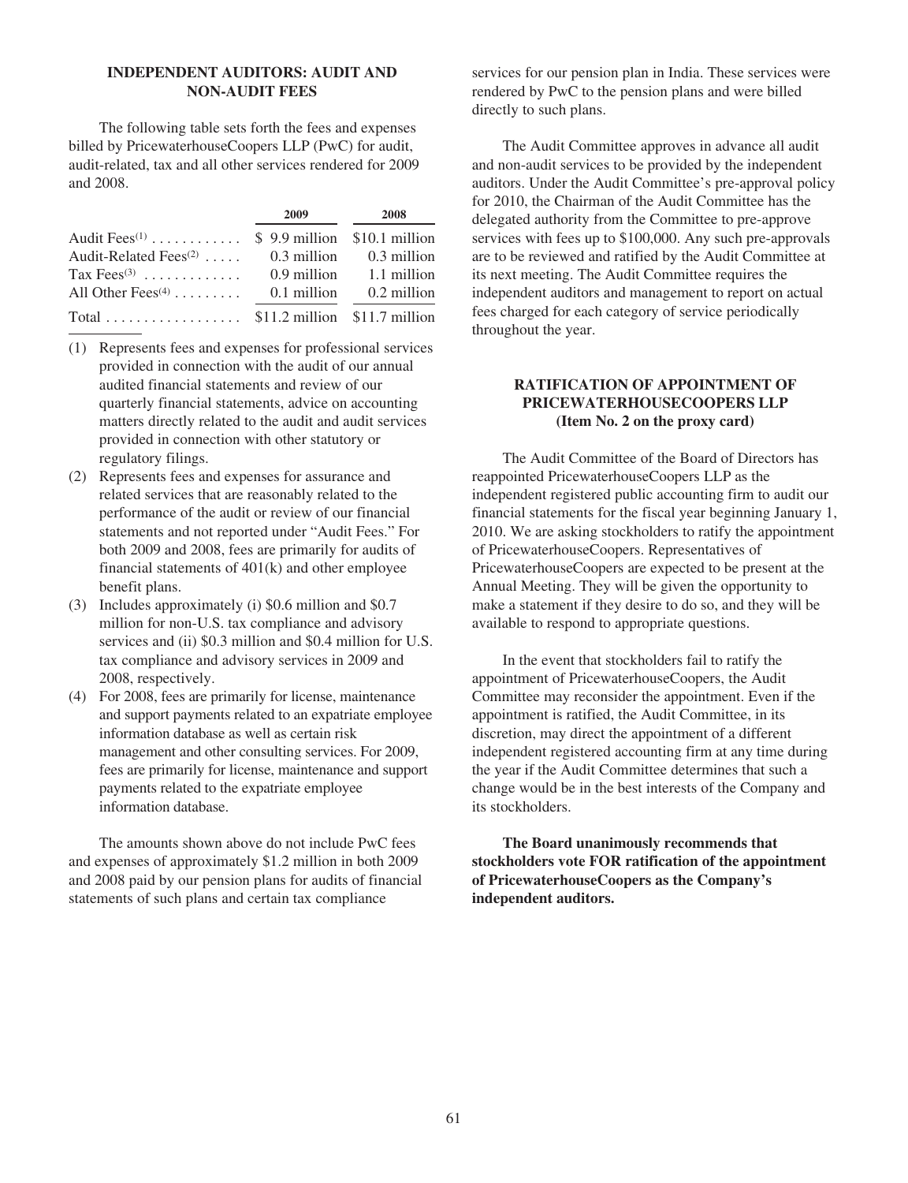## INDEPENDENT AUDITORS: AUDIT AND NON-AUDIT FEES

The following table sets forth the fees and expenses billed by PricewaterhouseCoopers LLP (PwC) for audit, audit-related, tax and all other services rendered for 2009 and 2008.

| | 2009 | 2008 |
|---|---|---|
| Audit Fees[(1)] | $ 9.9 million | $10.1 million |
| Audit-Related Fees[(2)] | 0.3 million | 0.3 million |
| Tax Fees[(3)] | 0.9 million | 1.1 million |
| All Other Fees[(4)] | 0.1 million | 0.2 million |
| Total | $11.2 million | $11.7 million |

(1) Represents fees and expenses for professional services provided in connection with the audit of our annual audited financial statements and review of our quarterly financial statements, advice on accounting matters directly related to the audit and audit services provided in connection with other statutory or regulatory filings.

(2) Represents fees and expenses for assurance and related services that are reasonably related to the performance of the audit or review of our financial statements and not reported under "Audit Fees." For both 2009 and 2008, fees are primarily for audits of financial statements of 401(k) and other employee benefit plans.

(3) Includes approximately (i) $0.6 million and $0.7 million for non-U.S. tax compliance and advisory services and (ii) $0.3 million and $0.4 million for U.S. tax compliance and advisory services in 2009 and 2008, respectively.

(4) For 2008, fees are primarily for license, maintenance and support payments related to an expatriate employee information database as well as certain risk management and other consulting services. For 2009, fees are primarily for license, maintenance and support payments related to the expatriate employee information database.

The amounts shown above do not include PwC fees and expenses of approximately $1.2 million in both 2009 and 2008 paid by our pension plans for audits of financial statements of such plans and certain tax compliance services for our pension plan in India. These services were rendered by PwC to the pension plans and were billed directly to such plans.

The Audit Committee approves in advance all audit and non-audit services to be provided by the independent auditors. Under the Audit Committee's pre-approval policy for 2010, the Chairman of the Audit Committee has the delegated authority from the Committee to pre-approve services with fees up to $100,000. Any such pre-approvals are to be reviewed and ratified by the Audit Committee at its next meeting. The Audit Committee requires the independent auditors and management to report on actual fees charged for each category of service periodically throughout the year.

## RATIFICATION OF APPOINTMENT OF PRICEWATERHOUSECOOPERS LLP (Item No. 2 on the proxy card)

The Audit Committee of the Board of Directors has reappointed PricewaterhouseCoopers LLP as the independent registered public accounting firm to audit our financial statements for the fiscal year beginning January 1, 2010. We are asking stockholders to ratify the appointment of PricewaterhouseCoopers. Representatives of PricewaterhouseCoopers are expected to be present at the Annual Meeting. They will be given the opportunity to make a statement if they desire to do so, and they will be available to respond to appropriate questions.

In the event that stockholders fail to ratify the appointment of PricewaterhouseCoopers, the Audit Committee may reconsider the appointment. Even if the appointment is ratified, the Audit Committee, in its discretion, may direct the appointment of a different independent registered accounting firm at any time during the year if the Audit Committee determines that such a change would be in the best interests of the Company and its stockholders.

**The Board unanimously recommends that stockholders vote FOR ratification of the appointment of PricewaterhouseCoopers as the Company's independent auditors.**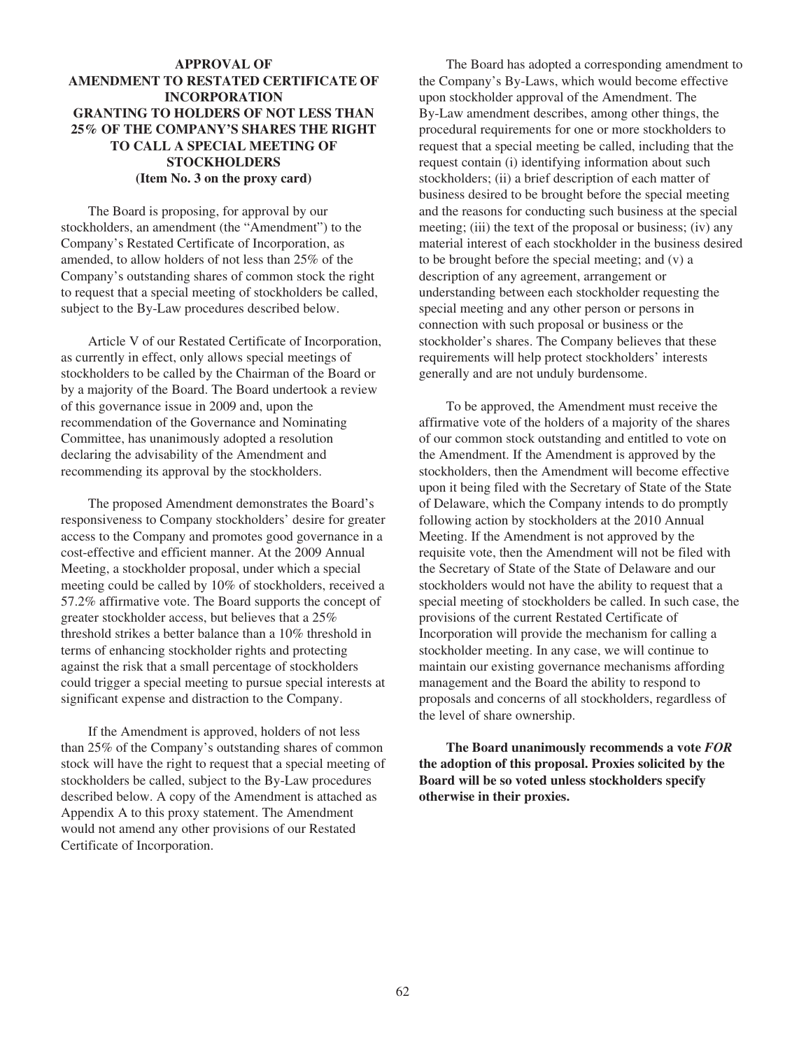## APPROVAL OF AMENDMENT TO RESTATED CERTIFICATE OF INCORPORATION GRANTING TO HOLDERS OF NOT LESS THAN 25% OF THE COMPANY'S SHARES THE RIGHT TO CALL A SPECIAL MEETING OF STOCKHOLDERS (Item No. 3 on the proxy card)

The Board is proposing, for approval by our stockholders, an amendment (the "Amendment") to the Company's Restated Certificate of Incorporation, as amended, to allow holders of not less than 25% of the Company's outstanding shares of common stock the right to request that a special meeting of stockholders be called, subject to the By-Law procedures described below.

Article V of our Restated Certificate of Incorporation, as currently in effect, only allows special meetings of stockholders to be called by the Chairman of the Board or by a majority of the Board. The Board undertook a review of this governance issue in 2009 and, upon the recommendation of the Governance and Nominating Committee, has unanimously adopted a resolution declaring the advisability of the Amendment and recommending its approval by the stockholders.

The proposed Amendment demonstrates the Board's responsiveness to Company stockholders' desire for greater access to the Company and promotes good governance in a cost-effective and efficient manner. At the 2009 Annual Meeting, a stockholder proposal, under which a special meeting could be called by 10% of stockholders, received a 57.2% affirmative vote. The Board supports the concept of greater stockholder access, but believes that a 25% threshold strikes a better balance than a 10% threshold in terms of enhancing stockholder rights and protecting against the risk that a small percentage of stockholders could trigger a special meeting to pursue special interests at significant expense and distraction to the Company.

If the Amendment is approved, holders of not less than 25% of the Company's outstanding shares of common stock will have the right to request that a special meeting of stockholders be called, subject to the By-Law procedures described below. A copy of the Amendment is attached as Appendix A to this proxy statement. The Amendment would not amend any other provisions of our Restated Certificate of Incorporation.

The Board has adopted a corresponding amendment to the Company's By-Laws, which would become effective upon stockholder approval of the Amendment. The By-Law amendment describes, among other things, the procedural requirements for one or more stockholders to request that a special meeting be called, including that the request contain (i) identifying information about such stockholders; (ii) a brief description of each matter of business desired to be brought before the special meeting and the reasons for conducting such business at the special meeting; (iii) the text of the proposal or business; (iv) any material interest of each stockholder in the business desired to be brought before the special meeting; and (v) a description of any agreement, arrangement or understanding between each stockholder requesting the special meeting and any other person or persons in connection with such proposal or business or the stockholder's shares. The Company believes that these requirements will help protect stockholders' interests generally and are not unduly burdensome.

To be approved, the Amendment must receive the affirmative vote of the holders of a majority of the shares of our common stock outstanding and entitled to vote on the Amendment. If the Amendment is approved by the stockholders, then the Amendment will become effective upon it being filed with the Secretary of State of the State of Delaware, which the Company intends to do promptly following action by stockholders at the 2010 Annual Meeting. If the Amendment is not approved by the requisite vote, then the Amendment will not be filed with the Secretary of State of the State of Delaware and our stockholders would not have the ability to request that a special meeting of stockholders be called. In such case, the provisions of the current Restated Certificate of Incorporation will provide the mechanism for calling a stockholder meeting. In any case, we will continue to maintain our existing governance mechanisms affording management and the Board the ability to respond to proposals and concerns of all stockholders, regardless of the level of share ownership.

**The Board unanimously recommends a vote *FOR* the adoption of this proposal. Proxies solicited by the Board will be so voted unless stockholders specify otherwise in their proxies.**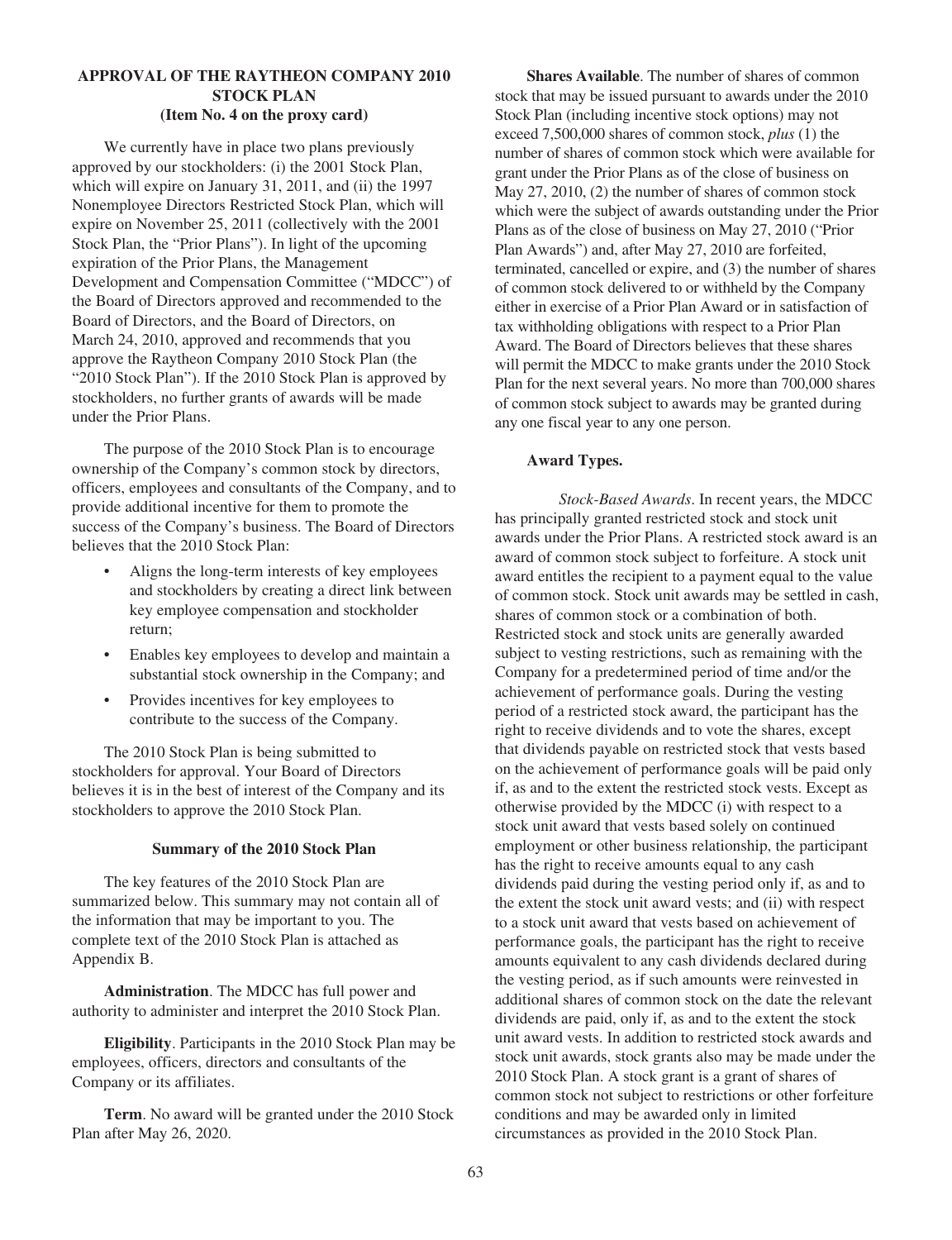## APPROVAL OF THE RAYTHEON COMPANY 2010 STOCK PLAN
### (Item No. 4 on the proxy card)

We currently have in place two plans previously approved by our stockholders: (i) the 2001 Stock Plan, which will expire on January 31, 2011, and (ii) the 1997 Nonemployee Directors Restricted Stock Plan, which will expire on November 25, 2011 (collectively with the 2001 Stock Plan, the "Prior Plans"). In light of the upcoming expiration of the Prior Plans, the Management Development and Compensation Committee ("MDCC") of the Board of Directors approved and recommended to the Board of Directors, and the Board of Directors, on March 24, 2010, approved and recommends that you approve the Raytheon Company 2010 Stock Plan (the "2010 Stock Plan"). If the 2010 Stock Plan is approved by stockholders, no further grants of awards will be made under the Prior Plans.

The purpose of the 2010 Stock Plan is to encourage ownership of the Company's common stock by directors, officers, employees and consultants of the Company, and to provide additional incentive for them to promote the success of the Company's business. The Board of Directors believes that the 2010 Stock Plan:

- Aligns the long-term interests of key employees and stockholders by creating a direct link between key employee compensation and stockholder return;
- Enables key employees to develop and maintain a substantial stock ownership in the Company; and
- Provides incentives for key employees to contribute to the success of the Company.

The 2010 Stock Plan is being submitted to stockholders for approval. Your Board of Directors believes it is in the best of interest of the Company and its stockholders to approve the 2010 Stock Plan.

#### Summary of the 2010 Stock Plan

The key features of the 2010 Stock Plan are summarized below. This summary may not contain all of the information that may be important to you. The complete text of the 2010 Stock Plan is attached as Appendix B.

**Administration**. The MDCC has full power and authority to administer and interpret the 2010 Stock Plan.

**Eligibility**. Participants in the 2010 Stock Plan may be employees, officers, directors and consultants of the Company or its affiliates.

**Term**. No award will be granted under the 2010 Stock Plan after May 26, 2020.

**Shares Available**. The number of shares of common stock that may be issued pursuant to awards under the 2010 Stock Plan (including incentive stock options) may not exceed 7,500,000 shares of common stock, *plus* (1) the number of shares of common stock which were available for grant under the Prior Plans as of the close of business on May 27, 2010, (2) the number of shares of common stock which were the subject of awards outstanding under the Prior Plans as of the close of business on May 27, 2010 ("Prior Plan Awards") and, after May 27, 2010 are forfeited, terminated, cancelled or expire, and (3) the number of shares of common stock delivered to or withheld by the Company either in exercise of a Prior Plan Award or in satisfaction of tax withholding obligations with respect to a Prior Plan Award. The Board of Directors believes that these shares will permit the MDCC to make grants under the 2010 Stock Plan for the next several years. No more than 700,000 shares of common stock subject to awards may be granted during any one fiscal year to any one person.

**Award Types.**

*Stock-Based Awards*. In recent years, the MDCC has principally granted restricted stock and stock unit awards under the Prior Plans. A restricted stock award is an award of common stock subject to forfeiture. A stock unit award entitles the recipient to a payment equal to the value of common stock. Stock unit awards may be settled in cash, shares of common stock or a combination of both. Restricted stock and stock units are generally awarded subject to vesting restrictions, such as remaining with the Company for a predetermined period of time and/or the achievement of performance goals. During the vesting period of a restricted stock award, the participant has the right to receive dividends and to vote the shares, except that dividends payable on restricted stock that vests based on the achievement of performance goals will be paid only if, as and to the extent the restricted stock vests. Except as otherwise provided by the MDCC (i) with respect to a stock unit award that vests based solely on continued employment or other business relationship, the participant has the right to receive amounts equal to any cash dividends paid during the vesting period only if, as and to the extent the stock unit award vests; and (ii) with respect to a stock unit award that vests based on achievement of performance goals, the participant has the right to receive amounts equivalent to any cash dividends declared during the vesting period, as if such amounts were reinvested in additional shares of common stock on the date the relevant dividends are paid, only if, as and to the extent the stock unit award vests. In addition to restricted stock awards and stock unit awards, stock grants also may be made under the 2010 Stock Plan. A stock grant is a grant of shares of common stock not subject to restrictions or other forfeiture conditions and may be awarded only in limited circumstances as provided in the 2010 Stock Plan.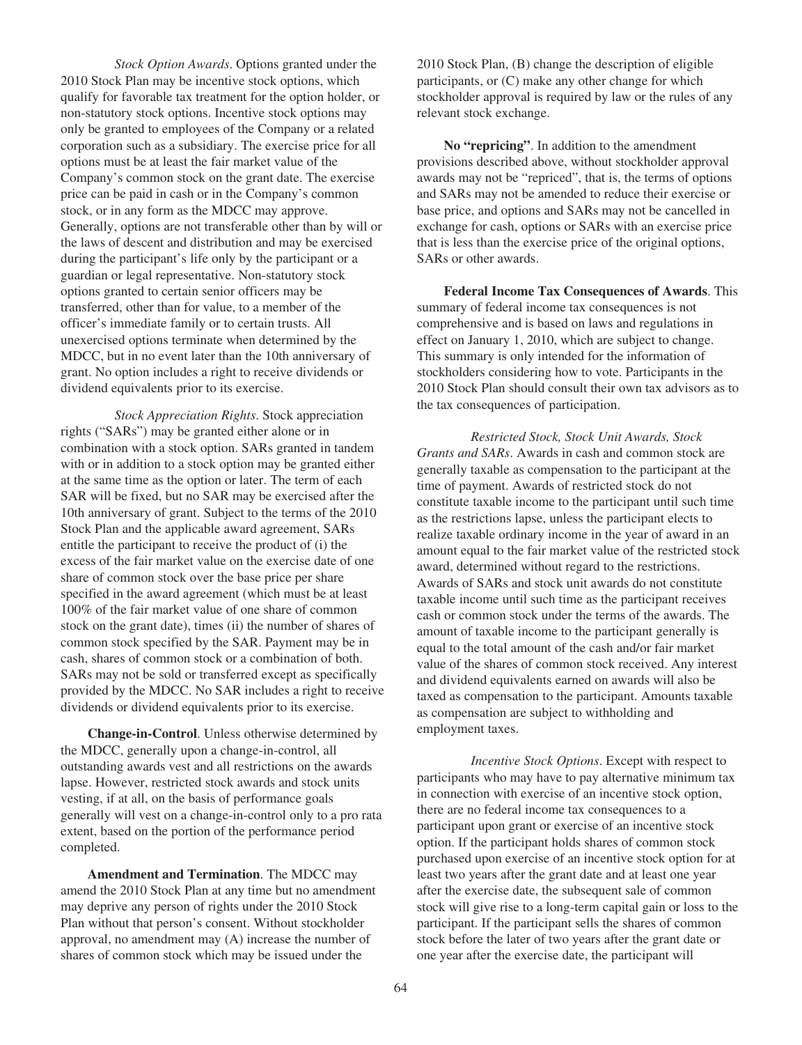*Stock Option Awards*. Options granted under the 2010 Stock Plan may be incentive stock options, which qualify for favorable tax treatment for the option holder, or non-statutory stock options. Incentive stock options may only be granted to employees of the Company or a related corporation such as a subsidiary. The exercise price for all options must be at least the fair market value of the Company's common stock on the grant date. The exercise price can be paid in cash or in the Company's common stock, or in any form as the MDCC may approve. Generally, options are not transferable other than by will or the laws of descent and distribution and may be exercised during the participant's life only by the participant or a guardian or legal representative. Non-statutory stock options granted to certain senior officers may be transferred, other than for value, to a member of the officer's immediate family or to certain trusts. All unexercised options terminate when determined by the MDCC, but in no event later than the 10th anniversary of grant. No option includes a right to receive dividends or dividend equivalents prior to its exercise.

*Stock Appreciation Rights*. Stock appreciation rights ("SARs") may be granted either alone or in combination with a stock option. SARs granted in tandem with or in addition to a stock option may be granted either at the same time as the option or later. The term of each SAR will be fixed, but no SAR may be exercised after the 10th anniversary of grant. Subject to the terms of the 2010 Stock Plan and the applicable award agreement, SARs entitle the participant to receive the product of (i) the excess of the fair market value on the exercise date of one share of common stock over the base price per share specified in the award agreement (which must be at least 100% of the fair market value of one share of common stock on the grant date), times (ii) the number of shares of common stock specified by the SAR. Payment may be in cash, shares of common stock or a combination of both. SARs may not be sold or transferred except as specifically provided by the MDCC. No SAR includes a right to receive dividends or dividend equivalents prior to its exercise.

**Change-in-Control**. Unless otherwise determined by the MDCC, generally upon a change-in-control, all outstanding awards vest and all restrictions on the awards lapse. However, restricted stock awards and stock units vesting, if at all, on the basis of performance goals generally will vest on a change-in-control only to a pro rata extent, based on the portion of the performance period completed.

**Amendment and Termination**. The MDCC may amend the 2010 Stock Plan at any time but no amendment may deprive any person of rights under the 2010 Stock Plan without that person's consent. Without stockholder approval, no amendment may (A) increase the number of shares of common stock which may be issued under the 2010 Stock Plan, (B) change the description of eligible participants, or (C) make any other change for which stockholder approval is required by law or the rules of any relevant stock exchange.

**No "repricing"**. In addition to the amendment provisions described above, without stockholder approval awards may not be "repriced", that is, the terms of options and SARs may not be amended to reduce their exercise or base price, and options and SARs may not be cancelled in exchange for cash, options or SARs with an exercise price that is less than the exercise price of the original options, SARs or other awards.

**Federal Income Tax Consequences of Awards**. This summary of federal income tax consequences is not comprehensive and is based on laws and regulations in effect on January 1, 2010, which are subject to change. This summary is only intended for the information of stockholders considering how to vote. Participants in the 2010 Stock Plan should consult their own tax advisors as to the tax consequences of participation.

*Restricted Stock, Stock Unit Awards, Stock Grants and SARs*. Awards in cash and common stock are generally taxable as compensation to the participant at the time of payment. Awards of restricted stock do not constitute taxable income to the participant until such time as the restrictions lapse, unless the participant elects to realize taxable ordinary income in the year of award in an amount equal to the fair market value of the restricted stock award, determined without regard to the restrictions. Awards of SARs and stock unit awards do not constitute taxable income until such time as the participant receives cash or common stock under the terms of the awards. The amount of taxable income to the participant generally is equal to the total amount of the cash and/or fair market value of the shares of common stock received. Any interest and dividend equivalents earned on awards will also be taxed as compensation to the participant. Amounts taxable as compensation are subject to withholding and employment taxes.

*Incentive Stock Options*. Except with respect to participants who may have to pay alternative minimum tax in connection with exercise of an incentive stock option, there are no federal income tax consequences to a participant upon grant or exercise of an incentive stock option. If the participant holds shares of common stock purchased upon exercise of an incentive stock option for at least two years after the grant date and at least one year after the exercise date, the subsequent sale of common stock will give rise to a long-term capital gain or loss to the participant. If the participant sells the shares of common stock before the later of two years after the grant date or one year after the exercise date, the participant will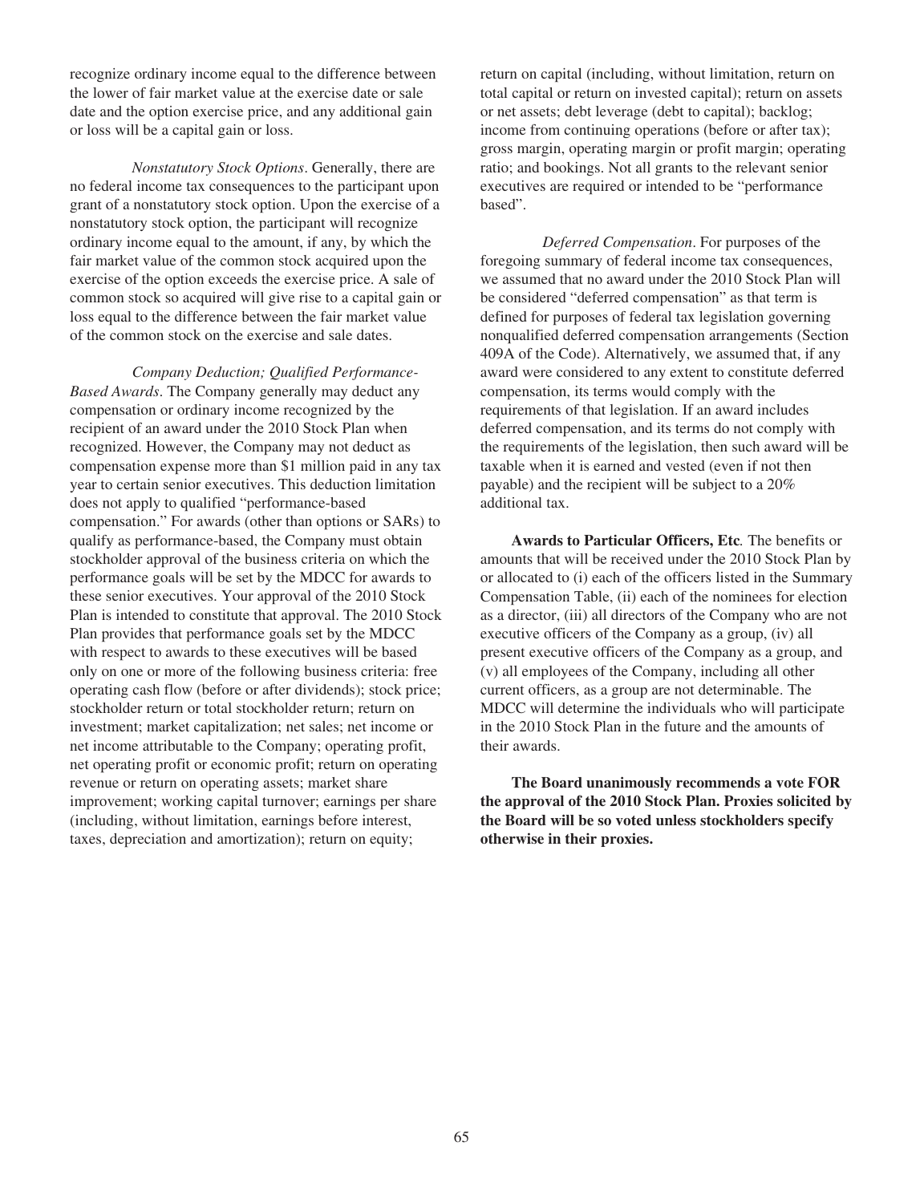recognize ordinary income equal to the difference between the lower of fair market value at the exercise date or sale date and the option exercise price, and any additional gain or loss will be a capital gain or loss.

*Nonstatutory Stock Options*. Generally, there are no federal income tax consequences to the participant upon grant of a nonstatutory stock option. Upon the exercise of a nonstatutory stock option, the participant will recognize ordinary income equal to the amount, if any, by which the fair market value of the common stock acquired upon the exercise of the option exceeds the exercise price. A sale of common stock so acquired will give rise to a capital gain or loss equal to the difference between the fair market value of the common stock on the exercise and sale dates.

*Company Deduction; Qualified Performance-Based Awards*. The Company generally may deduct any compensation or ordinary income recognized by the recipient of an award under the 2010 Stock Plan when recognized. However, the Company may not deduct as compensation expense more than $1 million paid in any tax year to certain senior executives. This deduction limitation does not apply to qualified "performance-based compensation." For awards (other than options or SARs) to qualify as performance-based, the Company must obtain stockholder approval of the business criteria on which the performance goals will be set by the MDCC for awards to these senior executives. Your approval of the 2010 Stock Plan is intended to constitute that approval. The 2010 Stock Plan provides that performance goals set by the MDCC with respect to awards to these executives will be based only on one or more of the following business criteria: free operating cash flow (before or after dividends); stock price; stockholder return or total stockholder return; return on investment; market capitalization; net sales; net income or net income attributable to the Company; operating profit, net operating profit or economic profit; return on operating revenue or return on operating assets; market share improvement; working capital turnover; earnings per share (including, without limitation, earnings before interest, taxes, depreciation and amortization); return on equity; return on capital (including, without limitation, return on total capital or return on invested capital); return on assets or net assets; debt leverage (debt to capital); backlog; income from continuing operations (before or after tax); gross margin, operating margin or profit margin; operating ratio; and bookings. Not all grants to the relevant senior executives are required or intended to be "performance based".

*Deferred Compensation*. For purposes of the foregoing summary of federal income tax consequences, we assumed that no award under the 2010 Stock Plan will be considered "deferred compensation" as that term is defined for purposes of federal tax legislation governing nonqualified deferred compensation arrangements (Section 409A of the Code). Alternatively, we assumed that, if any award were considered to any extent to constitute deferred compensation, its terms would comply with the requirements of that legislation. If an award includes deferred compensation, and its terms do not comply with the requirements of the legislation, then such award will be taxable when it is earned and vested (even if not then payable) and the recipient will be subject to a 20% additional tax.

**Awards to Particular Officers, Etc***.* The benefits or amounts that will be received under the 2010 Stock Plan by or allocated to (i) each of the officers listed in the Summary Compensation Table, (ii) each of the nominees for election as a director, (iii) all directors of the Company who are not executive officers of the Company as a group, (iv) all present executive officers of the Company as a group, and (v) all employees of the Company, including all other current officers, as a group are not determinable. The MDCC will determine the individuals who will participate in the 2010 Stock Plan in the future and the amounts of their awards.

**The Board unanimously recommends a vote FOR the approval of the 2010 Stock Plan. Proxies solicited by the Board will be so voted unless stockholders specify otherwise in their proxies.**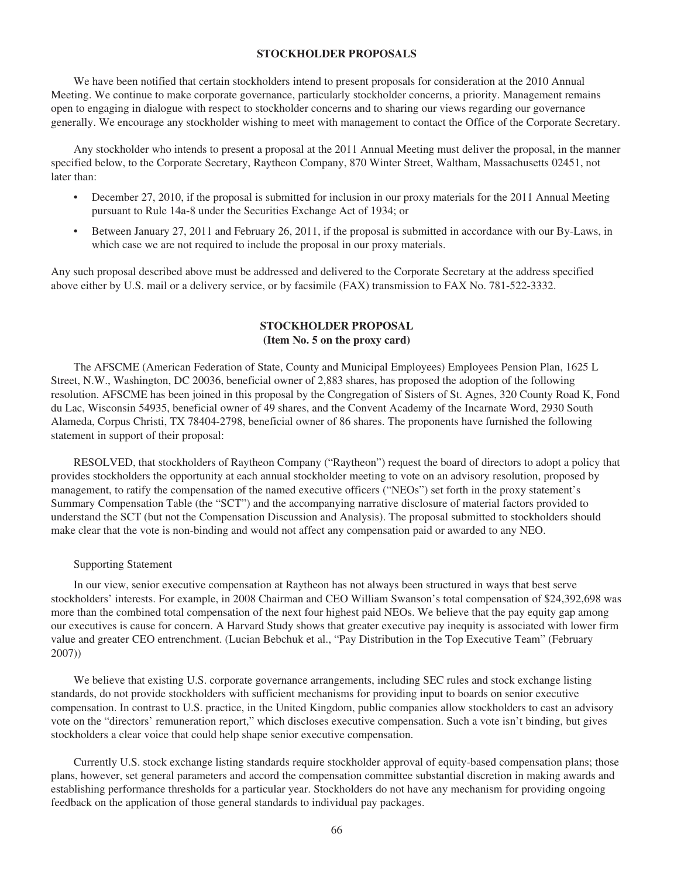## STOCKHOLDER PROPOSALS

We have been notified that certain stockholders intend to present proposals for consideration at the 2010 Annual Meeting. We continue to make corporate governance, particularly stockholder concerns, a priority. Management remains open to engaging in dialogue with respect to stockholder concerns and to sharing our views regarding our governance generally. We encourage any stockholder wishing to meet with management to contact the Office of the Corporate Secretary.

Any stockholder who intends to present a proposal at the 2011 Annual Meeting must deliver the proposal, in the manner specified below, to the Corporate Secretary, Raytheon Company, 870 Winter Street, Waltham, Massachusetts 02451, not later than:

- December 27, 2010, if the proposal is submitted for inclusion in our proxy materials for the 2011 Annual Meeting pursuant to Rule 14a-8 under the Securities Exchange Act of 1934; or
- Between January 27, 2011 and February 26, 2011, if the proposal is submitted in accordance with our By-Laws, in which case we are not required to include the proposal in our proxy materials.

Any such proposal described above must be addressed and delivered to the Corporate Secretary at the address specified above either by U.S. mail or a delivery service, or by facsimile (FAX) transmission to FAX No. 781-522-3332.

## STOCKHOLDER PROPOSAL
**(Item No. 5 on the proxy card)**

The AFSCME (American Federation of State, County and Municipal Employees) Employees Pension Plan, 1625 L Street, N.W., Washington, DC 20036, beneficial owner of 2,883 shares, has proposed the adoption of the following resolution. AFSCME has been joined in this proposal by the Congregation of Sisters of St. Agnes, 320 County Road K, Fond du Lac, Wisconsin 54935, beneficial owner of 49 shares, and the Convent Academy of the Incarnate Word, 2930 South Alameda, Corpus Christi, TX 78404-2798, beneficial owner of 86 shares. The proponents have furnished the following statement in support of their proposal:

RESOLVED, that stockholders of Raytheon Company ("Raytheon") request the board of directors to adopt a policy that provides stockholders the opportunity at each annual stockholder meeting to vote on an advisory resolution, proposed by management, to ratify the compensation of the named executive officers ("NEOs") set forth in the proxy statement's Summary Compensation Table (the "SCT") and the accompanying narrative disclosure of material factors provided to understand the SCT (but not the Compensation Discussion and Analysis). The proposal submitted to stockholders should make clear that the vote is non-binding and would not affect any compensation paid or awarded to any NEO.

Supporting Statement

In our view, senior executive compensation at Raytheon has not always been structured in ways that best serve stockholders' interests. For example, in 2008 Chairman and CEO William Swanson's total compensation of $24,392,698 was more than the combined total compensation of the next four highest paid NEOs. We believe that the pay equity gap among our executives is cause for concern. A Harvard Study shows that greater executive pay inequity is associated with lower firm value and greater CEO entrenchment. (Lucian Bebchuk et al., "Pay Distribution in the Top Executive Team" (February 2007))

We believe that existing U.S. corporate governance arrangements, including SEC rules and stock exchange listing standards, do not provide stockholders with sufficient mechanisms for providing input to boards on senior executive compensation. In contrast to U.S. practice, in the United Kingdom, public companies allow stockholders to cast an advisory vote on the "directors' remuneration report," which discloses executive compensation. Such a vote isn't binding, but gives stockholders a clear voice that could help shape senior executive compensation.

Currently U.S. stock exchange listing standards require stockholder approval of equity-based compensation plans; those plans, however, set general parameters and accord the compensation committee substantial discretion in making awards and establishing performance thresholds for a particular year. Stockholders do not have any mechanism for providing ongoing feedback on the application of those general standards to individual pay packages.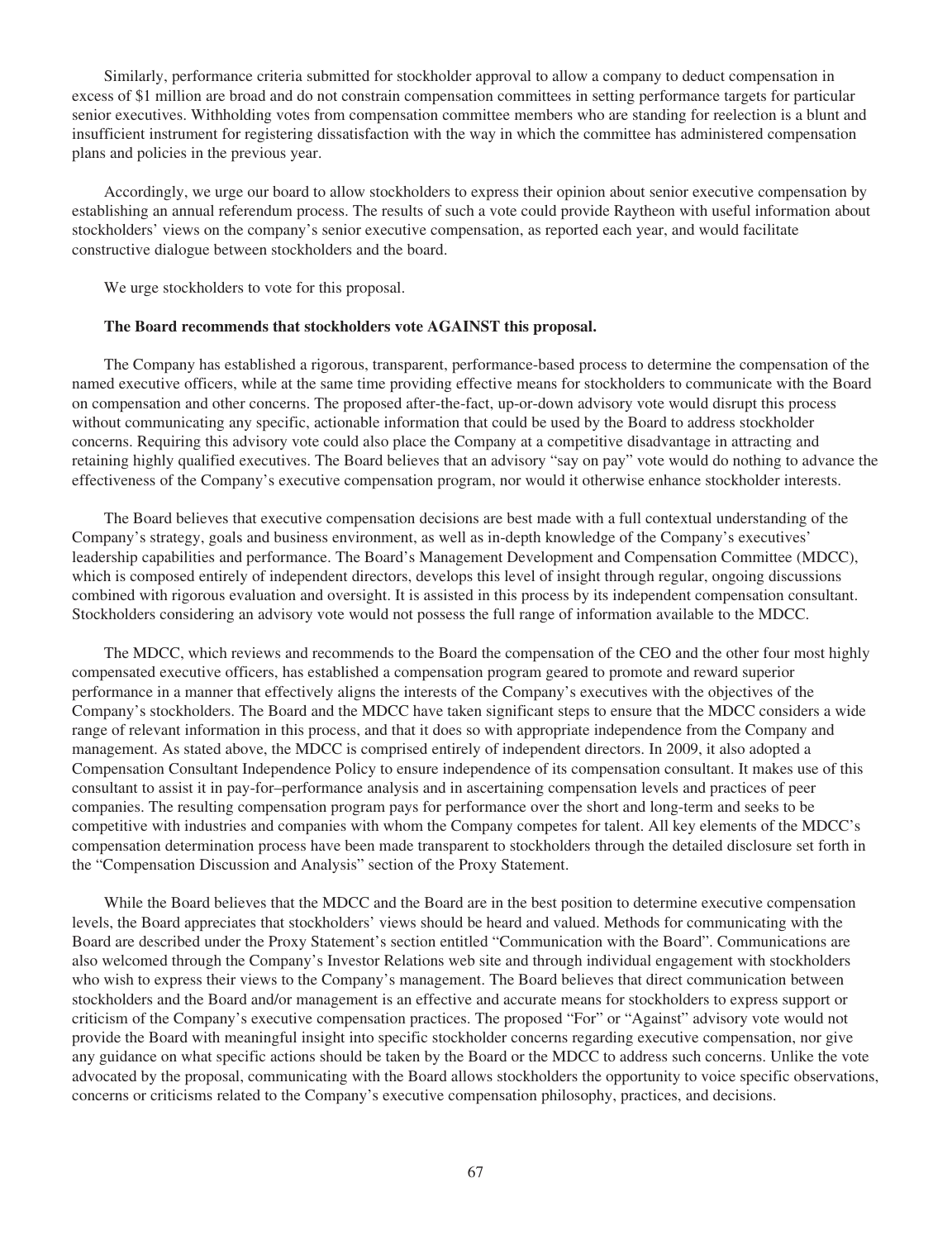Similarly, performance criteria submitted for stockholder approval to allow a company to deduct compensation in excess of $1 million are broad and do not constrain compensation committees in setting performance targets for particular senior executives. Withholding votes from compensation committee members who are standing for reelection is a blunt and insufficient instrument for registering dissatisfaction with the way in which the committee has administered compensation plans and policies in the previous year.

Accordingly, we urge our board to allow stockholders to express their opinion about senior executive compensation by establishing an annual referendum process. The results of such a vote could provide Raytheon with useful information about stockholders' views on the company's senior executive compensation, as reported each year, and would facilitate constructive dialogue between stockholders and the board.

We urge stockholders to vote for this proposal.

**The Board recommends that stockholders vote AGAINST this proposal.**

The Company has established a rigorous, transparent, performance-based process to determine the compensation of the named executive officers, while at the same time providing effective means for stockholders to communicate with the Board on compensation and other concerns. The proposed after-the-fact, up-or-down advisory vote would disrupt this process without communicating any specific, actionable information that could be used by the Board to address stockholder concerns. Requiring this advisory vote could also place the Company at a competitive disadvantage in attracting and retaining highly qualified executives. The Board believes that an advisory "say on pay" vote would do nothing to advance the effectiveness of the Company's executive compensation program, nor would it otherwise enhance stockholder interests.

The Board believes that executive compensation decisions are best made with a full contextual understanding of the Company's strategy, goals and business environment, as well as in-depth knowledge of the Company's executives' leadership capabilities and performance. The Board's Management Development and Compensation Committee (MDCC), which is composed entirely of independent directors, develops this level of insight through regular, ongoing discussions combined with rigorous evaluation and oversight. It is assisted in this process by its independent compensation consultant. Stockholders considering an advisory vote would not possess the full range of information available to the MDCC.

The MDCC, which reviews and recommends to the Board the compensation of the CEO and the other four most highly compensated executive officers, has established a compensation program geared to promote and reward superior performance in a manner that effectively aligns the interests of the Company's executives with the objectives of the Company's stockholders. The Board and the MDCC have taken significant steps to ensure that the MDCC considers a wide range of relevant information in this process, and that it does so with appropriate independence from the Company and management. As stated above, the MDCC is comprised entirely of independent directors. In 2009, it also adopted a Compensation Consultant Independence Policy to ensure independence of its compensation consultant. It makes use of this consultant to assist it in pay-for–performance analysis and in ascertaining compensation levels and practices of peer companies. The resulting compensation program pays for performance over the short and long-term and seeks to be competitive with industries and companies with whom the Company competes for talent. All key elements of the MDCC's compensation determination process have been made transparent to stockholders through the detailed disclosure set forth in the "Compensation Discussion and Analysis" section of the Proxy Statement.

While the Board believes that the MDCC and the Board are in the best position to determine executive compensation levels, the Board appreciates that stockholders' views should be heard and valued. Methods for communicating with the Board are described under the Proxy Statement's section entitled "Communication with the Board". Communications are also welcomed through the Company's Investor Relations web site and through individual engagement with stockholders who wish to express their views to the Company's management. The Board believes that direct communication between stockholders and the Board and/or management is an effective and accurate means for stockholders to express support or criticism of the Company's executive compensation practices. The proposed "For" or "Against" advisory vote would not provide the Board with meaningful insight into specific stockholder concerns regarding executive compensation, nor give any guidance on what specific actions should be taken by the Board or the MDCC to address such concerns. Unlike the vote advocated by the proposal, communicating with the Board allows stockholders the opportunity to voice specific observations, concerns or criticisms related to the Company's executive compensation philosophy, practices, and decisions.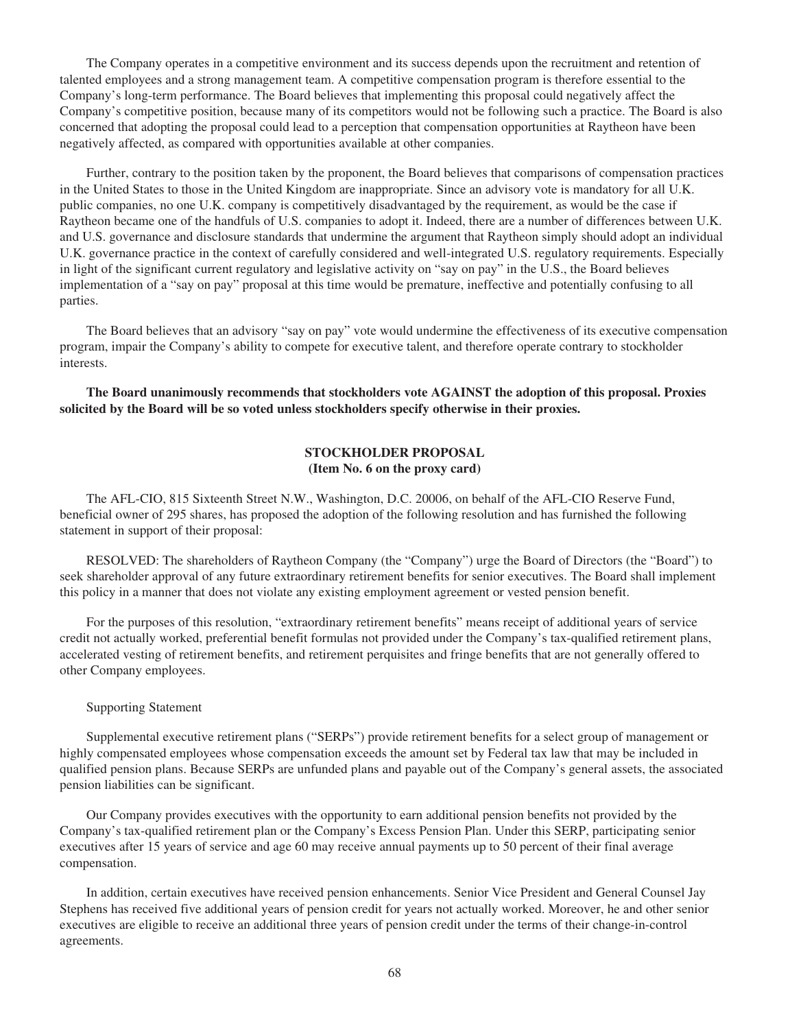The Company operates in a competitive environment and its success depends upon the recruitment and retention of talented employees and a strong management team. A competitive compensation program is therefore essential to the Company's long-term performance. The Board believes that implementing this proposal could negatively affect the Company's competitive position, because many of its competitors would not be following such a practice. The Board is also concerned that adopting the proposal could lead to a perception that compensation opportunities at Raytheon have been negatively affected, as compared with opportunities available at other companies.

Further, contrary to the position taken by the proponent, the Board believes that comparisons of compensation practices in the United States to those in the United Kingdom are inappropriate. Since an advisory vote is mandatory for all U.K. public companies, no one U.K. company is competitively disadvantaged by the requirement, as would be the case if Raytheon became one of the handfuls of U.S. companies to adopt it. Indeed, there are a number of differences between U.K. and U.S. governance and disclosure standards that undermine the argument that Raytheon simply should adopt an individual U.K. governance practice in the context of carefully considered and well-integrated U.S. regulatory requirements. Especially in light of the significant current regulatory and legislative activity on "say on pay" in the U.S., the Board believes implementation of a "say on pay" proposal at this time would be premature, ineffective and potentially confusing to all parties.

The Board believes that an advisory "say on pay" vote would undermine the effectiveness of its executive compensation program, impair the Company's ability to compete for executive talent, and therefore operate contrary to stockholder interests.

**The Board unanimously recommends that stockholders vote AGAINST the adoption of this proposal. Proxies solicited by the Board will be so voted unless stockholders specify otherwise in their proxies.**

## STOCKHOLDER PROPOSAL
**(Item No. 6 on the proxy card)**

The AFL-CIO, 815 Sixteenth Street N.W., Washington, D.C. 20006, on behalf of the AFL-CIO Reserve Fund, beneficial owner of 295 shares, has proposed the adoption of the following resolution and has furnished the following statement in support of their proposal:

RESOLVED: The shareholders of Raytheon Company (the "Company") urge the Board of Directors (the "Board") to seek shareholder approval of any future extraordinary retirement benefits for senior executives. The Board shall implement this policy in a manner that does not violate any existing employment agreement or vested pension benefit.

For the purposes of this resolution, "extraordinary retirement benefits" means receipt of additional years of service credit not actually worked, preferential benefit formulas not provided under the Company's tax-qualified retirement plans, accelerated vesting of retirement benefits, and retirement perquisites and fringe benefits that are not generally offered to other Company employees.

Supporting Statement

Supplemental executive retirement plans ("SERPs") provide retirement benefits for a select group of management or highly compensated employees whose compensation exceeds the amount set by Federal tax law that may be included in qualified pension plans. Because SERPs are unfunded plans and payable out of the Company's general assets, the associated pension liabilities can be significant.

Our Company provides executives with the opportunity to earn additional pension benefits not provided by the Company's tax-qualified retirement plan or the Company's Excess Pension Plan. Under this SERP, participating senior executives after 15 years of service and age 60 may receive annual payments up to 50 percent of their final average compensation.

In addition, certain executives have received pension enhancements. Senior Vice President and General Counsel Jay Stephens has received five additional years of pension credit for years not actually worked. Moreover, he and other senior executives are eligible to receive an additional three years of pension credit under the terms of their change-in-control agreements.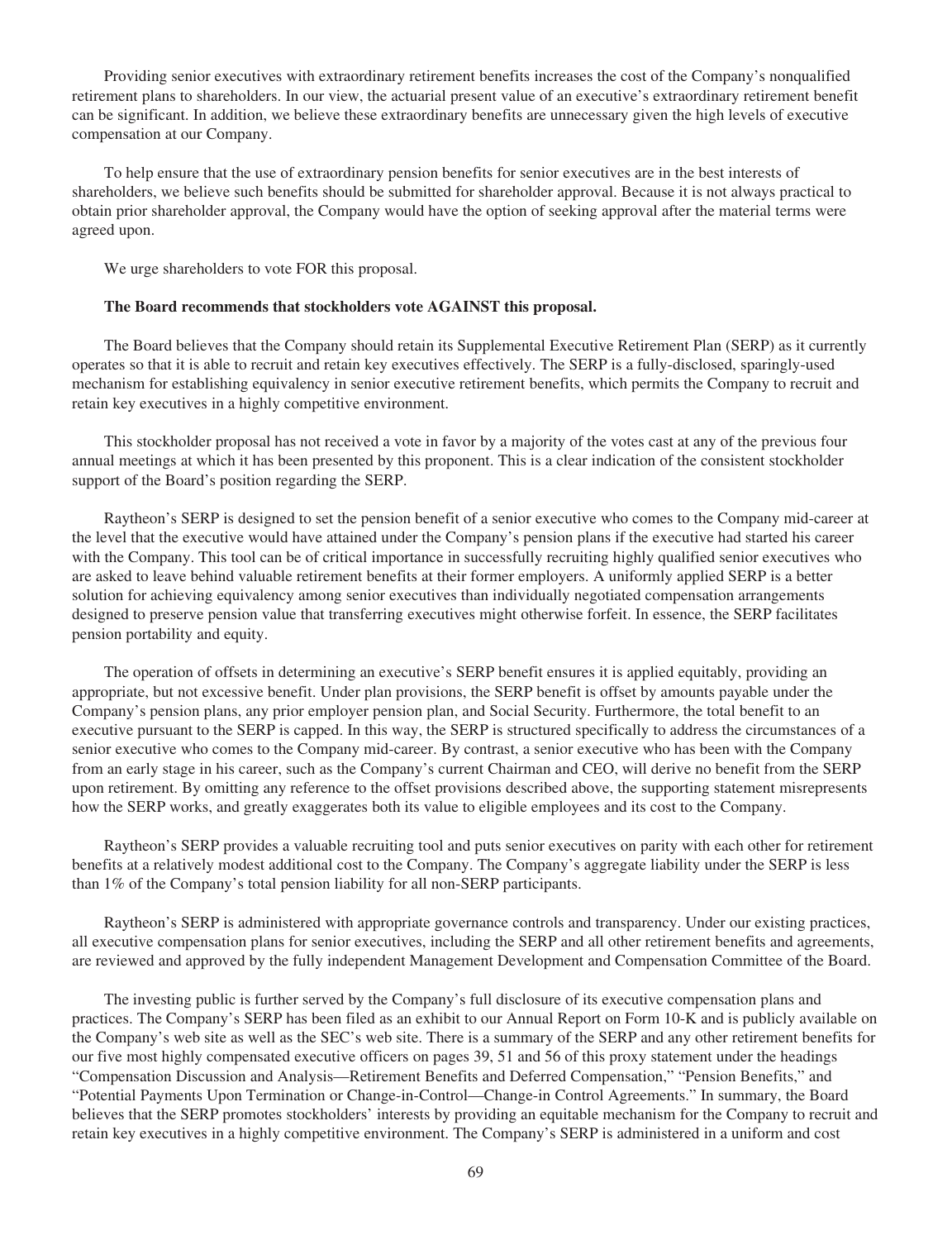Providing senior executives with extraordinary retirement benefits increases the cost of the Company's nonqualified retirement plans to shareholders. In our view, the actuarial present value of an executive's extraordinary retirement benefit can be significant. In addition, we believe these extraordinary benefits are unnecessary given the high levels of executive compensation at our Company.

To help ensure that the use of extraordinary pension benefits for senior executives are in the best interests of shareholders, we believe such benefits should be submitted for shareholder approval. Because it is not always practical to obtain prior shareholder approval, the Company would have the option of seeking approval after the material terms were agreed upon.

We urge shareholders to vote FOR this proposal.

**The Board recommends that stockholders vote AGAINST this proposal.**

The Board believes that the Company should retain its Supplemental Executive Retirement Plan (SERP) as it currently operates so that it is able to recruit and retain key executives effectively. The SERP is a fully-disclosed, sparingly-used mechanism for establishing equivalency in senior executive retirement benefits, which permits the Company to recruit and retain key executives in a highly competitive environment.

This stockholder proposal has not received a vote in favor by a majority of the votes cast at any of the previous four annual meetings at which it has been presented by this proponent. This is a clear indication of the consistent stockholder support of the Board's position regarding the SERP.

Raytheon's SERP is designed to set the pension benefit of a senior executive who comes to the Company mid-career at the level that the executive would have attained under the Company's pension plans if the executive had started his career with the Company. This tool can be of critical importance in successfully recruiting highly qualified senior executives who are asked to leave behind valuable retirement benefits at their former employers. A uniformly applied SERP is a better solution for achieving equivalency among senior executives than individually negotiated compensation arrangements designed to preserve pension value that transferring executives might otherwise forfeit. In essence, the SERP facilitates pension portability and equity.

The operation of offsets in determining an executive's SERP benefit ensures it is applied equitably, providing an appropriate, but not excessive benefit. Under plan provisions, the SERP benefit is offset by amounts payable under the Company's pension plans, any prior employer pension plan, and Social Security. Furthermore, the total benefit to an executive pursuant to the SERP is capped. In this way, the SERP is structured specifically to address the circumstances of a senior executive who comes to the Company mid-career. By contrast, a senior executive who has been with the Company from an early stage in his career, such as the Company's current Chairman and CEO, will derive no benefit from the SERP upon retirement. By omitting any reference to the offset provisions described above, the supporting statement misrepresents how the SERP works, and greatly exaggerates both its value to eligible employees and its cost to the Company.

Raytheon's SERP provides a valuable recruiting tool and puts senior executives on parity with each other for retirement benefits at a relatively modest additional cost to the Company. The Company's aggregate liability under the SERP is less than 1% of the Company's total pension liability for all non-SERP participants.

Raytheon's SERP is administered with appropriate governance controls and transparency. Under our existing practices, all executive compensation plans for senior executives, including the SERP and all other retirement benefits and agreements, are reviewed and approved by the fully independent Management Development and Compensation Committee of the Board.

The investing public is further served by the Company's full disclosure of its executive compensation plans and practices. The Company's SERP has been filed as an exhibit to our Annual Report on Form 10-K and is publicly available on the Company's web site as well as the SEC's web site. There is a summary of the SERP and any other retirement benefits for our five most highly compensated executive officers on pages 39, 51 and 56 of this proxy statement under the headings "Compensation Discussion and Analysis—Retirement Benefits and Deferred Compensation," "Pension Benefits," and "Potential Payments Upon Termination or Change-in-Control—Change-in Control Agreements." In summary, the Board believes that the SERP promotes stockholders' interests by providing an equitable mechanism for the Company to recruit and retain key executives in a highly competitive environment. The Company's SERP is administered in a uniform and cost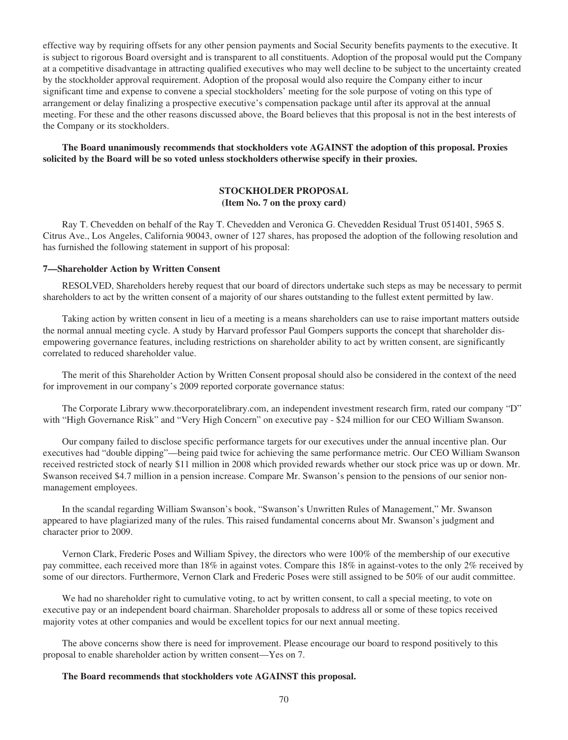effective way by requiring offsets for any other pension payments and Social Security benefits payments to the executive. It is subject to rigorous Board oversight and is transparent to all constituents. Adoption of the proposal would put the Company at a competitive disadvantage in attracting qualified executives who may well decline to be subject to the uncertainty created by the stockholder approval requirement. Adoption of the proposal would also require the Company either to incur significant time and expense to convene a special stockholders' meeting for the sole purpose of voting on this type of arrangement or delay finalizing a prospective executive's compensation package until after its approval at the annual meeting. For these and the other reasons discussed above, the Board believes that this proposal is not in the best interests of the Company or its stockholders.

**The Board unanimously recommends that stockholders vote AGAINST the adoption of this proposal. Proxies solicited by the Board will be so voted unless stockholders otherwise specify in their proxies.**

## STOCKHOLDER PROPOSAL
**(Item No. 7 on the proxy card)**

Ray T. Chevedden on behalf of the Ray T. Chevedden and Veronica G. Chevedden Residual Trust 051401, 5965 S. Citrus Ave., Los Angeles, California 90043, owner of 127 shares, has proposed the adoption of the following resolution and has furnished the following statement in support of his proposal:

### 7—Shareholder Action by Written Consent

RESOLVED, Shareholders hereby request that our board of directors undertake such steps as may be necessary to permit shareholders to act by the written consent of a majority of our shares outstanding to the fullest extent permitted by law.

Taking action by written consent in lieu of a meeting is a means shareholders can use to raise important matters outside the normal annual meeting cycle. A study by Harvard professor Paul Gompers supports the concept that shareholder dis-empowering governance features, including restrictions on shareholder ability to act by written consent, are significantly correlated to reduced shareholder value.

The merit of this Shareholder Action by Written Consent proposal should also be considered in the context of the need for improvement in our company's 2009 reported corporate governance status:

The Corporate Library www.thecorporatelibrary.com, an independent investment research firm, rated our company "D" with "High Governance Risk" and "Very High Concern" on executive pay - $24 million for our CEO William Swanson.

Our company failed to disclose specific performance targets for our executives under the annual incentive plan. Our executives had "double dipping"—being paid twice for achieving the same performance metric. Our CEO William Swanson received restricted stock of nearly $11 million in 2008 which provided rewards whether our stock price was up or down. Mr. Swanson received $4.7 million in a pension increase. Compare Mr. Swanson's pension to the pensions of our senior non-management employees.

In the scandal regarding William Swanson's book, "Swanson's Unwritten Rules of Management," Mr. Swanson appeared to have plagiarized many of the rules. This raised fundamental concerns about Mr. Swanson's judgment and character prior to 2009.

Vernon Clark, Frederic Poses and William Spivey, the directors who were 100% of the membership of our executive pay committee, each received more than 18% in against votes. Compare this 18% in against-votes to the only 2% received by some of our directors. Furthermore, Vernon Clark and Frederic Poses were still assigned to be 50% of our audit committee.

We had no shareholder right to cumulative voting, to act by written consent, to call a special meeting, to vote on executive pay or an independent board chairman. Shareholder proposals to address all or some of these topics received majority votes at other companies and would be excellent topics for our next annual meeting.

The above concerns show there is need for improvement. Please encourage our board to respond positively to this proposal to enable shareholder action by written consent—Yes on 7.

**The Board recommends that stockholders vote AGAINST this proposal.**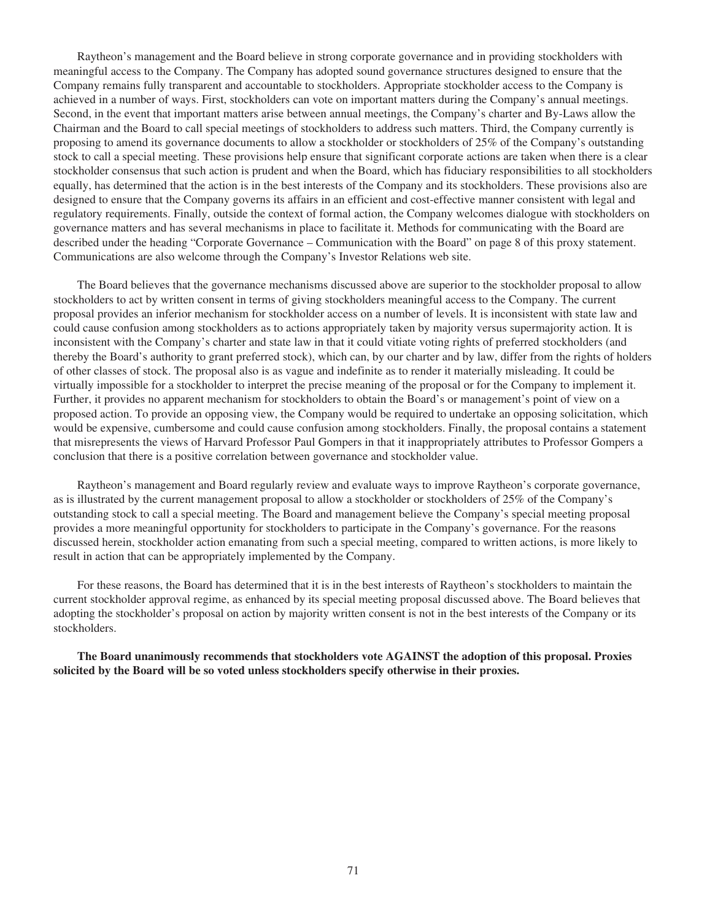Raytheon's management and the Board believe in strong corporate governance and in providing stockholders with meaningful access to the Company. The Company has adopted sound governance structures designed to ensure that the Company remains fully transparent and accountable to stockholders. Appropriate stockholder access to the Company is achieved in a number of ways. First, stockholders can vote on important matters during the Company's annual meetings. Second, in the event that important matters arise between annual meetings, the Company's charter and By-Laws allow the Chairman and the Board to call special meetings of stockholders to address such matters. Third, the Company currently is proposing to amend its governance documents to allow a stockholder or stockholders of 25% of the Company's outstanding stock to call a special meeting. These provisions help ensure that significant corporate actions are taken when there is a clear stockholder consensus that such action is prudent and when the Board, which has fiduciary responsibilities to all stockholders equally, has determined that the action is in the best interests of the Company and its stockholders. These provisions also are designed to ensure that the Company governs its affairs in an efficient and cost-effective manner consistent with legal and regulatory requirements. Finally, outside the context of formal action, the Company welcomes dialogue with stockholders on governance matters and has several mechanisms in place to facilitate it. Methods for communicating with the Board are described under the heading "Corporate Governance – Communication with the Board" on page 8 of this proxy statement. Communications are also welcome through the Company's Investor Relations web site.

The Board believes that the governance mechanisms discussed above are superior to the stockholder proposal to allow stockholders to act by written consent in terms of giving stockholders meaningful access to the Company. The current proposal provides an inferior mechanism for stockholder access on a number of levels. It is inconsistent with state law and could cause confusion among stockholders as to actions appropriately taken by majority versus supermajority action. It is inconsistent with the Company's charter and state law in that it could vitiate voting rights of preferred stockholders (and thereby the Board's authority to grant preferred stock), which can, by our charter and by law, differ from the rights of holders of other classes of stock. The proposal also is as vague and indefinite as to render it materially misleading. It could be virtually impossible for a stockholder to interpret the precise meaning of the proposal or for the Company to implement it. Further, it provides no apparent mechanism for stockholders to obtain the Board's or management's point of view on a proposed action. To provide an opposing view, the Company would be required to undertake an opposing solicitation, which would be expensive, cumbersome and could cause confusion among stockholders. Finally, the proposal contains a statement that misrepresents the views of Harvard Professor Paul Gompers in that it inappropriately attributes to Professor Gompers a conclusion that there is a positive correlation between governance and stockholder value.

Raytheon's management and Board regularly review and evaluate ways to improve Raytheon's corporate governance, as is illustrated by the current management proposal to allow a stockholder or stockholders of 25% of the Company's outstanding stock to call a special meeting. The Board and management believe the Company's special meeting proposal provides a more meaningful opportunity for stockholders to participate in the Company's governance. For the reasons discussed herein, stockholder action emanating from such a special meeting, compared to written actions, is more likely to result in action that can be appropriately implemented by the Company.

For these reasons, the Board has determined that it is in the best interests of Raytheon's stockholders to maintain the current stockholder approval regime, as enhanced by its special meeting proposal discussed above. The Board believes that adopting the stockholder's proposal on action by majority written consent is not in the best interests of the Company or its stockholders.

**The Board unanimously recommends that stockholders vote AGAINST the adoption of this proposal. Proxies solicited by the Board will be so voted unless stockholders specify otherwise in their proxies.**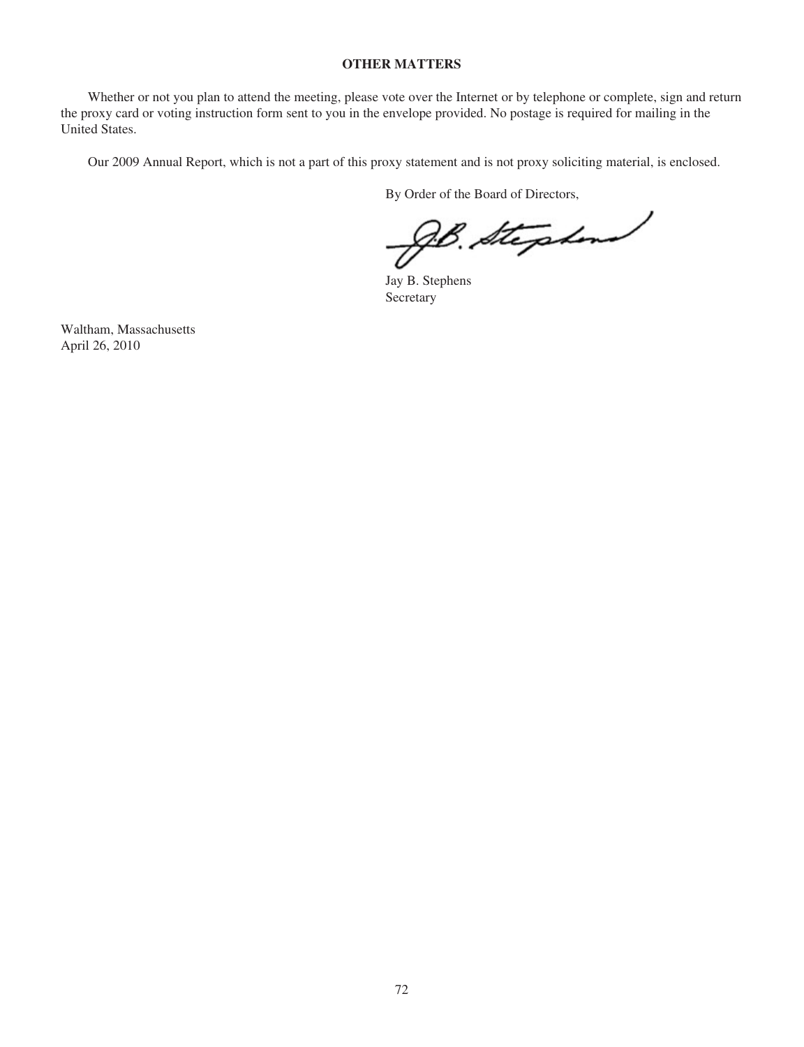## OTHER MATTERS

Whether or not you plan to attend the meeting, please vote over the Internet or by telephone or complete, sign and return the proxy card or voting instruction form sent to you in the envelope provided. No postage is required for mailing in the United States.

Our 2009 Annual Report, which is not a part of this proxy statement and is not proxy soliciting material, is enclosed.

By Order of the Board of Directors,

Jay B. Stephens
Secretary

Waltham, Massachusetts
April 26, 2010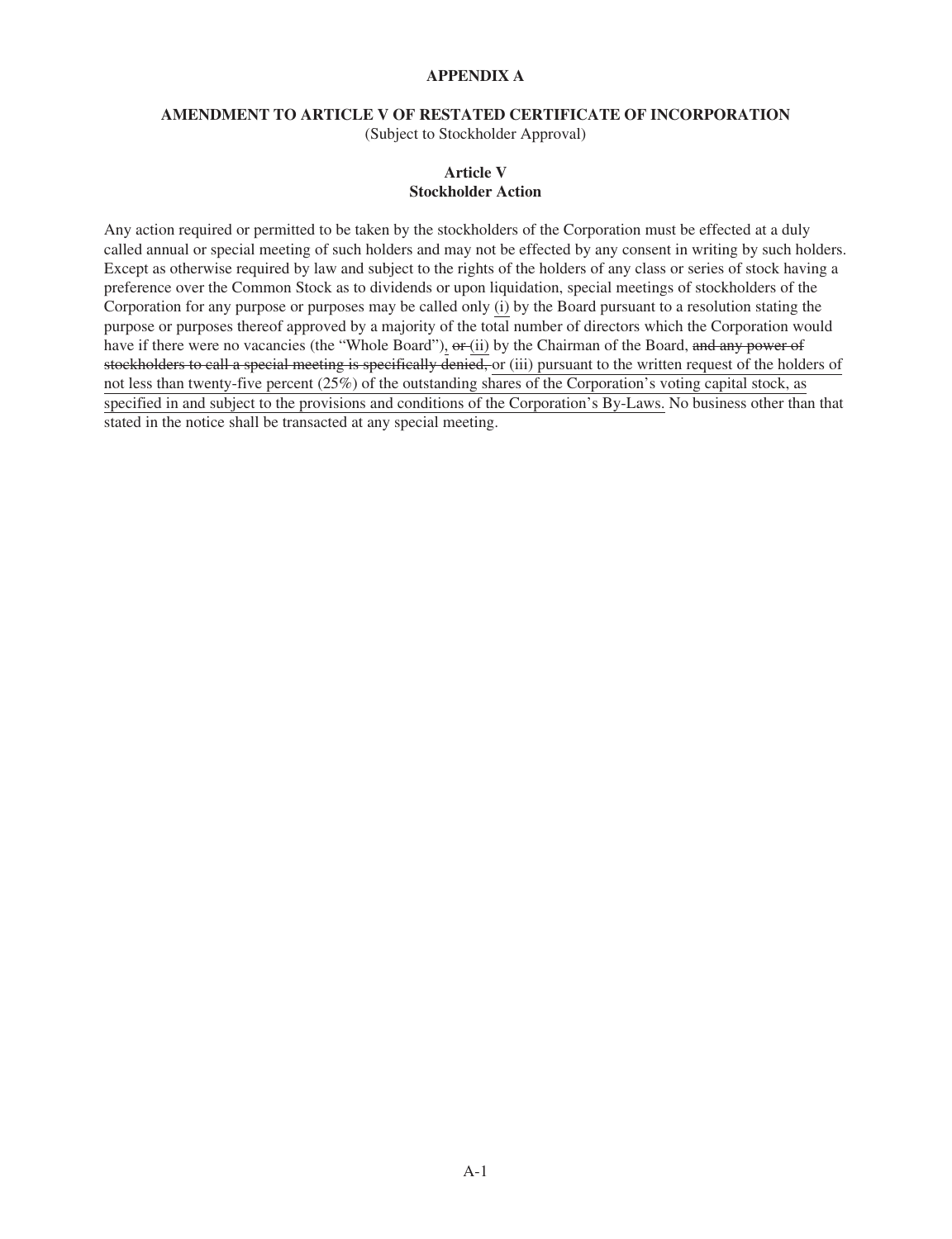**APPENDIX A**

**AMENDMENT TO ARTICLE V OF RESTATED CERTIFICATE OF INCORPORATION**
(Subject to Stockholder Approval)

**Article V**
**Stockholder Action**

Any action required or permitted to be taken by the stockholders of the Corporation must be effected at a duly called annual or special meeting of such holders and may not be effected by any consent in writing by such holders. Except as otherwise required by law and subject to the rights of the holders of any class or series of stock having a preference over the Common Stock as to dividends or upon liquidation, special meetings of stockholders of the Corporation for any purpose or purposes may be called only <u>(i)</u> by the Board pursuant to a resolution stating the purpose or purposes thereof approved by a majority of the total number of directors which the Corporation would have if there were no vacancies (the "Whole Board")<u>,</u> ~~or~~ <u>(ii)</u> by the Chairman of the Board, ~~and any power of stockholders to call a special meeting is specifically denied,~~ <u>or (iii) pursuant to the written request of the holders of not less than twenty-five percent (25%) of the outstanding shares of the Corporation's voting capital stock, as specified in and subject to the provisions and conditions of the Corporation's By-Laws.</u> No business other than that stated in the notice shall be transacted at any special meeting.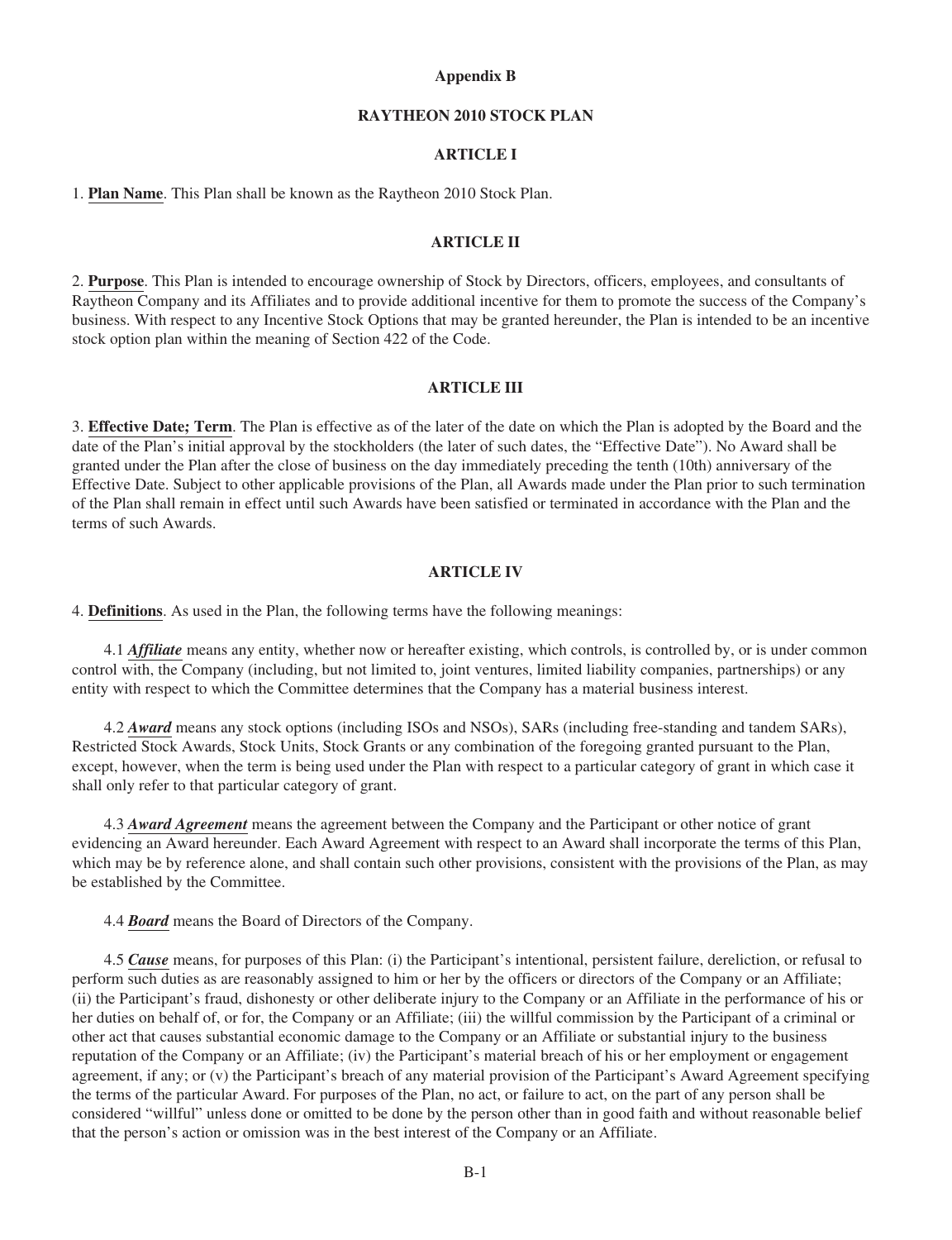**Appendix B**

**RAYTHEON 2010 STOCK PLAN**

**ARTICLE I**

1. **Plan Name**. This Plan shall be known as the Raytheon 2010 Stock Plan.

**ARTICLE II**

2. **Purpose**. This Plan is intended to encourage ownership of Stock by Directors, officers, employees, and consultants of Raytheon Company and its Affiliates and to provide additional incentive for them to promote the success of the Company's business. With respect to any Incentive Stock Options that may be granted hereunder, the Plan is intended to be an incentive stock option plan within the meaning of Section 422 of the Code.

**ARTICLE III**

3. **Effective Date; Term**. The Plan is effective as of the later of the date on which the Plan is adopted by the Board and the date of the Plan's initial approval by the stockholders (the later of such dates, the "Effective Date"). No Award shall be granted under the Plan after the close of business on the day immediately preceding the tenth (10th) anniversary of the Effective Date. Subject to other applicable provisions of the Plan, all Awards made under the Plan prior to such termination of the Plan shall remain in effect until such Awards have been satisfied or terminated in accordance with the Plan and the terms of such Awards.

**ARTICLE IV**

4. **Definitions**. As used in the Plan, the following terms have the following meanings:

4.1 ***Affiliate*** means any entity, whether now or hereafter existing, which controls, is controlled by, or is under common control with, the Company (including, but not limited to, joint ventures, limited liability companies, partnerships) or any entity with respect to which the Committee determines that the Company has a material business interest.

4.2 ***Award*** means any stock options (including ISOs and NSOs), SARs (including free-standing and tandem SARs), Restricted Stock Awards, Stock Units, Stock Grants or any combination of the foregoing granted pursuant to the Plan, except, however, when the term is being used under the Plan with respect to a particular category of grant in which case it shall only refer to that particular category of grant.

4.3 ***Award Agreement*** means the agreement between the Company and the Participant or other notice of grant evidencing an Award hereunder. Each Award Agreement with respect to an Award shall incorporate the terms of this Plan, which may be by reference alone, and shall contain such other provisions, consistent with the provisions of the Plan, as may be established by the Committee.

4.4 ***Board*** means the Board of Directors of the Company.

4.5 ***Cause*** means, for purposes of this Plan: (i) the Participant's intentional, persistent failure, dereliction, or refusal to perform such duties as are reasonably assigned to him or her by the officers or directors of the Company or an Affiliate; (ii) the Participant's fraud, dishonesty or other deliberate injury to the Company or an Affiliate in the performance of his or her duties on behalf of, or for, the Company or an Affiliate; (iii) the willful commission by the Participant of a criminal or other act that causes substantial economic damage to the Company or an Affiliate or substantial injury to the business reputation of the Company or an Affiliate; (iv) the Participant's material breach of his or her employment or engagement agreement, if any; or (v) the Participant's breach of any material provision of the Participant's Award Agreement specifying the terms of the particular Award. For purposes of the Plan, no act, or failure to act, on the part of any person shall be considered "willful" unless done or omitted to be done by the person other than in good faith and without reasonable belief that the person's action or omission was in the best interest of the Company or an Affiliate.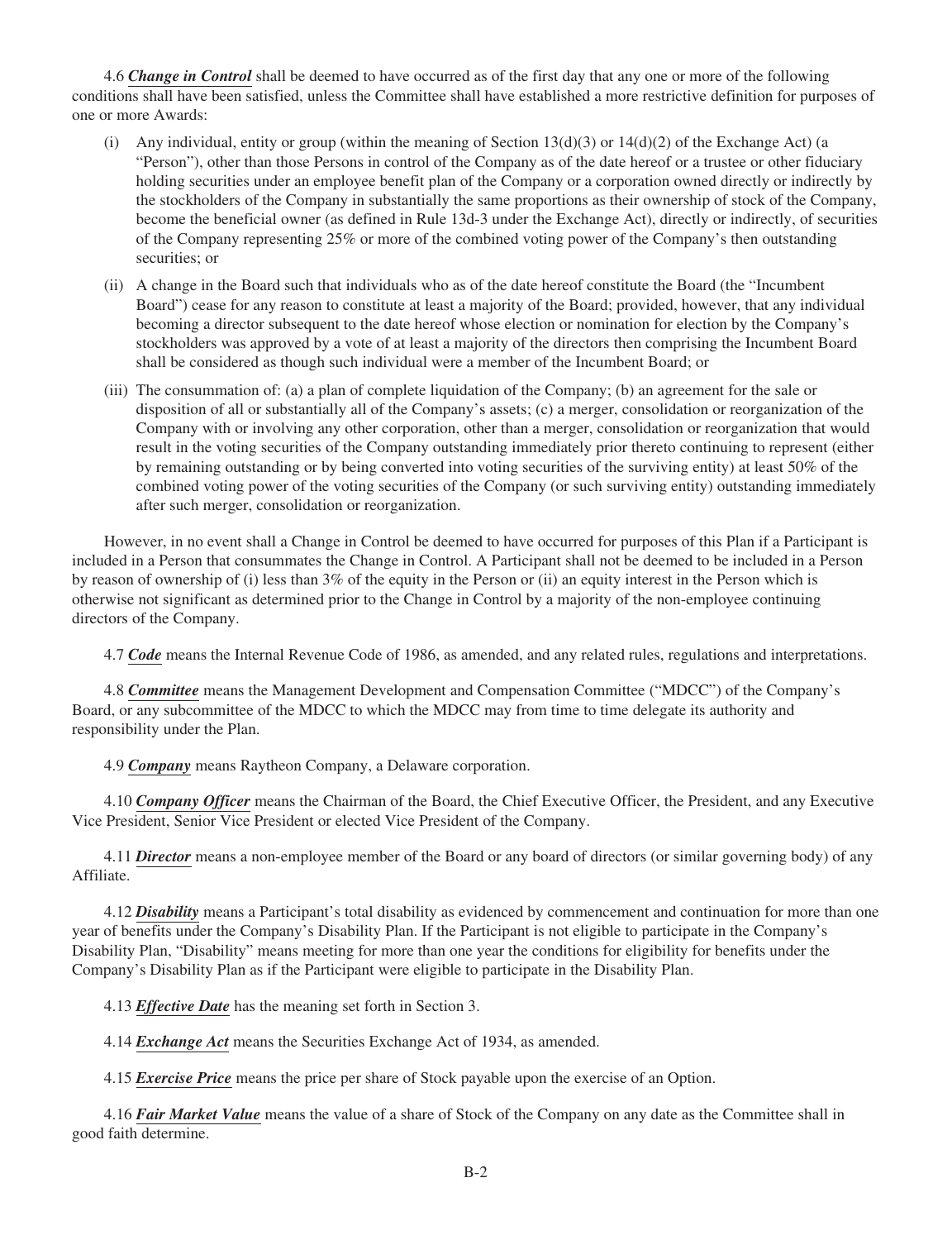4.6 ***Change in Control*** shall be deemed to have occurred as of the first day that any one or more of the following conditions shall have been satisfied, unless the Committee shall have established a more restrictive definition for purposes of one or more Awards:

(i) Any individual, entity or group (within the meaning of Section 13(d)(3) or 14(d)(2) of the Exchange Act) (a "Person"), other than those Persons in control of the Company as of the date hereof or a trustee or other fiduciary holding securities under an employee benefit plan of the Company or a corporation owned directly or indirectly by the stockholders of the Company in substantially the same proportions as their ownership of stock of the Company, become the beneficial owner (as defined in Rule 13d-3 under the Exchange Act), directly or indirectly, of securities of the Company representing 25% or more of the combined voting power of the Company's then outstanding securities; or

(ii) A change in the Board such that individuals who as of the date hereof constitute the Board (the "Incumbent Board") cease for any reason to constitute at least a majority of the Board; provided, however, that any individual becoming a director subsequent to the date hereof whose election or nomination for election by the Company's stockholders was approved by a vote of at least a majority of the directors then comprising the Incumbent Board shall be considered as though such individual were a member of the Incumbent Board; or

(iii) The consummation of: (a) a plan of complete liquidation of the Company; (b) an agreement for the sale or disposition of all or substantially all of the Company's assets; (c) a merger, consolidation or reorganization of the Company with or involving any other corporation, other than a merger, consolidation or reorganization that would result in the voting securities of the Company outstanding immediately prior thereto continuing to represent (either by remaining outstanding or by being converted into voting securities of the surviving entity) at least 50% of the combined voting power of the voting securities of the Company (or such surviving entity) outstanding immediately after such merger, consolidation or reorganization.

However, in no event shall a Change in Control be deemed to have occurred for purposes of this Plan if a Participant is included in a Person that consummates the Change in Control. A Participant shall not be deemed to be included in a Person by reason of ownership of (i) less than 3% of the equity in the Person or (ii) an equity interest in the Person which is otherwise not significant as determined prior to the Change in Control by a majority of the non-employee continuing directors of the Company.

4.7 ***Code*** means the Internal Revenue Code of 1986, as amended, and any related rules, regulations and interpretations.

4.8 ***Committee*** means the Management Development and Compensation Committee ("MDCC") of the Company's Board, or any subcommittee of the MDCC to which the MDCC may from time to time delegate its authority and responsibility under the Plan.

4.9 ***Company*** means Raytheon Company, a Delaware corporation.

4.10 ***Company Officer*** means the Chairman of the Board, the Chief Executive Officer, the President, and any Executive Vice President, Senior Vice President or elected Vice President of the Company.

4.11 ***Director*** means a non-employee member of the Board or any board of directors (or similar governing body) of any Affiliate.

4.12 ***Disability*** means a Participant's total disability as evidenced by commencement and continuation for more than one year of benefits under the Company's Disability Plan. If the Participant is not eligible to participate in the Company's Disability Plan, "Disability" means meeting for more than one year the conditions for eligibility for benefits under the Company's Disability Plan as if the Participant were eligible to participate in the Disability Plan.

4.13 ***Effective Date*** has the meaning set forth in Section 3.

4.14 ***Exchange Act*** means the Securities Exchange Act of 1934, as amended.

4.15 ***Exercise Price*** means the price per share of Stock payable upon the exercise of an Option.

4.16 ***Fair Market Value*** means the value of a share of Stock of the Company on any date as the Committee shall in good faith determine.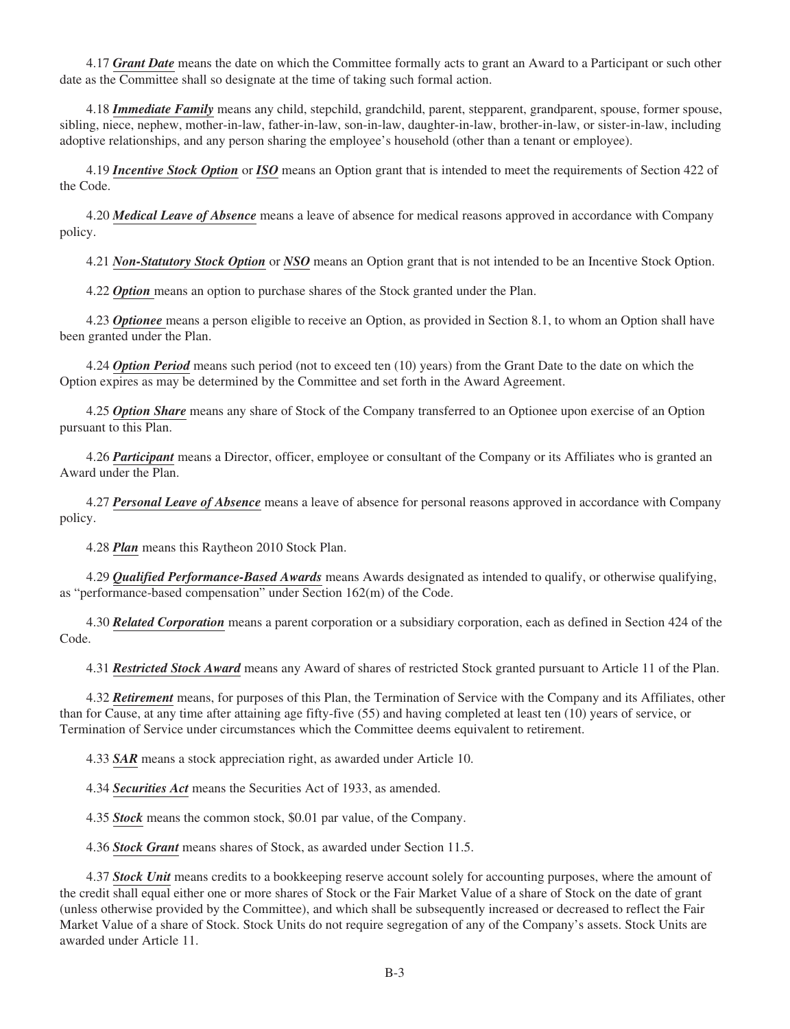4.17 ***Grant Date*** means the date on which the Committee formally acts to grant an Award to a Participant or such other date as the Committee shall so designate at the time of taking such formal action.

4.18 ***Immediate Family*** means any child, stepchild, grandchild, parent, stepparent, grandparent, spouse, former spouse, sibling, niece, nephew, mother-in-law, father-in-law, son-in-law, daughter-in-law, brother-in-law, or sister-in-law, including adoptive relationships, and any person sharing the employee's household (other than a tenant or employee).

4.19 ***Incentive Stock Option*** or ***ISO*** means an Option grant that is intended to meet the requirements of Section 422 of the Code.

4.20 ***Medical Leave of Absence*** means a leave of absence for medical reasons approved in accordance with Company policy.

4.21 ***Non-Statutory Stock Option*** or ***NSO*** means an Option grant that is not intended to be an Incentive Stock Option.

4.22 ***Option*** means an option to purchase shares of the Stock granted under the Plan.

4.23 ***Optionee*** means a person eligible to receive an Option, as provided in Section 8.1, to whom an Option shall have been granted under the Plan.

4.24 ***Option Period*** means such period (not to exceed ten (10) years) from the Grant Date to the date on which the Option expires as may be determined by the Committee and set forth in the Award Agreement.

4.25 ***Option Share*** means any share of Stock of the Company transferred to an Optionee upon exercise of an Option pursuant to this Plan.

4.26 ***Participant*** means a Director, officer, employee or consultant of the Company or its Affiliates who is granted an Award under the Plan.

4.27 ***Personal Leave of Absence*** means a leave of absence for personal reasons approved in accordance with Company policy.

4.28 ***Plan*** means this Raytheon 2010 Stock Plan.

4.29 ***Qualified Performance-Based Awards*** means Awards designated as intended to qualify, or otherwise qualifying, as "performance-based compensation" under Section 162(m) of the Code.

4.30 ***Related Corporation*** means a parent corporation or a subsidiary corporation, each as defined in Section 424 of the Code.

4.31 ***Restricted Stock Award*** means any Award of shares of restricted Stock granted pursuant to Article 11 of the Plan.

4.32 ***Retirement*** means, for purposes of this Plan, the Termination of Service with the Company and its Affiliates, other than for Cause, at any time after attaining age fifty-five (55) and having completed at least ten (10) years of service, or Termination of Service under circumstances which the Committee deems equivalent to retirement.

4.33 ***SAR*** means a stock appreciation right, as awarded under Article 10.

4.34 ***Securities Act*** means the Securities Act of 1933, as amended.

4.35 ***Stock*** means the common stock, $0.01 par value, of the Company.

4.36 ***Stock Grant*** means shares of Stock, as awarded under Section 11.5.

4.37 ***Stock Unit*** means credits to a bookkeeping reserve account solely for accounting purposes, where the amount of the credit shall equal either one or more shares of Stock or the Fair Market Value of a share of Stock on the date of grant (unless otherwise provided by the Committee), and which shall be subsequently increased or decreased to reflect the Fair Market Value of a share of Stock. Stock Units do not require segregation of any of the Company's assets. Stock Units are awarded under Article 11.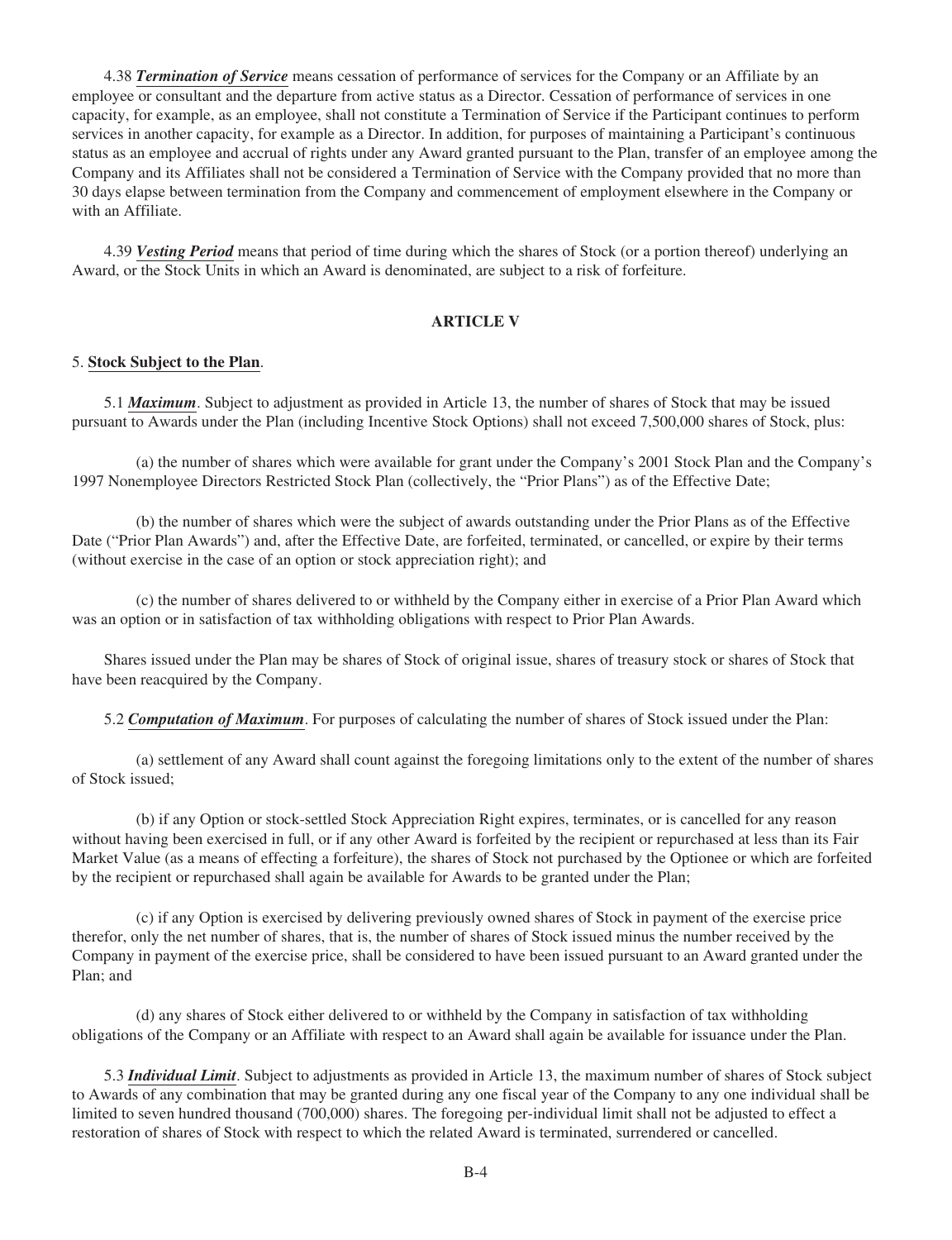4.38 ***Termination of Service*** means cessation of performance of services for the Company or an Affiliate by an employee or consultant and the departure from active status as a Director. Cessation of performance of services in one capacity, for example, as an employee, shall not constitute a Termination of Service if the Participant continues to perform services in another capacity, for example as a Director. In addition, for purposes of maintaining a Participant's continuous status as an employee and accrual of rights under any Award granted pursuant to the Plan, transfer of an employee among the Company and its Affiliates shall not be considered a Termination of Service with the Company provided that no more than 30 days elapse between termination from the Company and commencement of employment elsewhere in the Company or with an Affiliate.

4.39 ***Vesting Period*** means that period of time during which the shares of Stock (or a portion thereof) underlying an Award, or the Stock Units in which an Award is denominated, are subject to a risk of forfeiture.

## ARTICLE V

5. **Stock Subject to the Plan**.

5.1 ***Maximum***. Subject to adjustment as provided in Article 13, the number of shares of Stock that may be issued pursuant to Awards under the Plan (including Incentive Stock Options) shall not exceed 7,500,000 shares of Stock, plus:

(a) the number of shares which were available for grant under the Company's 2001 Stock Plan and the Company's 1997 Nonemployee Directors Restricted Stock Plan (collectively, the "Prior Plans") as of the Effective Date;

(b) the number of shares which were the subject of awards outstanding under the Prior Plans as of the Effective Date ("Prior Plan Awards") and, after the Effective Date, are forfeited, terminated, or cancelled, or expire by their terms (without exercise in the case of an option or stock appreciation right); and

(c) the number of shares delivered to or withheld by the Company either in exercise of a Prior Plan Award which was an option or in satisfaction of tax withholding obligations with respect to Prior Plan Awards.

Shares issued under the Plan may be shares of Stock of original issue, shares of treasury stock or shares of Stock that have been reacquired by the Company.

5.2 ***Computation of Maximum***. For purposes of calculating the number of shares of Stock issued under the Plan:

(a) settlement of any Award shall count against the foregoing limitations only to the extent of the number of shares of Stock issued;

(b) if any Option or stock-settled Stock Appreciation Right expires, terminates, or is cancelled for any reason without having been exercised in full, or if any other Award is forfeited by the recipient or repurchased at less than its Fair Market Value (as a means of effecting a forfeiture), the shares of Stock not purchased by the Optionee or which are forfeited by the recipient or repurchased shall again be available for Awards to be granted under the Plan;

(c) if any Option is exercised by delivering previously owned shares of Stock in payment of the exercise price therefor, only the net number of shares, that is, the number of shares of Stock issued minus the number received by the Company in payment of the exercise price, shall be considered to have been issued pursuant to an Award granted under the Plan; and

(d) any shares of Stock either delivered to or withheld by the Company in satisfaction of tax withholding obligations of the Company or an Affiliate with respect to an Award shall again be available for issuance under the Plan.

5.3 ***Individual Limit***. Subject to adjustments as provided in Article 13, the maximum number of shares of Stock subject to Awards of any combination that may be granted during any one fiscal year of the Company to any one individual shall be limited to seven hundred thousand (700,000) shares. The foregoing per-individual limit shall not be adjusted to effect a restoration of shares of Stock with respect to which the related Award is terminated, surrendered or cancelled.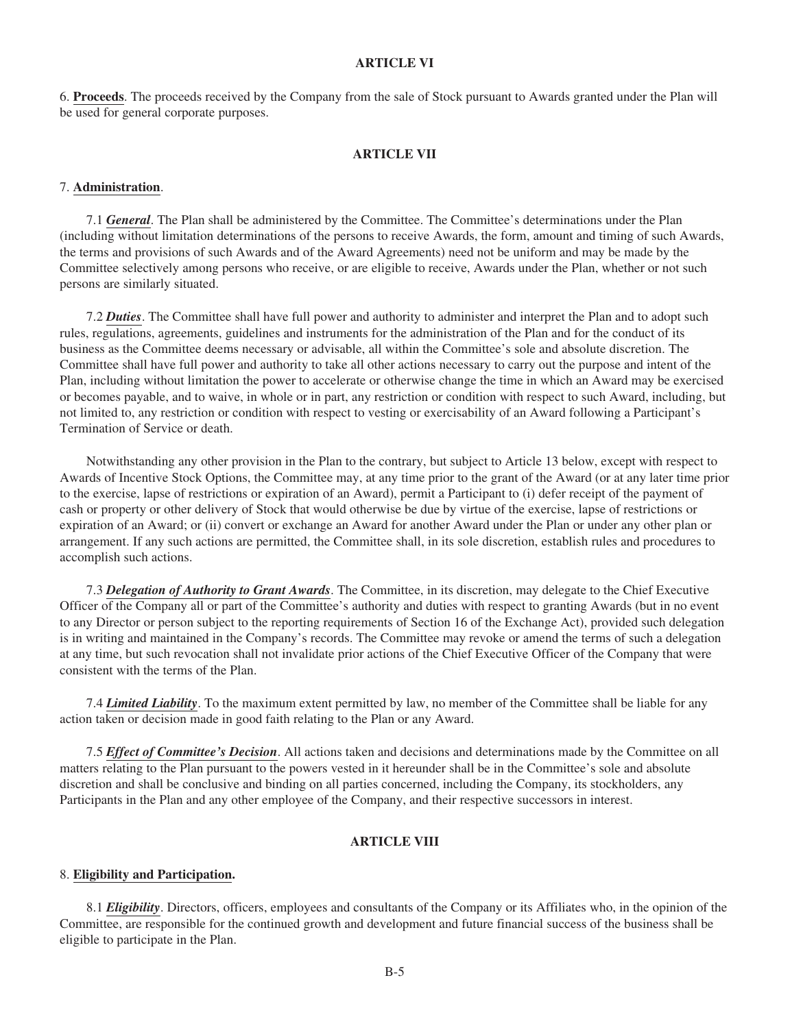## ARTICLE VI

6. **Proceeds**. The proceeds received by the Company from the sale of Stock pursuant to Awards granted under the Plan will be used for general corporate purposes.

## ARTICLE VII

7. **Administration**.

7.1 ***General***. The Plan shall be administered by the Committee. The Committee's determinations under the Plan (including without limitation determinations of the persons to receive Awards, the form, amount and timing of such Awards, the terms and provisions of such Awards and of the Award Agreements) need not be uniform and may be made by the Committee selectively among persons who receive, or are eligible to receive, Awards under the Plan, whether or not such persons are similarly situated.

7.2 ***Duties***. The Committee shall have full power and authority to administer and interpret the Plan and to adopt such rules, regulations, agreements, guidelines and instruments for the administration of the Plan and for the conduct of its business as the Committee deems necessary or advisable, all within the Committee's sole and absolute discretion. The Committee shall have full power and authority to take all other actions necessary to carry out the purpose and intent of the Plan, including without limitation the power to accelerate or otherwise change the time in which an Award may be exercised or becomes payable, and to waive, in whole or in part, any restriction or condition with respect to such Award, including, but not limited to, any restriction or condition with respect to vesting or exercisability of an Award following a Participant's Termination of Service or death.

Notwithstanding any other provision in the Plan to the contrary, but subject to Article 13 below, except with respect to Awards of Incentive Stock Options, the Committee may, at any time prior to the grant of the Award (or at any later time prior to the exercise, lapse of restrictions or expiration of an Award), permit a Participant to (i) defer receipt of the payment of cash or property or other delivery of Stock that would otherwise be due by virtue of the exercise, lapse of restrictions or expiration of an Award; or (ii) convert or exchange an Award for another Award under the Plan or under any other plan or arrangement. If any such actions are permitted, the Committee shall, in its sole discretion, establish rules and procedures to accomplish such actions.

7.3 ***Delegation of Authority to Grant Awards***. The Committee, in its discretion, may delegate to the Chief Executive Officer of the Company all or part of the Committee's authority and duties with respect to granting Awards (but in no event to any Director or person subject to the reporting requirements of Section 16 of the Exchange Act), provided such delegation is in writing and maintained in the Company's records. The Committee may revoke or amend the terms of such a delegation at any time, but such revocation shall not invalidate prior actions of the Chief Executive Officer of the Company that were consistent with the terms of the Plan.

7.4 ***Limited Liability***. To the maximum extent permitted by law, no member of the Committee shall be liable for any action taken or decision made in good faith relating to the Plan or any Award.

7.5 ***Effect of Committee's Decision***. All actions taken and decisions and determinations made by the Committee on all matters relating to the Plan pursuant to the powers vested in it hereunder shall be in the Committee's sole and absolute discretion and shall be conclusive and binding on all parties concerned, including the Company, its stockholders, any Participants in the Plan and any other employee of the Company, and their respective successors in interest.

## ARTICLE VIII

8. **Eligibility and Participation.**

8.1 ***Eligibility***. Directors, officers, employees and consultants of the Company or its Affiliates who, in the opinion of the Committee, are responsible for the continued growth and development and future financial success of the business shall be eligible to participate in the Plan.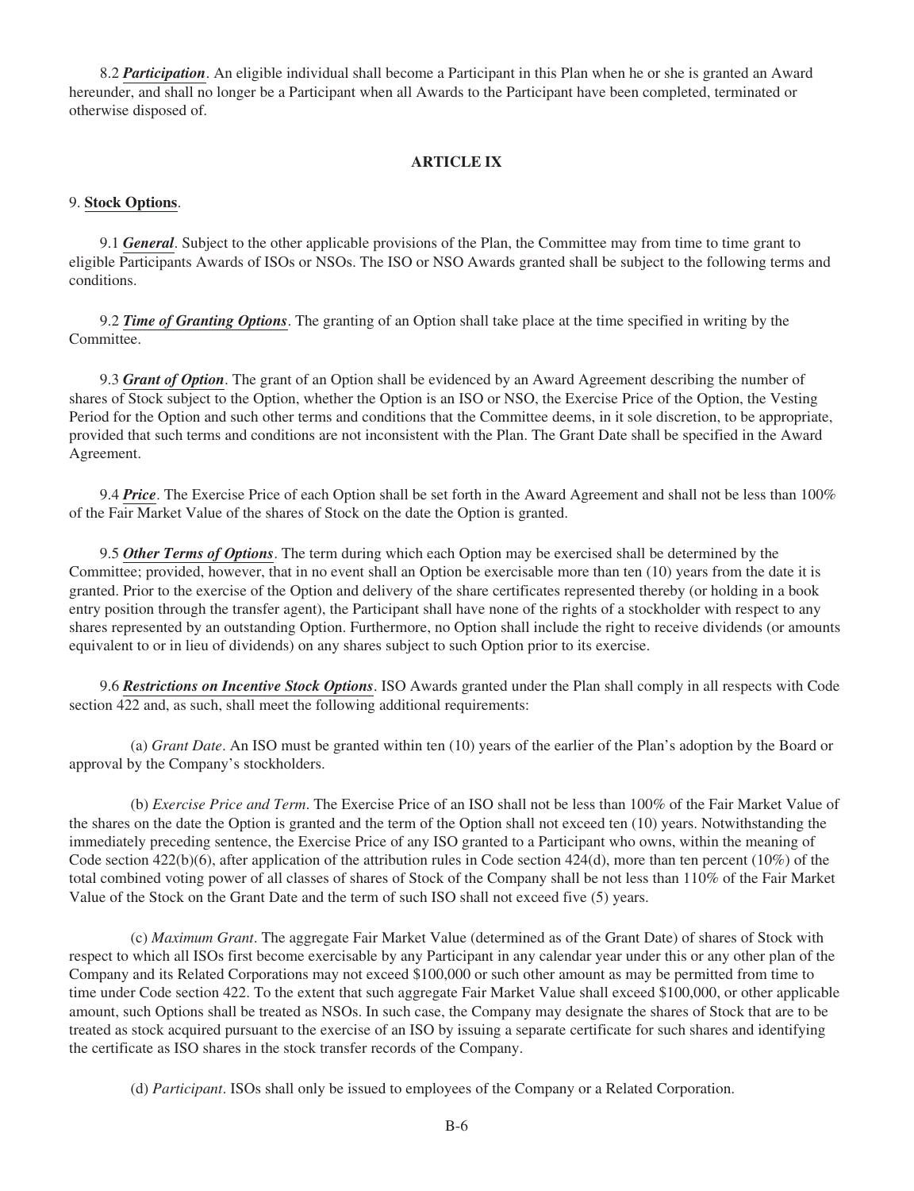8.2 ***Participation***. An eligible individual shall become a Participant in this Plan when he or she is granted an Award hereunder, and shall no longer be a Participant when all Awards to the Participant have been completed, terminated or otherwise disposed of.

## ARTICLE IX

9. **Stock Options**.

9.1 ***General***. Subject to the other applicable provisions of the Plan, the Committee may from time to time grant to eligible Participants Awards of ISOs or NSOs. The ISO or NSO Awards granted shall be subject to the following terms and conditions.

9.2 ***Time of Granting Options***. The granting of an Option shall take place at the time specified in writing by the Committee.

9.3 ***Grant of Option***. The grant of an Option shall be evidenced by an Award Agreement describing the number of shares of Stock subject to the Option, whether the Option is an ISO or NSO, the Exercise Price of the Option, the Vesting Period for the Option and such other terms and conditions that the Committee deems, in it sole discretion, to be appropriate, provided that such terms and conditions are not inconsistent with the Plan. The Grant Date shall be specified in the Award Agreement.

9.4 ***Price***. The Exercise Price of each Option shall be set forth in the Award Agreement and shall not be less than 100% of the Fair Market Value of the shares of Stock on the date the Option is granted.

9.5 ***Other Terms of Options***. The term during which each Option may be exercised shall be determined by the Committee; provided, however, that in no event shall an Option be exercisable more than ten (10) years from the date it is granted. Prior to the exercise of the Option and delivery of the share certificates represented thereby (or holding in a book entry position through the transfer agent), the Participant shall have none of the rights of a stockholder with respect to any shares represented by an outstanding Option. Furthermore, no Option shall include the right to receive dividends (or amounts equivalent to or in lieu of dividends) on any shares subject to such Option prior to its exercise.

9.6 ***Restrictions on Incentive Stock Options***. ISO Awards granted under the Plan shall comply in all respects with Code section 422 and, as such, shall meet the following additional requirements:

(a) *Grant Date*. An ISO must be granted within ten (10) years of the earlier of the Plan's adoption by the Board or approval by the Company's stockholders.

(b) *Exercise Price and Term*. The Exercise Price of an ISO shall not be less than 100% of the Fair Market Value of the shares on the date the Option is granted and the term of the Option shall not exceed ten (10) years. Notwithstanding the immediately preceding sentence, the Exercise Price of any ISO granted to a Participant who owns, within the meaning of Code section 422(b)(6), after application of the attribution rules in Code section 424(d), more than ten percent (10%) of the total combined voting power of all classes of shares of Stock of the Company shall be not less than 110% of the Fair Market Value of the Stock on the Grant Date and the term of such ISO shall not exceed five (5) years.

(c) *Maximum Grant*. The aggregate Fair Market Value (determined as of the Grant Date) of shares of Stock with respect to which all ISOs first become exercisable by any Participant in any calendar year under this or any other plan of the Company and its Related Corporations may not exceed $100,000 or such other amount as may be permitted from time to time under Code section 422. To the extent that such aggregate Fair Market Value shall exceed $100,000, or other applicable amount, such Options shall be treated as NSOs. In such case, the Company may designate the shares of Stock that are to be treated as stock acquired pursuant to the exercise of an ISO by issuing a separate certificate for such shares and identifying the certificate as ISO shares in the stock transfer records of the Company.

(d) *Participant*. ISOs shall only be issued to employees of the Company or a Related Corporation.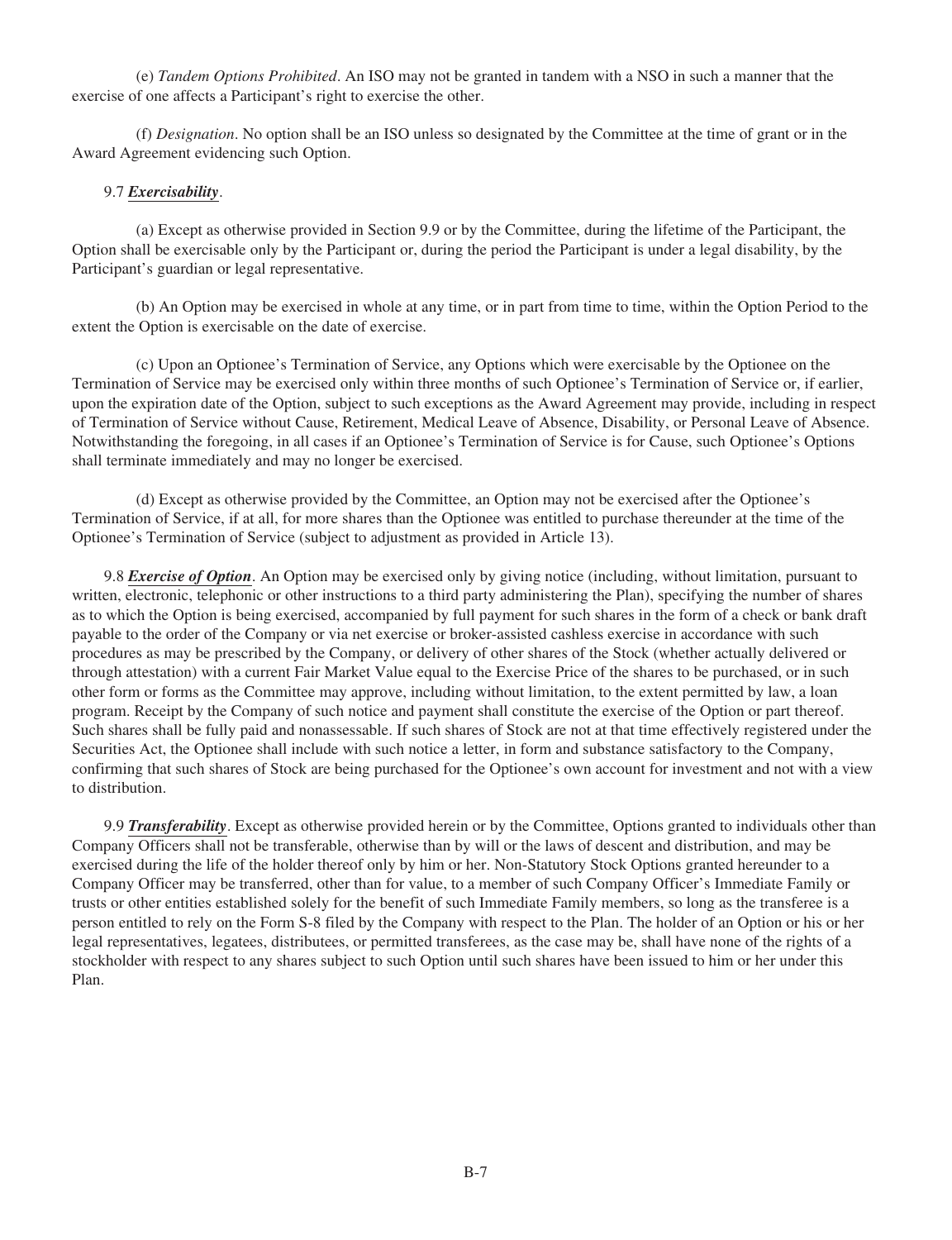(e) *Tandem Options Prohibited*. An ISO may not be granted in tandem with a NSO in such a manner that the exercise of one affects a Participant's right to exercise the other.

(f) *Designation*. No option shall be an ISO unless so designated by the Committee at the time of grant or in the Award Agreement evidencing such Option.

9.7 ***Exercisability***.

(a) Except as otherwise provided in Section 9.9 or by the Committee, during the lifetime of the Participant, the Option shall be exercisable only by the Participant or, during the period the Participant is under a legal disability, by the Participant's guardian or legal representative.

(b) An Option may be exercised in whole at any time, or in part from time to time, within the Option Period to the extent the Option is exercisable on the date of exercise.

(c) Upon an Optionee's Termination of Service, any Options which were exercisable by the Optionee on the Termination of Service may be exercised only within three months of such Optionee's Termination of Service or, if earlier, upon the expiration date of the Option, subject to such exceptions as the Award Agreement may provide, including in respect of Termination of Service without Cause, Retirement, Medical Leave of Absence, Disability, or Personal Leave of Absence. Notwithstanding the foregoing, in all cases if an Optionee's Termination of Service is for Cause, such Optionee's Options shall terminate immediately and may no longer be exercised.

(d) Except as otherwise provided by the Committee, an Option may not be exercised after the Optionee's Termination of Service, if at all, for more shares than the Optionee was entitled to purchase thereunder at the time of the Optionee's Termination of Service (subject to adjustment as provided in Article 13).

9.8 ***Exercise of Option***. An Option may be exercised only by giving notice (including, without limitation, pursuant to written, electronic, telephonic or other instructions to a third party administering the Plan), specifying the number of shares as to which the Option is being exercised, accompanied by full payment for such shares in the form of a check or bank draft payable to the order of the Company or via net exercise or broker-assisted cashless exercise in accordance with such procedures as may be prescribed by the Company, or delivery of other shares of the Stock (whether actually delivered or through attestation) with a current Fair Market Value equal to the Exercise Price of the shares to be purchased, or in such other form or forms as the Committee may approve, including without limitation, to the extent permitted by law, a loan program. Receipt by the Company of such notice and payment shall constitute the exercise of the Option or part thereof. Such shares shall be fully paid and nonassessable. If such shares of Stock are not at that time effectively registered under the Securities Act, the Optionee shall include with such notice a letter, in form and substance satisfactory to the Company, confirming that such shares of Stock are being purchased for the Optionee's own account for investment and not with a view to distribution.

9.9 ***Transferability***. Except as otherwise provided herein or by the Committee, Options granted to individuals other than Company Officers shall not be transferable, otherwise than by will or the laws of descent and distribution, and may be exercised during the life of the holder thereof only by him or her. Non-Statutory Stock Options granted hereunder to a Company Officer may be transferred, other than for value, to a member of such Company Officer's Immediate Family or trusts or other entities established solely for the benefit of such Immediate Family members, so long as the transferee is a person entitled to rely on the Form S-8 filed by the Company with respect to the Plan. The holder of an Option or his or her legal representatives, legatees, distributees, or permitted transferees, as the case may be, shall have none of the rights of a stockholder with respect to any shares subject to such Option until such shares have been issued to him or her under this Plan.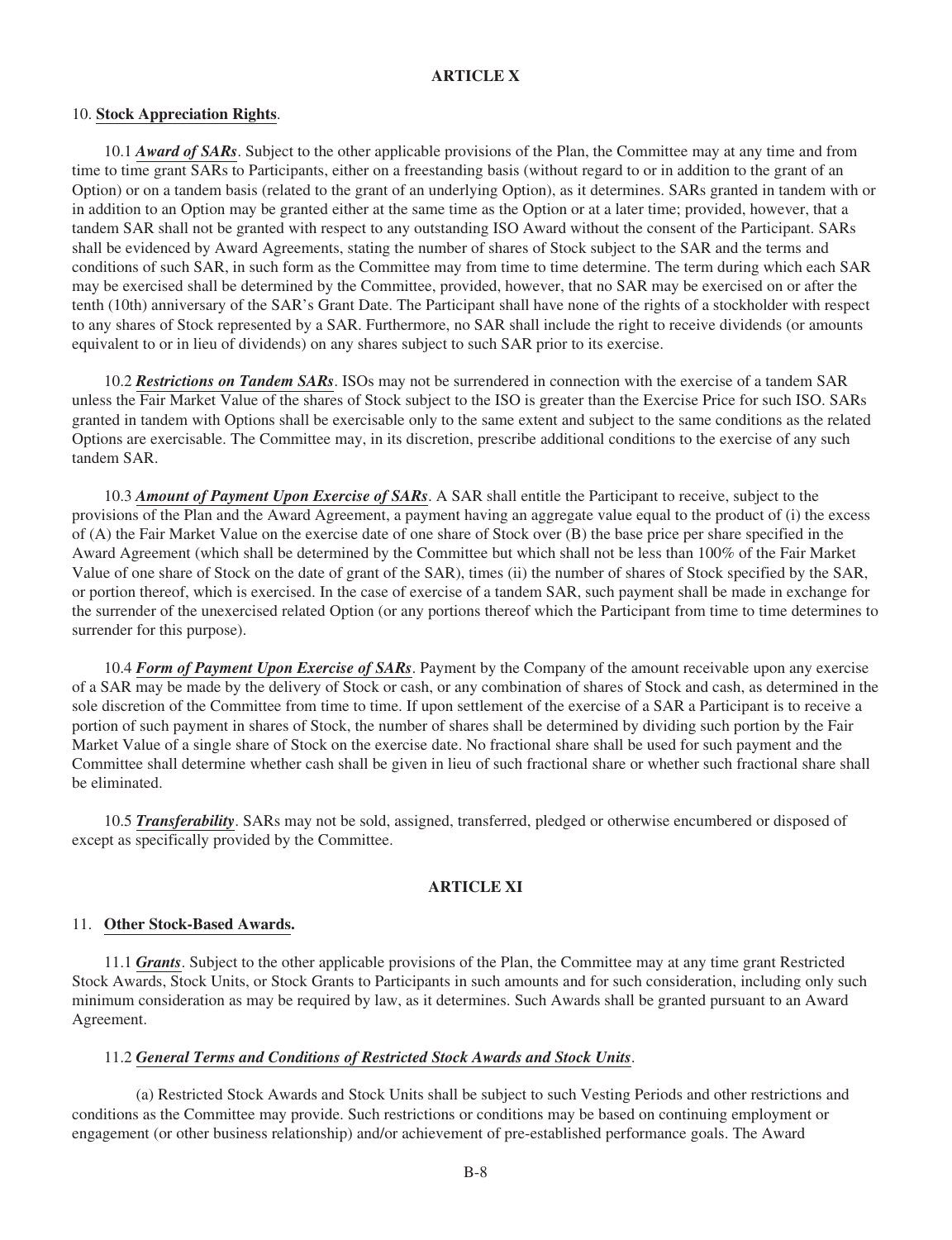## ARTICLE X

10. **Stock Appreciation Rights**.

10.1 ***Award of SARs***. Subject to the other applicable provisions of the Plan, the Committee may at any time and from time to time grant SARs to Participants, either on a freestanding basis (without regard to or in addition to the grant of an Option) or on a tandem basis (related to the grant of an underlying Option), as it determines. SARs granted in tandem with or in addition to an Option may be granted either at the same time as the Option or at a later time; provided, however, that a tandem SAR shall not be granted with respect to any outstanding ISO Award without the consent of the Participant. SARs shall be evidenced by Award Agreements, stating the number of shares of Stock subject to the SAR and the terms and conditions of such SAR, in such form as the Committee may from time to time determine. The term during which each SAR may be exercised shall be determined by the Committee, provided, however, that no SAR may be exercised on or after the tenth (10th) anniversary of the SAR's Grant Date. The Participant shall have none of the rights of a stockholder with respect to any shares of Stock represented by a SAR. Furthermore, no SAR shall include the right to receive dividends (or amounts equivalent to or in lieu of dividends) on any shares subject to such SAR prior to its exercise.

10.2 ***Restrictions on Tandem SARs***. ISOs may not be surrendered in connection with the exercise of a tandem SAR unless the Fair Market Value of the shares of Stock subject to the ISO is greater than the Exercise Price for such ISO. SARs granted in tandem with Options shall be exercisable only to the same extent and subject to the same conditions as the related Options are exercisable. The Committee may, in its discretion, prescribe additional conditions to the exercise of any such tandem SAR.

10.3 ***Amount of Payment Upon Exercise of SARs***. A SAR shall entitle the Participant to receive, subject to the provisions of the Plan and the Award Agreement, a payment having an aggregate value equal to the product of (i) the excess of (A) the Fair Market Value on the exercise date of one share of Stock over (B) the base price per share specified in the Award Agreement (which shall be determined by the Committee but which shall not be less than 100% of the Fair Market Value of one share of Stock on the date of grant of the SAR), times (ii) the number of shares of Stock specified by the SAR, or portion thereof, which is exercised. In the case of exercise of a tandem SAR, such payment shall be made in exchange for the surrender of the unexercised related Option (or any portions thereof which the Participant from time to time determines to surrender for this purpose).

10.4 ***Form of Payment Upon Exercise of SARs***. Payment by the Company of the amount receivable upon any exercise of a SAR may be made by the delivery of Stock or cash, or any combination of shares of Stock and cash, as determined in the sole discretion of the Committee from time to time. If upon settlement of the exercise of a SAR a Participant is to receive a portion of such payment in shares of Stock, the number of shares shall be determined by dividing such portion by the Fair Market Value of a single share of Stock on the exercise date. No fractional share shall be used for such payment and the Committee shall determine whether cash shall be given in lieu of such fractional share or whether such fractional share shall be eliminated.

10.5 ***Transferability***. SARs may not be sold, assigned, transferred, pledged or otherwise encumbered or disposed of except as specifically provided by the Committee.

## ARTICLE XI

11. **Other Stock-Based Awards.**

11.1 ***Grants***. Subject to the other applicable provisions of the Plan, the Committee may at any time grant Restricted Stock Awards, Stock Units, or Stock Grants to Participants in such amounts and for such consideration, including only such minimum consideration as may be required by law, as it determines. Such Awards shall be granted pursuant to an Award Agreement.

11.2 ***General Terms and Conditions of Restricted Stock Awards and Stock Units***.

(a) Restricted Stock Awards and Stock Units shall be subject to such Vesting Periods and other restrictions and conditions as the Committee may provide. Such restrictions or conditions may be based on continuing employment or engagement (or other business relationship) and/or achievement of pre-established performance goals. The Award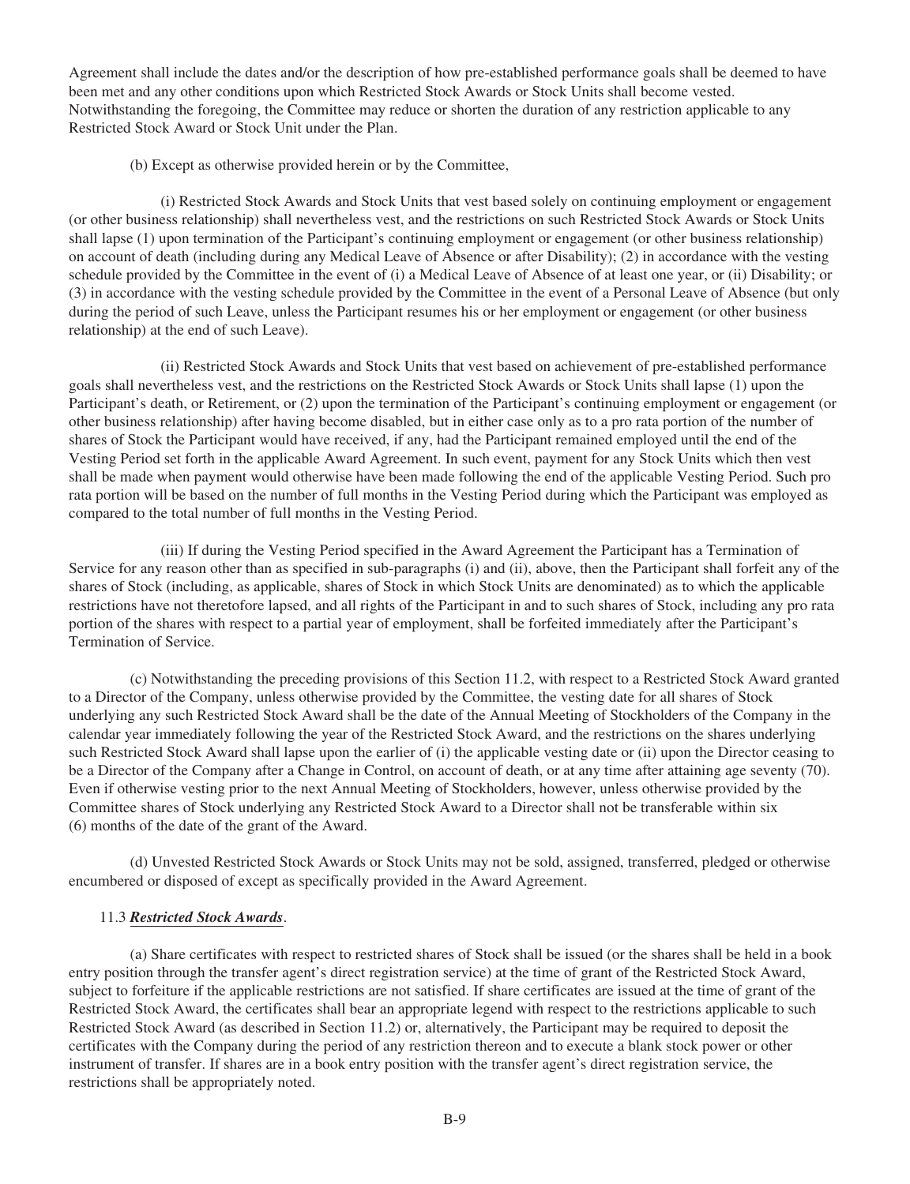Agreement shall include the dates and/or the description of how pre-established performance goals shall be deemed to have been met and any other conditions upon which Restricted Stock Awards or Stock Units shall be vested. Notwithstanding the foregoing, the Committee may reduce or shorten the duration of any restriction applicable to any Restricted Stock Award or Stock Unit under the Plan.

(b) Except as otherwise provided herein or by the Committee,

(i) Restricted Stock Awards and Stock Units that vest based solely on continuing employment or engagement (or other business relationship) shall nevertheless vest, and the restrictions on such Restricted Stock Awards or Stock Units shall lapse (1) upon termination of the Participant's continuing employment or engagement (or other business relationship) on account of death (including during any Medical Leave of Absence or after Disability); (2) in accordance with the vesting schedule provided by the Committee in the event of (i) a Medical Leave of Absence of at least one year, or (ii) Disability; or (3) in accordance with the vesting schedule provided by the Committee in the event of a Personal Leave of Absence (but only during the period of such Leave, unless the Participant resumes his or her employment or engagement (or other business relationship) at the end of such Leave).

(ii) Restricted Stock Awards and Stock Units that vest based on achievement of pre-established performance goals shall nevertheless vest, and the restrictions on the Restricted Stock Awards or Stock Units shall lapse (1) upon the Participant's death, or Retirement, or (2) upon the termination of the Participant's continuing employment or engagement (or other business relationship) after having become disabled, but in either case only as to a pro rata portion of the number of shares of Stock the Participant would have received, if any, had the Participant remained employed until the end of the Vesting Period set forth in the applicable Award Agreement. In such event, payment for any Stock Units which then vest shall be made when payment would otherwise have been made following the end of the applicable Vesting Period. Such pro rata portion will be based on the number of full months in the Vesting Period during which the Participant was employed as compared to the total number of full months in the Vesting Period.

(iii) If during the Vesting Period specified in the Award Agreement the Participant has a Termination of Service for any reason other than as specified in sub-paragraphs (i) and (ii), above, then the Participant shall forfeit any of the shares of Stock (including, as applicable, shares of Stock in which Stock Units are denominated) as to which the applicable restrictions have not theretofore lapsed, and all rights of the Participant in and to such shares of Stock, including any pro rata portion of the shares with respect to a partial year of employment, shall be forfeited immediately after the Participant's Termination of Service.

(c) Notwithstanding the preceding provisions of this Section 11.2, with respect to a Restricted Stock Award granted to a Director of the Company, unless otherwise provided by the Committee, the vesting date for all shares of Stock underlying any such Restricted Stock Award shall be the date of the Annual Meeting of Stockholders of the Company in the calendar year immediately following the year of the Restricted Stock Award, and the restrictions on the shares underlying such Restricted Stock Award shall lapse upon the earlier of (i) the applicable vesting date or (ii) upon the Director ceasing to be a Director of the Company after a Change in Control, on account of death, or at any time after attaining age seventy (70). Even if otherwise vesting prior to the next Annual Meeting of Stockholders, however, unless otherwise provided by the Committee shares of Stock underlying any Restricted Stock Award to a Director shall not be transferable within six (6) months of the date of the grant of the Award.

(d) Unvested Restricted Stock Awards or Stock Units may not be sold, assigned, transferred, pledged or otherwise encumbered or disposed of except as specifically provided in the Award Agreement.

11.3 ***Restricted Stock Awards***.

(a) Share certificates with respect to restricted shares of Stock shall be issued (or the shares shall be held in a book entry position through the transfer agent's direct registration service) at the time of grant of the Restricted Stock Award, subject to forfeiture if the applicable restrictions are not satisfied. If share certificates are issued at the time of grant of the Restricted Stock Award, the certificates shall bear an appropriate legend with respect to the restrictions applicable to such Restricted Stock Award (as described in Section 11.2) or, alternatively, the Participant may be required to deposit the certificates with the Company during the period of any restriction thereon and to execute a blank stock power or other instrument of transfer. If shares are in a book entry position with the transfer agent's direct registration service, the restrictions shall be appropriately noted.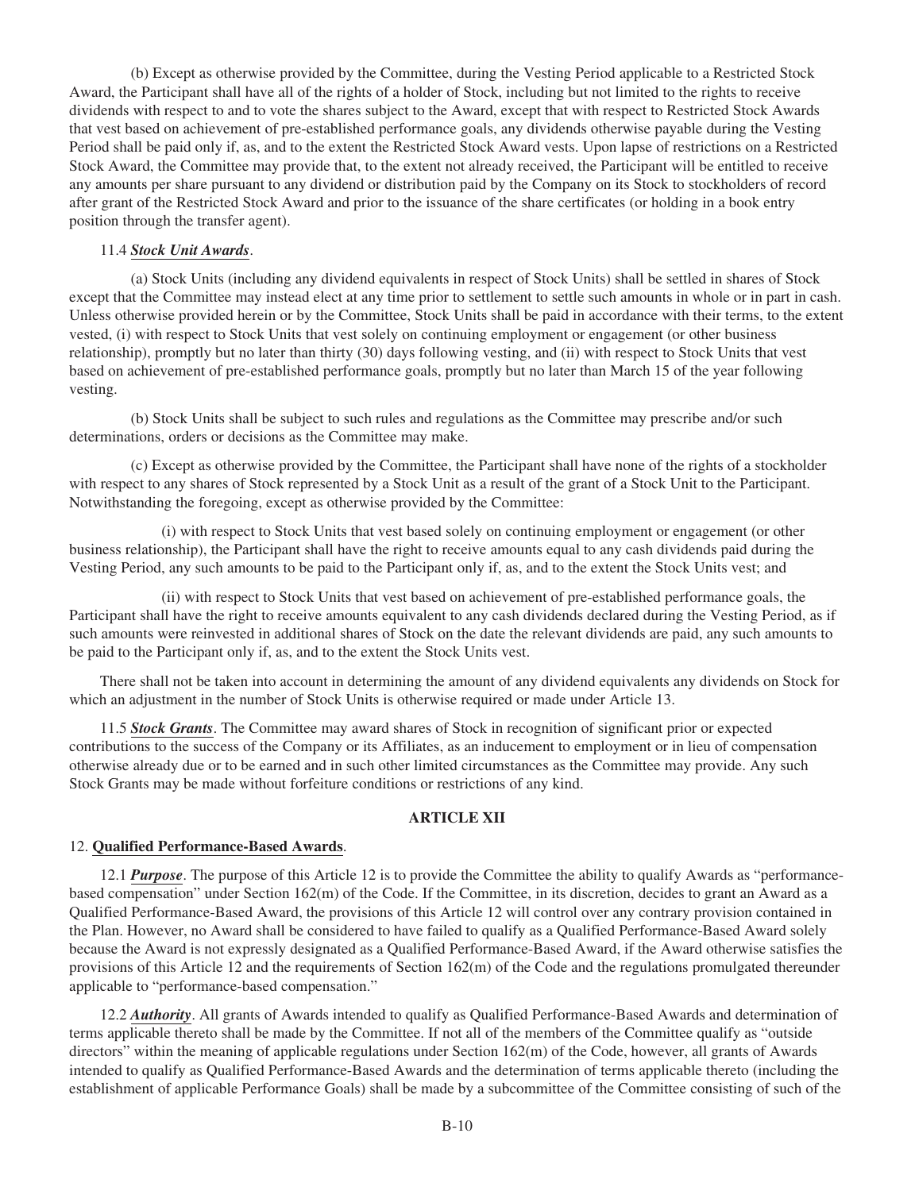(b) Except as otherwise provided by the Committee, during the Vesting Period applicable to a Restricted Stock Award, the Participant shall have all of the rights of a holder of Stock, including but not limited to the rights to receive dividends with respect to and to vote the shares subject to the Award, except that with respect to Restricted Stock Awards that vest based on achievement of pre-established performance goals, any dividends otherwise payable during the Vesting Period shall be paid only if, as, and to the extent the Restricted Stock Award vests. Upon lapse of restrictions on a Restricted Stock Award, the Committee may provide that, to the extent not already received, the Participant will be entitled to receive any amounts per share pursuant to any dividend or distribution paid by the Company on its Stock to stockholders of record after grant of the Restricted Stock Award and prior to the issuance of the share certificates (or holding in a book entry position through the transfer agent).

11.4 ***Stock Unit Awards***.

(a) Stock Units (including any dividend equivalents in respect of Stock Units) shall be settled in shares of Stock except that the Committee may instead elect at any time prior to settlement to settle such amounts in whole or in part in cash. Unless otherwise provided herein or by the Committee, Stock Units shall be paid in accordance with their terms, to the extent vested, (i) with respect to Stock Units that vest solely on continuing employment or engagement (or other business relationship), promptly but no later than thirty (30) days following vesting, and (ii) with respect to Stock Units that vest based on achievement of pre-established performance goals, promptly but no later than March 15 of the year following vesting.

(b) Stock Units shall be subject to such rules and regulations as the Committee may prescribe and/or such determinations, orders or decisions as the Committee may make.

(c) Except as otherwise provided by the Committee, the Participant shall have none of the rights of a stockholder with respect to any shares of Stock represented by a Stock Unit as a result of the grant of a Stock Unit to the Participant. Notwithstanding the foregoing, except as otherwise provided by the Committee:

(i) with respect to Stock Units that vest based solely on continuing employment or engagement (or other business relationship), the Participant shall have the right to receive amounts equal to any cash dividends paid during the Vesting Period, any such amounts to be paid to the Participant only if, as, and to the extent the Stock Units vest; and

(ii) with respect to Stock Units that vest based on achievement of pre-established performance goals, the Participant shall have the right to receive amounts equivalent to any cash dividends declared during the Vesting Period, as if such amounts were reinvested in additional shares of Stock on the date the relevant dividends are paid, any such amounts to be paid to the Participant only if, as, and to the extent the Stock Units vest.

There shall not be taken into account in determining the amount of any dividend equivalents any dividends on Stock for which an adjustment in the number of Stock Units is otherwise required or made under Article 13.

11.5 ***Stock Grants***. The Committee may award shares of Stock in recognition of significant prior or expected contributions to the success of the Company or its Affiliates, as an inducement to employment or in lieu of compensation otherwise already due or to be earned and in such other limited circumstances as the Committee may provide. Any such Stock Grants may be made without forfeiture conditions or restrictions of any kind.

## ARTICLE XII

12. **Qualified Performance-Based Awards**.

12.1 ***Purpose***. The purpose of this Article 12 is to provide the Committee the ability to qualify Awards as "performance-based compensation" under Section 162(m) of the Code. If the Committee, in its discretion, decides to grant an Award as a Qualified Performance-Based Award, the provisions of this Article 12 will control over any contrary provision contained in the Plan. However, no Award shall be considered to have failed to qualify as a Qualified Performance-Based Award solely because the Award is not expressly designated as a Qualified Performance-Based Award, if the Award otherwise satisfies the provisions of this Article 12 and the requirements of Section 162(m) of the Code and the regulations promulgated thereunder applicable to "performance-based compensation."

12.2 ***Authority***. All grants of Awards intended to qualify as Qualified Performance-Based Awards and determination of terms applicable thereto shall be made by the Committee. If not all of the members of the Committee qualify as "outside directors" within the meaning of applicable regulations under Section 162(m) of the Code, however, all grants of Awards intended to qualify as Qualified Performance-Based Awards and the determination of terms applicable thereto (including the establishment of applicable Performance Goals) shall be made by a subcommittee of the Committee consisting of such of the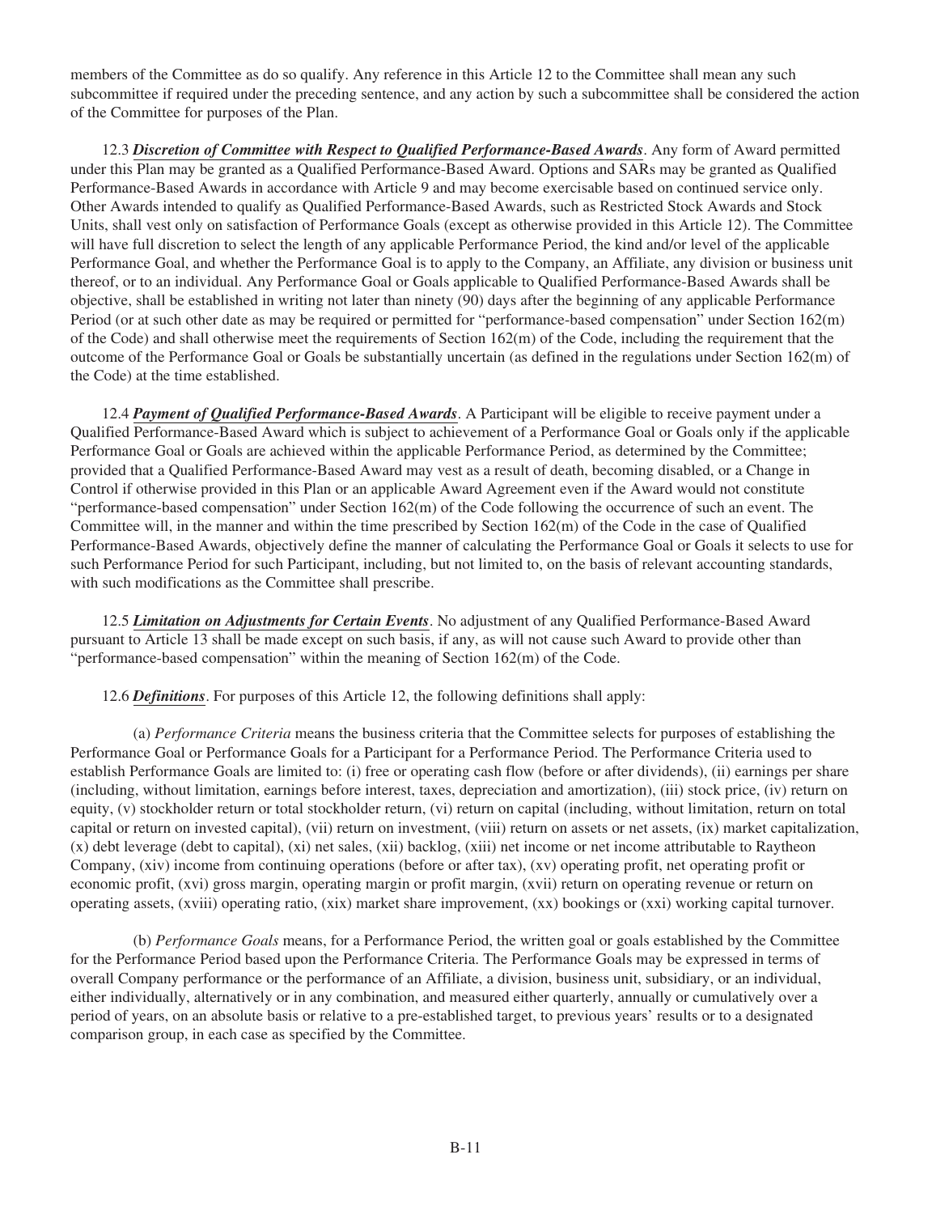members of the Committee as do so qualify. Any reference in this Article 12 to the Committee shall mean any such subcommittee if required under the preceding sentence, and any action by such a subcommittee shall be considered the action of the Committee for purposes of the Plan.

12.3 ***Discretion of Committee with Respect to Qualified Performance-Based Awards***. Any form of Award permitted under this Plan may be granted as a Qualified Performance-Based Award. Options and SARs may be granted as Qualified Performance-Based Awards in accordance with Article 9 and may become exercisable based on continued service only. Other Awards intended to qualify as Qualified Performance-Based Awards, such as Restricted Stock Awards and Stock Units, shall vest only on satisfaction of Performance Goals (except as otherwise provided in this Article 12). The Committee will have full discretion to select the length of any applicable Performance Period, the kind and/or level of the applicable Performance Goal, and whether the Performance Goal is to apply to the Company, an Affiliate, any division or business unit thereof, or to an individual. Any Performance Goal or Goals applicable to Qualified Performance-Based Awards shall be objective, shall be established in writing not later than ninety (90) days after the beginning of any applicable Performance Period (or at such other date as may be required or permitted for "performance-based compensation" under Section 162(m) of the Code) and shall otherwise meet the requirements of Section 162(m) of the Code, including the requirement that the outcome of the Performance Goal or Goals be substantially uncertain (as defined in the regulations under Section 162(m) of the Code) at the time established.

12.4 ***Payment of Qualified Performance-Based Awards***. A Participant will be eligible to receive payment under a Qualified Performance-Based Award which is subject to achievement of a Performance Goal or Goals only if the applicable Performance Goal or Goals are achieved within the applicable Performance Period, as determined by the Committee; provided that a Qualified Performance-Based Award may vest as a result of death, becoming disabled, or a Change in Control if otherwise provided in this Plan or an applicable Award Agreement even if the Award would not constitute "performance-based compensation" under Section 162(m) of the Code following the occurrence of such an event. The Committee will, in the manner and within the time prescribed by Section 162(m) of the Code in the case of Qualified Performance-Based Awards, objectively define the manner of calculating the Performance Goal or Goals it selects to use for such Performance Period for such Participant, including, but not limited to, on the basis of relevant accounting standards, with such modifications as the Committee shall prescribe.

12.5 ***Limitation on Adjustments for Certain Events***. No adjustment of any Qualified Performance-Based Award pursuant to Article 13 shall be made except on such basis, if any, as will not cause such Award to provide other than "performance-based compensation" within the meaning of Section 162(m) of the Code.

12.6 ***Definitions***. For purposes of this Article 12, the following definitions shall apply:

(a) *Performance Criteria* means the business criteria that the Committee selects for purposes of establishing the Performance Goal or Performance Goals for a Participant for a Performance Period. The Performance Criteria used to establish Performance Goals are limited to: (i) free or operating cash flow (before or after dividends), (ii) earnings per share (including, without limitation, earnings before interest, taxes, depreciation and amortization), (iii) stock price, (iv) return on equity, (v) stockholder return or total stockholder return, (vi) return on capital (including, without limitation, return on total capital or return on invested capital), (vii) return on investment, (viii) return on assets or net assets, (ix) market capitalization, (x) debt leverage (debt to capital), (xi) net sales, (xii) backlog, (xiii) net income or net income attributable to Raytheon Company, (xiv) income from continuing operations (before or after tax), (xv) operating profit, net operating profit or economic profit, (xvi) gross margin, operating margin or profit margin, (xvii) return on operating revenue or return on operating assets, (xviii) operating ratio, (xix) market share improvement, (xx) bookings or (xxi) working capital turnover.

(b) *Performance Goals* means, for a Performance Period, the written goal or goals established by the Committee for the Performance Period based upon the Performance Criteria. The Performance Goals may be expressed in terms of overall Company performance or the performance of an Affiliate, a division, business unit, subsidiary, or an individual, either individually, alternatively or in any combination, and measured either quarterly, annually or cumulatively over a period of years, on an absolute basis or relative to a pre-established target, to previous years' results or to a designated comparison group, in each case as specified by the Committee.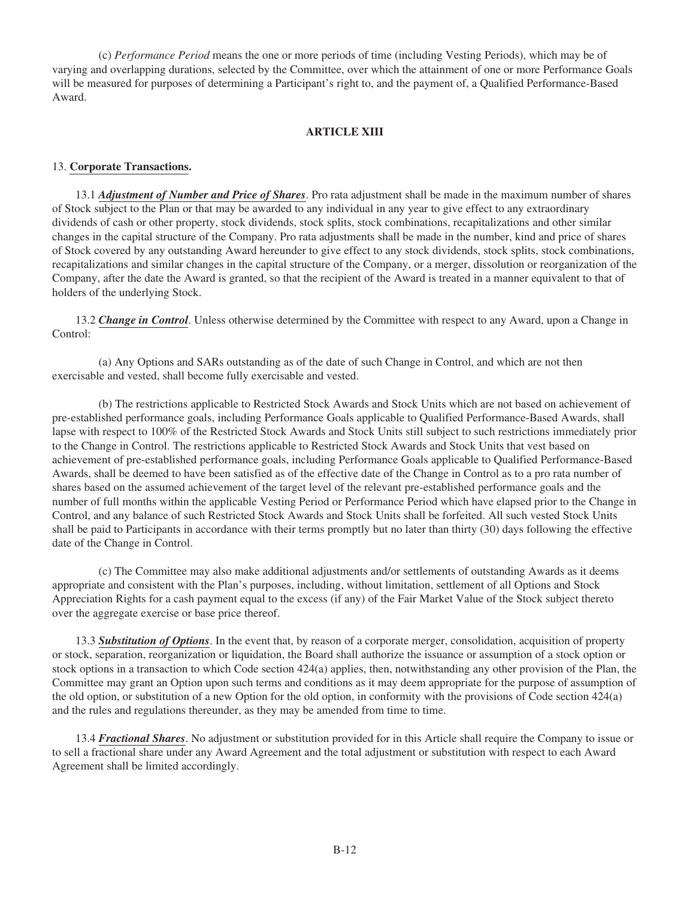(c) *Performance Period* means the one or more periods of time (including Vesting Periods), which may be of varying and overlapping durations, selected by the Committee, over which the attainment of one or more Performance Goals will be measured for purposes of determining a Participant's right to, and the payment of, a Qualified Performance-Based Award.

## ARTICLE XIII

13. **Corporate Transactions.**

13.1 ***Adjustment of Number and Price of Shares***. Pro rata adjustment shall be made in the maximum number of shares of Stock subject to the Plan or that may be awarded to any individual in any year to give effect to any extraordinary dividends of cash or other property, stock dividends, stock splits, stock combinations, recapitalizations and other similar changes in the capital structure of the Company. Pro rata adjustments shall be made in the number, kind and price of shares of Stock covered by any outstanding Award hereunder to give effect to any stock dividends, stock splits, stock combinations, recapitalizations and similar changes in the capital structure of the Company, or a merger, dissolution or reorganization of the Company, after the date the Award is granted, so that the recipient of the Award is treated in a manner equivalent to that of holders of the underlying Stock.

13.2 ***Change in Control***. Unless otherwise determined by the Committee with respect to any Award, upon a Change in Control:

(a) Any Options and SARs outstanding as of the date of such Change in Control, and which are not then exercisable and vested, shall become fully exercisable and vested.

(b) The restrictions applicable to Restricted Stock Awards and Stock Units which are not based on achievement of pre-established performance goals, including Performance Goals applicable to Qualified Performance-Based Awards, shall lapse with respect to 100% of the Restricted Stock Awards and Stock Units still subject to such restrictions immediately prior to the Change in Control. The restrictions applicable to Restricted Stock Awards and Stock Units that vest based on achievement of pre-established performance goals, including Performance Goals applicable to Qualified Performance-Based Awards, shall be deemed to have been satisfied as of the effective date of the Change in Control as to a pro rata number of shares based on the assumed achievement of the target level of the relevant pre-established performance goals and the number of full months within the applicable Vesting Period or Performance Period which have elapsed prior to the Change in Control, and any balance of such Restricted Stock Awards and Stock Units shall be forfeited. All such vested Stock Units shall be paid to Participants in accordance with their terms promptly but no later than thirty (30) days following the effective date of the Change in Control.

(c) The Committee may also make additional adjustments and/or settlements of outstanding Awards as it deems appropriate and consistent with the Plan's purposes, including, without limitation, settlement of all Options and Stock Appreciation Rights for a cash payment equal to the excess (if any) of the Fair Market Value of the Stock subject thereto over the aggregate exercise or base price thereof.

13.3 ***Substitution of Options***. In the event that, by reason of a corporate merger, consolidation, acquisition of property or stock, separation, reorganization or liquidation, the Board shall authorize the issuance or assumption of a stock option or stock options in a transaction to which Code section 424(a) applies, then, notwithstanding any other provision of the Plan, the Committee may grant an Option upon such terms and conditions as it may deem appropriate for the purpose of assumption of the old option, or substitution of a new Option for the old option, in conformity with the provisions of Code section 424(a) and the rules and regulations thereunder, as they may be amended from time to time.

13.4 ***Fractional Shares***. No adjustment or substitution provided for in this Article shall require the Company to issue or to sell a fractional share under any Award Agreement and the total adjustment or substitution with respect to each Award Agreement shall be limited accordingly.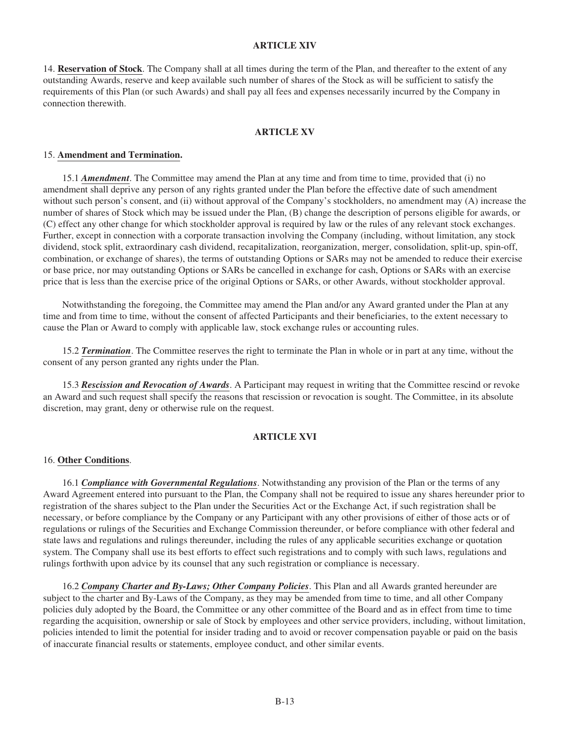## ARTICLE XIV

14. **Reservation of Stock**. The Company shall at all times during the term of the Plan, and thereafter to the extent of any outstanding Awards, reserve and keep available such number of shares of the Stock as will be sufficient to satisfy the requirements of this Plan (or such Awards) and shall pay all fees and expenses necessarily incurred by the Company in connection therewith.

## ARTICLE XV

15. **Amendment and Termination.**

15.1 ***Amendment***. The Committee may amend the Plan at any time and from time to time, provided that (i) no amendment shall deprive any person of any rights granted under the Plan before the effective date of such amendment without such person's consent, and (ii) without approval of the Company's stockholders, no amendment may (A) increase the number of shares of Stock which may be issued under the Plan, (B) change the description of persons eligible for awards, or (C) effect any other change for which stockholder approval is required by law or the rules of any relevant stock exchanges. Further, except in connection with a corporate transaction involving the Company (including, without limitation, any stock dividend, stock split, extraordinary cash dividend, recapitalization, reorganization, merger, consolidation, split-up, spin-off, combination, or exchange of shares), the terms of outstanding Options or SARs may not be amended to reduce their exercise or base price, nor may outstanding Options or SARs be cancelled in exchange for cash, Options or SARs with an exercise price that is less than the exercise price of the original Options or SARs, or other Awards, without stockholder approval.

Notwithstanding the foregoing, the Committee may amend the Plan and/or any Award granted under the Plan at any time and from time to time, without the consent of affected Participants and their beneficiaries, to the extent necessary to cause the Plan or Award to comply with applicable law, stock exchange rules or accounting rules.

15.2 ***Termination***. The Committee reserves the right to terminate the Plan in whole or in part at any time, without the consent of any person granted any rights under the Plan.

15.3 ***Rescission and Revocation of Awards***. A Participant may request in writing that the Committee rescind or revoke an Award and such request shall specify the reasons that rescission or revocation is sought. The Committee, in its absolute discretion, may grant, deny or otherwise rule on the request.

## ARTICLE XVI

16. **Other Conditions**.

16.1 ***Compliance with Governmental Regulations***. Notwithstanding any provision of the Plan or the terms of any Award Agreement entered into pursuant to the Plan, the Company shall not be required to issue any shares hereunder prior to registration of the shares subject to the Plan under the Securities Act or the Exchange Act, if such registration shall be necessary, or before compliance by the Company or any Participant with any other provisions of either of those acts or of regulations or rulings of the Securities and Exchange Commission thereunder, or before compliance with other federal and state laws and regulations and rulings thereunder, including the rules of any applicable securities exchange or quotation system. The Company shall use its best efforts to effect such registrations and to comply with such laws, regulations and rulings forthwith upon advice by its counsel that any such registration or compliance is necessary.

16.2 ***Company Charter and By-Laws; Other Company Policies***. This Plan and all Awards granted hereunder are subject to the charter and By-Laws of the Company, as they may be amended from time to time, and all other Company policies duly adopted by the Board, the Committee or any other committee of the Board and as in effect from time to time regarding the acquisition, ownership or sale of Stock by employees and other service providers, including, without limitation, policies intended to limit the potential for insider trading and to avoid or recover compensation payable or paid on the basis of inaccurate financial results or statements, employee conduct, and other similar events.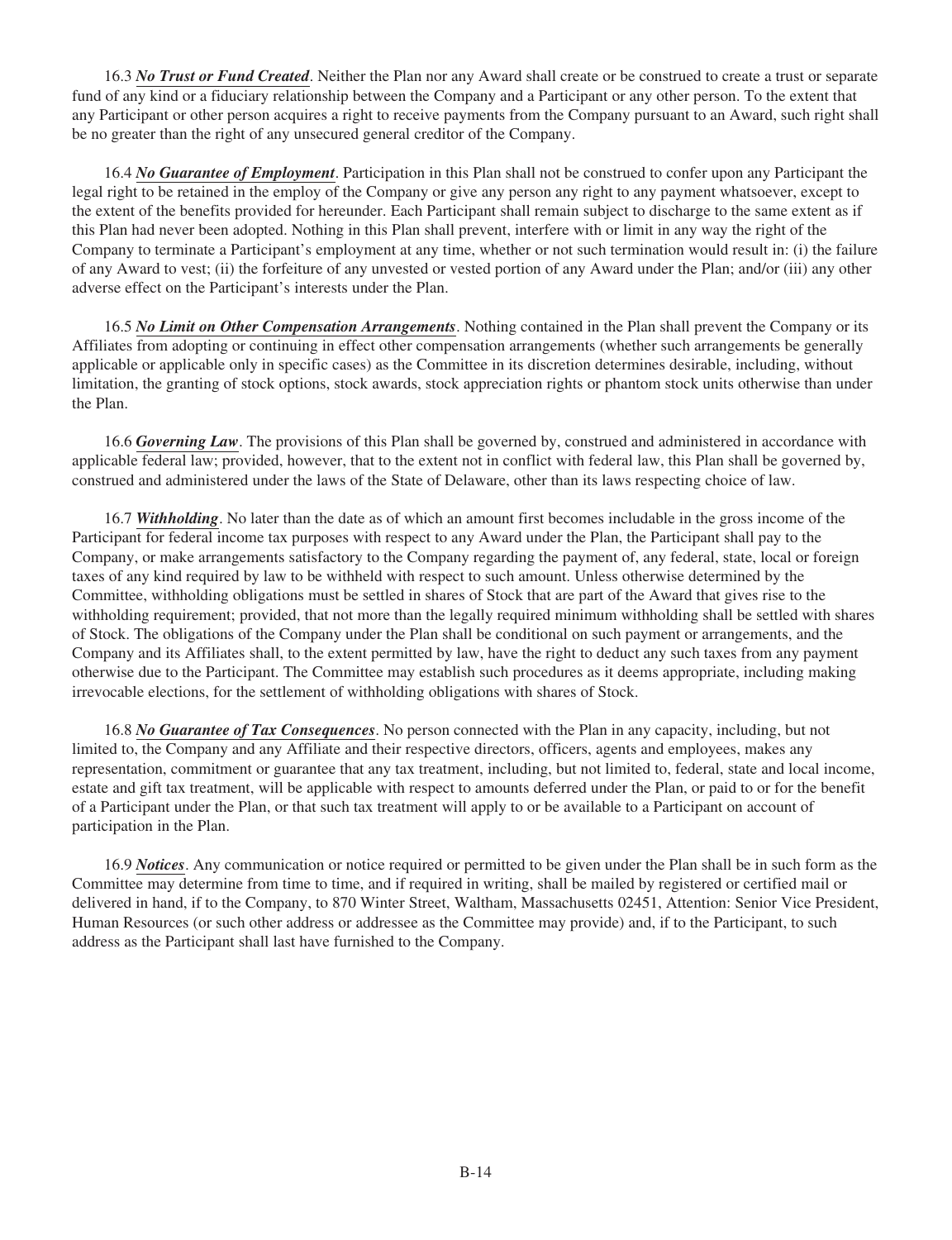16.3 ***No Trust or Fund Created***. Neither the Plan nor any Award shall create or be construed to create a trust or separate fund of any kind or a fiduciary relationship between the Company and a Participant or any other person. To the extent that any Participant or other person acquires a right to receive payments from the Company pursuant to an Award, such right shall be no greater than the right of any unsecured general creditor of the Company.

16.4 ***No Guarantee of Employment***. Participation in this Plan shall not be construed to confer upon any Participant the legal right to be retained in the employ of the Company or give any person any right to any payment whatsoever, except to the extent of the benefits provided for hereunder. Each Participant shall remain subject to discharge to the same extent as if this Plan had never been adopted. Nothing in this Plan shall prevent, interfere with or limit in any way the right of the Company to terminate a Participant's employment at any time, whether or not such termination would result in: (i) the failure of any Award to vest; (ii) the forfeiture of any unvested or vested portion of any Award under the Plan; and/or (iii) any other adverse effect on the Participant's interests under the Plan.

16.5 ***No Limit on Other Compensation Arrangements***. Nothing contained in the Plan shall prevent the Company or its Affiliates from adopting or continuing in effect other compensation arrangements (whether such arrangements be generally applicable or applicable only in specific cases) as the Committee in its discretion determines desirable, including, without limitation, the granting of stock options, stock awards, stock appreciation rights or phantom stock units otherwise than under the Plan.

16.6 ***Governing Law***. The provisions of this Plan shall be governed by, construed and administered in accordance with applicable federal law; provided, however, that to the extent not in conflict with federal law, this Plan shall be governed by, construed and administered under the laws of the State of Delaware, other than its laws respecting choice of law.

16.7 ***Withholding***. No later than the date as of which an amount first becomes includable in the gross income of the Participant for federal income tax purposes with respect to any Award under the Plan, the Participant shall pay to the Company, or make arrangements satisfactory to the Company regarding the payment of, any federal, state, local or foreign taxes of any kind required by law to be withheld with respect to such amount. Unless otherwise determined by the Committee, withholding obligations must be settled in shares of Stock that are part of the Award that gives rise to the withholding requirement; provided, that not more than the legally required minimum withholding shall be settled with shares of Stock. The obligations of the Company under the Plan shall be conditional on such payment or arrangements, and the Company and its Affiliates shall, to the extent permitted by law, have the right to deduct any such taxes from any payment otherwise due to the Participant. The Committee may establish such procedures as it deems appropriate, including making irrevocable elections, for the settlement of withholding obligations with shares of Stock.

16.8 ***No Guarantee of Tax Consequences***. No person connected with the Plan in any capacity, including, but not limited to, the Company and any Affiliate and their respective directors, officers, agents and employees, makes any representation, commitment or guarantee that any tax treatment, including, but not limited to, federal, state and local income, estate and gift tax treatment, will be applicable with respect to amounts deferred under the Plan, or paid to or for the benefit of a Participant under the Plan, or that such tax treatment will apply to or be available to a Participant on account of participation in the Plan.

16.9 ***Notices***. Any communication or notice required or permitted to be given under the Plan shall be in such form as the Committee may determine from time to time, and if required in writing, shall be mailed by registered or certified mail or delivered in hand, if to the Company, to 870 Winter Street, Waltham, Massachusetts 02451, Attention: Senior Vice President, Human Resources (or such other address or addressee as the Committee may provide) and, if to the Participant, to such address as the Participant shall last have furnished to the Company.